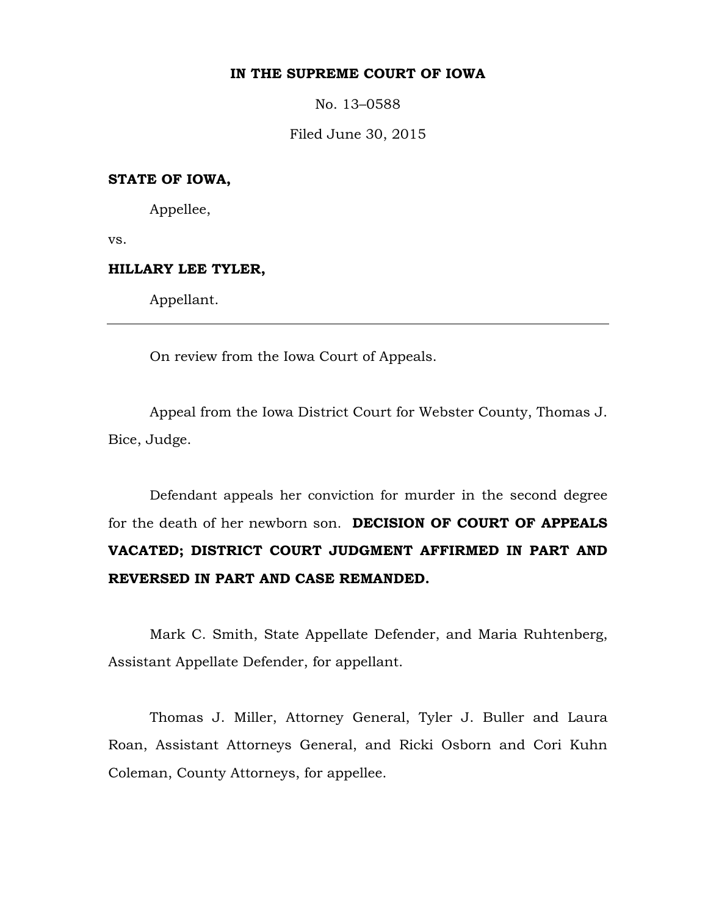**IN THE SUPREME COURT OF IOWA**

No. 13–0588

Filed June 30, 2015

**STATE OF IOWA,**

Appellee,

vs.

**HILLARY LEE TYLER,**

Appellant.

---

On review from the Iowa Court of Appeals.

Appeal from the Iowa District Court for Webster County, Thomas J. Bice, Judge.

Defendant appeals her conviction for murder in the second degree for the death of her newborn son. **DECISION OF COURT OF APPEALS VACATED; DISTRICT COURT JUDGMENT AFFIRMED IN PART AND REVERSED IN PART AND CASE REMANDED.**

Mark C. Smith, State Appellate Defender, and Maria Ruhtenberg, Assistant Appellate Defender, for appellant.

Thomas J. Miller, Attorney General, Tyler J. Buller and Laura Roan, Assistant Attorneys General, and Ricki Osborn and Cori Kuhn Coleman, County Attorneys, for appellee.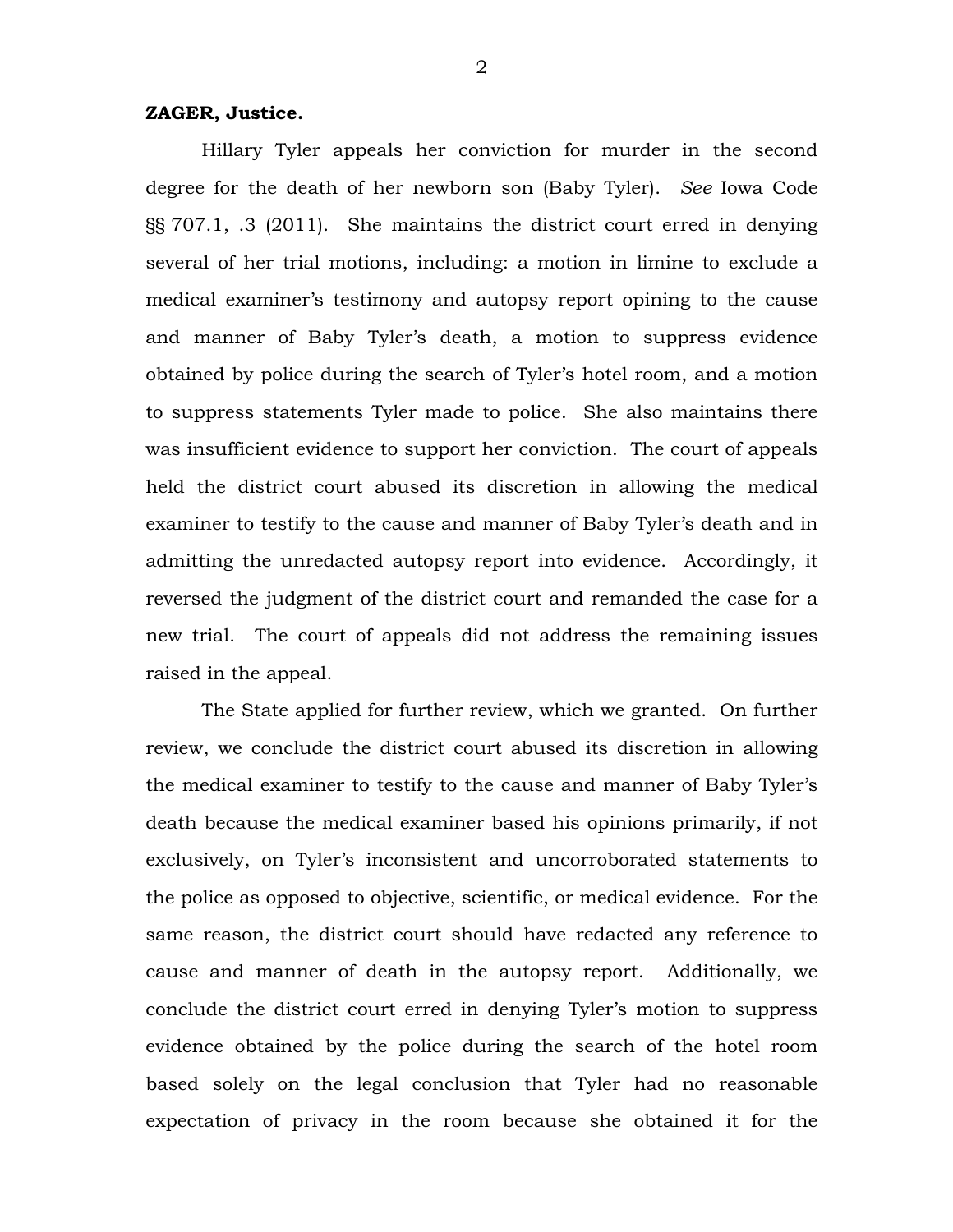**ZAGER, Justice.**

Hillary Tyler appeals her conviction for murder in the second degree for the death of her newborn son (Baby Tyler). *See* Iowa Code §§ 707.1, .3 (2011). She maintains the district court erred in denying several of her trial motions, including: a motion in limine to exclude a medical examiner's testimony and autopsy report opining to the cause and manner of Baby Tyler's death, a motion to suppress evidence obtained by police during the search of Tyler's hotel room, and a motion to suppress statements Tyler made to police. She also maintains there was insufficient evidence to support her conviction. The court of appeals held the district court abused its discretion in allowing the medical examiner to testify to the cause and manner of Baby Tyler's death and in admitting the unredacted autopsy report into evidence. Accordingly, it reversed the judgment of the district court and remanded the case for a new trial. The court of appeals did not address the remaining issues raised in the appeal.

The State applied for further review, which we granted. On further review, we conclude the district court abused its discretion in allowing the medical examiner to testify to the cause and manner of Baby Tyler's death because the medical examiner based his opinions primarily, if not exclusively, on Tyler's inconsistent and uncorroborated statements to the police as opposed to objective, scientific, or medical evidence. For the same reason, the district court should have redacted any reference to cause and manner of death in the autopsy report. Additionally, we conclude the district court erred in denying Tyler's motion to suppress evidence obtained by the police during the search of the hotel room based solely on the legal conclusion that Tyler had no reasonable expectation of privacy in the room because she obtained it for the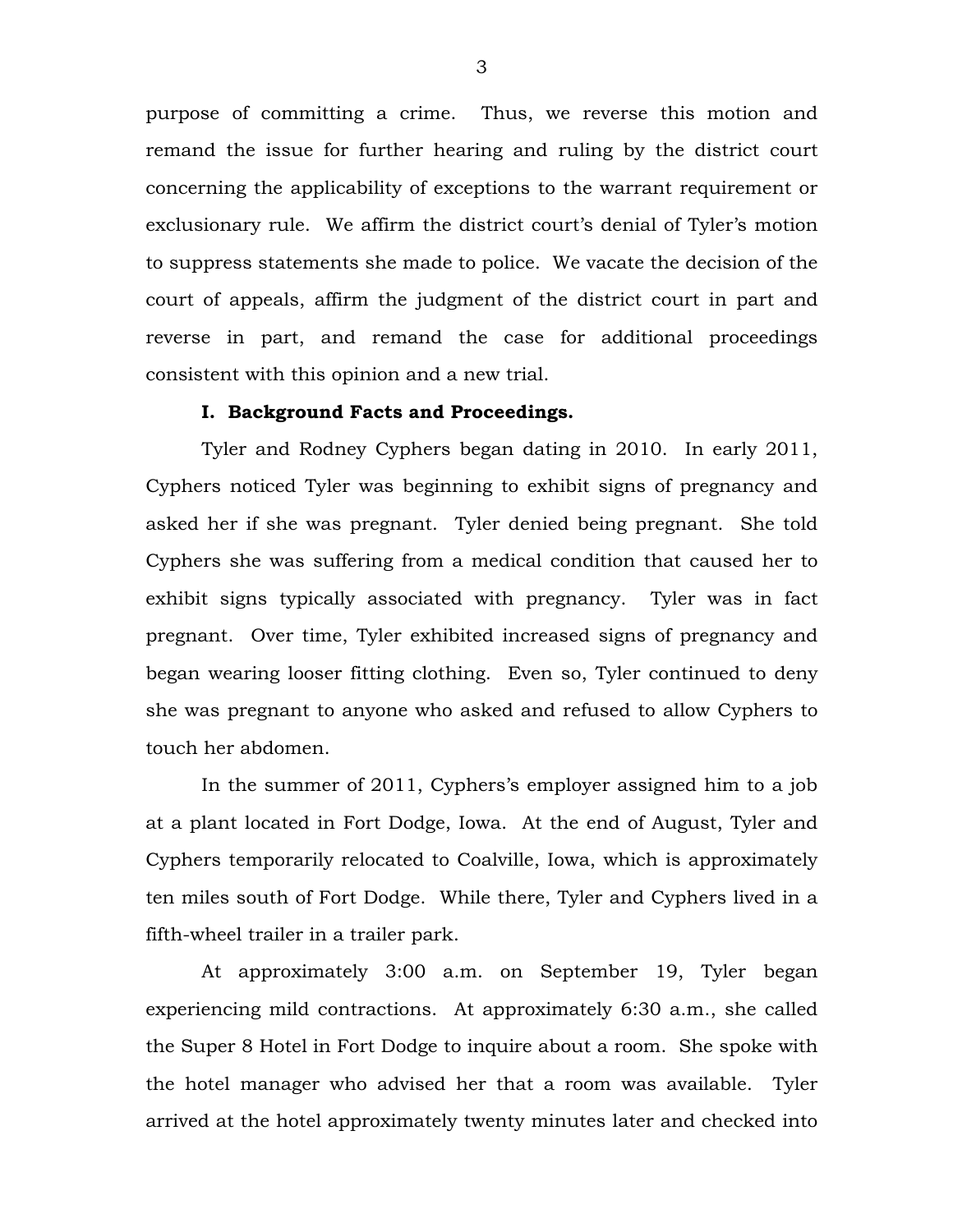purpose of committing a crime. Thus, we reverse this motion and remand the issue for further hearing and ruling by the district court concerning the applicability of exceptions to the warrant requirement or exclusionary rule. We affirm the district court's denial of Tyler's motion to suppress statements she made to police. We vacate the decision of the court of appeals, affirm the judgment of the district court in part and reverse in part, and remand the case for additional proceedings consistent with this opinion and a new trial.

**I. Background Facts and Proceedings.**

Tyler and Rodney Cyphers began dating in 2010. In early 2011, Cyphers noticed Tyler was beginning to exhibit signs of pregnancy and asked her if she was pregnant. Tyler denied being pregnant. She told Cyphers she was suffering from a medical condition that caused her to exhibit signs typically associated with pregnancy. Tyler was in fact pregnant. Over time, Tyler exhibited increased signs of pregnancy and began wearing looser fitting clothing. Even so, Tyler continued to deny she was pregnant to anyone who asked and refused to allow Cyphers to touch her abdomen.

In the summer of 2011, Cyphers's employer assigned him to a job at a plant located in Fort Dodge, Iowa. At the end of August, Tyler and Cyphers temporarily relocated to Coalville, Iowa, which is approximately ten miles south of Fort Dodge. While there, Tyler and Cyphers lived in a fifth-wheel trailer in a trailer park.

At approximately 3:00 a.m. on September 19, Tyler began experiencing mild contractions. At approximately 6:30 a.m., she called the Super 8 Hotel in Fort Dodge to inquire about a room. She spoke with the hotel manager who advised her that a room was available. Tyler arrived at the hotel approximately twenty minutes later and checked into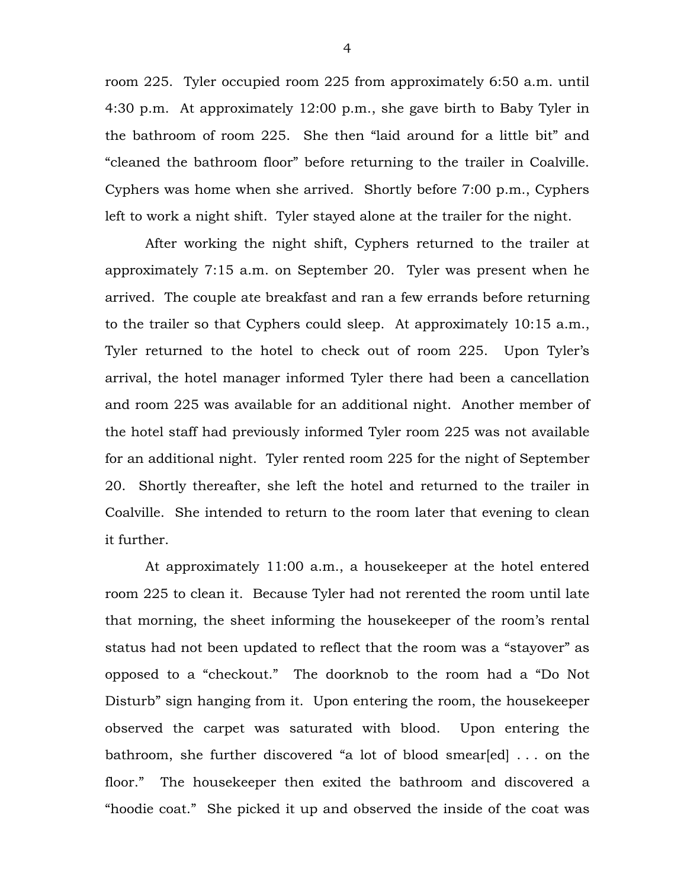room 225. Tyler occupied room 225 from approximately 6:50 a.m. until 4:30 p.m. At approximately 12:00 p.m., she gave birth to Baby Tyler in the bathroom of room 225. She then "laid around for a little bit" and "cleaned the bathroom floor" before returning to the trailer in Coalville. Cyphers was home when she arrived. Shortly before 7:00 p.m., Cyphers left to work a night shift. Tyler stayed alone at the trailer for the night.

After working the night shift, Cyphers returned to the trailer at approximately 7:15 a.m. on September 20. Tyler was present when he arrived. The couple ate breakfast and ran a few errands before returning to the trailer so that Cyphers could sleep. At approximately 10:15 a.m., Tyler returned to the hotel to check out of room 225. Upon Tyler's arrival, the hotel manager informed Tyler there had been a cancellation and room 225 was available for an additional night. Another member of the hotel staff had previously informed Tyler room 225 was not available for an additional night. Tyler rented room 225 for the night of September 20. Shortly thereafter, she left the hotel and returned to the trailer in Coalville. She intended to return to the room later that evening to clean it further.

At approximately 11:00 a.m., a housekeeper at the hotel entered room 225 to clean it. Because Tyler had not rerented the room until late that morning, the sheet informing the housekeeper of the room's rental status had not been updated to reflect that the room was a "stayover" as opposed to a "checkout." The doorknob to the room had a "Do Not Disturb" sign hanging from it. Upon entering the room, the housekeeper observed the carpet was saturated with blood. Upon entering the bathroom, she further discovered "a lot of blood smear[ed] . . . on the floor." The housekeeper then exited the bathroom and discovered a "hoodie coat." She picked it up and observed the inside of the coat was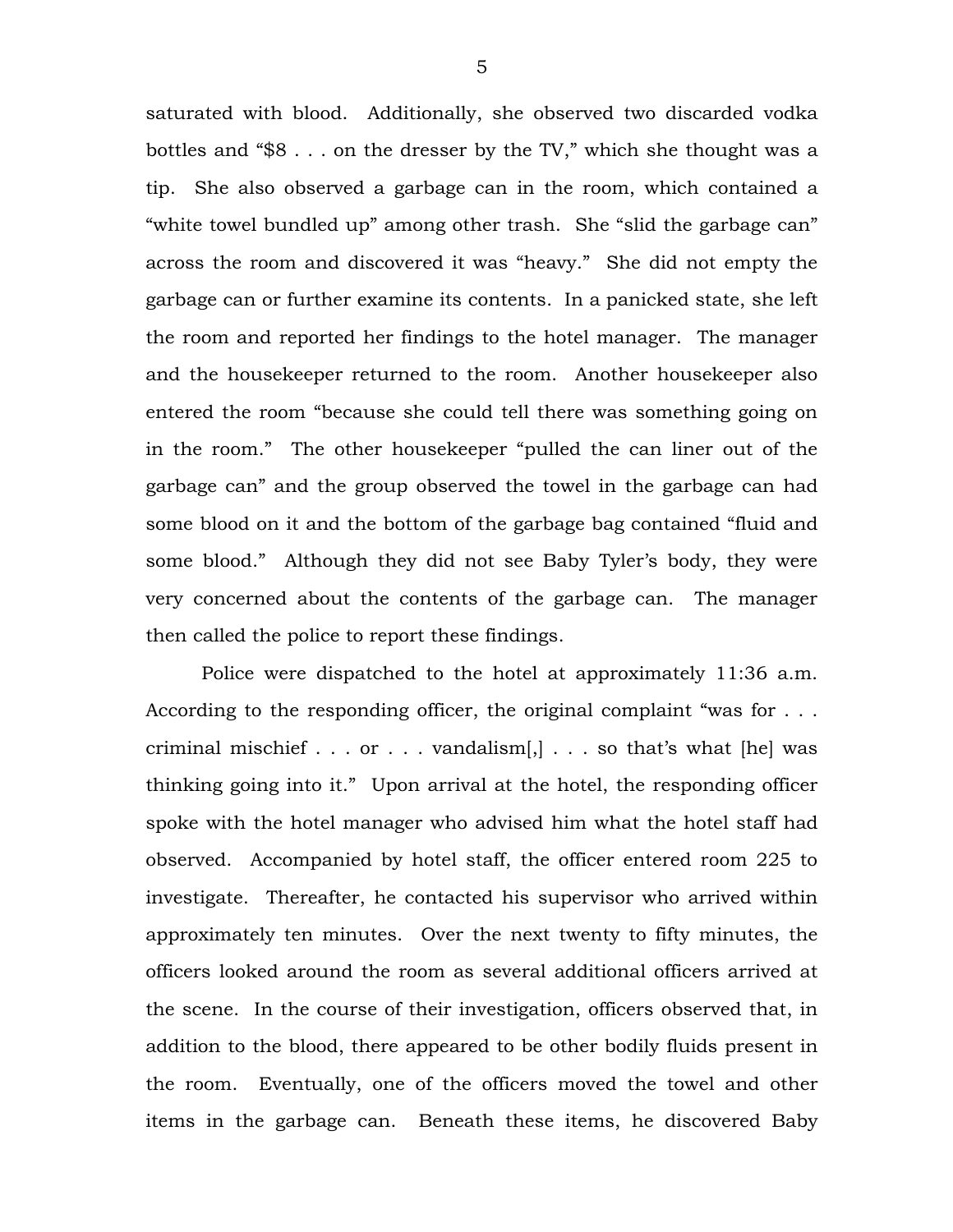saturated with blood. Additionally, she observed two discarded vodka bottles and "$8 . . . on the dresser by the TV," which she thought was a tip. She also observed a garbage can in the room, which contained a "white towel bundled up" among other trash. She "slid the garbage can" across the room and discovered it was "heavy." She did not empty the garbage can or further examine its contents. In a panicked state, she left the room and reported her findings to the hotel manager. The manager and the housekeeper returned to the room. Another housekeeper also entered the room "because she could tell there was something going on in the room." The other housekeeper "pulled the can liner out of the garbage can" and the group observed the towel in the garbage can had some blood on it and the bottom of the garbage bag contained "fluid and some blood." Although they did not see Baby Tyler's body, they were very concerned about the contents of the garbage can. The manager then called the police to report these findings.

Police were dispatched to the hotel at approximately 11:36 a.m. According to the responding officer, the original complaint "was for . . . criminal mischief . . . or . . . vandalism[,] . . . so that's what [he] was thinking going into it." Upon arrival at the hotel, the responding officer spoke with the hotel manager who advised him what the hotel staff had observed. Accompanied by hotel staff, the officer entered room 225 to investigate. Thereafter, he contacted his supervisor who arrived within approximately ten minutes. Over the next twenty to fifty minutes, the officers looked around the room as several additional officers arrived at the scene. In the course of their investigation, officers observed that, in addition to the blood, there appeared to be other bodily fluids present in the room. Eventually, one of the officers moved the towel and other items in the garbage can. Beneath these items, he discovered Baby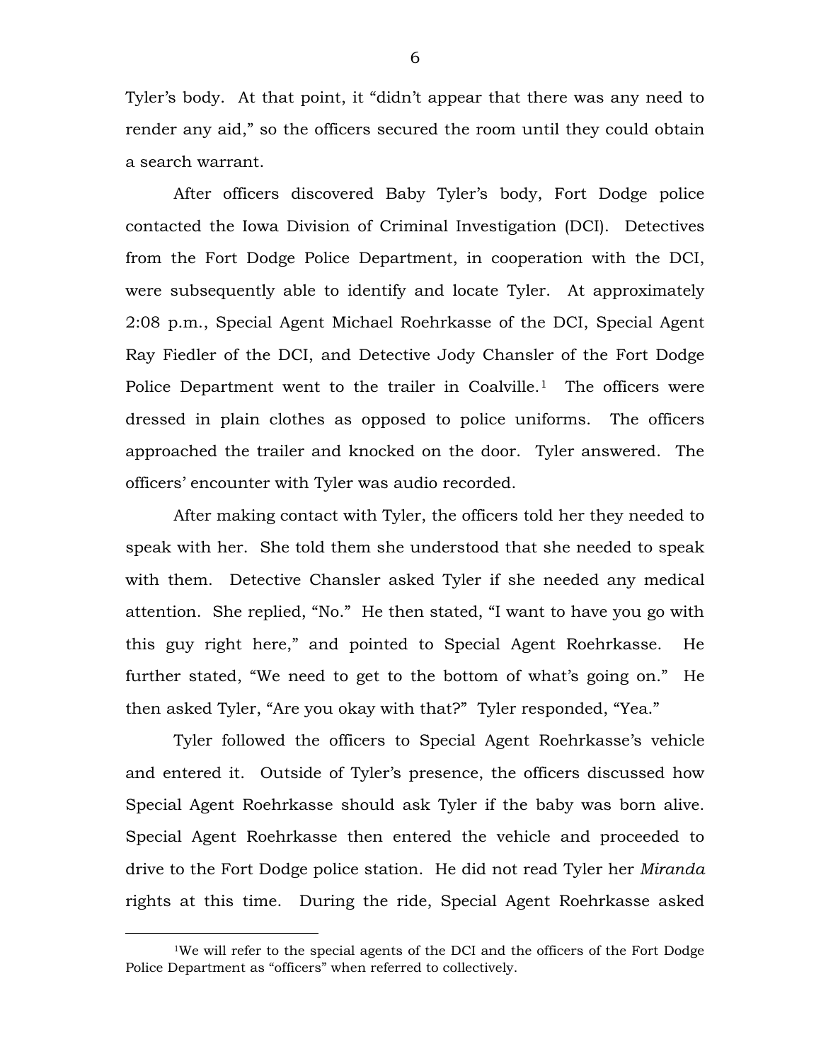Tyler's body. At that point, it "didn't appear that there was any need to render any aid," so the officers secured the room until they could obtain a search warrant.

After officers discovered Baby Tyler's body, Fort Dodge police contacted the Iowa Division of Criminal Investigation (DCI). Detectives from the Fort Dodge Police Department, in cooperation with the DCI, were subsequently able to identify and locate Tyler. At approximately 2:08 p.m., Special Agent Michael Roehrkasse of the DCI, Special Agent Ray Fiedler of the DCI, and Detective Jody Chansler of the Fort Dodge Police Department went to the trailer in Coalville.[1] The officers were dressed in plain clothes as opposed to police uniforms. The officers approached the trailer and knocked on the door. Tyler answered. The officers' encounter with Tyler was audio recorded.

After making contact with Tyler, the officers told her they needed to speak with her. She told them she understood that she needed to speak with them. Detective Chansler asked Tyler if she needed any medical attention. She replied, "No." He then stated, "I want to have you go with this guy right here," and pointed to Special Agent Roehrkasse. He further stated, "We need to get to the bottom of what's going on." He then asked Tyler, "Are you okay with that?" Tyler responded, "Yea."

Tyler followed the officers to Special Agent Roehrkasse's vehicle and entered it. Outside of Tyler's presence, the officers discussed how Special Agent Roehrkasse should ask Tyler if the baby was born alive. Special Agent Roehrkasse then entered the vehicle and proceeded to drive to the Fort Dodge police station. He did not read Tyler her *Miranda* rights at this time. During the ride, Special Agent Roehrkasse asked

---

[1]We will refer to the special agents of the DCI and the officers of the Fort Dodge Police Department as "officers" when referred to collectively.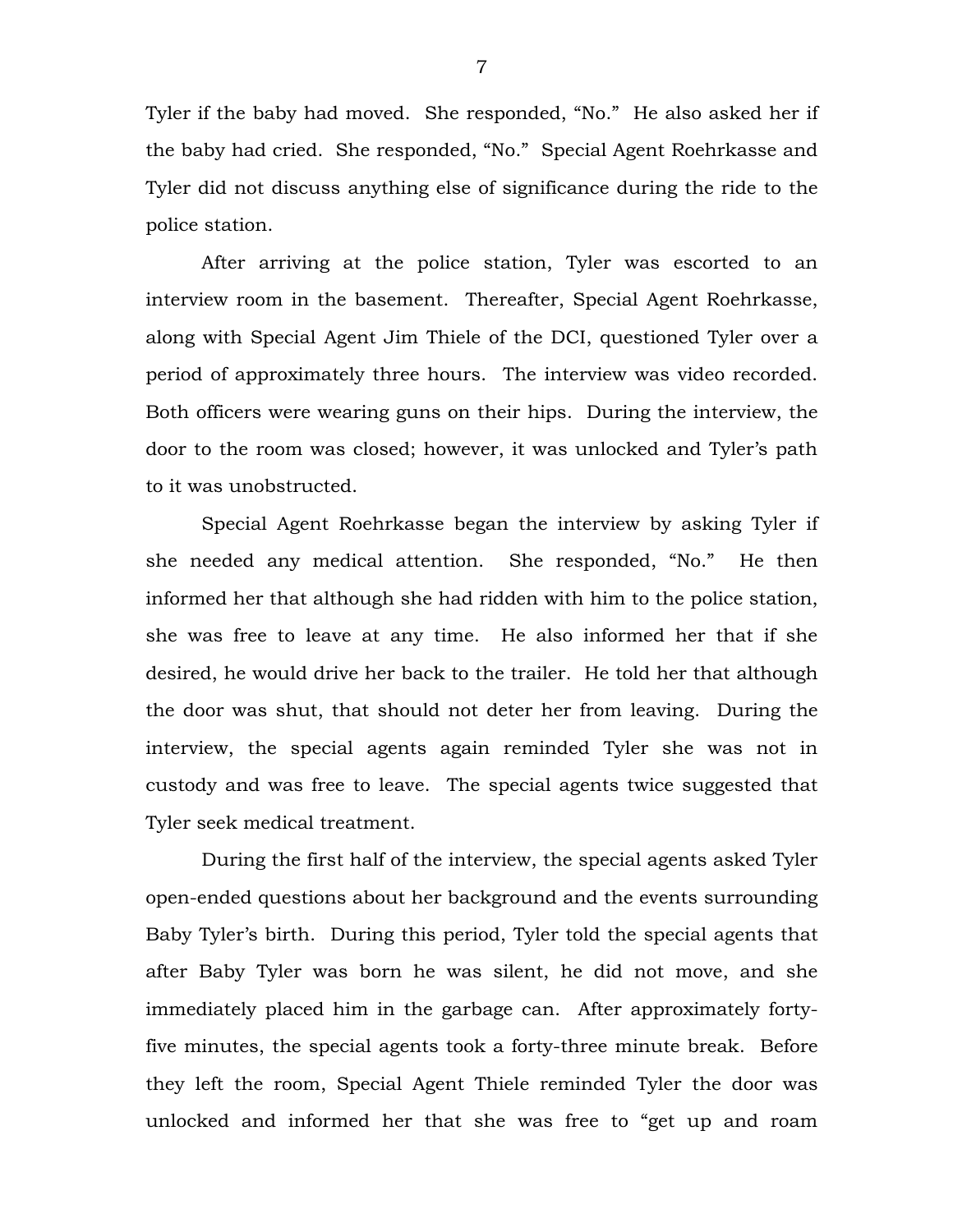Tyler if the baby had moved. She responded, "No." He also asked her if the baby had cried. She responded, "No." Special Agent Roehrkasse and Tyler did not discuss anything else of significance during the ride to the police station.

After arriving at the police station, Tyler was escorted to an interview room in the basement. Thereafter, Special Agent Roehrkasse, along with Special Agent Jim Thiele of the DCI, questioned Tyler over a period of approximately three hours. The interview was video recorded. Both officers were wearing guns on their hips. During the interview, the door to the room was closed; however, it was unlocked and Tyler's path to it was unobstructed.

Special Agent Roehrkasse began the interview by asking Tyler if she needed any medical attention. She responded, "No." He then informed her that although she had ridden with him to the police station, she was free to leave at any time. He also informed her that if she desired, he would drive her back to the trailer. He told her that although the door was shut, that should not deter her from leaving. During the interview, the special agents again reminded Tyler she was not in custody and was free to leave. The special agents twice suggested that Tyler seek medical treatment.

During the first half of the interview, the special agents asked Tyler open-ended questions about her background and the events surrounding Baby Tyler's birth. During this period, Tyler told the special agents that after Baby Tyler was born he was silent, he did not move, and she immediately placed him in the garbage can. After approximately forty-five minutes, the special agents took a forty-three minute break. Before they left the room, Special Agent Thiele reminded Tyler the door was unlocked and informed her that she was free to "get up and roam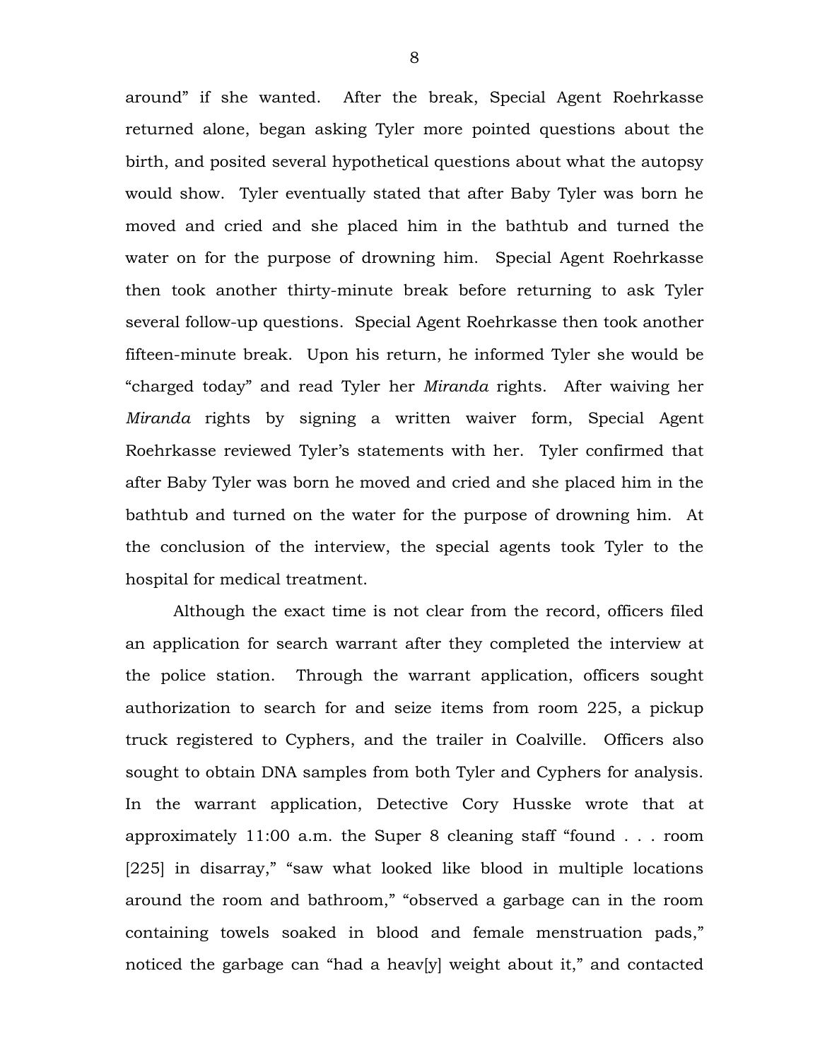around" if she wanted. After the break, Special Agent Roehrkasse returned alone, began asking Tyler more pointed questions about the birth, and posited several hypothetical questions about what the autopsy would show. Tyler eventually stated that after Baby Tyler was born he moved and cried and she placed him in the bathtub and turned the water on for the purpose of drowning him. Special Agent Roehrkasse then took another thirty-minute break before returning to ask Tyler several follow-up questions. Special Agent Roehrkasse then took another fifteen-minute break. Upon his return, he informed Tyler she would be "charged today" and read Tyler her *Miranda* rights. After waiving her *Miranda* rights by signing a written waiver form, Special Agent Roehrkasse reviewed Tyler's statements with her. Tyler confirmed that after Baby Tyler was born he moved and cried and she placed him in the bathtub and turned on the water for the purpose of drowning him. At the conclusion of the interview, the special agents took Tyler to the hospital for medical treatment.

Although the exact time is not clear from the record, officers filed an application for search warrant after they completed the interview at the police station. Through the warrant application, officers sought authorization to search for and seize items from room 225, a pickup truck registered to Cyphers, and the trailer in Coalville. Officers also sought to obtain DNA samples from both Tyler and Cyphers for analysis. In the warrant application, Detective Cory Husske wrote that at approximately 11:00 a.m. the Super 8 cleaning staff "found . . . room [225] in disarray," "saw what looked like blood in multiple locations around the room and bathroom," "observed a garbage can in the room containing towels soaked in blood and female menstruation pads," noticed the garbage can "had a heav[y] weight about it," and contacted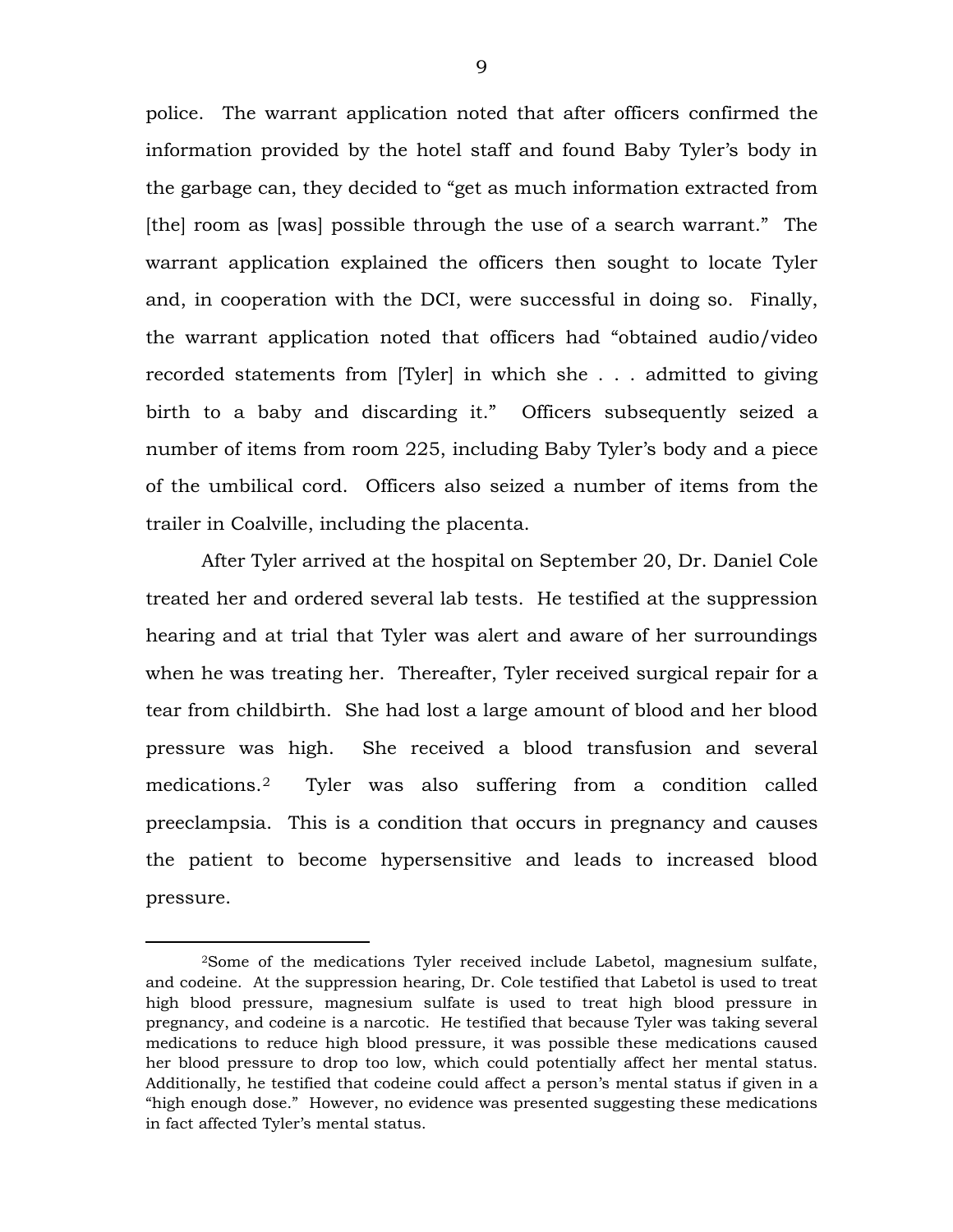police. The warrant application noted that after officers confirmed the information provided by the hotel staff and found Baby Tyler's body in the garbage can, they decided to "get as much information extracted from [the] room as [was] possible through the use of a search warrant." The warrant application explained the officers then sought to locate Tyler and, in cooperation with the DCI, were successful in doing so. Finally, the warrant application noted that officers had "obtained audio/video recorded statements from [Tyler] in which she . . . admitted to giving birth to a baby and discarding it." Officers subsequently seized a number of items from room 225, including Baby Tyler's body and a piece of the umbilical cord. Officers also seized a number of items from the trailer in Coalville, including the placenta.

After Tyler arrived at the hospital on September 20, Dr. Daniel Cole treated her and ordered several lab tests. He testified at the suppression hearing and at trial that Tyler was alert and aware of her surroundings when he was treating her. Thereafter, Tyler received surgical repair for a tear from childbirth. She had lost a large amount of blood and her blood pressure was high. She received a blood transfusion and several medications.[2] Tyler was also suffering from a condition called preeclampsia. This is a condition that occurs in pregnancy and causes the patient to become hypersensitive and leads to increased blood pressure.

---

[2]Some of the medications Tyler received include Labetol, magnesium sulfate, and codeine. At the suppression hearing, Dr. Cole testified that Labetol is used to treat high blood pressure, magnesium sulfate is used to treat high blood pressure in pregnancy, and codeine is a narcotic. He testified that because Tyler was taking several medications to reduce high blood pressure, it was possible these medications caused her blood pressure to drop too low, which could potentially affect her mental status. Additionally, he testified that codeine could affect a person's mental status if given in a "high enough dose." However, no evidence was presented suggesting these medications in fact affected Tyler's mental status.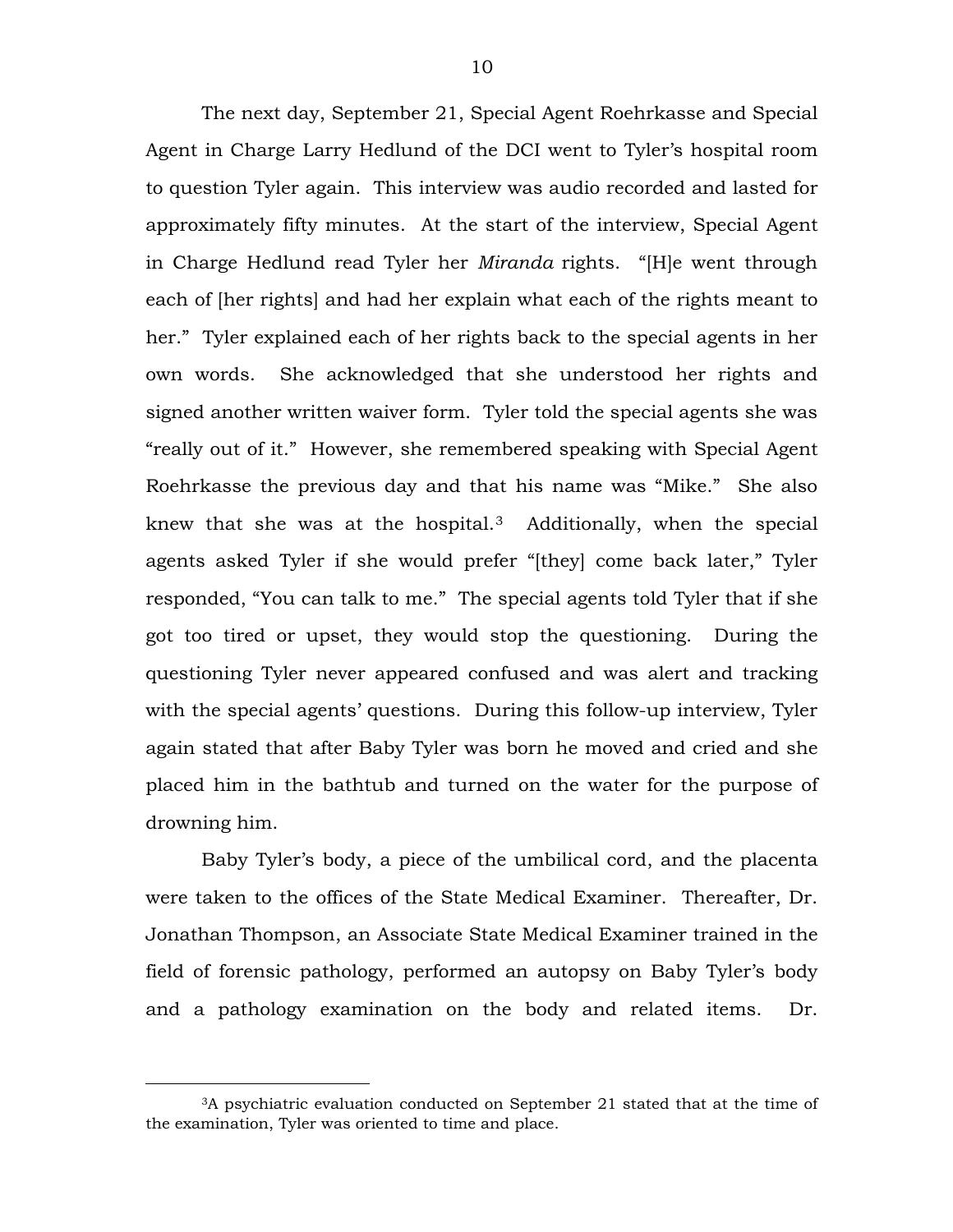The next day, September 21, Special Agent Roehrkasse and Special Agent in Charge Larry Hedlund of the DCI went to Tyler's hospital room to question Tyler again. This interview was audio recorded and lasted for approximately fifty minutes. At the start of the interview, Special Agent in Charge Hedlund read Tyler her *Miranda* rights. "[H]e went through each of [her rights] and had her explain what each of the rights meant to her." Tyler explained each of her rights back to the special agents in her own words. She acknowledged that she understood her rights and signed another written waiver form. Tyler told the special agents she was "really out of it." However, she remembered speaking with Special Agent Roehrkasse the previous day and that his name was "Mike." She also knew that she was at the hospital.[3] Additionally, when the special agents asked Tyler if she would prefer "[they] come back later," Tyler responded, "You can talk to me." The special agents told Tyler that if she got too tired or upset, they would stop the questioning. During the questioning Tyler never appeared confused and was alert and tracking with the special agents' questions. During this follow-up interview, Tyler again stated that after Baby Tyler was born he moved and cried and she placed him in the bathtub and turned on the water for the purpose of drowning him.

Baby Tyler's body, a piece of the umbilical cord, and the placenta were taken to the offices of the State Medical Examiner. Thereafter, Dr. Jonathan Thompson, an Associate State Medical Examiner trained in the field of forensic pathology, performed an autopsy on Baby Tyler's body and a pathology examination on the body and related items. Dr.

---

[3]A psychiatric evaluation conducted on September 21 stated that at the time of the examination, Tyler was oriented to time and place.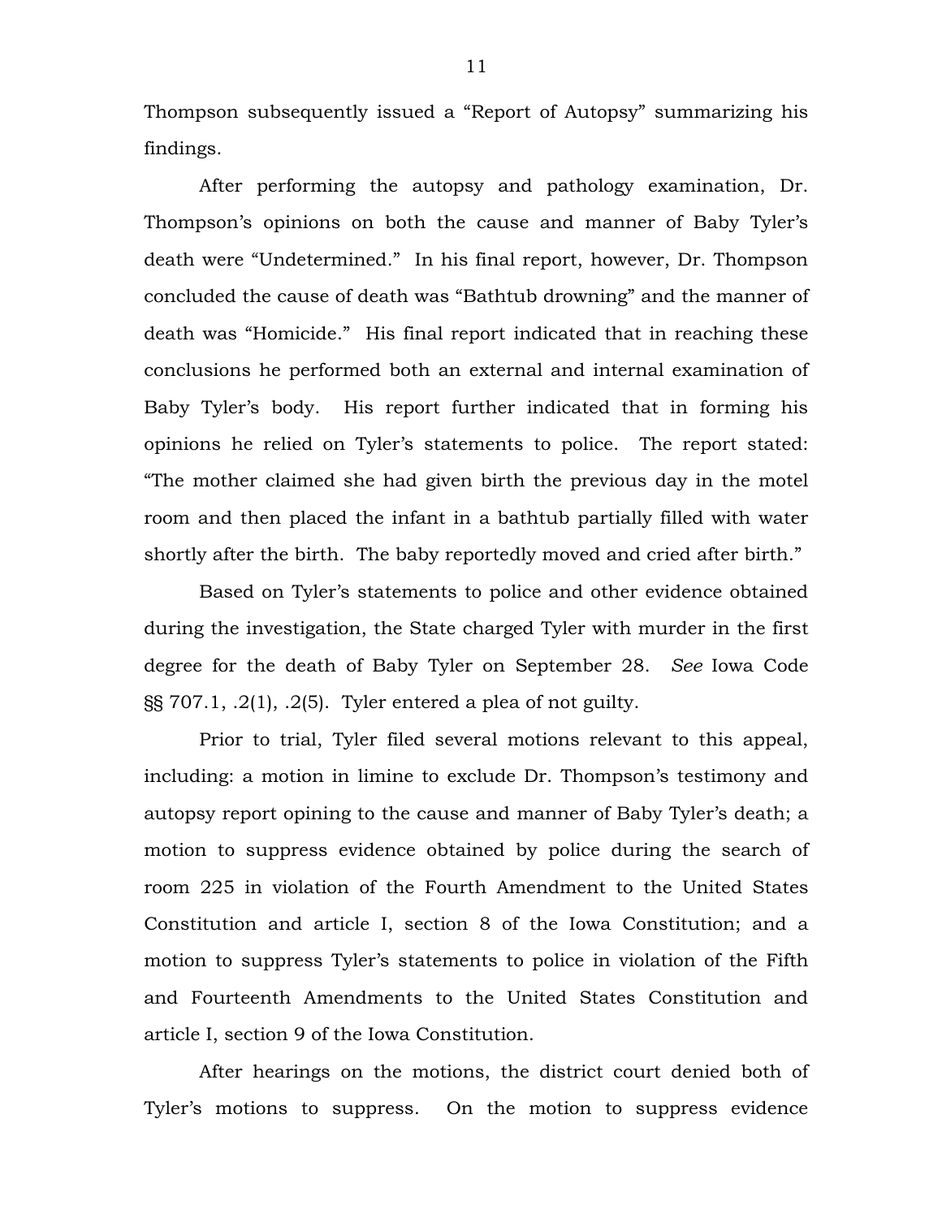Thompson subsequently issued a "Report of Autopsy" summarizing his findings.

After performing the autopsy and pathology examination, Dr. Thompson's opinions on both the cause and manner of Baby Tyler's death were "Undetermined." In his final report, however, Dr. Thompson concluded the cause of death was "Bathtub drowning" and the manner of death was "Homicide." His final report indicated that in reaching these conclusions he performed both an external and internal examination of Baby Tyler's body. His report further indicated that in forming his opinions he relied on Tyler's statements to police. The report stated: "The mother claimed she had given birth the previous day in the motel room and then placed the infant in a bathtub partially filled with water shortly after the birth. The baby reportedly moved and cried after birth."

Based on Tyler's statements to police and other evidence obtained during the investigation, the State charged Tyler with murder in the first degree for the death of Baby Tyler on September 28. *See* Iowa Code §§ 707.1, .2(1), .2(5). Tyler entered a plea of not guilty.

Prior to trial, Tyler filed several motions relevant to this appeal, including: a motion in limine to exclude Dr. Thompson's testimony and autopsy report opining to the cause and manner of Baby Tyler's death; a motion to suppress evidence obtained by police during the search of room 225 in violation of the Fourth Amendment to the United States Constitution and article I, section 8 of the Iowa Constitution; and a motion to suppress Tyler's statements to police in violation of the Fifth and Fourteenth Amendments to the United States Constitution and article I, section 9 of the Iowa Constitution.

After hearings on the motions, the district court denied both of Tyler's motions to suppress. On the motion to suppress evidence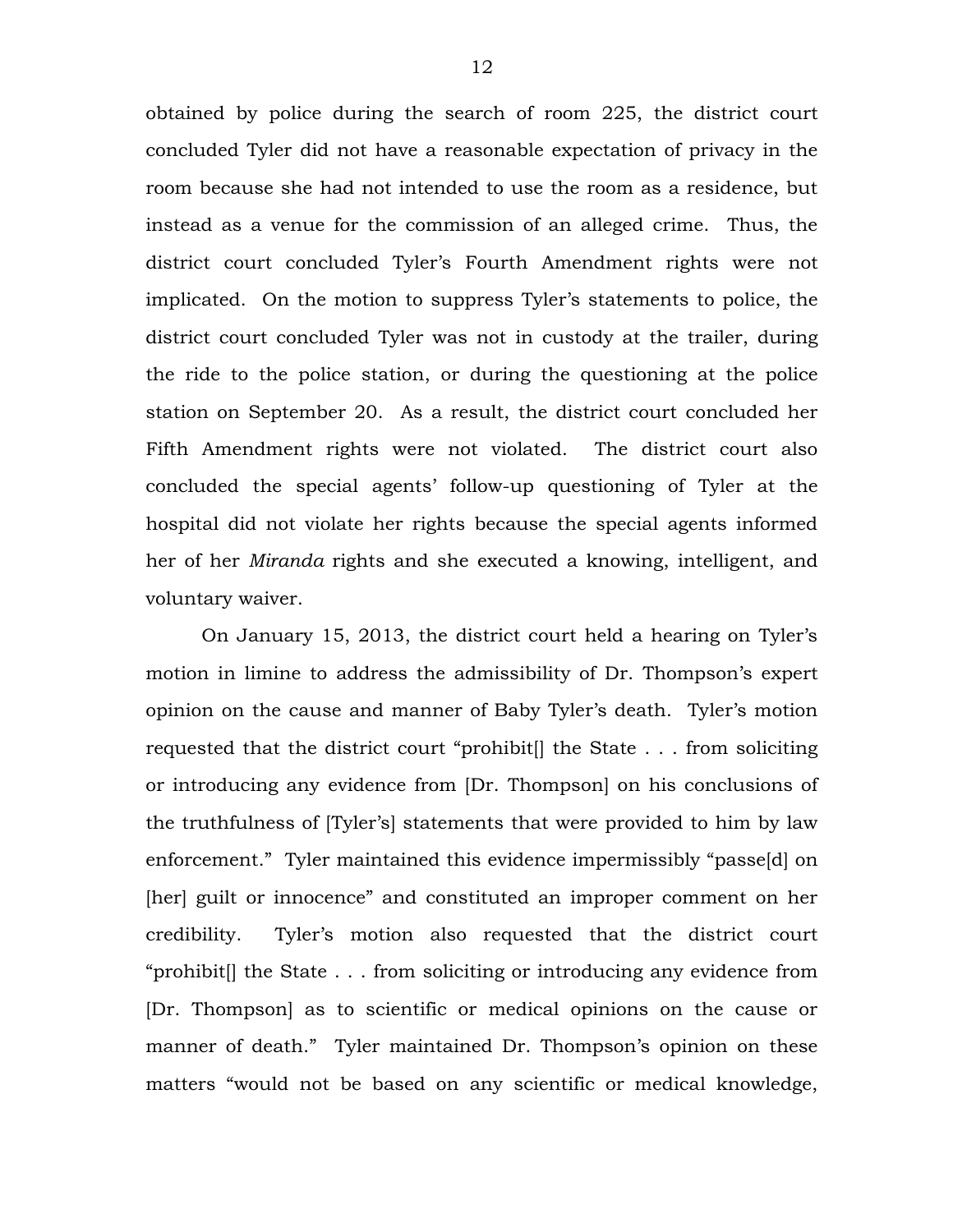obtained by police during the search of room 225, the district court concluded Tyler did not have a reasonable expectation of privacy in the room because she had not intended to use the room as a residence, but instead as a venue for the commission of an alleged crime. Thus, the district court concluded Tyler's Fourth Amendment rights were not implicated. On the motion to suppress Tyler's statements to police, the district court concluded Tyler was not in custody at the trailer, during the ride to the police station, or during the questioning at the police station on September 20. As a result, the district court concluded her Fifth Amendment rights were not violated. The district court also concluded the special agents' follow-up questioning of Tyler at the hospital did not violate her rights because the special agents informed her of her *Miranda* rights and she executed a knowing, intelligent, and voluntary waiver.

On January 15, 2013, the district court held a hearing on Tyler's motion in limine to address the admissibility of Dr. Thompson's expert opinion on the cause and manner of Baby Tyler's death. Tyler's motion requested that the district court "prohibit[] the State . . . from soliciting or introducing any evidence from [Dr. Thompson] on his conclusions of the truthfulness of [Tyler's] statements that were provided to him by law enforcement." Tyler maintained this evidence impermissibly "passe[d] on [her] guilt or innocence" and constituted an improper comment on her credibility. Tyler's motion also requested that the district court "prohibit[] the State . . . from soliciting or introducing any evidence from [Dr. Thompson] as to scientific or medical opinions on the cause or manner of death." Tyler maintained Dr. Thompson's opinion on these matters "would not be based on any scientific or medical knowledge,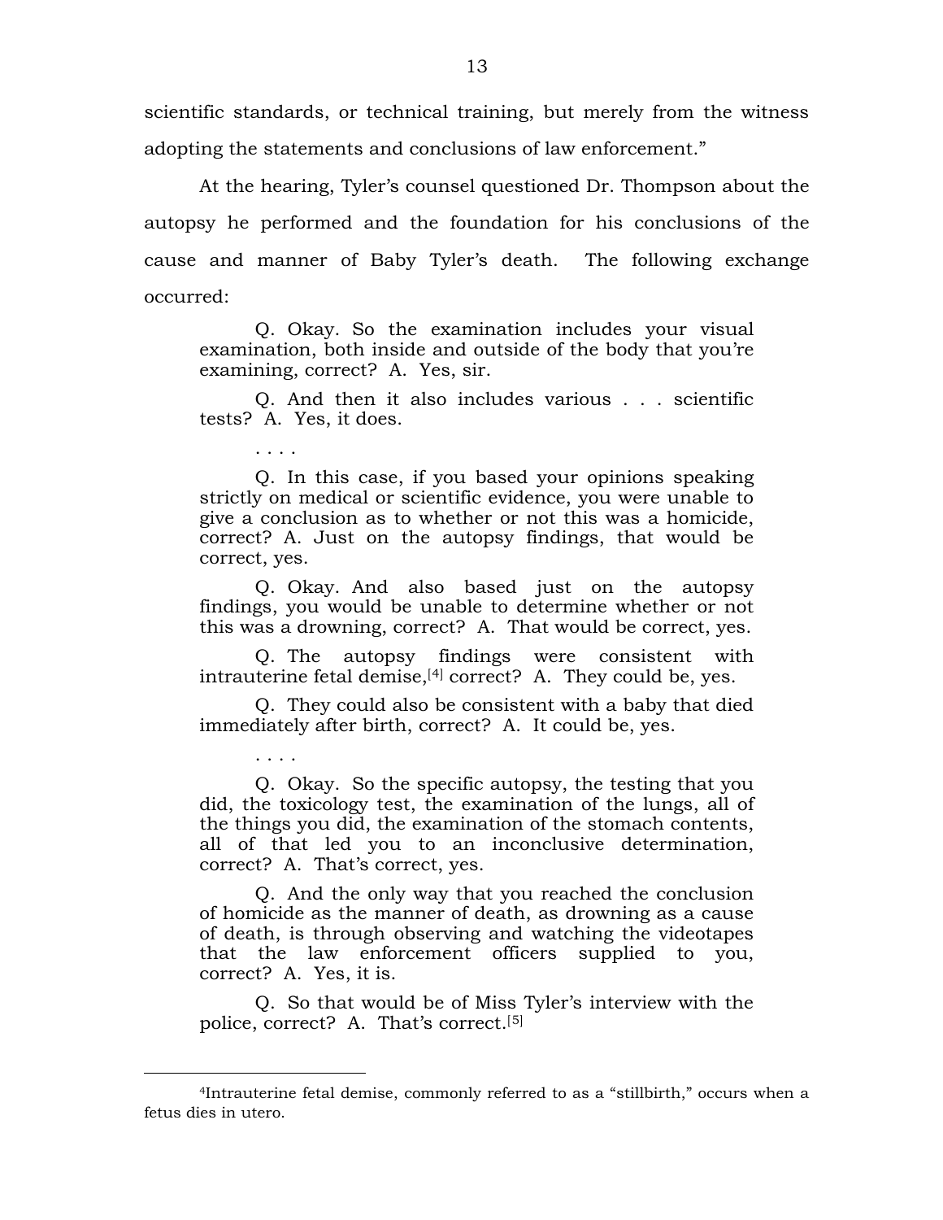scientific standards, or technical training, but merely from the witness adopting the statements and conclusions of law enforcement."

At the hearing, Tyler's counsel questioned Dr. Thompson about the autopsy he performed and the foundation for his conclusions of the cause and manner of Baby Tyler's death. The following exchange occurred:

> Q. Okay. So the examination includes your visual examination, both inside and outside of the body that you're examining, correct? A. Yes, sir.
>
> Q. And then it also includes various . . . scientific tests? A. Yes, it does.
>
> . . . .
>
> Q. In this case, if you based your opinions speaking strictly on medical or scientific evidence, you were unable to give a conclusion as to whether or not this was a homicide, correct? A. Just on the autopsy findings, that would be correct, yes.
>
> Q. Okay. And also based just on the autopsy findings, you would be unable to determine whether or not this was a drowning, correct? A. That would be correct, yes.
>
> Q. The autopsy findings were consistent with intrauterine fetal demise,[4] correct? A. They could be, yes.
>
> Q. They could also be consistent with a baby that died immediately after birth, correct? A. It could be, yes.
>
> . . . .
>
> Q. Okay. So the specific autopsy, the testing that you did, the toxicology test, the examination of the lungs, all of the things you did, the examination of the stomach contents, all of that led you to an inconclusive determination, correct? A. That's correct, yes.
>
> Q. And the only way that you reached the conclusion of homicide as the manner of death, as drowning as a cause of death, is through observing and watching the videotapes that the law enforcement officers supplied to you, correct? A. Yes, it is.
>
> Q. So that would be of Miss Tyler's interview with the police, correct? A. That's correct.[5]

---

[4]Intrauterine fetal demise, commonly referred to as a "stillbirth," occurs when a fetus dies in utero.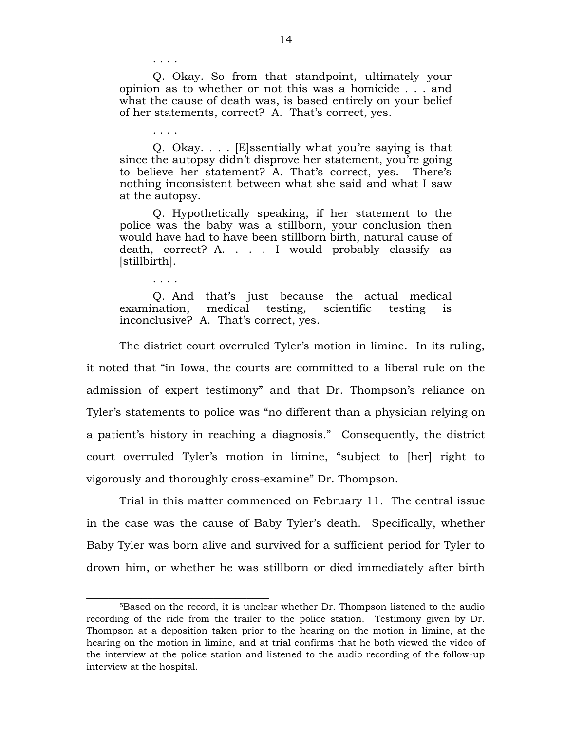> . . . .
>
> Q. Okay. So from that standpoint, ultimately your opinion as to whether or not this was a homicide . . . and what the cause of death was, is based entirely on your belief of her statements, correct? A. That's correct, yes.
>
> . . . .
>
> Q. Okay. . . . [E]ssentially what you're saying is that since the autopsy didn't disprove her statement, you're going to believe her statement? A. That's correct, yes. There's nothing inconsistent between what she said and what I saw at the autopsy.
>
> Q. Hypothetically speaking, if her statement to the police was the baby was a stillborn, your conclusion then would have had to have been stillborn birth, natural cause of death, correct? A. . . . I would probably classify as [stillbirth].
>
> . . . .
>
> Q. And that's just because the actual medical examination, medical testing, scientific testing is inconclusive? A. That's correct, yes.

The district court overruled Tyler's motion in limine. In its ruling, it noted that "in Iowa, the courts are committed to a liberal rule on the admission of expert testimony" and that Dr. Thompson's reliance on Tyler's statements to police was "no different than a physician relying on a patient's history in reaching a diagnosis." Consequently, the district court overruled Tyler's motion in limine, "subject to [her] right to vigorously and thoroughly cross-examine" Dr. Thompson.

Trial in this matter commenced on February 11. The central issue in the case was the cause of Baby Tyler's death. Specifically, whether Baby Tyler was born alive and survived for a sufficient period for Tyler to drown him, or whether he was stillborn or died immediately after birth

---

[5]Based on the record, it is unclear whether Dr. Thompson listened to the audio recording of the ride from the trailer to the police station. Testimony given by Dr. Thompson at a deposition taken prior to the hearing on the motion in limine, at the hearing on the motion in limine, and at trial confirms that he both viewed the video of the interview at the police station and listened to the audio recording of the follow-up interview at the hospital.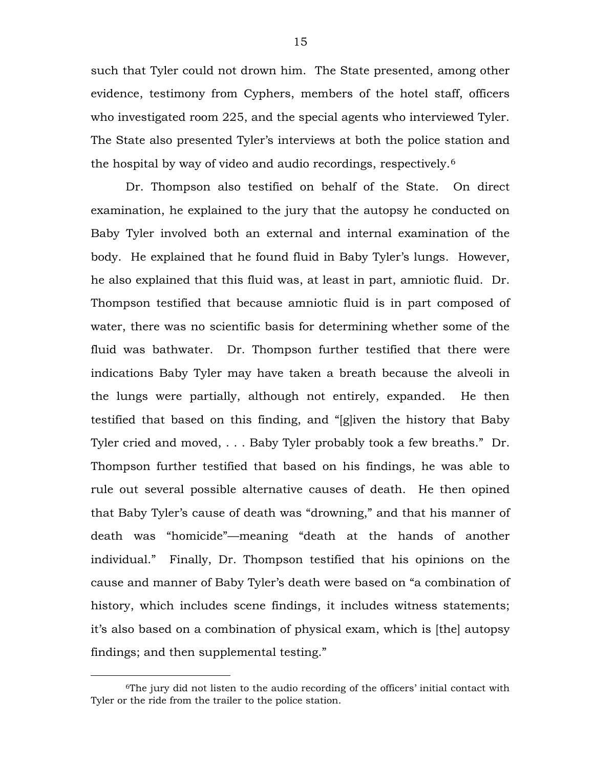such that Tyler could not drown him. The State presented, among other evidence, testimony from Cyphers, members of the hotel staff, officers who investigated room 225, and the special agents who interviewed Tyler. The State also presented Tyler's interviews at both the police station and the hospital by way of video and audio recordings, respectively.[6]

Dr. Thompson also testified on behalf of the State. On direct examination, he explained to the jury that the autopsy he conducted on Baby Tyler involved both an external and internal examination of the body. He explained that he found fluid in Baby Tyler's lungs. However, he also explained that this fluid was, at least in part, amniotic fluid. Dr. Thompson testified that because amniotic fluid is in part composed of water, there was no scientific basis for determining whether some of the fluid was bathwater. Dr. Thompson further testified that there were indications Baby Tyler may have taken a breath because the alveoli in the lungs were partially, although not entirely, expanded. He then testified that based on this finding, and "[g]iven the history that Baby Tyler cried and moved, . . . Baby Tyler probably took a few breaths." Dr. Thompson further testified that based on his findings, he was able to rule out several possible alternative causes of death. He then opined that Baby Tyler's cause of death was "drowning," and that his manner of death was "homicide"—meaning "death at the hands of another individual." Finally, Dr. Thompson testified that his opinions on the cause and manner of Baby Tyler's death were based on "a combination of history, which includes scene findings, it includes witness statements; it's also based on a combination of physical exam, which is [the] autopsy findings; and then supplemental testing."

---

[6]The jury did not listen to the audio recording of the officers' initial contact with Tyler or the ride from the trailer to the police station.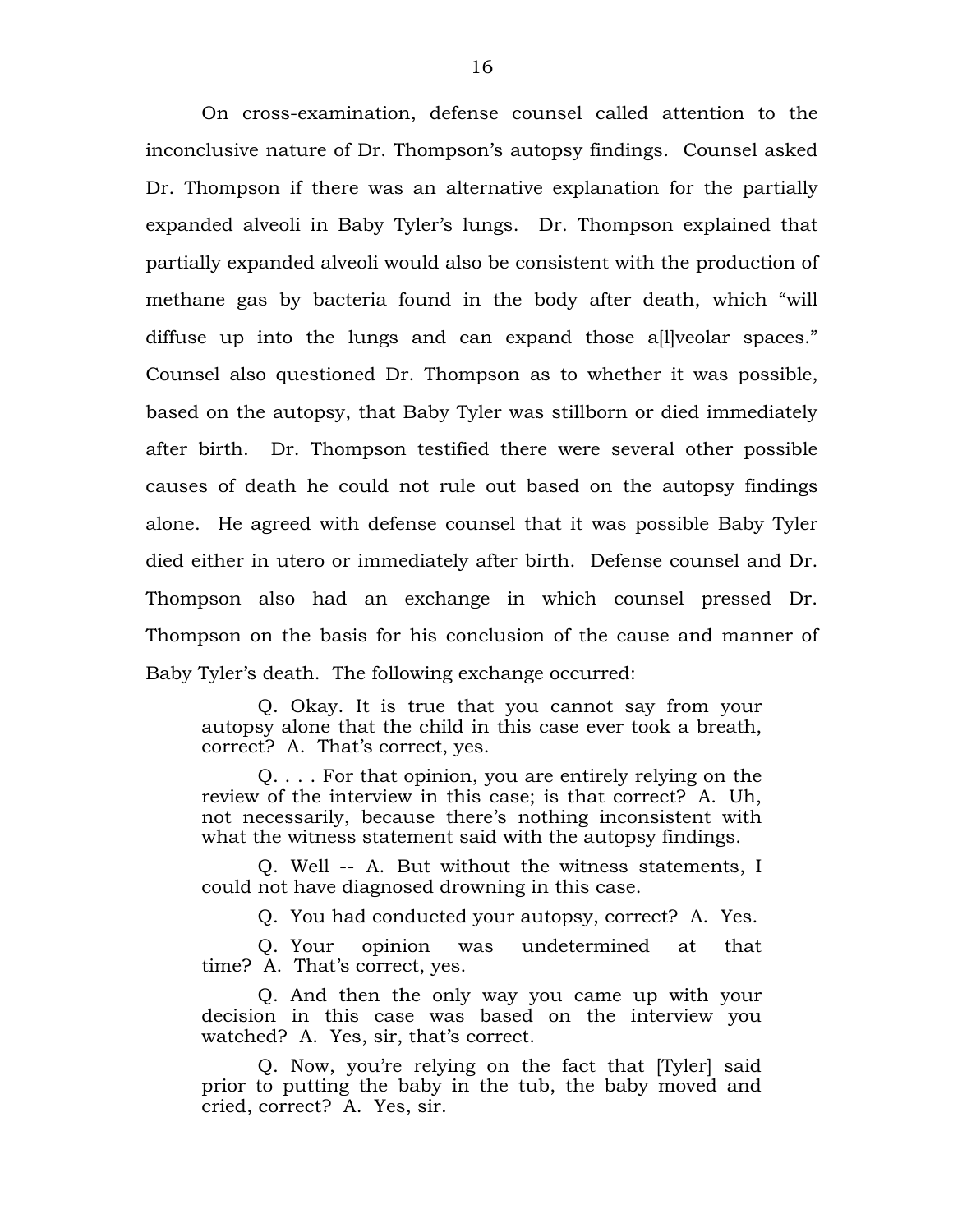On cross-examination, defense counsel called attention to the inconclusive nature of Dr. Thompson's autopsy findings. Counsel asked Dr. Thompson if there was an alternative explanation for the partially expanded alveoli in Baby Tyler's lungs. Dr. Thompson explained that partially expanded alveoli would also be consistent with the production of methane gas by bacteria found in the body after death, which "will diffuse up into the lungs and can expand those a[l]veolar spaces." Counsel also questioned Dr. Thompson as to whether it was possible, based on the autopsy, that Baby Tyler was stillborn or died immediately after birth. Dr. Thompson testified there were several other possible causes of death he could not rule out based on the autopsy findings alone. He agreed with defense counsel that it was possible Baby Tyler died either in utero or immediately after birth. Defense counsel and Dr. Thompson also had an exchange in which counsel pressed Dr. Thompson on the basis for his conclusion of the cause and manner of Baby Tyler's death. The following exchange occurred:

> Q. Okay. It is true that you cannot say from your autopsy alone that the child in this case ever took a breath, correct? A. That's correct, yes.
>
> Q. . . . For that opinion, you are entirely relying on the review of the interview in this case; is that correct? A. Uh, not necessarily, because there's nothing inconsistent with what the witness statement said with the autopsy findings.
>
> Q. Well -- A. But without the witness statements, I could not have diagnosed drowning in this case.
>
> Q. You had conducted your autopsy, correct? A. Yes.
>
> Q. Your opinion was undetermined at that time? A. That's correct, yes.
>
> Q. And then the only way you came up with your decision in this case was based on the interview you watched? A. Yes, sir, that's correct.
>
> Q. Now, you're relying on the fact that [Tyler] said prior to putting the baby in the tub, the baby moved and cried, correct? A. Yes, sir.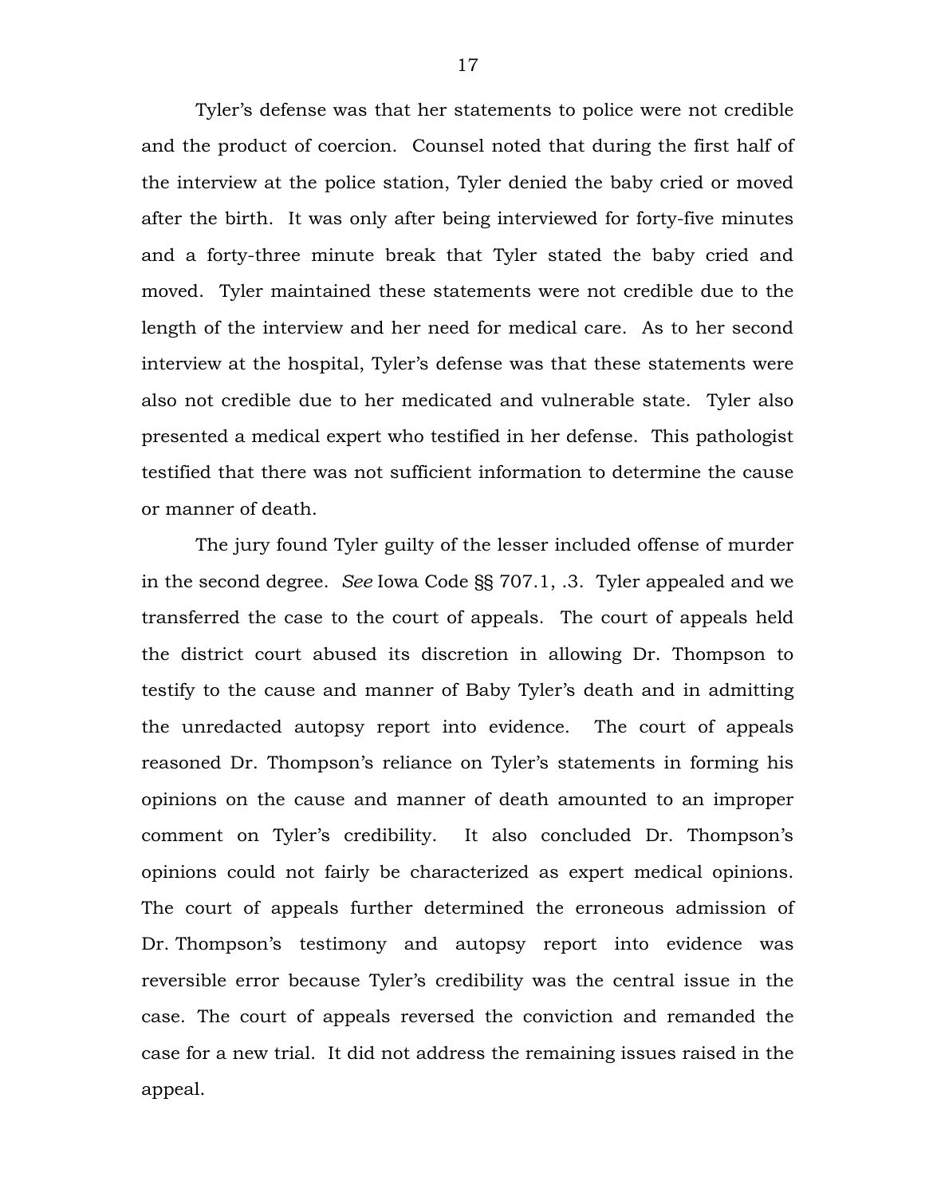Tyler's defense was that her statements to police were not credible and the product of coercion. Counsel noted that during the first half of the interview at the police station, Tyler denied the baby cried or moved after the birth. It was only after being interviewed for forty-five minutes and a forty-three minute break that Tyler stated the baby cried and moved. Tyler maintained these statements were not credible due to the length of the interview and her need for medical care. As to her second interview at the hospital, Tyler's defense was that these statements were also not credible due to her medicated and vulnerable state. Tyler also presented a medical expert who testified in her defense. This pathologist testified that there was not sufficient information to determine the cause or manner of death.

The jury found Tyler guilty of the lesser included offense of murder in the second degree. *See* Iowa Code §§ 707.1, .3. Tyler appealed and we transferred the case to the court of appeals. The court of appeals held the district court abused its discretion in allowing Dr. Thompson to testify to the cause and manner of Baby Tyler's death and in admitting the unredacted autopsy report into evidence. The court of appeals reasoned Dr. Thompson's reliance on Tyler's statements in forming his opinions on the cause and manner of death amounted to an improper comment on Tyler's credibility. It also concluded Dr. Thompson's opinions could not fairly be characterized as expert medical opinions. The court of appeals further determined the erroneous admission of Dr. Thompson's testimony and autopsy report into evidence was reversible error because Tyler's credibility was the central issue in the case. The court of appeals reversed the conviction and remanded the case for a new trial. It did not address the remaining issues raised in the appeal.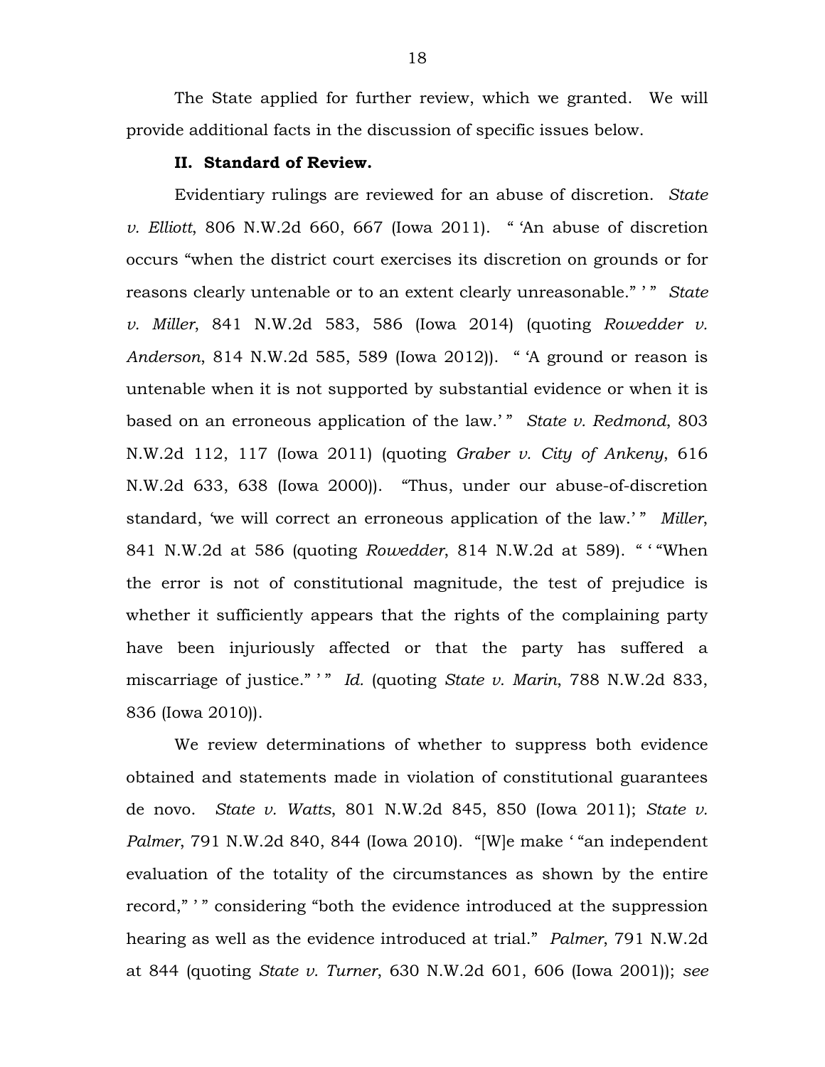The State applied for further review, which we granted. We will provide additional facts in the discussion of specific issues below.

**II. Standard of Review.**

Evidentiary rulings are reviewed for an abuse of discretion. *State v. Elliott*, 806 N.W.2d 660, 667 (Iowa 2011). " 'An abuse of discretion occurs "when the district court exercises its discretion on grounds or for reasons clearly untenable or to an extent clearly unreasonable." ' " *State v. Miller*, 841 N.W.2d 583, 586 (Iowa 2014) (quoting *Rowedder v. Anderson*, 814 N.W.2d 585, 589 (Iowa 2012)). " 'A ground or reason is untenable when it is not supported by substantial evidence or when it is based on an erroneous application of the law.' " *State v. Redmond*, 803 N.W.2d 112, 117 (Iowa 2011) (quoting *Graber v. City of Ankeny*, 616 N.W.2d 633, 638 (Iowa 2000)). "Thus, under our abuse-of-discretion standard, 'we will correct an erroneous application of the law.' " *Miller*, 841 N.W.2d at 586 (quoting *Rowedder*, 814 N.W.2d at 589). " ' "When the error is not of constitutional magnitude, the test of prejudice is whether it sufficiently appears that the rights of the complaining party have been injuriously affected or that the party has suffered a miscarriage of justice." ' " *Id.* (quoting *State v. Marin*, 788 N.W.2d 833, 836 (Iowa 2010)).

We review determinations of whether to suppress both evidence obtained and statements made in violation of constitutional guarantees de novo. *State v. Watts*, 801 N.W.2d 845, 850 (Iowa 2011); *State v. Palmer*, 791 N.W.2d 840, 844 (Iowa 2010). "[W]e make ' "an independent evaluation of the totality of the circumstances as shown by the entire record," ' " considering "both the evidence introduced at the suppression hearing as well as the evidence introduced at trial." *Palmer*, 791 N.W.2d at 844 (quoting *State v. Turner*, 630 N.W.2d 601, 606 (Iowa 2001)); *see*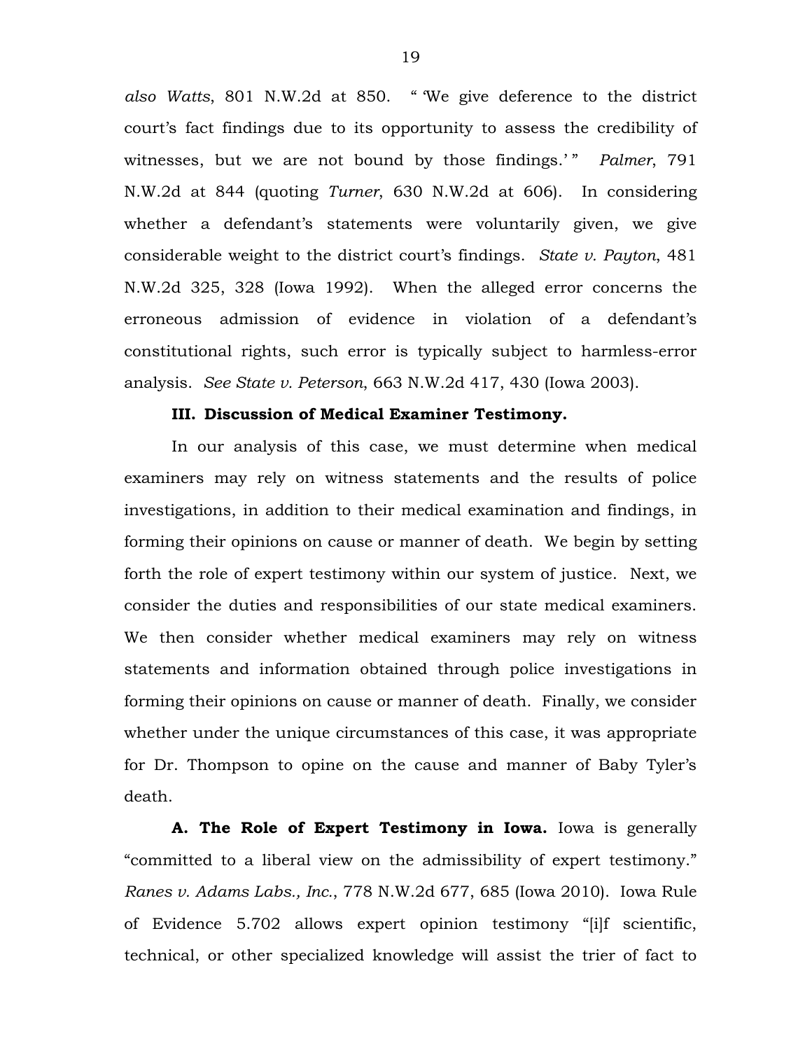*also Watts*, 801 N.W.2d at 850. " 'We give deference to the district court's fact findings due to its opportunity to assess the credibility of witnesses, but we are not bound by those findings.' " *Palmer*, 791 N.W.2d at 844 (quoting *Turner*, 630 N.W.2d at 606). In considering whether a defendant's statements were voluntarily given, we give considerable weight to the district court's findings. *State v. Payton*, 481 N.W.2d 325, 328 (Iowa 1992). When the alleged error concerns the erroneous admission of evidence in violation of a defendant's constitutional rights, such error is typically subject to harmless-error analysis. *See State v. Peterson*, 663 N.W.2d 417, 430 (Iowa 2003).

**III. Discussion of Medical Examiner Testimony.**

In our analysis of this case, we must determine when medical examiners may rely on witness statements and the results of police investigations, in addition to their medical examination and findings, in forming their opinions on cause or manner of death. We begin by setting forth the role of expert testimony within our system of justice. Next, we consider the duties and responsibilities of our state medical examiners. We then consider whether medical examiners may rely on witness statements and information obtained through police investigations in forming their opinions on cause or manner of death. Finally, we consider whether under the unique circumstances of this case, it was appropriate for Dr. Thompson to opine on the cause and manner of Baby Tyler's death.

**A. The Role of Expert Testimony in Iowa.** Iowa is generally "committed to a liberal view on the admissibility of expert testimony." *Ranes v. Adams Labs., Inc.*, 778 N.W.2d 677, 685 (Iowa 2010). Iowa Rule of Evidence 5.702 allows expert opinion testimony "[i]f scientific, technical, or other specialized knowledge will assist the trier of fact to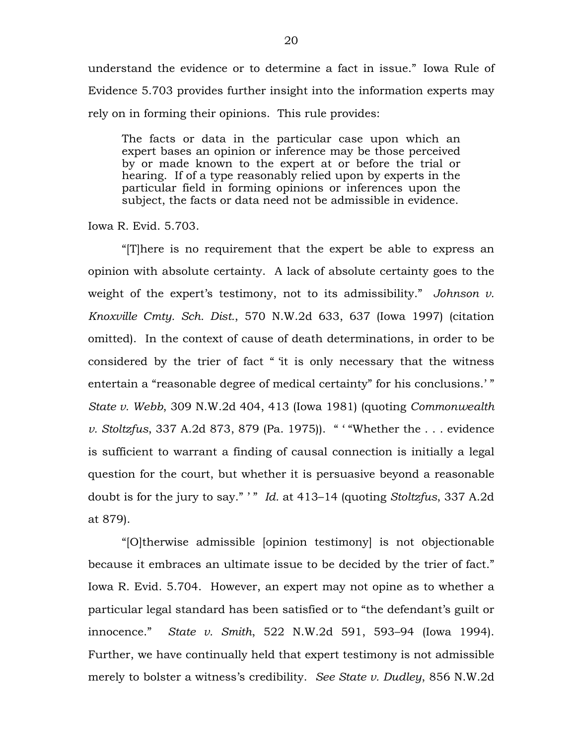understand the evidence or to determine a fact in issue." Iowa Rule of Evidence 5.703 provides further insight into the information experts may rely on in forming their opinions. This rule provides:

> The facts or data in the particular case upon which an expert bases an opinion or inference may be those perceived by or made known to the expert at or before the trial or hearing. If of a type reasonably relied upon by experts in the particular field in forming opinions or inferences upon the subject, the facts or data need not be admissible in evidence.

Iowa R. Evid. 5.703.

"[T]here is no requirement that the expert be able to express an opinion with absolute certainty. A lack of absolute certainty goes to the weight of the expert's testimony, not to its admissibility." *Johnson v. Knoxville Cmty. Sch. Dist.*, 570 N.W.2d 633, 637 (Iowa 1997) (citation omitted). In the context of cause of death determinations, in order to be considered by the trier of fact " 'it is only necessary that the witness entertain a "reasonable degree of medical certainty" for his conclusions.' " *State v. Webb*, 309 N.W.2d 404, 413 (Iowa 1981) (quoting *Commonwealth v. Stoltzfus*, 337 A.2d 873, 879 (Pa. 1975)). " ' "Whether the . . . evidence is sufficient to warrant a finding of causal connection is initially a legal question for the court, but whether it is persuasive beyond a reasonable doubt is for the jury to say." ' " *Id.* at 413–14 (quoting *Stoltzfus*, 337 A.2d at 879).

"[O]therwise admissible [opinion testimony] is not objectionable because it embraces an ultimate issue to be decided by the trier of fact." Iowa R. Evid. 5.704. However, an expert may not opine as to whether a particular legal standard has been satisfied or to "the defendant's guilt or innocence." *State v. Smith*, 522 N.W.2d 591, 593–94 (Iowa 1994). Further, we have continually held that expert testimony is not admissible merely to bolster a witness's credibility. *See State v. Dudley*, 856 N.W.2d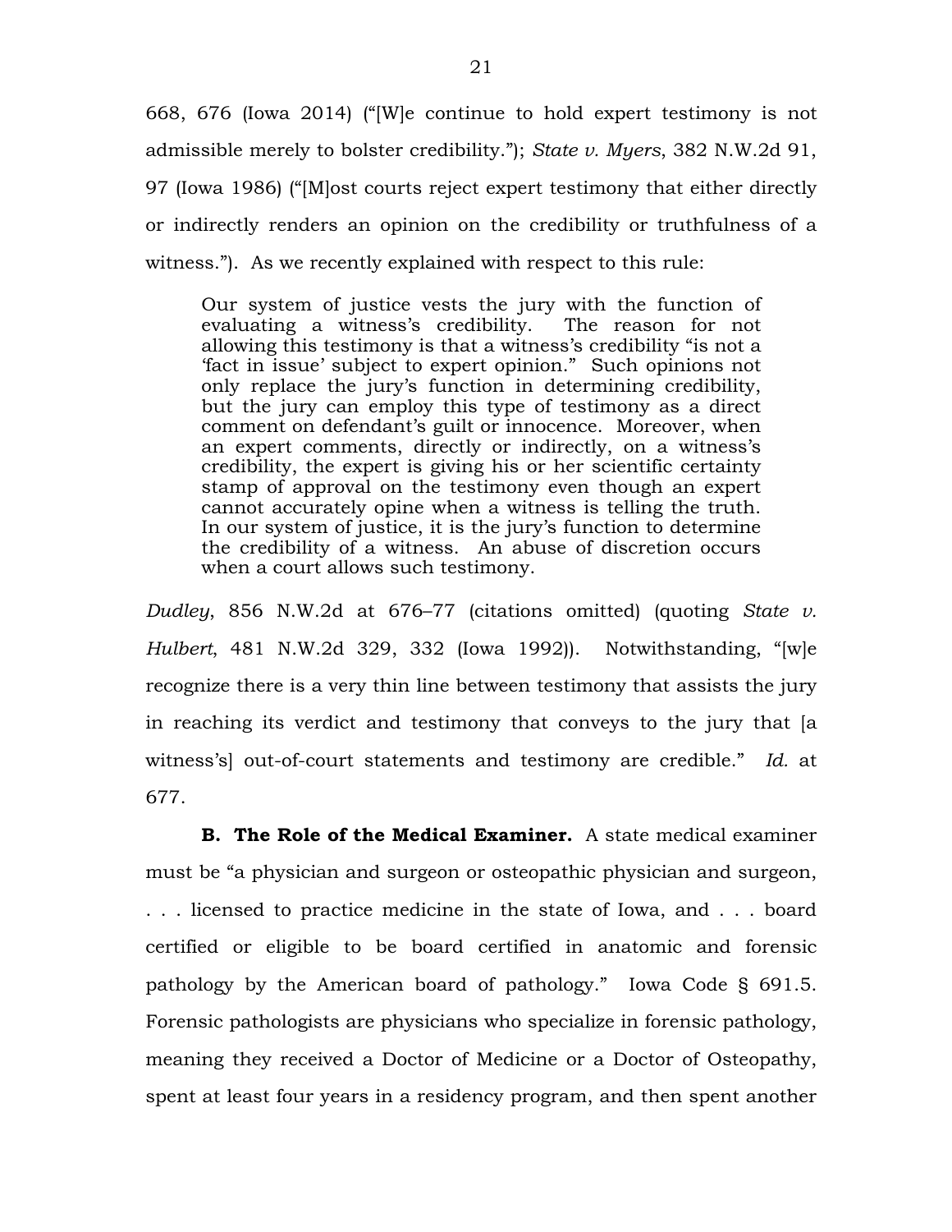668, 676 (Iowa 2014) ("[W]e continue to hold expert testimony is not admissible merely to bolster credibility."); *State v. Myers*, 382 N.W.2d 91, 97 (Iowa 1986) ("[M]ost courts reject expert testimony that either directly or indirectly renders an opinion on the credibility or truthfulness of a witness."). As we recently explained with respect to this rule:

> Our system of justice vests the jury with the function of evaluating a witness's credibility. The reason for not allowing this testimony is that a witness's credibility "is not a 'fact in issue' subject to expert opinion." Such opinions not only replace the jury's function in determining credibility, but the jury can employ this type of testimony as a direct comment on defendant's guilt or innocence. Moreover, when an expert comments, directly or indirectly, on a witness's credibility, the expert is giving his or her scientific certainty stamp of approval on the testimony even though an expert cannot accurately opine when a witness is telling the truth. In our system of justice, it is the jury's function to determine the credibility of a witness. An abuse of discretion occurs when a court allows such testimony.

*Dudley*, 856 N.W.2d at 676–77 (citations omitted) (quoting *State v. Hulbert*, 481 N.W.2d 329, 332 (Iowa 1992)). Notwithstanding, "[w]e recognize there is a very thin line between testimony that assists the jury in reaching its verdict and testimony that conveys to the jury that [a witness's] out-of-court statements and testimony are credible." *Id.* at 677.

**B. The Role of the Medical Examiner.** A state medical examiner must be "a physician and surgeon or osteopathic physician and surgeon, . . . licensed to practice medicine in the state of Iowa, and . . . board certified or eligible to be board certified in anatomic and forensic pathology by the American board of pathology." Iowa Code § 691.5. Forensic pathologists are physicians who specialize in forensic pathology, meaning they received a Doctor of Medicine or a Doctor of Osteopathy, spent at least four years in a residency program, and then spent another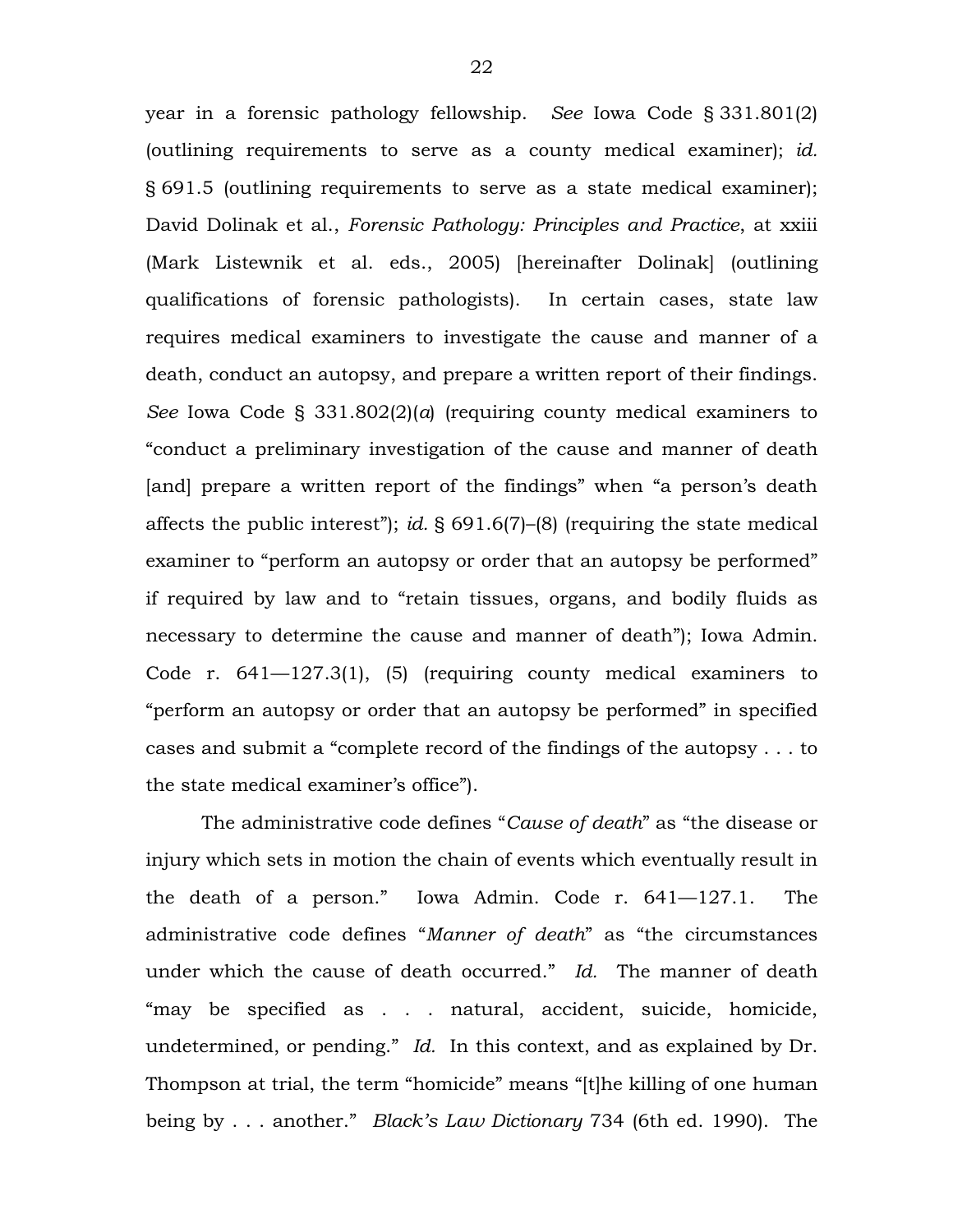year in a forensic pathology fellowship. *See* Iowa Code § 331.801(2) (outlining requirements to serve as a county medical examiner); *id.* § 691.5 (outlining requirements to serve as a state medical examiner); David Dolinak et al., *Forensic Pathology: Principles and Practice*, at xxiii (Mark Listewnik et al. eds., 2005) [hereinafter Dolinak] (outlining qualifications of forensic pathologists). In certain cases, state law requires medical examiners to investigate the cause and manner of a death, conduct an autopsy, and prepare a written report of their findings. *See* Iowa Code § 331.802(2)(*a*) (requiring county medical examiners to "conduct a preliminary investigation of the cause and manner of death [and] prepare a written report of the findings" when "a person's death affects the public interest"); *id.* § 691.6(7)–(8) (requiring the state medical examiner to "perform an autopsy or order that an autopsy be performed" if required by law and to "retain tissues, organs, and bodily fluids as necessary to determine the cause and manner of death"); Iowa Admin. Code r. 641—127.3(1), (5) (requiring county medical examiners to "perform an autopsy or order that an autopsy be performed" in specified cases and submit a "complete record of the findings of the autopsy . . . to the state medical examiner's office").

The administrative code defines "*Cause of death*" as "the disease or injury which sets in motion the chain of events which eventually result in the death of a person." Iowa Admin. Code r. 641—127.1. The administrative code defines "*Manner of death*" as "the circumstances under which the cause of death occurred." *Id.* The manner of death "may be specified as . . . natural, accident, suicide, homicide, undetermined, or pending." *Id.* In this context, and as explained by Dr. Thompson at trial, the term "homicide" means "[t]he killing of one human being by . . . another." *Black's Law Dictionary* 734 (6th ed. 1990). The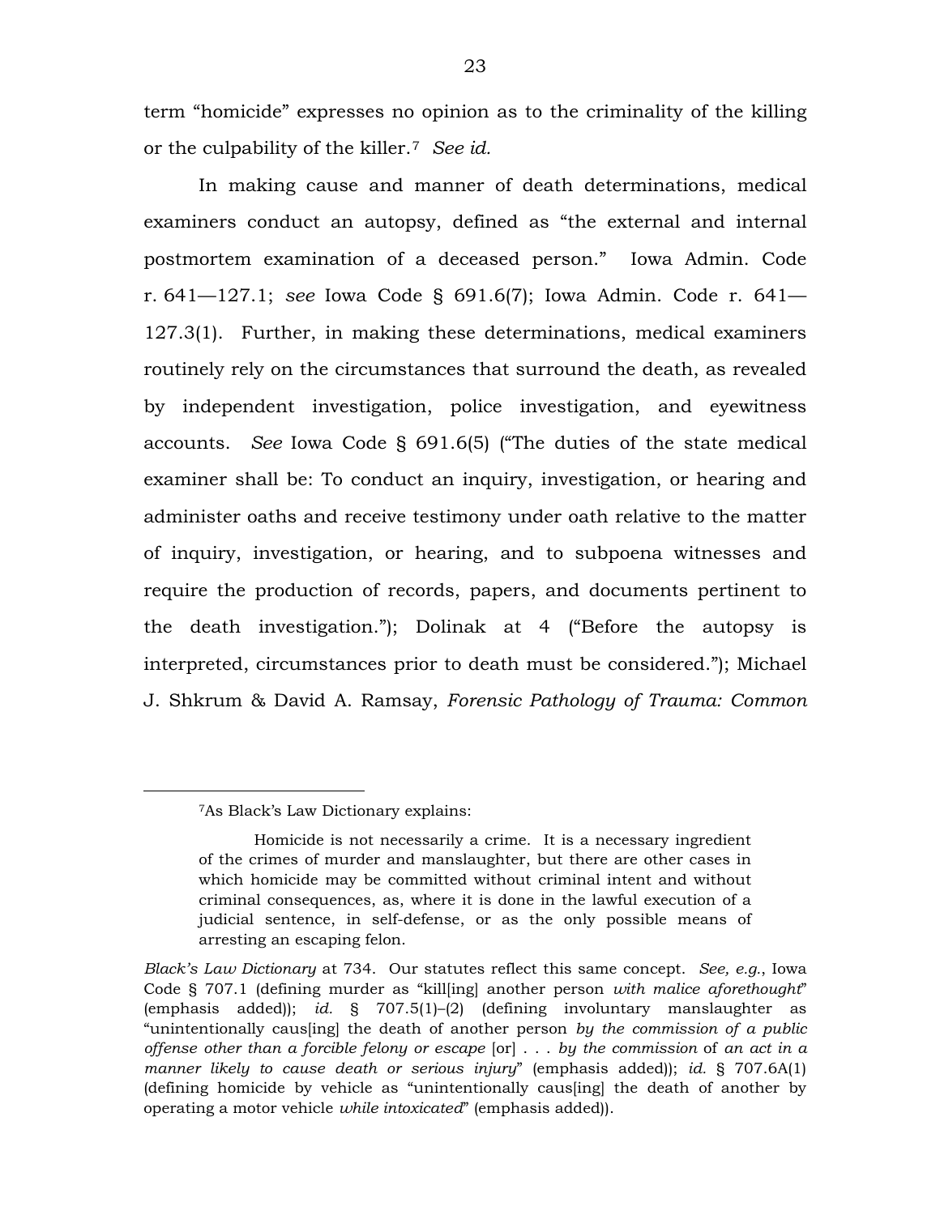term "homicide" expresses no opinion as to the criminality of the killing or the culpability of the killer.[7] *See id.*

In making cause and manner of death determinations, medical examiners conduct an autopsy, defined as "the external and internal postmortem examination of a deceased person." Iowa Admin. Code r. 641—127.1; *see* Iowa Code § 691.6(7); Iowa Admin. Code r. 641—127.3(1). Further, in making these determinations, medical examiners routinely rely on the circumstances that surround the death, as revealed by independent investigation, police investigation, and eyewitness accounts. *See* Iowa Code § 691.6(5) ("The duties of the state medical examiner shall be: To conduct an inquiry, investigation, or hearing and administer oaths and receive testimony under oath relative to the matter of inquiry, investigation, or hearing, and to subpoena witnesses and require the production of records, papers, and documents pertinent to the death investigation."); Dolinak at 4 ("Before the autopsy is interpreted, circumstances prior to death must be considered."); Michael J. Shkrum & David A. Ramsay, *Forensic Pathology of Trauma: Common*

---

[7]As Black's Law Dictionary explains:

> Homicide is not necessarily a crime. It is a necessary ingredient of the crimes of murder and manslaughter, but there are other cases in which homicide may be committed without criminal intent and without criminal consequences, as, where it is done in the lawful execution of a judicial sentence, in self-defense, or as the only possible means of arresting an escaping felon.

*Black's Law Dictionary* at 734. Our statutes reflect this same concept. *See, e.g.*, Iowa Code § 707.1 (defining murder as "kill[ing] another person *with malice aforethought*" (emphasis added)); *id.* § 707.5(1)–(2) (defining involuntary manslaughter as "unintentionally caus[ing] the death of another person *by the commission of a public offense other than a forcible felony or escape* [or] . . . *by the commission* of *an act in a manner likely to cause death or serious injury*" (emphasis added)); *id.* § 707.6A(1) (defining homicide by vehicle as "unintentionally caus[ing] the death of another by operating a motor vehicle *while intoxicated*" (emphasis added)).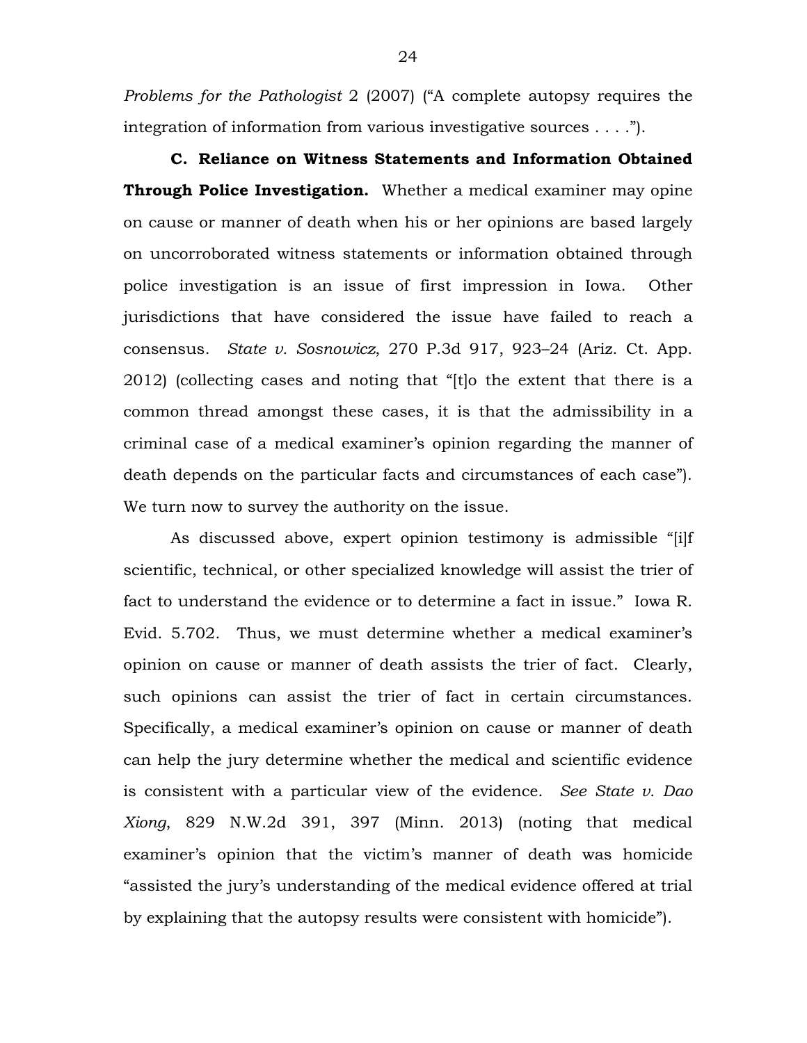*Problems for the Pathologist* 2 (2007) ("A complete autopsy requires the integration of information from various investigative sources . . . .").

**C. Reliance on Witness Statements and Information Obtained Through Police Investigation.** Whether a medical examiner may opine on cause or manner of death when his or her opinions are based largely on uncorroborated witness statements or information obtained through police investigation is an issue of first impression in Iowa. Other jurisdictions that have considered the issue have failed to reach a consensus. *State v. Sosnowicz*, 270 P.3d 917, 923–24 (Ariz. Ct. App. 2012) (collecting cases and noting that "[t]o the extent that there is a common thread amongst these cases, it is that the admissibility in a criminal case of a medical examiner's opinion regarding the manner of death depends on the particular facts and circumstances of each case"). We turn now to survey the authority on the issue.

As discussed above, expert opinion testimony is admissible "[i]f scientific, technical, or other specialized knowledge will assist the trier of fact to understand the evidence or to determine a fact in issue." Iowa R. Evid. 5.702. Thus, we must determine whether a medical examiner's opinion on cause or manner of death assists the trier of fact. Clearly, such opinions can assist the trier of fact in certain circumstances. Specifically, a medical examiner's opinion on cause or manner of death can help the jury determine whether the medical and scientific evidence is consistent with a particular view of the evidence. *See State v. Dao Xiong*, 829 N.W.2d 391, 397 (Minn. 2013) (noting that medical examiner's opinion that the victim's manner of death was homicide "assisted the jury's understanding of the medical evidence offered at trial by explaining that the autopsy results were consistent with homicide").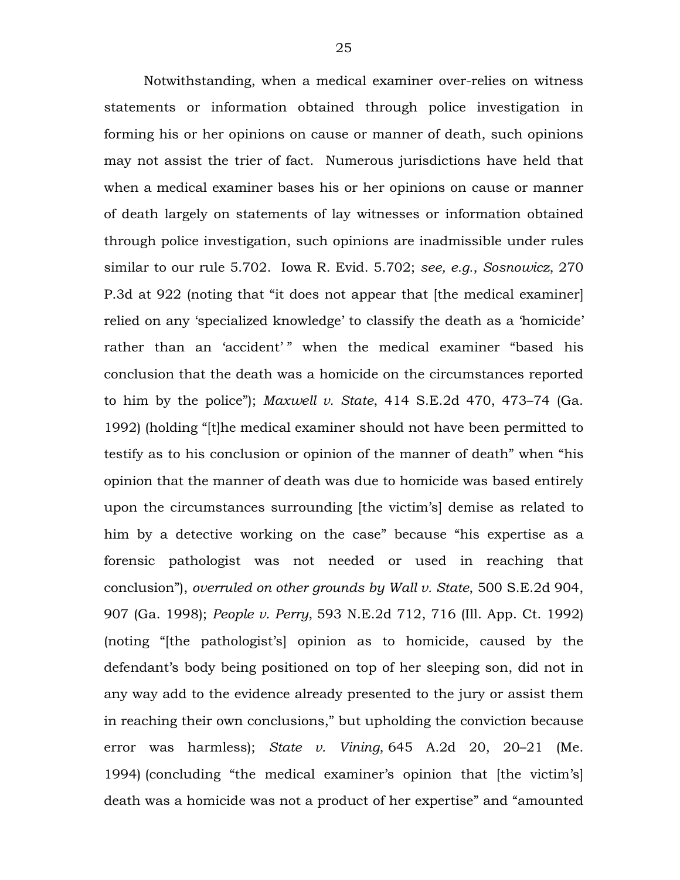Notwithstanding, when a medical examiner over-relies on witness statements or information obtained through police investigation in forming his or her opinions on cause or manner of death, such opinions may not assist the trier of fact. Numerous jurisdictions have held that when a medical examiner bases his or her opinions on cause or manner of death largely on statements of lay witnesses or information obtained through police investigation, such opinions are inadmissible under rules similar to our rule 5.702. Iowa R. Evid. 5.702; *see, e.g.*, *Sosnowicz*, 270 P.3d at 922 (noting that "it does not appear that [the medical examiner] relied on any 'specialized knowledge' to classify the death as a 'homicide' rather than an 'accident' " when the medical examiner "based his conclusion that the death was a homicide on the circumstances reported to him by the police"); *Maxwell v. State*, 414 S.E.2d 470, 473–74 (Ga. 1992) (holding "[t]he medical examiner should not have been permitted to testify as to his conclusion or opinion of the manner of death" when "his opinion that the manner of death was due to homicide was based entirely upon the circumstances surrounding [the victim's] demise as related to him by a detective working on the case" because "his expertise as a forensic pathologist was not needed or used in reaching that conclusion"), *overruled on other grounds by Wall v. State*, 500 S.E.2d 904, 907 (Ga. 1998); *People v. Perry*, 593 N.E.2d 712, 716 (Ill. App. Ct. 1992) (noting "[the pathologist's] opinion as to homicide, caused by the defendant's body being positioned on top of her sleeping son, did not in any way add to the evidence already presented to the jury or assist them in reaching their own conclusions," but upholding the conviction because error was harmless); *State v. Vining*, 645 A.2d 20, 20–21 (Me. 1994) (concluding "the medical examiner's opinion that [the victim's] death was a homicide was not a product of her expertise" and "amounted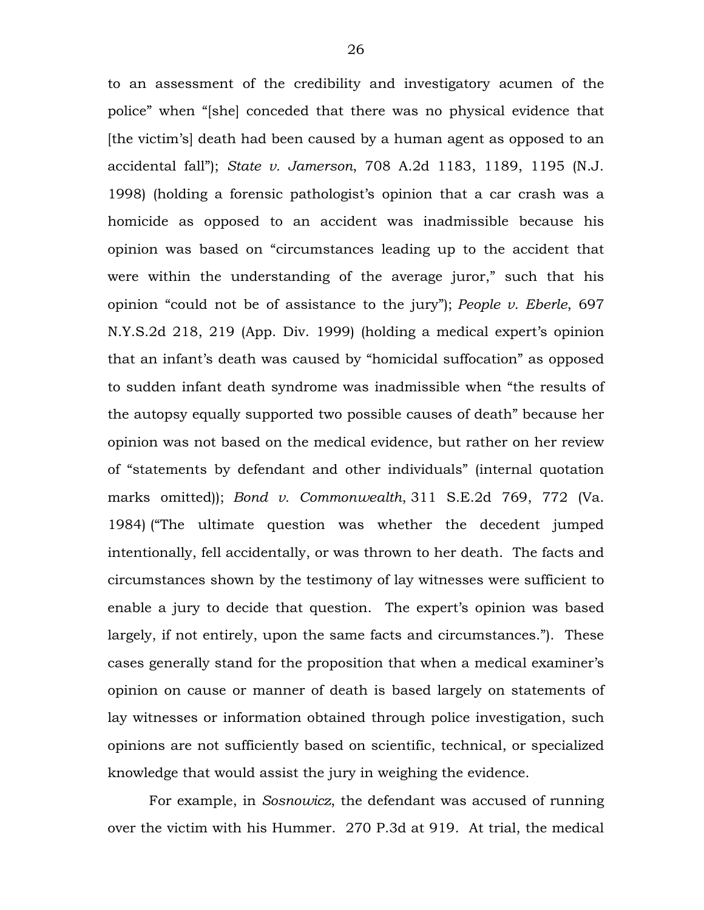to an assessment of the credibility and investigatory acumen of the police" when "[she] conceded that there was no physical evidence that [the victim's] death had been caused by a human agent as opposed to an accidental fall"); *State v. Jamerson*, 708 A.2d 1183, 1189, 1195 (N.J. 1998) (holding a forensic pathologist's opinion that a car crash was a homicide as opposed to an accident was inadmissible because his opinion was based on "circumstances leading up to the accident that were within the understanding of the average juror," such that his opinion "could not be of assistance to the jury"); *People v. Eberle*, 697 N.Y.S.2d 218, 219 (App. Div. 1999) (holding a medical expert's opinion that an infant's death was caused by "homicidal suffocation" as opposed to sudden infant death syndrome was inadmissible when "the results of the autopsy equally supported two possible causes of death" because her opinion was not based on the medical evidence, but rather on her review of "statements by defendant and other individuals" (internal quotation marks omitted)); *Bond v. Commonwealth*, 311 S.E.2d 769, 772 (Va. 1984) ("The ultimate question was whether the decedent jumped intentionally, fell accidentally, or was thrown to her death. The facts and circumstances shown by the testimony of lay witnesses were sufficient to enable a jury to decide that question. The expert's opinion was based largely, if not entirely, upon the same facts and circumstances."). These cases generally stand for the proposition that when a medical examiner's opinion on cause or manner of death is based largely on statements of lay witnesses or information obtained through police investigation, such opinions are not sufficiently based on scientific, technical, or specialized knowledge that would assist the jury in weighing the evidence.

For example, in *Sosnowicz*, the defendant was accused of running over the victim with his Hummer. 270 P.3d at 919. At trial, the medical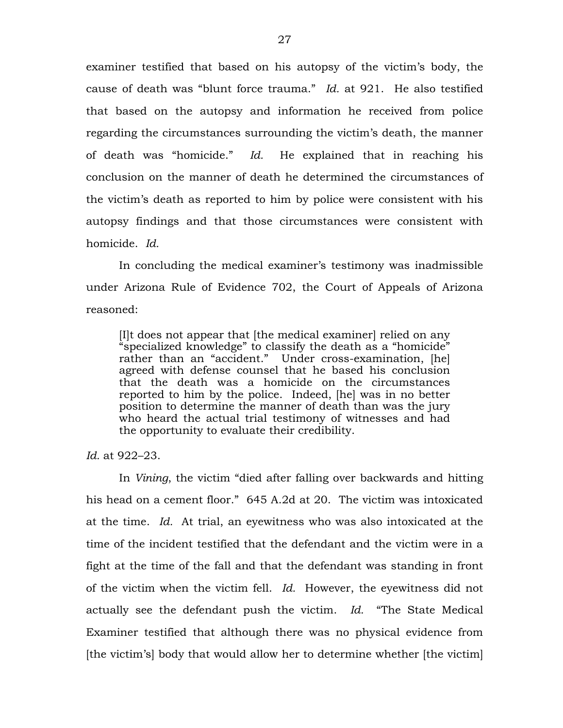examiner testified that based on his autopsy of the victim's body, the cause of death was "blunt force trauma." *Id.* at 921. He also testified that based on the autopsy and information he received from police regarding the circumstances surrounding the victim's death, the manner of death was "homicide." *Id.* He explained that in reaching his conclusion on the manner of death he determined the circumstances of the victim's death as reported to him by police were consistent with his autopsy findings and that those circumstances were consistent with homicide. *Id.*

In concluding the medical examiner's testimony was inadmissible under Arizona Rule of Evidence 702, the Court of Appeals of Arizona reasoned:

> [I]t does not appear that [the medical examiner] relied on any "specialized knowledge" to classify the death as a "homicide" rather than an "accident." Under cross-examination, [he] agreed with defense counsel that he based his conclusion that the death was a homicide on the circumstances reported to him by the police. Indeed, [he] was in no better position to determine the manner of death than was the jury who heard the actual trial testimony of witnesses and had the opportunity to evaluate their credibility.

*Id.* at 922–23.

In *Vining*, the victim "died after falling over backwards and hitting his head on a cement floor." 645 A.2d at 20. The victim was intoxicated at the time. *Id.* At trial, an eyewitness who was also intoxicated at the time of the incident testified that the defendant and the victim were in a fight at the time of the fall and that the defendant was standing in front of the victim when the victim fell. *Id.* However, the eyewitness did not actually see the defendant push the victim. *Id.* "The State Medical Examiner testified that although there was no physical evidence from [the victim's] body that would allow her to determine whether [the victim]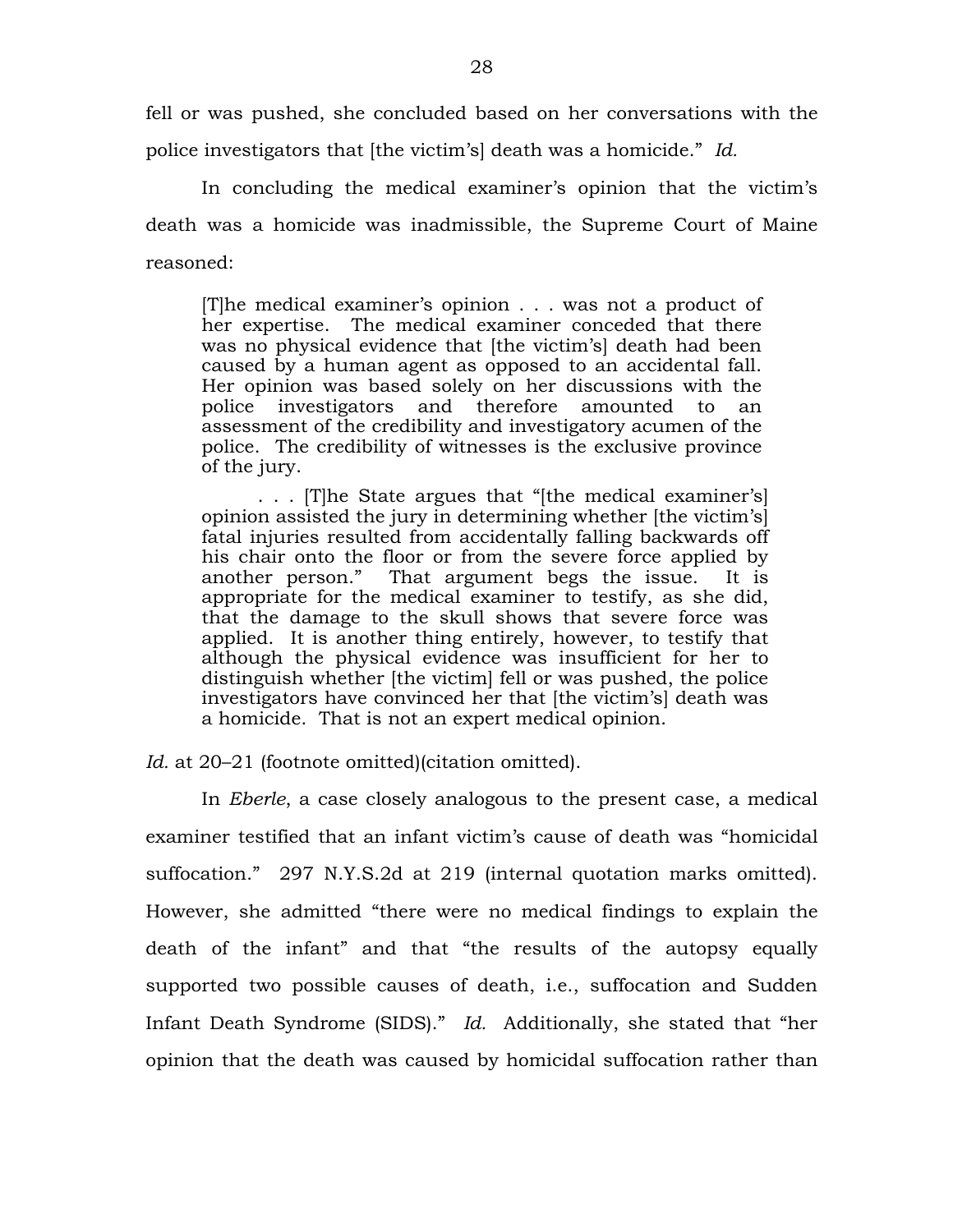fell or was pushed, she concluded based on her conversations with the police investigators that [the victim's] death was a homicide." *Id.*

In concluding the medical examiner's opinion that the victim's death was a homicide was inadmissible, the Supreme Court of Maine reasoned:

> [T]he medical examiner's opinion . . . was not a product of her expertise. The medical examiner conceded that there was no physical evidence that [the victim's] death had been caused by a human agent as opposed to an accidental fall. Her opinion was based solely on her discussions with the police investigators and therefore amounted to an assessment of the credibility and investigatory acumen of the police. The credibility of witnesses is the exclusive province of the jury.
>
> . . . [T]he State argues that "[the medical examiner's] opinion assisted the jury in determining whether [the victim's] fatal injuries resulted from accidentally falling backwards off his chair onto the floor or from the severe force applied by another person." That argument begs the issue. It is appropriate for the medical examiner to testify, as she did, that the damage to the skull shows that severe force was applied. It is another thing entirely, however, to testify that although the physical evidence was insufficient for her to distinguish whether [the victim] fell or was pushed, the police investigators have convinced her that [the victim's] death was a homicide. That is not an expert medical opinion.

*Id.* at 20–21 (footnote omitted)(citation omitted).

In *Eberle*, a case closely analogous to the present case, a medical examiner testified that an infant victim's cause of death was "homicidal suffocation." 297 N.Y.S.2d at 219 (internal quotation marks omitted). However, she admitted "there were no medical findings to explain the death of the infant" and that "the results of the autopsy equally supported two possible causes of death, i.e., suffocation and Sudden Infant Death Syndrome (SIDS)." *Id.* Additionally, she stated that "her opinion that the death was caused by homicidal suffocation rather than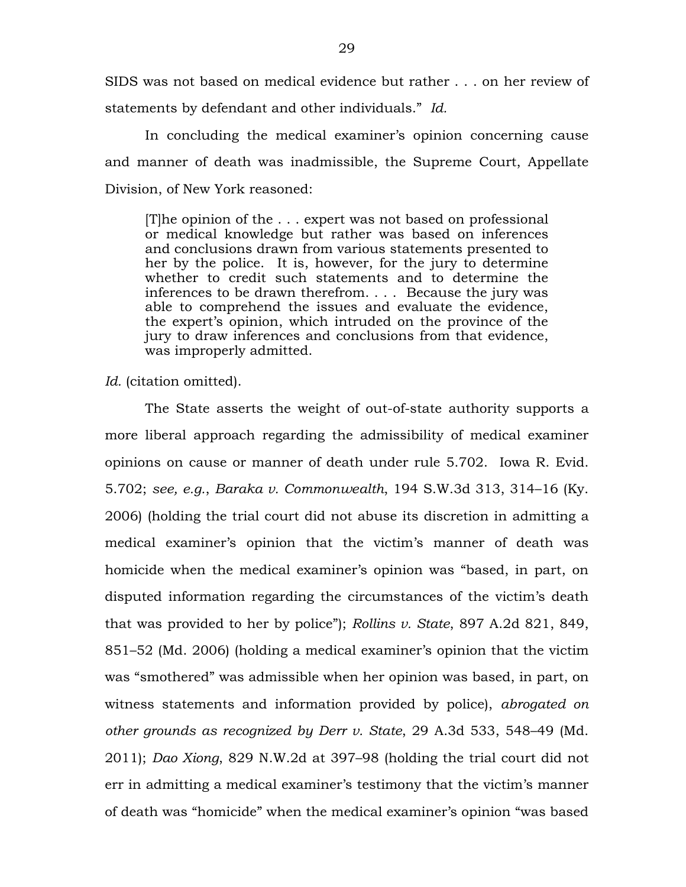SIDS was not based on medical evidence but rather . . . on her review of statements by defendant and other individuals." *Id.*

In concluding the medical examiner's opinion concerning cause and manner of death was inadmissible, the Supreme Court, Appellate Division, of New York reasoned:

> [T]he opinion of the . . . expert was not based on professional or medical knowledge but rather was based on inferences and conclusions drawn from various statements presented to her by the police. It is, however, for the jury to determine whether to credit such statements and to determine the inferences to be drawn therefrom. . . . Because the jury was able to comprehend the issues and evaluate the evidence, the expert's opinion, which intruded on the province of the jury to draw inferences and conclusions from that evidence, was improperly admitted.

*Id.* (citation omitted).

The State asserts the weight of out-of-state authority supports a more liberal approach regarding the admissibility of medical examiner opinions on cause or manner of death under rule 5.702. Iowa R. Evid. 5.702; *see, e.g.*, *Baraka v. Commonwealth*, 194 S.W.3d 313, 314–16 (Ky. 2006) (holding the trial court did not abuse its discretion in admitting a medical examiner's opinion that the victim's manner of death was homicide when the medical examiner's opinion was "based, in part, on disputed information regarding the circumstances of the victim's death that was provided to her by police"); *Rollins v. State*, 897 A.2d 821, 849, 851–52 (Md. 2006) (holding a medical examiner's opinion that the victim was "smothered" was admissible when her opinion was based, in part, on witness statements and information provided by police), *abrogated on other grounds as recognized by Derr v. State*, 29 A.3d 533, 548–49 (Md. 2011); *Dao Xiong*, 829 N.W.2d at 397–98 (holding the trial court did not err in admitting a medical examiner's testimony that the victim's manner of death was "homicide" when the medical examiner's opinion "was based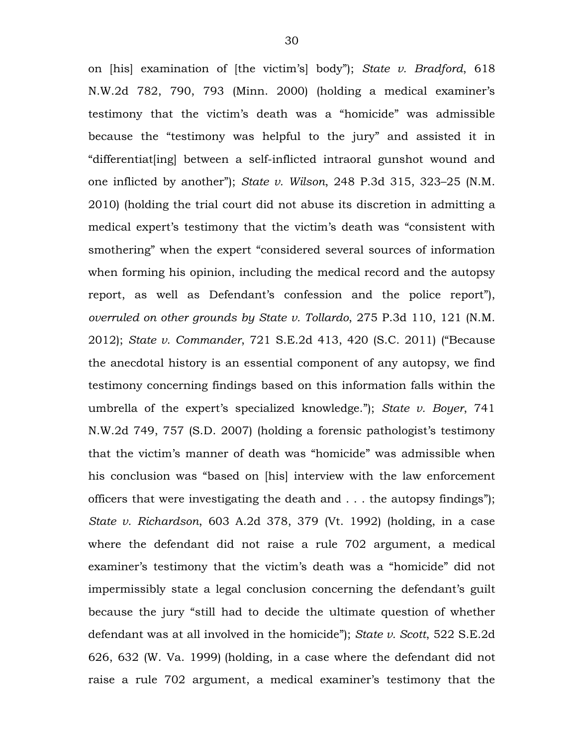on [his] examination of [the victim's] body"); *State v. Bradford*, 618 N.W.2d 782, 790, 793 (Minn. 2000) (holding a medical examiner's testimony that the victim's death was a "homicide" was admissible because the "testimony was helpful to the jury" and assisted it in "differentiat[ing] between a self-inflicted intraoral gunshot wound and one inflicted by another"); *State v. Wilson*, 248 P.3d 315, 323–25 (N.M. 2010) (holding the trial court did not abuse its discretion in admitting a medical expert's testimony that the victim's death was "consistent with smothering" when the expert "considered several sources of information when forming his opinion, including the medical record and the autopsy report, as well as Defendant's confession and the police report"), *overruled on other grounds by State v. Tollardo*, 275 P.3d 110, 121 (N.M. 2012); *State v. Commander*, 721 S.E.2d 413, 420 (S.C. 2011) ("Because the anecdotal history is an essential component of any autopsy, we find testimony concerning findings based on this information falls within the umbrella of the expert's specialized knowledge."); *State v. Boyer*, 741 N.W.2d 749, 757 (S.D. 2007) (holding a forensic pathologist's testimony that the victim's manner of death was "homicide" was admissible when his conclusion was "based on [his] interview with the law enforcement officers that were investigating the death and . . . the autopsy findings"); *State v. Richardson*, 603 A.2d 378, 379 (Vt. 1992) (holding, in a case where the defendant did not raise a rule 702 argument, a medical examiner's testimony that the victim's death was a "homicide" did not impermissibly state a legal conclusion concerning the defendant's guilt because the jury "still had to decide the ultimate question of whether defendant was at all involved in the homicide"); *State v. Scott*, 522 S.E.2d 626, 632 (W. Va. 1999) (holding, in a case where the defendant did not raise a rule 702 argument, a medical examiner's testimony that the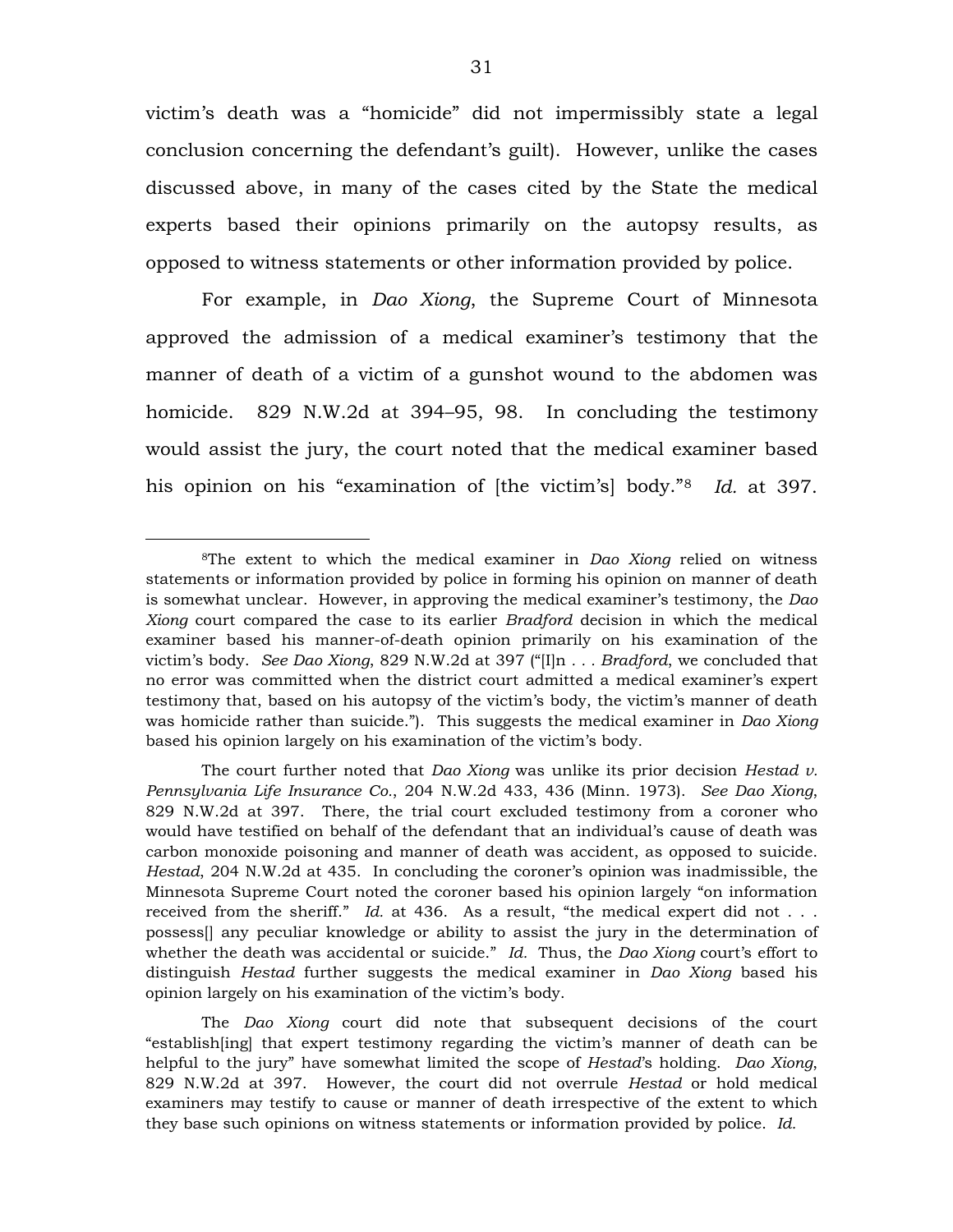victim's death was a "homicide" did not impermissibly state a legal conclusion concerning the defendant's guilt). However, unlike the cases discussed above, in many of the cases cited by the State the medical experts based their opinions primarily on the autopsy results, as opposed to witness statements or other information provided by police.

For example, in *Dao Xiong*, the Supreme Court of Minnesota approved the admission of a medical examiner's testimony that the manner of death of a victim of a gunshot wound to the abdomen was homicide. 829 N.W.2d at 394–95, 98. In concluding the testimony would assist the jury, the court noted that the medical examiner based his opinion on his "examination of [the victim's] body."[8] *Id.* at 397.

---

[8]The extent to which the medical examiner in *Dao Xiong* relied on witness statements or information provided by police in forming his opinion on manner of death is somewhat unclear. However, in approving the medical examiner's testimony, the *Dao Xiong* court compared the case to its earlier *Bradford* decision in which the medical examiner based his manner-of-death opinion primarily on his examination of the victim's body. *See Dao Xiong*, 829 N.W.2d at 397 ("[I]n . . . *Bradford*, we concluded that no error was committed when the district court admitted a medical examiner's expert testimony that, based on his autopsy of the victim's body, the victim's manner of death was homicide rather than suicide."). This suggests the medical examiner in *Dao Xiong* based his opinion largely on his examination of the victim's body.

The court further noted that *Dao Xiong* was unlike its prior decision *Hestad v. Pennsylvania Life Insurance Co.*, 204 N.W.2d 433, 436 (Minn. 1973). *See Dao Xiong*, 829 N.W.2d at 397. There, the trial court excluded testimony from a coroner who would have testified on behalf of the defendant that an individual's cause of death was carbon monoxide poisoning and manner of death was accident, as opposed to suicide. *Hestad*, 204 N.W.2d at 435. In concluding the coroner's opinion was inadmissible, the Minnesota Supreme Court noted the coroner based his opinion largely "on information received from the sheriff." *Id.* at 436. As a result, "the medical expert did not . . . possess[] any peculiar knowledge or ability to assist the jury in the determination of whether the death was accidental or suicide." *Id.* Thus, the *Dao Xiong* court's effort to distinguish *Hestad* further suggests the medical examiner in *Dao Xiong* based his opinion largely on his examination of the victim's body.

The *Dao Xiong* court did note that subsequent decisions of the court "establish[ing] that expert testimony regarding the victim's manner of death can be helpful to the jury" have somewhat limited the scope of *Hestad*'s holding. *Dao Xiong*, 829 N.W.2d at 397. However, the court did not overrule *Hestad* or hold medical examiners may testify to cause or manner of death irrespective of the extent to which they base such opinions on witness statements or information provided by police. *Id.*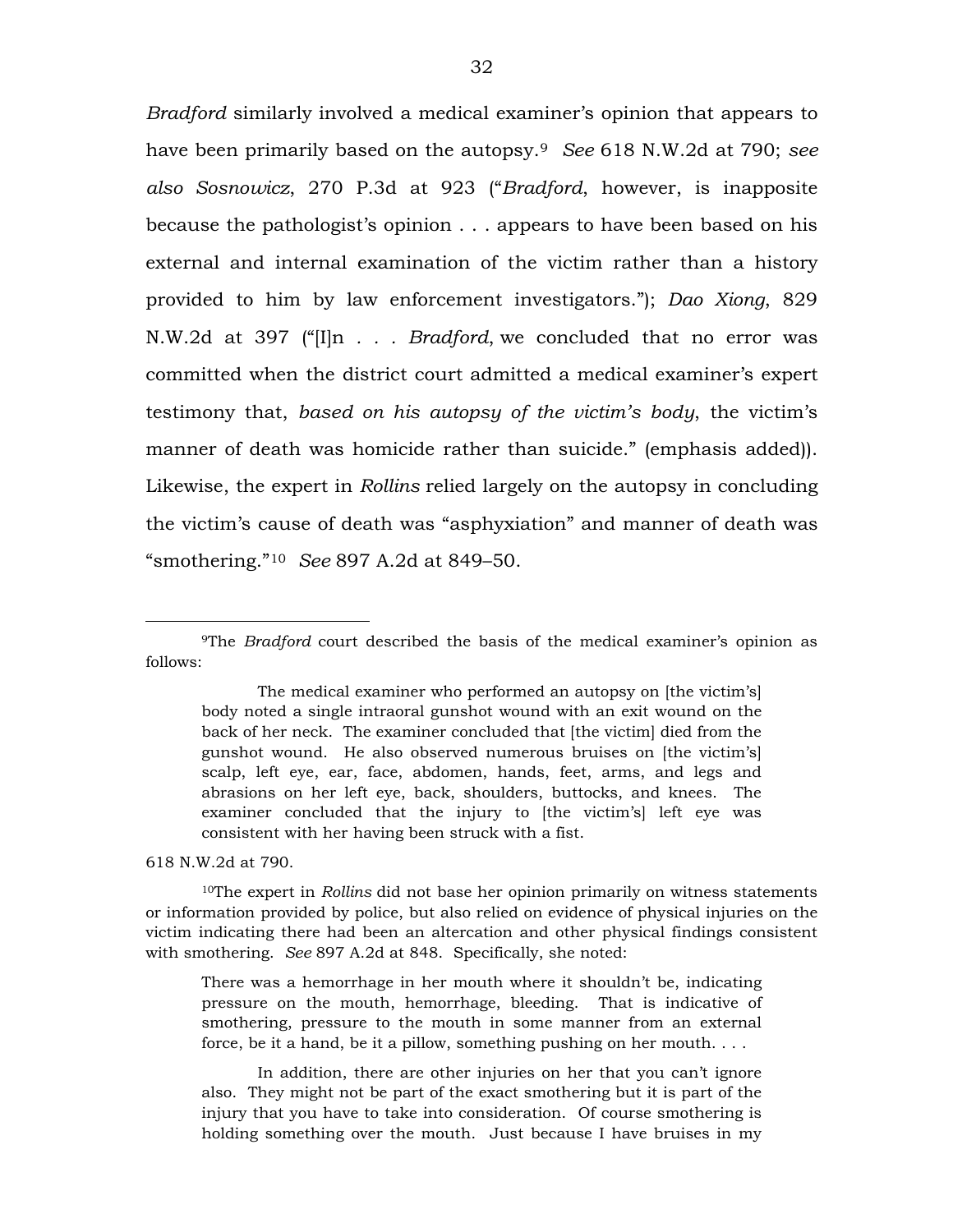*Bradford* similarly involved a medical examiner's opinion that appears to have been primarily based on the autopsy.[9] *See* 618 N.W.2d at 790; *see also Sosnowicz*, 270 P.3d at 923 ("*Bradford*, however, is inapposite because the pathologist's opinion . . . appears to have been based on his external and internal examination of the victim rather than a history provided to him by law enforcement investigators."); *Dao Xiong*, 829 N.W.2d at 397 ("[I]n . . . *Bradford*, we concluded that no error was committed when the district court admitted a medical examiner's expert testimony that, *based on his autopsy of the victim's body*, the victim's manner of death was homicide rather than suicide." (emphasis added)). Likewise, the expert in *Rollins* relied largely on the autopsy in concluding the victim's cause of death was "asphyxiation" and manner of death was "smothering."[10] *See* 897 A.2d at 849–50.

---

[9]The *Bradford* court described the basis of the medical examiner's opinion as follows:

> The medical examiner who performed an autopsy on [the victim's] body noted a single intraoral gunshot wound with an exit wound on the back of her neck. The examiner concluded that [the victim] died from the gunshot wound. He also observed numerous bruises on [the victim's] scalp, left eye, ear, face, abdomen, hands, feet, arms, and legs and abrasions on her left eye, back, shoulders, buttocks, and knees. The examiner concluded that the injury to [the victim's] left eye was consistent with her having been struck with a fist.

618 N.W.2d at 790.

[10]The expert in *Rollins* did not base her opinion primarily on witness statements or information provided by police, but also relied on evidence of physical injuries on the victim indicating there had been an altercation and other physical findings consistent with smothering. *See* 897 A.2d at 848. Specifically, she noted:

> There was a hemorrhage in her mouth where it shouldn't be, indicating pressure on the mouth, hemorrhage, bleeding. That is indicative of smothering, pressure to the mouth in some manner from an external force, be it a hand, be it a pillow, something pushing on her mouth. . . .
>
> In addition, there are other injuries on her that you can't ignore also. They might not be part of the exact smothering but it is part of the injury that you have to take into consideration. Of course smothering is holding something over the mouth. Just because I have bruises in my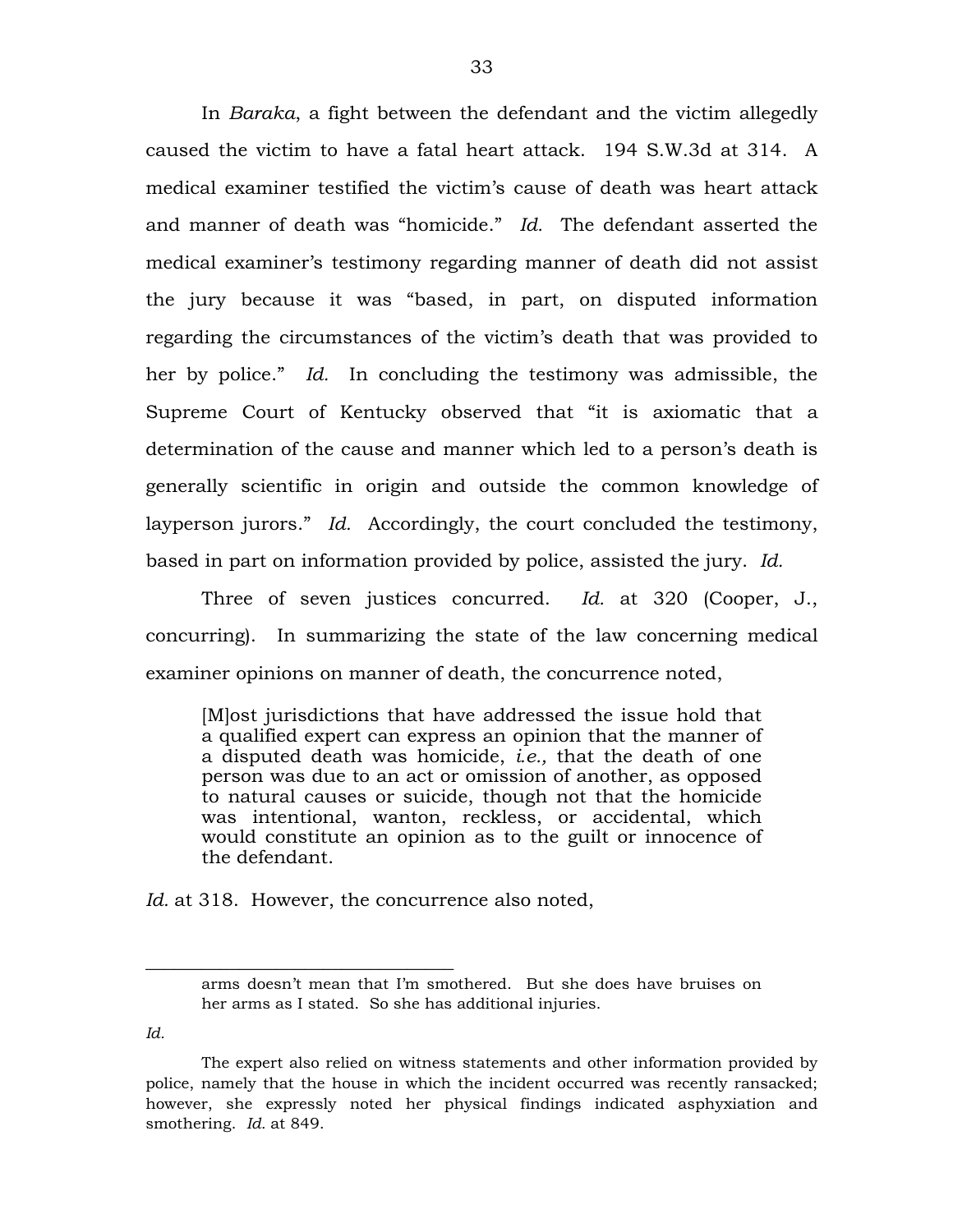In *Baraka*, a fight between the defendant and the victim allegedly caused the victim to have a fatal heart attack. 194 S.W.3d at 314. A medical examiner testified the victim's cause of death was heart attack and manner of death was "homicide." *Id.* The defendant asserted the medical examiner's testimony regarding manner of death did not assist the jury because it was "based, in part, on disputed information regarding the circumstances of the victim's death that was provided to her by police." *Id.* In concluding the testimony was admissible, the Supreme Court of Kentucky observed that "it is axiomatic that a determination of the cause and manner which led to a person's death is generally scientific in origin and outside the common knowledge of layperson jurors." *Id.* Accordingly, the court concluded the testimony, based in part on information provided by police, assisted the jury. *Id.*

Three of seven justices concurred. *Id.* at 320 (Cooper, J., concurring). In summarizing the state of the law concerning medical examiner opinions on manner of death, the concurrence noted,

> [M]ost jurisdictions that have addressed the issue hold that a qualified expert can express an opinion that the manner of a disputed death was homicide, *i.e.,* that the death of one person was due to an act or omission of another, as opposed to natural causes or suicide, though not that the homicide was intentional, wanton, reckless, or accidental, which would constitute an opinion as to the guilt or innocence of the defendant.

*Id.* at 318. However, the concurrence also noted,

---

> arms doesn't mean that I'm smothered. But she does have bruises on her arms as I stated. So she has additional injuries.

*Id.*

The expert also relied on witness statements and other information provided by police, namely that the house in which the incident occurred was recently ransacked; however, she expressly noted her physical findings indicated asphyxiation and smothering. *Id.* at 849.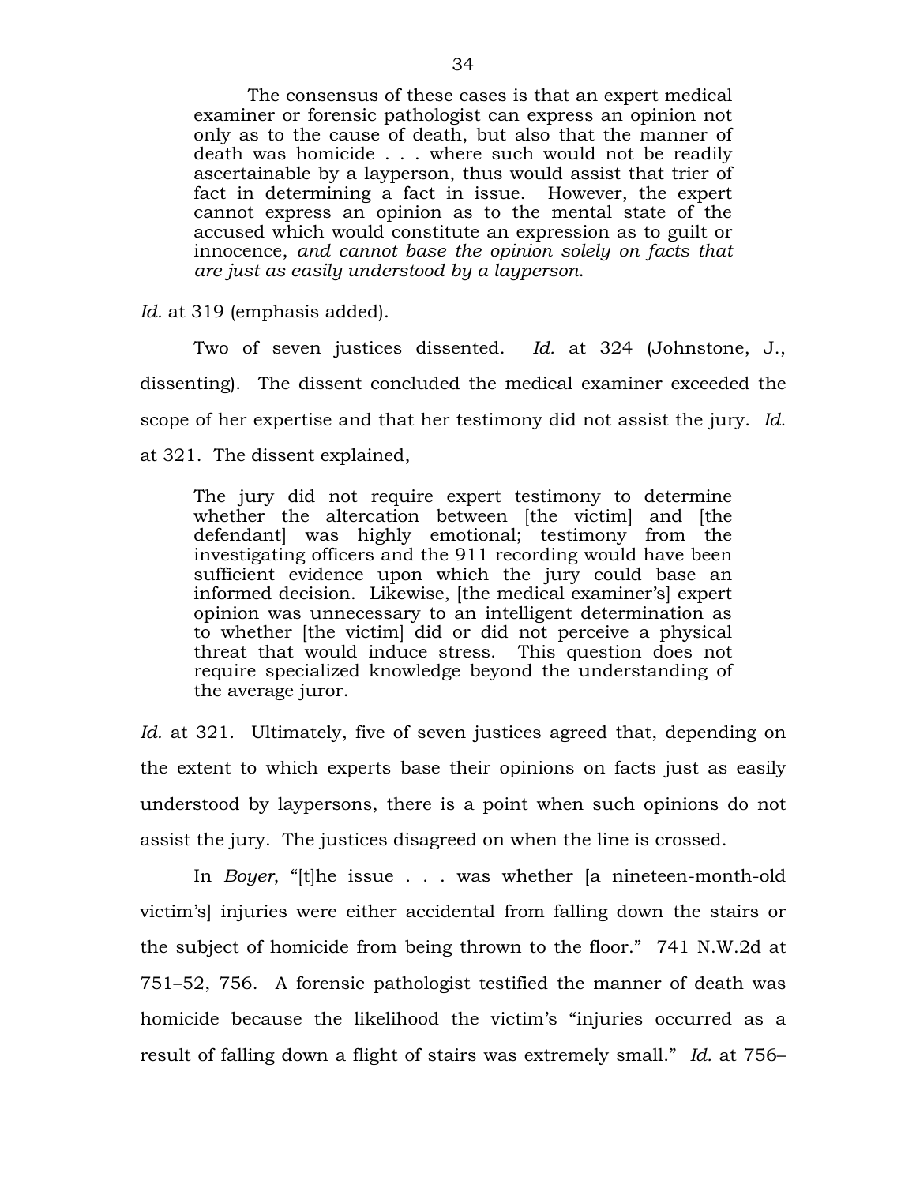> The consensus of these cases is that an expert medical examiner or forensic pathologist can express an opinion not only as to the cause of death, but also that the manner of death was homicide . . . where such would not be readily ascertainable by a layperson, thus would assist that trier of fact in determining a fact in issue. However, the expert cannot express an opinion as to the mental state of the accused which would constitute an expression as to guilt or innocence, *and cannot base the opinion solely on facts that are just as easily understood by a layperson*.

*Id.* at 319 (emphasis added).

Two of seven justices dissented. *Id.* at 324 (Johnstone, J., dissenting). The dissent concluded the medical examiner exceeded the scope of her expertise and that her testimony did not assist the jury. *Id.* at 321. The dissent explained,

> The jury did not require expert testimony to determine whether the altercation between [the victim] and [the defendant] was highly emotional; testimony from the investigating officers and the 911 recording would have been sufficient evidence upon which the jury could base an informed decision. Likewise, [the medical examiner's] expert opinion was unnecessary to an intelligent determination as to whether [the victim] did or did not perceive a physical threat that would induce stress. This question does not require specialized knowledge beyond the understanding of the average juror.

*Id.* at 321. Ultimately, five of seven justices agreed that, depending on the extent to which experts base their opinions on facts just as easily understood by laypersons, there is a point when such opinions do not assist the jury. The justices disagreed on when the line is crossed.

In *Boyer*, "[t]he issue . . . was whether [a nineteen-month-old victim's] injuries were either accidental from falling down the stairs or the subject of homicide from being thrown to the floor." 741 N.W.2d at 751–52, 756. A forensic pathologist testified the manner of death was homicide because the likelihood the victim's "injuries occurred as a result of falling down a flight of stairs was extremely small." *Id.* at 756–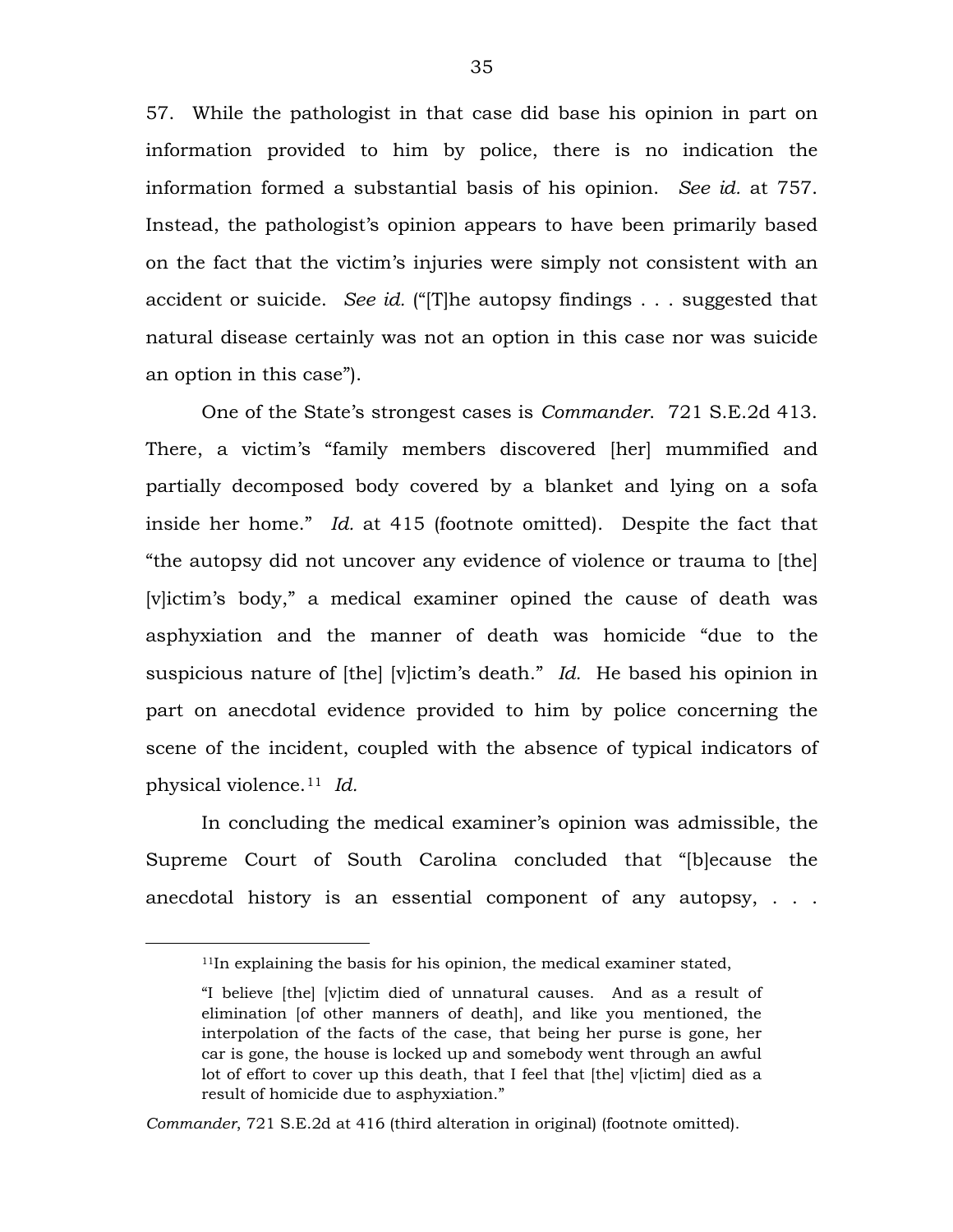57. While the pathologist in that case did base his opinion in part on information provided to him by police, there is no indication the information formed a substantial basis of his opinion. *See id.* at 757. Instead, the pathologist's opinion appears to have been primarily based on the fact that the victim's injuries were simply not consistent with an accident or suicide. *See id.* ("[T]he autopsy findings . . . suggested that natural disease certainly was not an option in this case nor was suicide an option in this case").

One of the State's strongest cases is *Commander*. 721 S.E.2d 413. There, a victim's "family members discovered [her] mummified and partially decomposed body covered by a blanket and lying on a sofa inside her home." *Id.* at 415 (footnote omitted). Despite the fact that "the autopsy did not uncover any evidence of violence or trauma to [the] [v]ictim's body," a medical examiner opined the cause of death was asphyxiation and the manner of death was homicide "due to the suspicious nature of [the] [v]ictim's death." *Id.* He based his opinion in part on anecdotal evidence provided to him by police concerning the scene of the incident, coupled with the absence of typical indicators of physical violence.[11] *Id.*

In concluding the medical examiner's opinion was admissible, the Supreme Court of South Carolina concluded that "[b]ecause the anecdotal history is an essential component of any autopsy, . . .

---

[11]In explaining the basis for his opinion, the medical examiner stated,

> "I believe [the] [v]ictim died of unnatural causes. And as a result of elimination [of other manners of death], and like you mentioned, the interpolation of the facts of the case, that being her purse is gone, her car is gone, the house is locked up and somebody went through an awful lot of effort to cover up this death, that I feel that [the] v[ictim] died as a result of homicide due to asphyxiation."

*Commander*, 721 S.E.2d at 416 (third alteration in original) (footnote omitted).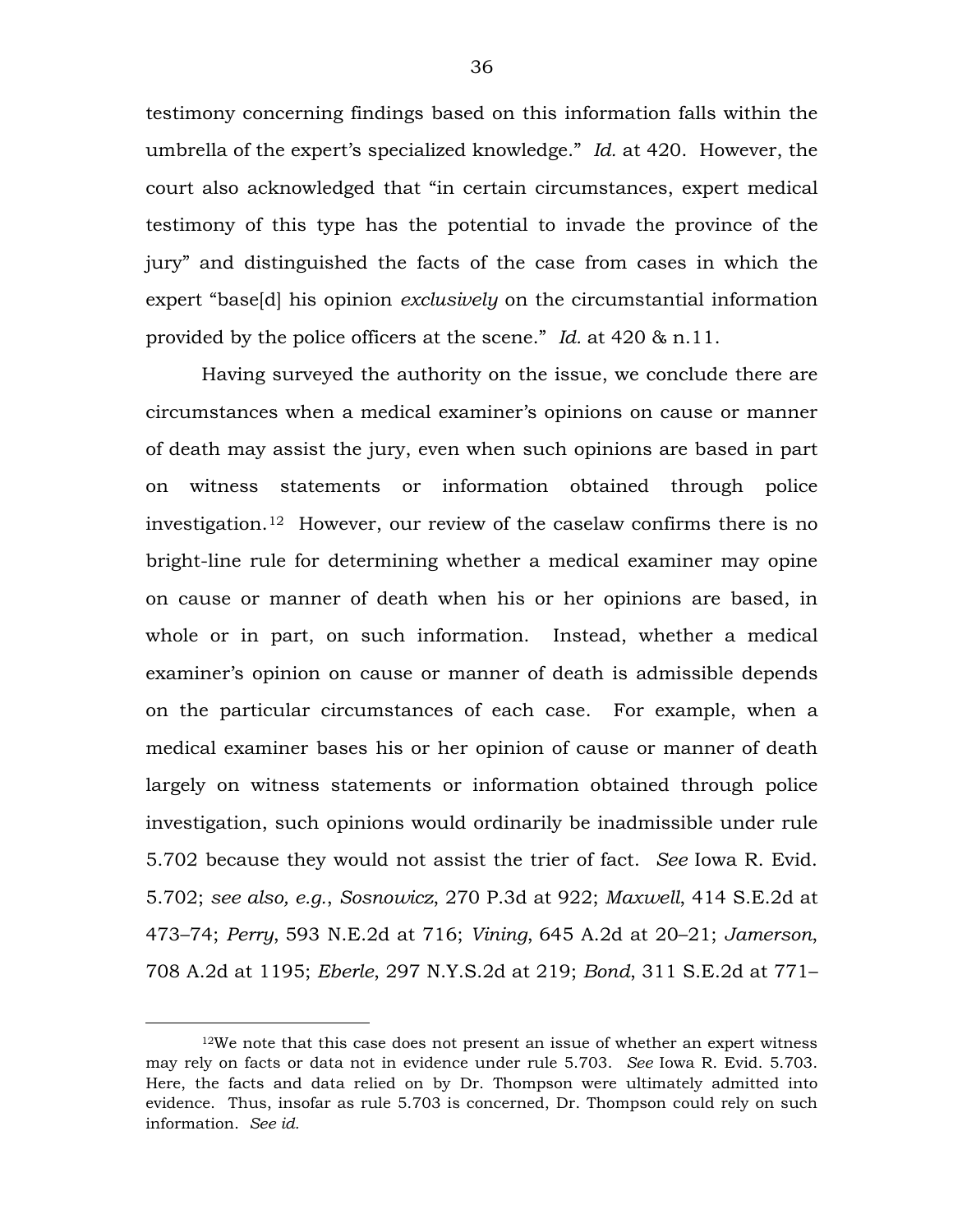testimony concerning findings based on this information falls within the umbrella of the expert's specialized knowledge." *Id.* at 420. However, the court also acknowledged that "in certain circumstances, expert medical testimony of this type has the potential to invade the province of the jury" and distinguished the facts of the case from cases in which the expert "base[d] his opinion *exclusively* on the circumstantial information provided by the police officers at the scene." *Id.* at 420 & n.11.

Having surveyed the authority on the issue, we conclude there are circumstances when a medical examiner's opinions on cause or manner of death may assist the jury, even when such opinions are based in part on witness statements or information obtained through police investigation.[12] However, our review of the caselaw confirms there is no bright-line rule for determining whether a medical examiner may opine on cause or manner of death when his or her opinions are based, in whole or in part, on such information. Instead, whether a medical examiner's opinion on cause or manner of death is admissible depends on the particular circumstances of each case. For example, when a medical examiner bases his or her opinion of cause or manner of death largely on witness statements or information obtained through police investigation, such opinions would ordinarily be inadmissible under rule 5.702 because they would not assist the trier of fact. *See* Iowa R. Evid. 5.702; *see also, e.g.*, *Sosnowicz*, 270 P.3d at 922; *Maxwell*, 414 S.E.2d at 473–74; *Perry,* 593 N.E.2d at 716; *Vining*, 645 A.2d at 20–21; *Jamerson*, 708 A.2d at 1195; *Eberle*, 297 N.Y.S.2d at 219; *Bond*, 311 S.E.2d at 771–

---

[12]We note that this case does not present an issue of whether an expert witness may rely on facts or data not in evidence under rule 5.703. *See* Iowa R. Evid. 5.703. Here, the facts and data relied on by Dr. Thompson were ultimately admitted into evidence. Thus, insofar as rule 5.703 is concerned, Dr. Thompson could rely on such information. *See id.*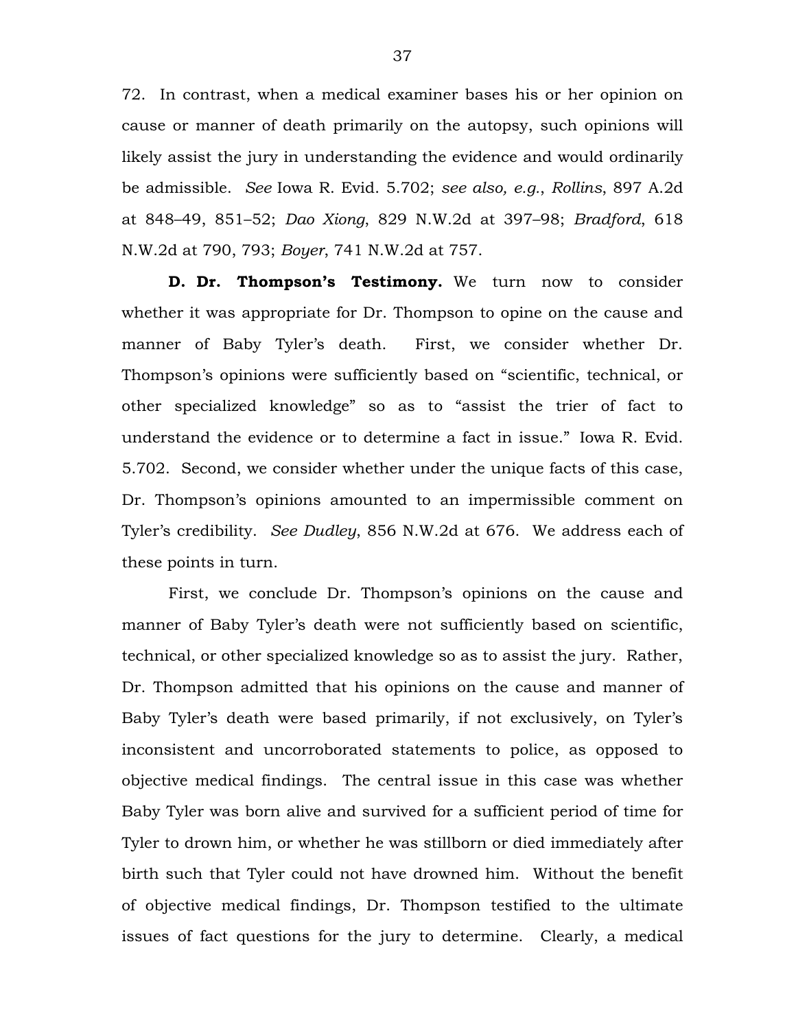72. In contrast, when a medical examiner bases his or her opinion on cause or manner of death primarily on the autopsy, such opinions will likely assist the jury in understanding the evidence and would ordinarily be admissible. *See* Iowa R. Evid. 5.702; *see also, e.g.*, *Rollins*, 897 A.2d at 848–49, 851–52; *Dao Xiong*, 829 N.W.2d at 397–98; *Bradford*, 618 N.W.2d at 790, 793; *Boyer*, 741 N.W.2d at 757.

**D. Dr. Thompson's Testimony.** We turn now to consider whether it was appropriate for Dr. Thompson to opine on the cause and manner of Baby Tyler's death. First, we consider whether Dr. Thompson's opinions were sufficiently based on "scientific, technical, or other specialized knowledge" so as to "assist the trier of fact to understand the evidence or to determine a fact in issue." Iowa R. Evid. 5.702. Second, we consider whether under the unique facts of this case, Dr. Thompson's opinions amounted to an impermissible comment on Tyler's credibility. *See Dudley*, 856 N.W.2d at 676. We address each of these points in turn.

First, we conclude Dr. Thompson's opinions on the cause and manner of Baby Tyler's death were not sufficiently based on scientific, technical, or other specialized knowledge so as to assist the jury. Rather, Dr. Thompson admitted that his opinions on the cause and manner of Baby Tyler's death were based primarily, if not exclusively, on Tyler's inconsistent and uncorroborated statements to police, as opposed to objective medical findings. The central issue in this case was whether Baby Tyler was born alive and survived for a sufficient period of time for Tyler to drown him, or whether he was stillborn or died immediately after birth such that Tyler could not have drowned him. Without the benefit of objective medical findings, Dr. Thompson testified to the ultimate issues of fact questions for the jury to determine. Clearly, a medical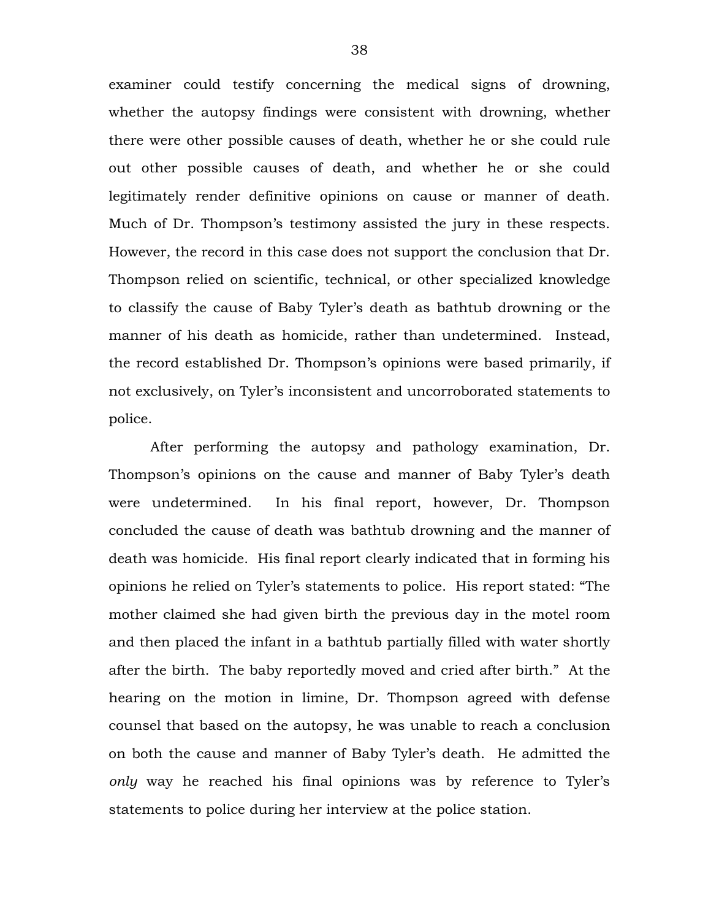examiner could testify concerning the medical signs of drowning, whether the autopsy findings were consistent with drowning, whether there were other possible causes of death, whether he or she could rule out other possible causes of death, and whether he or she could legitimately render definitive opinions on cause or manner of death. Much of Dr. Thompson's testimony assisted the jury in these respects. However, the record in this case does not support the conclusion that Dr. Thompson relied on scientific, technical, or other specialized knowledge to classify the cause of Baby Tyler's death as bathtub drowning or the manner of his death as homicide, rather than undetermined. Instead, the record established Dr. Thompson's opinions were based primarily, if not exclusively, on Tyler's inconsistent and uncorroborated statements to police.

After performing the autopsy and pathology examination, Dr. Thompson's opinions on the cause and manner of Baby Tyler's death were undetermined. In his final report, however, Dr. Thompson concluded the cause of death was bathtub drowning and the manner of death was homicide. His final report clearly indicated that in forming his opinions he relied on Tyler's statements to police. His report stated: "The mother claimed she had given birth the previous day in the motel room and then placed the infant in a bathtub partially filled with water shortly after the birth. The baby reportedly moved and cried after birth." At the hearing on the motion in limine, Dr. Thompson agreed with defense counsel that based on the autopsy, he was unable to reach a conclusion on both the cause and manner of Baby Tyler's death. He admitted the *only* way he reached his final opinions was by reference to Tyler's statements to police during her interview at the police station.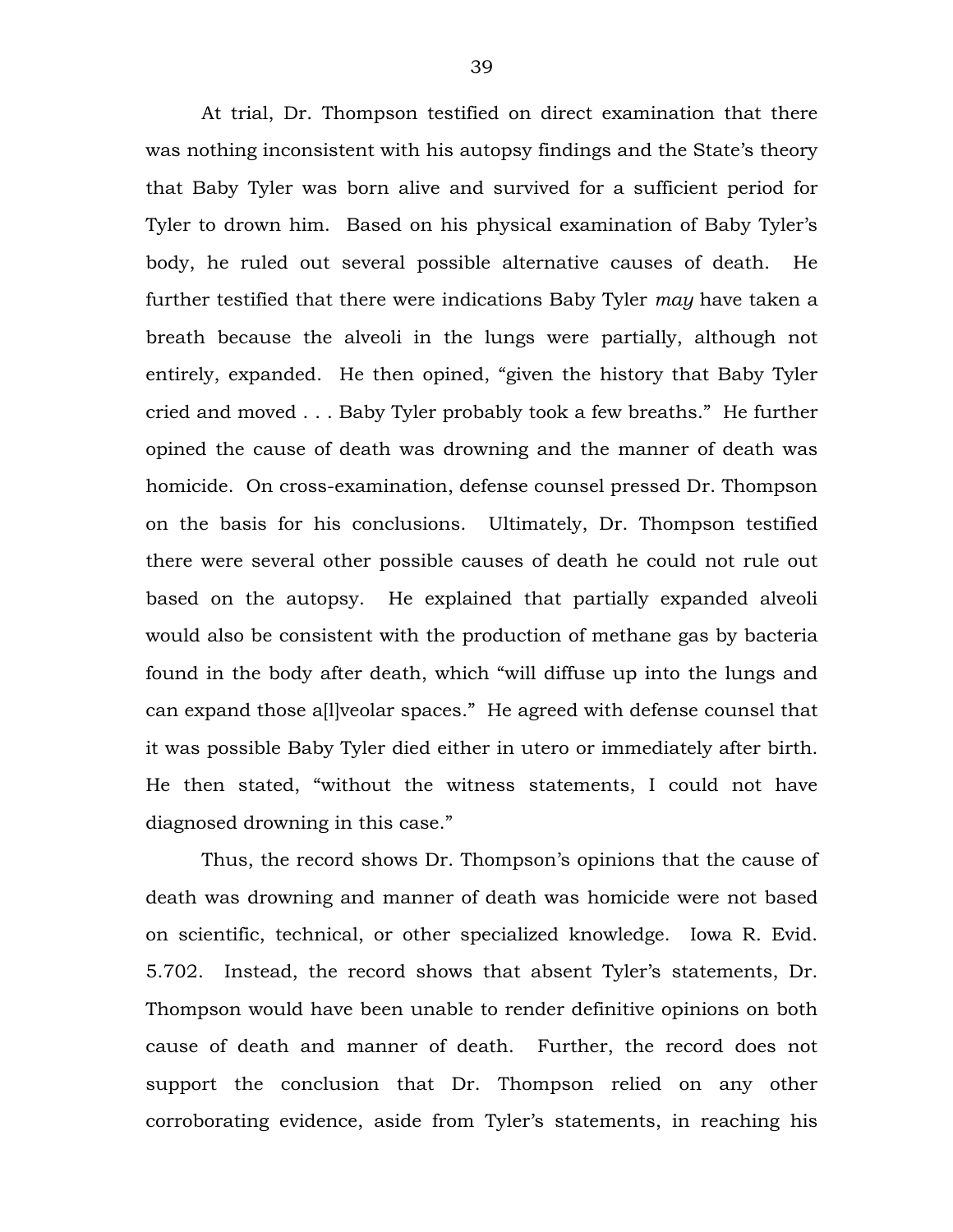At trial, Dr. Thompson testified on direct examination that there was nothing inconsistent with his autopsy findings and the State's theory that Baby Tyler was born alive and survived for a sufficient period for Tyler to drown him. Based on his physical examination of Baby Tyler's body, he ruled out several possible alternative causes of death. He further testified that there were indications Baby Tyler *may* have taken a breath because the alveoli in the lungs were partially, although not entirely, expanded. He then opined, "given the history that Baby Tyler cried and moved . . . Baby Tyler probably took a few breaths." He further opined the cause of death was drowning and the manner of death was homicide. On cross-examination, defense counsel pressed Dr. Thompson on the basis for his conclusions. Ultimately, Dr. Thompson testified there were several other possible causes of death he could not rule out based on the autopsy. He explained that partially expanded alveoli would also be consistent with the production of methane gas by bacteria found in the body after death, which "will diffuse up into the lungs and can expand those a[l]veolar spaces." He agreed with defense counsel that it was possible Baby Tyler died either in utero or immediately after birth. He then stated, "without the witness statements, I could not have diagnosed drowning in this case."

Thus, the record shows Dr. Thompson's opinions that the cause of death was drowning and manner of death was homicide were not based on scientific, technical, or other specialized knowledge. Iowa R. Evid. 5.702. Instead, the record shows that absent Tyler's statements, Dr. Thompson would have been unable to render definitive opinions on both cause of death and manner of death. Further, the record does not support the conclusion that Dr. Thompson relied on any other corroborating evidence, aside from Tyler's statements, in reaching his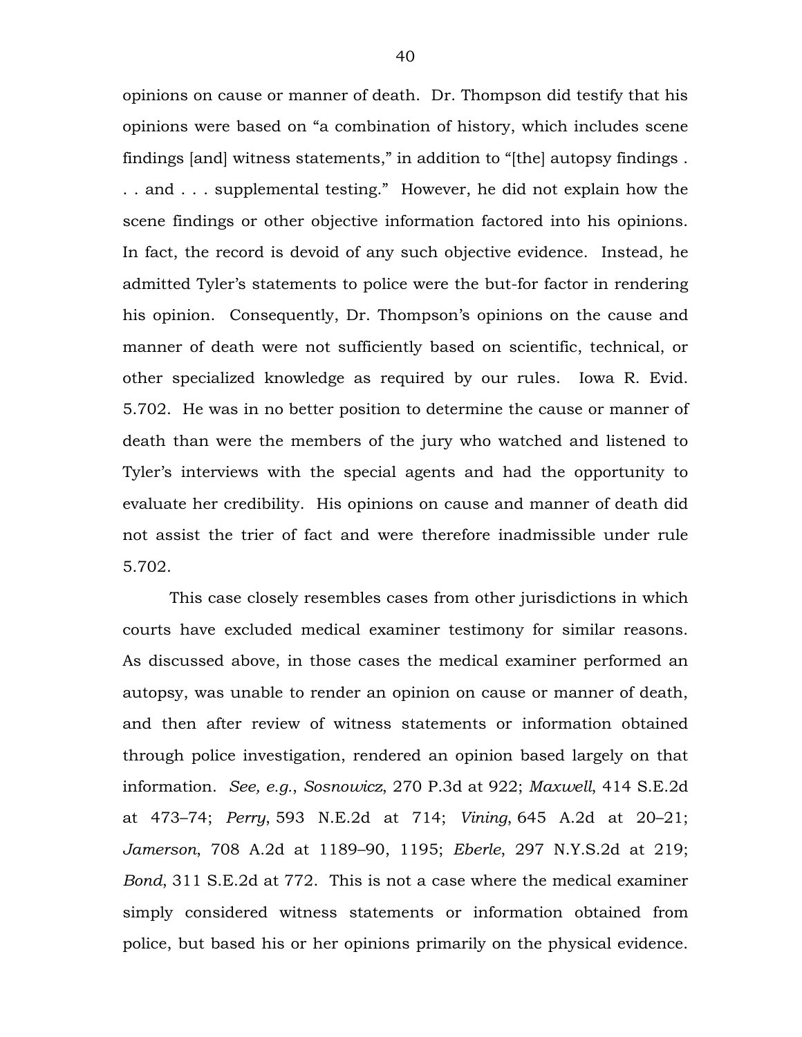opinions on cause or manner of death. Dr. Thompson did testify that his opinions were based on "a combination of history, which includes scene findings [and] witness statements," in addition to "[the] autopsy findings . . . and . . . supplemental testing." However, he did not explain how the scene findings or other objective information factored into his opinions. In fact, the record is devoid of any such objective evidence. Instead, he admitted Tyler's statements to police were the but-for factor in rendering his opinion. Consequently, Dr. Thompson's opinions on the cause and manner of death were not sufficiently based on scientific, technical, or other specialized knowledge as required by our rules. Iowa R. Evid. 5.702. He was in no better position to determine the cause or manner of death than were the members of the jury who watched and listened to Tyler's interviews with the special agents and had the opportunity to evaluate her credibility. His opinions on cause and manner of death did not assist the trier of fact and were therefore inadmissible under rule 5.702.

This case closely resembles cases from other jurisdictions in which courts have excluded medical examiner testimony for similar reasons. As discussed above, in those cases the medical examiner performed an autopsy, was unable to render an opinion on cause or manner of death, and then after review of witness statements or information obtained through police investigation, rendered an opinion based largely on that information. *See, e.g.*, *Sosnowicz*, 270 P.3d at 922; *Maxwell*, 414 S.E.2d at 473–74; *Perry*, 593 N.E.2d at 714; *Vining*, 645 A.2d at 20–21; *Jamerson*, 708 A.2d at 1189–90, 1195; *Eberle*, 297 N.Y.S.2d at 219; *Bond*, 311 S.E.2d at 772. This is not a case where the medical examiner simply considered witness statements or information obtained from police, but based his or her opinions primarily on the physical evidence.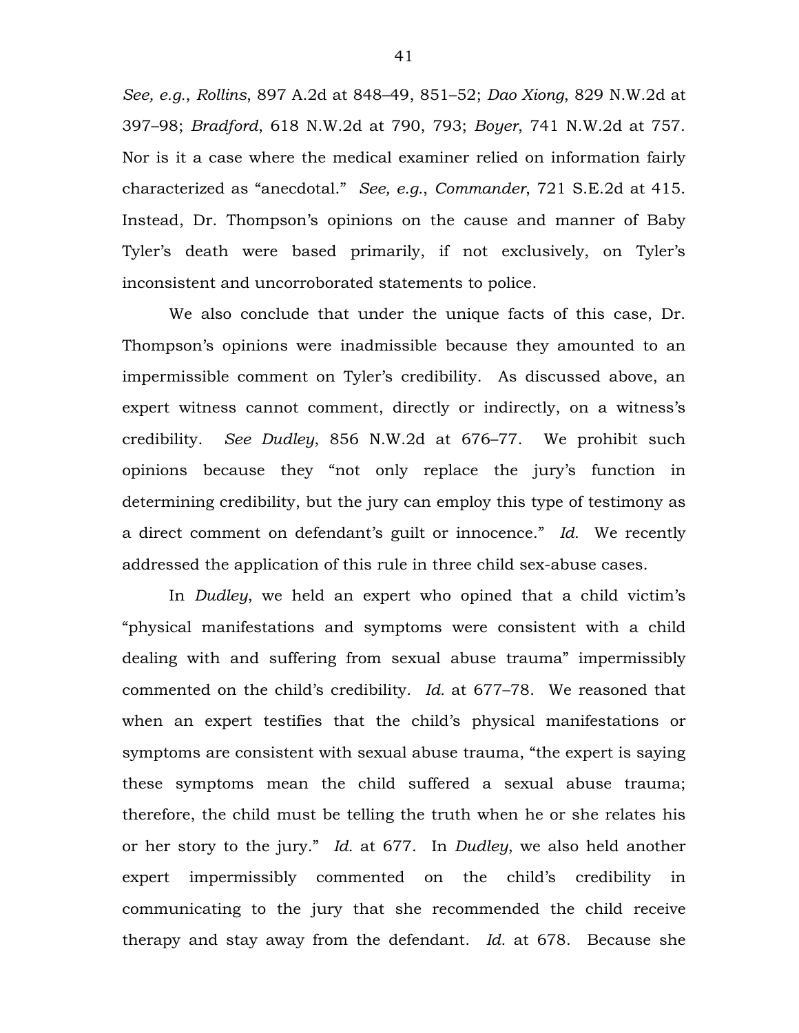*See, e.g.*, *Rollins*, 897 A.2d at 848–49, 851–52; *Dao Xiong*, 829 N.W.2d at 397–98; *Bradford*, 618 N.W.2d at 790, 793; *Boyer*, 741 N.W.2d at 757. Nor is it a case where the medical examiner relied on information fairly characterized as "anecdotal." *See, e.g.*, *Commander*, 721 S.E.2d at 415. Instead, Dr. Thompson's opinions on the cause and manner of Baby Tyler's death were based primarily, if not exclusively, on Tyler's inconsistent and uncorroborated statements to police.

We also conclude that under the unique facts of this case, Dr. Thompson's opinions were inadmissible because they amounted to an impermissible comment on Tyler's credibility. As discussed above, an expert witness cannot comment, directly or indirectly, on a witness's credibility. *See Dudley*, 856 N.W.2d at 676–77. We prohibit such opinions because they "not only replace the jury's function in determining credibility, but the jury can employ this type of testimony as a direct comment on defendant's guilt or innocence." *Id.* We recently addressed the application of this rule in three child sex-abuse cases.

In *Dudley*, we held an expert who opined that a child victim's "physical manifestations and symptoms were consistent with a child dealing with and suffering from sexual abuse trauma" impermissibly commented on the child's credibility. *Id.* at 677–78. We reasoned that when an expert testifies that the child's physical manifestations or symptoms are consistent with sexual abuse trauma, "the expert is saying these symptoms mean the child suffered a sexual abuse trauma; therefore, the child must be telling the truth when he or she relates his or her story to the jury." *Id.* at 677. In *Dudley*, we also held another expert impermissibly commented on the child's credibility in communicating to the jury that she recommended the child receive therapy and stay away from the defendant. *Id.* at 678. Because she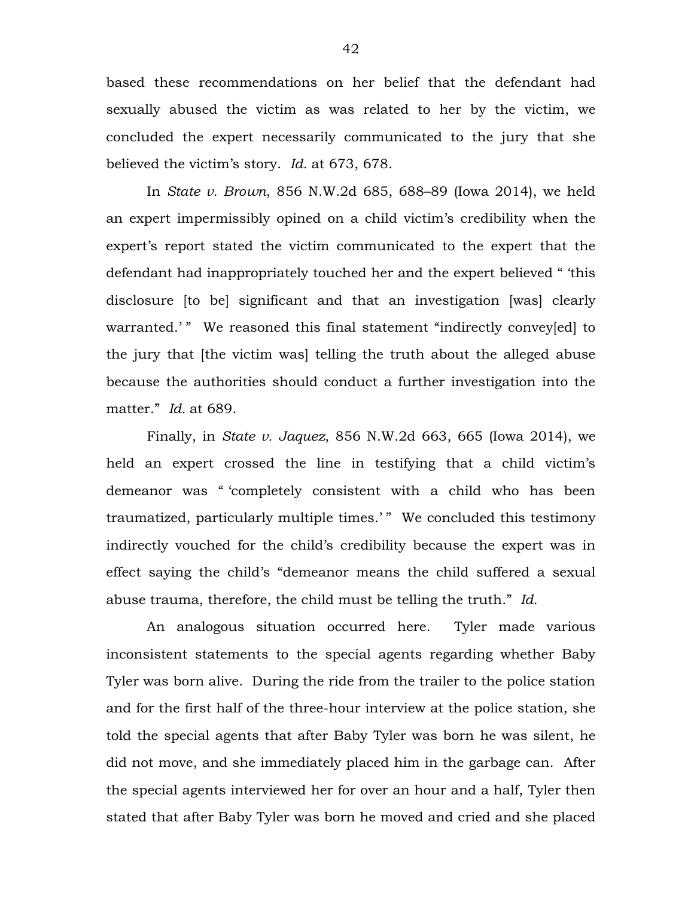based these recommendations on her belief that the defendant had sexually abused the victim as was related to her by the victim, we concluded the expert necessarily communicated to the jury that she believed the victim's story. *Id.* at 673, 678.

In *State v. Brown*, 856 N.W.2d 685, 688–89 (Iowa 2014), we held an expert impermissibly opined on a child victim's credibility when the expert's report stated the victim communicated to the expert that the defendant had inappropriately touched her and the expert believed " 'this disclosure [to be] significant and that an investigation [was] clearly warranted.' " We reasoned this final statement "indirectly convey[ed] to the jury that [the victim was] telling the truth about the alleged abuse because the authorities should conduct a further investigation into the matter." *Id.* at 689.

Finally, in *State v. Jaquez*, 856 N.W.2d 663, 665 (Iowa 2014), we held an expert crossed the line in testifying that a child victim's demeanor was " 'completely consistent with a child who has been traumatized, particularly multiple times.' " We concluded this testimony indirectly vouched for the child's credibility because the expert was in effect saying the child's "demeanor means the child suffered a sexual abuse trauma, therefore, the child must be telling the truth." *Id.*

An analogous situation occurred here. Tyler made various inconsistent statements to the special agents regarding whether Baby Tyler was born alive. During the ride from the trailer to the police station and for the first half of the three-hour interview at the police station, she told the special agents that after Baby Tyler was born he was silent, he did not move, and she immediately placed him in the garbage can. After the special agents interviewed her for over an hour and a half, Tyler then stated that after Baby Tyler was born he moved and cried and she placed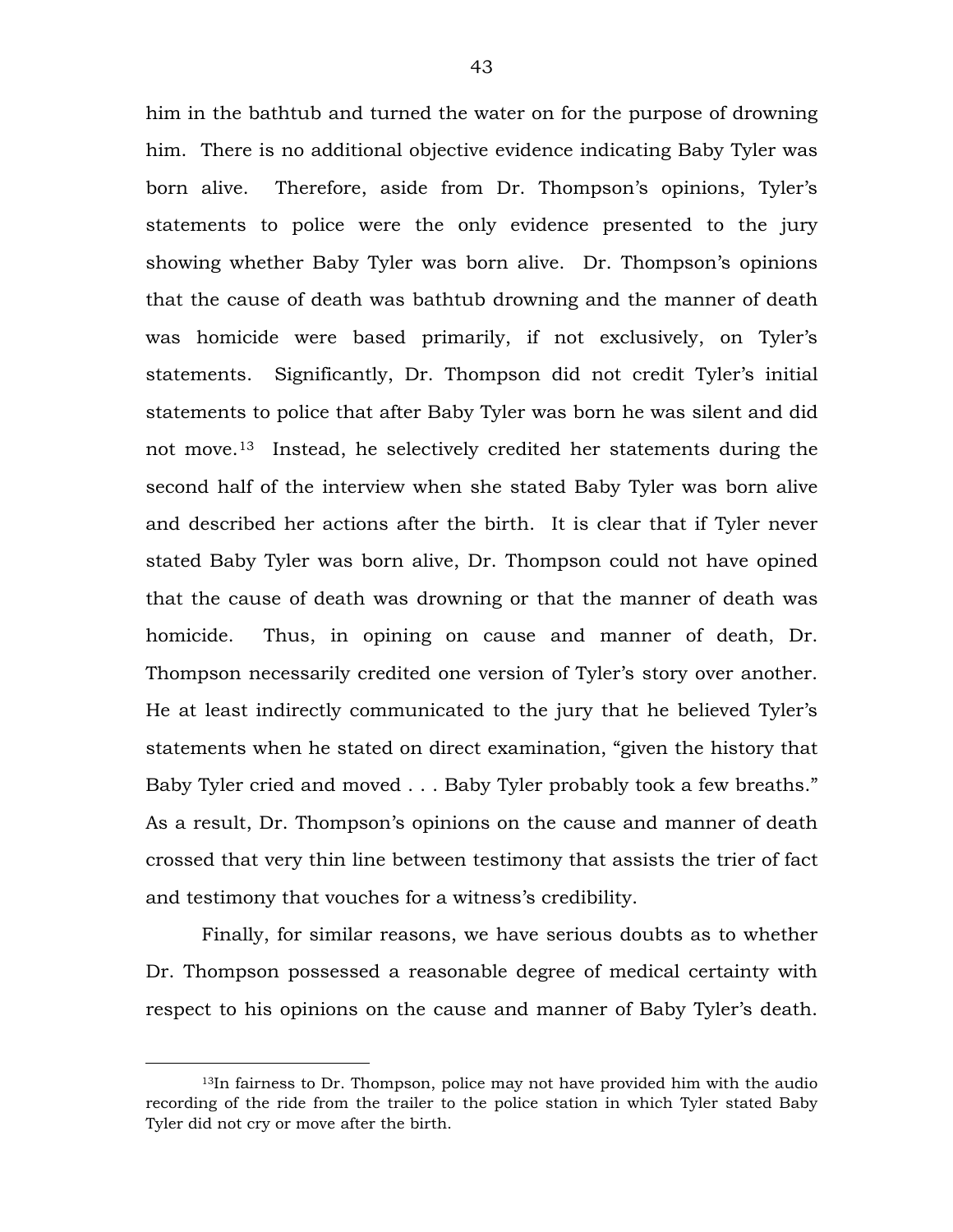him in the bathtub and turned the water on for the purpose of drowning him. There is no additional objective evidence indicating Baby Tyler was born alive. Therefore, aside from Dr. Thompson's opinions, Tyler's statements to police were the only evidence presented to the jury showing whether Baby Tyler was born alive. Dr. Thompson's opinions that the cause of death was bathtub drowning and the manner of death was homicide were based primarily, if not exclusively, on Tyler's statements. Significantly, Dr. Thompson did not credit Tyler's initial statements to police that after Baby Tyler was born he was silent and did not move.[13] Instead, he selectively credited her statements during the second half of the interview when she stated Baby Tyler was born alive and described her actions after the birth. It is clear that if Tyler never stated Baby Tyler was born alive, Dr. Thompson could not have opined that the cause of death was drowning or that the manner of death was homicide. Thus, in opining on cause and manner of death, Dr. Thompson necessarily credited one version of Tyler's story over another. He at least indirectly communicated to the jury that he believed Tyler's statements when he stated on direct examination, "given the history that Baby Tyler cried and moved . . . Baby Tyler probably took a few breaths." As a result, Dr. Thompson's opinions on the cause and manner of death crossed that very thin line between testimony that assists the trier of fact and testimony that vouches for a witness's credibility.

Finally, for similar reasons, we have serious doubts as to whether Dr. Thompson possessed a reasonable degree of medical certainty with respect to his opinions on the cause and manner of Baby Tyler's death.

---

[13] In fairness to Dr. Thompson, police may not have provided him with the audio recording of the ride from the trailer to the police station in which Tyler stated Baby Tyler did not cry or move after the birth.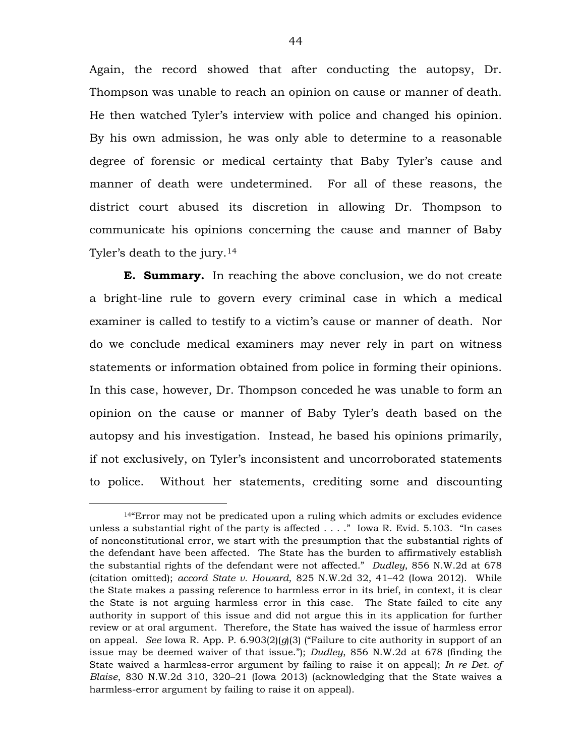Again, the record showed that after conducting the autopsy, Dr. Thompson was unable to reach an opinion on cause or manner of death. He then watched Tyler's interview with police and changed his opinion. By his own admission, he was only able to determine to a reasonable degree of forensic or medical certainty that Baby Tyler's cause and manner of death were undetermined. For all of these reasons, the district court abused its discretion in allowing Dr. Thompson to communicate his opinions concerning the cause and manner of Baby Tyler's death to the jury.[14]

**E. Summary.** In reaching the above conclusion, we do not create a bright-line rule to govern every criminal case in which a medical examiner is called to testify to a victim's cause or manner of death. Nor do we conclude medical examiners may never rely in part on witness statements or information obtained from police in forming their opinions. In this case, however, Dr. Thompson conceded he was unable to form an opinion on the cause or manner of Baby Tyler's death based on the autopsy and his investigation. Instead, he based his opinions primarily, if not exclusively, on Tyler's inconsistent and uncorroborated statements to police. Without her statements, crediting some and discounting

---

[14]"Error may not be predicated upon a ruling which admits or excludes evidence unless a substantial right of the party is affected . . . ." Iowa R. Evid. 5.103. "In cases of nonconstitutional error, we start with the presumption that the substantial rights of the defendant have been affected. The State has the burden to affirmatively establish the substantial rights of the defendant were not affected." *Dudley*, 856 N.W.2d at 678 (citation omitted); *accord State v. Howard*, 825 N.W.2d 32, 41–42 (Iowa 2012). While the State makes a passing reference to harmless error in its brief, in context, it is clear the State is not arguing harmless error in this case. The State failed to cite any authority in support of this issue and did not argue this in its application for further review or at oral argument. Therefore, the State has waived the issue of harmless error on appeal. *See* Iowa R. App. P. 6.903(2)(*g*)(3) ("Failure to cite authority in support of an issue may be deemed waiver of that issue."); *Dudley*, 856 N.W.2d at 678 (finding the State waived a harmless-error argument by failing to raise it on appeal); *In re Det. of Blaise*, 830 N.W.2d 310, 320–21 (Iowa 2013) (acknowledging that the State waives a harmless-error argument by failing to raise it on appeal).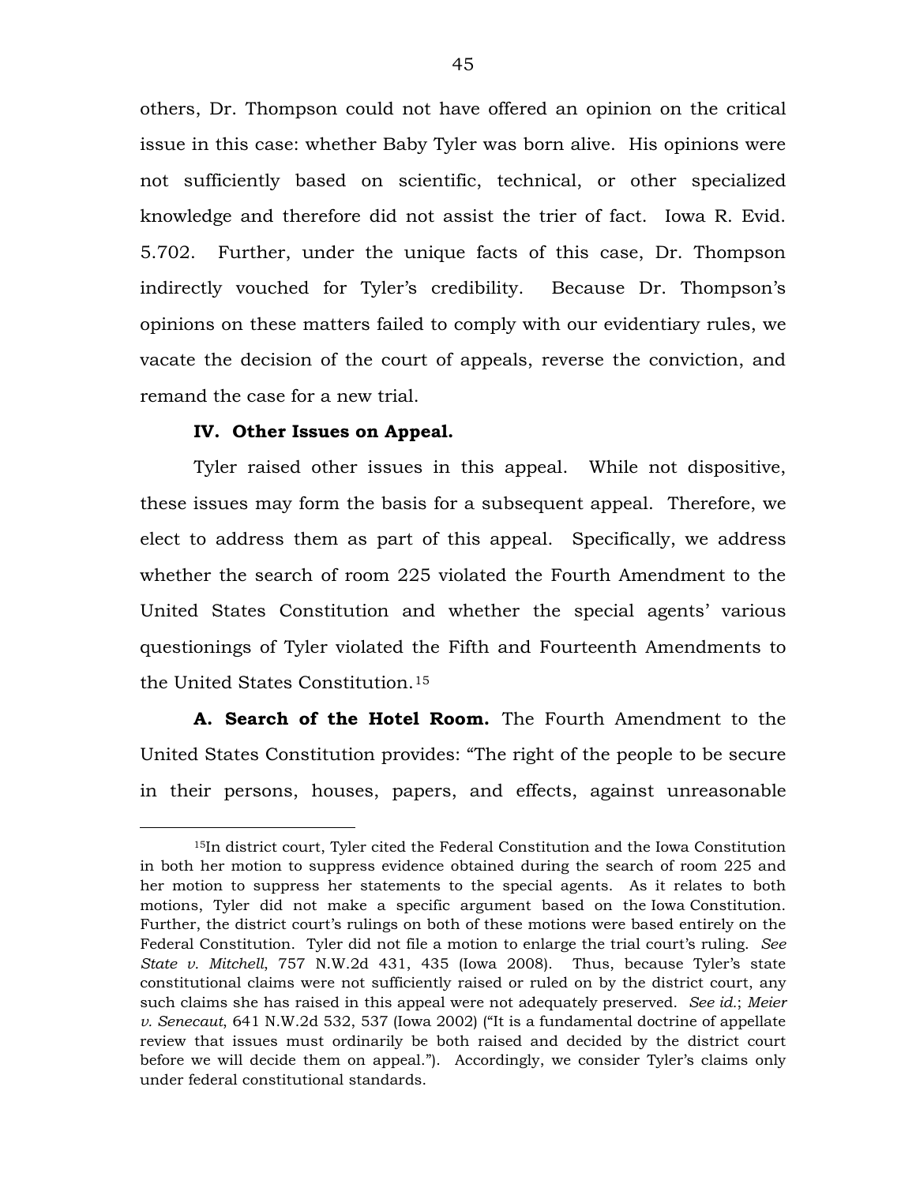others, Dr. Thompson could not have offered an opinion on the critical issue in this case: whether Baby Tyler was born alive. His opinions were not sufficiently based on scientific, technical, or other specialized knowledge and therefore did not assist the trier of fact. Iowa R. Evid. 5.702. Further, under the unique facts of this case, Dr. Thompson indirectly vouched for Tyler's credibility. Because Dr. Thompson's opinions on these matters failed to comply with our evidentiary rules, we vacate the decision of the court of appeals, reverse the conviction, and remand the case for a new trial.

**IV. Other Issues on Appeal.**

Tyler raised other issues in this appeal. While not dispositive, these issues may form the basis for a subsequent appeal. Therefore, we elect to address them as part of this appeal. Specifically, we address whether the search of room 225 violated the Fourth Amendment to the United States Constitution and whether the special agents' various questionings of Tyler violated the Fifth and Fourteenth Amendments to the United States Constitution.[15]

**A. Search of the Hotel Room.** The Fourth Amendment to the United States Constitution provides: "The right of the people to be secure in their persons, houses, papers, and effects, against unreasonable

---

[15]In district court, Tyler cited the Federal Constitution and the Iowa Constitution in both her motion to suppress evidence obtained during the search of room 225 and her motion to suppress her statements to the special agents. As it relates to both motions, Tyler did not make a specific argument based on the Iowa Constitution. Further, the district court's rulings on both of these motions were based entirely on the Federal Constitution. Tyler did not file a motion to enlarge the trial court's ruling. *See State v. Mitchell*, 757 N.W.2d 431, 435 (Iowa 2008). Thus, because Tyler's state constitutional claims were not sufficiently raised or ruled on by the district court, any such claims she has raised in this appeal were not adequately preserved. *See id.*; *Meier v. Senecaut*, 641 N.W.2d 532, 537 (Iowa 2002) ("It is a fundamental doctrine of appellate review that issues must ordinarily be both raised and decided by the district court before we will decide them on appeal."). Accordingly, we consider Tyler's claims only under federal constitutional standards.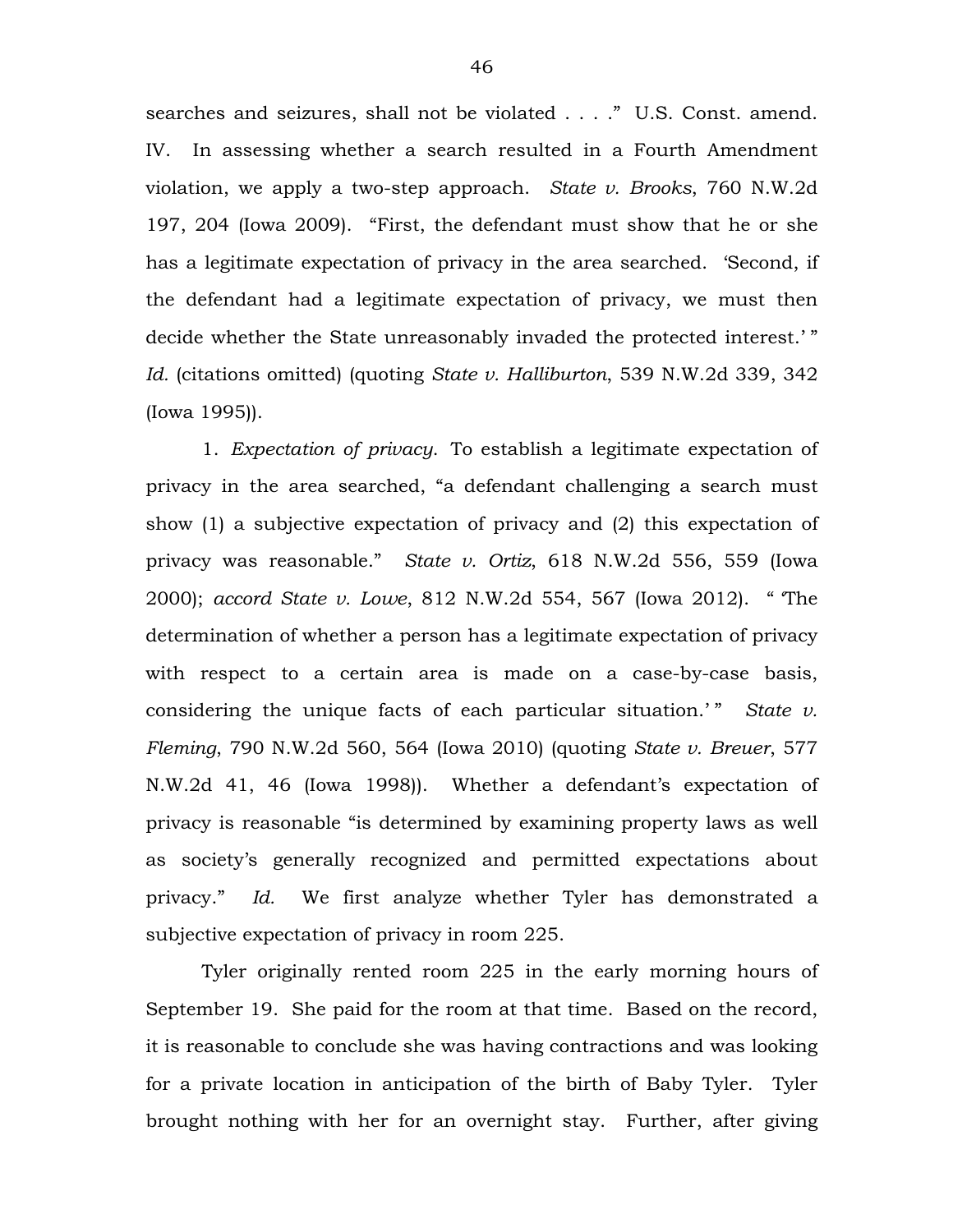searches and seizures, shall not be violated . . . ." U.S. Const. amend. IV. In assessing whether a search resulted in a Fourth Amendment violation, we apply a two-step approach. *State v. Brooks*, 760 N.W.2d 197, 204 (Iowa 2009). "First, the defendant must show that he or she has a legitimate expectation of privacy in the area searched. 'Second, if the defendant had a legitimate expectation of privacy, we must then decide whether the State unreasonably invaded the protected interest.' " *Id.* (citations omitted) (quoting *State v. Halliburton*, 539 N.W.2d 339, 342 (Iowa 1995)).

1. *Expectation of privacy.* To establish a legitimate expectation of privacy in the area searched, "a defendant challenging a search must show (1) a subjective expectation of privacy and (2) this expectation of privacy was reasonable." *State v. Ortiz*, 618 N.W.2d 556, 559 (Iowa 2000); *accord State v. Lowe*, 812 N.W.2d 554, 567 (Iowa 2012). " 'The determination of whether a person has a legitimate expectation of privacy with respect to a certain area is made on a case-by-case basis, considering the unique facts of each particular situation.' " *State v. Fleming*, 790 N.W.2d 560, 564 (Iowa 2010) (quoting *State v. Breuer*, 577 N.W.2d 41, 46 (Iowa 1998)). Whether a defendant's expectation of privacy is reasonable "is determined by examining property laws as well as society's generally recognized and permitted expectations about privacy." *Id.* We first analyze whether Tyler has demonstrated a subjective expectation of privacy in room 225.

Tyler originally rented room 225 in the early morning hours of September 19. She paid for the room at that time. Based on the record, it is reasonable to conclude she was having contractions and was looking for a private location in anticipation of the birth of Baby Tyler. Tyler brought nothing with her for an overnight stay. Further, after giving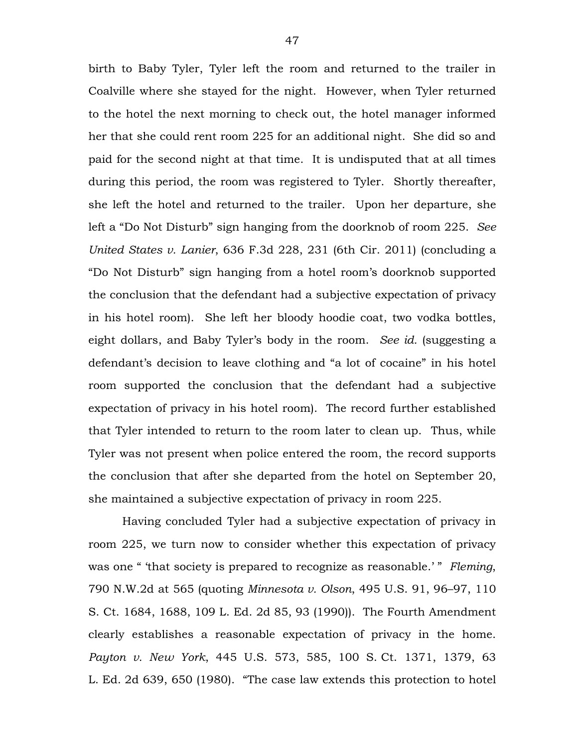birth to Baby Tyler, Tyler left the room and returned to the trailer in Coalville where she stayed for the night. However, when Tyler returned to the hotel the next morning to check out, the hotel manager informed her that she could rent room 225 for an additional night. She did so and paid for the second night at that time. It is undisputed that at all times during this period, the room was registered to Tyler. Shortly thereafter, she left the hotel and returned to the trailer. Upon her departure, she left a "Do Not Disturb" sign hanging from the doorknob of room 225. *See United States v. Lanier*, 636 F.3d 228, 231 (6th Cir. 2011) (concluding a "Do Not Disturb" sign hanging from a hotel room's doorknob supported the conclusion that the defendant had a subjective expectation of privacy in his hotel room). She left her bloody hoodie coat, two vodka bottles, eight dollars, and Baby Tyler's body in the room. *See id.* (suggesting a defendant's decision to leave clothing and "a lot of cocaine" in his hotel room supported the conclusion that the defendant had a subjective expectation of privacy in his hotel room). The record further established that Tyler intended to return to the room later to clean up. Thus, while Tyler was not present when police entered the room, the record supports the conclusion that after she departed from the hotel on September 20, she maintained a subjective expectation of privacy in room 225.

Having concluded Tyler had a subjective expectation of privacy in room 225, we turn now to consider whether this expectation of privacy was one " 'that society is prepared to recognize as reasonable.' " *Fleming*, 790 N.W.2d at 565 (quoting *Minnesota v. Olson*, 495 U.S. 91, 96–97, 110 S. Ct. 1684, 1688, 109 L. Ed. 2d 85, 93 (1990)). The Fourth Amendment clearly establishes a reasonable expectation of privacy in the home. *Payton v. New York*, 445 U.S. 573, 585, 100 S. Ct. 1371, 1379, 63 L. Ed. 2d 639, 650 (1980). "The case law extends this protection to hotel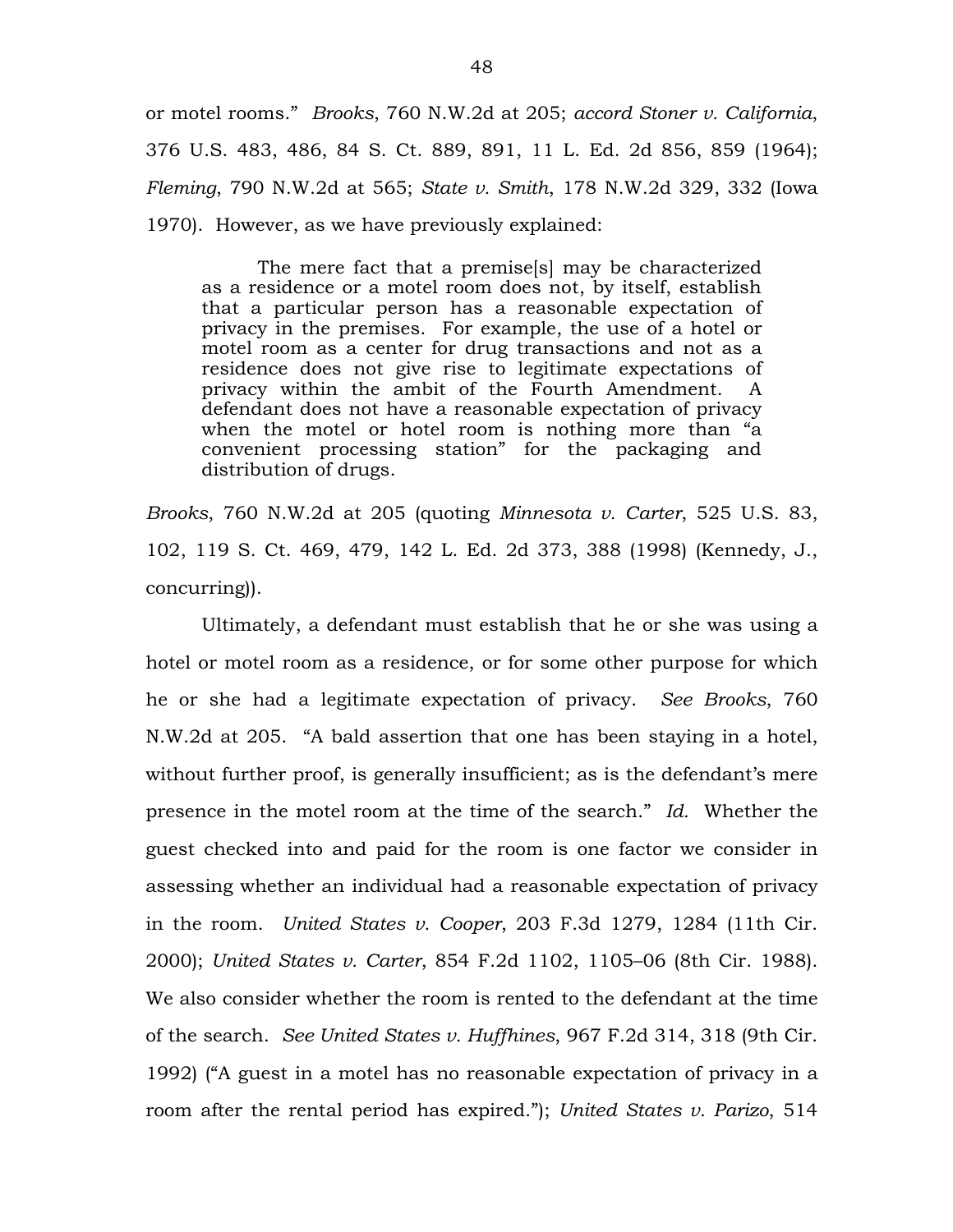or motel rooms." *Brooks*, 760 N.W.2d at 205; *accord Stoner v. California*, 376 U.S. 483, 486, 84 S. Ct. 889, 891, 11 L. Ed. 2d 856, 859 (1964); *Fleming*, 790 N.W.2d at 565; *State v. Smith*, 178 N.W.2d 329, 332 (Iowa 1970). However, as we have previously explained:

> The mere fact that a premise[s] may be characterized as a residence or a motel room does not, by itself, establish that a particular person has a reasonable expectation of privacy in the premises. For example, the use of a hotel or motel room as a center for drug transactions and not as a residence does not give rise to legitimate expectations of privacy within the ambit of the Fourth Amendment. A defendant does not have a reasonable expectation of privacy when the motel or hotel room is nothing more than "a convenient processing station" for the packaging and distribution of drugs.

*Brooks*, 760 N.W.2d at 205 (quoting *Minnesota v. Carter*, 525 U.S. 83, 102, 119 S. Ct. 469, 479, 142 L. Ed. 2d 373, 388 (1998) (Kennedy, J., concurring)).

Ultimately, a defendant must establish that he or she was using a hotel or motel room as a residence, or for some other purpose for which he or she had a legitimate expectation of privacy. *See Brooks*, 760 N.W.2d at 205. "A bald assertion that one has been staying in a hotel, without further proof, is generally insufficient; as is the defendant's mere presence in the motel room at the time of the search." *Id.* Whether the guest checked into and paid for the room is one factor we consider in assessing whether an individual had a reasonable expectation of privacy in the room. *United States v. Cooper*, 203 F.3d 1279, 1284 (11th Cir. 2000); *United States v. Carter*, 854 F.2d 1102, 1105–06 (8th Cir. 1988). We also consider whether the room is rented to the defendant at the time of the search. *See United States v. Huffhines*, 967 F.2d 314, 318 (9th Cir. 1992) ("A guest in a motel has no reasonable expectation of privacy in a room after the rental period has expired."); *United States v. Parizo*, 514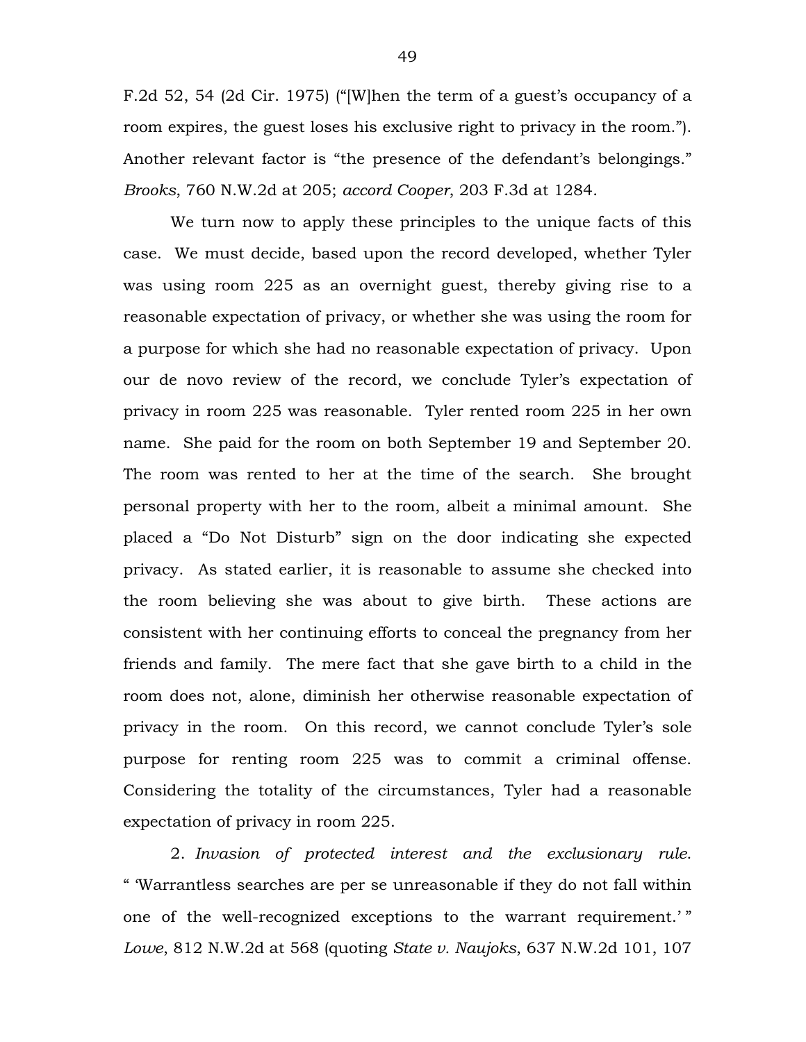F.2d 52, 54 (2d Cir. 1975) ("[W]hen the term of a guest's occupancy of a room expires, the guest loses his exclusive right to privacy in the room."). Another relevant factor is "the presence of the defendant's belongings." *Brooks*, 760 N.W.2d at 205; *accord Cooper*, 203 F.3d at 1284.

We turn now to apply these principles to the unique facts of this case. We must decide, based upon the record developed, whether Tyler was using room 225 as an overnight guest, thereby giving rise to a reasonable expectation of privacy, or whether she was using the room for a purpose for which she had no reasonable expectation of privacy. Upon our de novo review of the record, we conclude Tyler's expectation of privacy in room 225 was reasonable. Tyler rented room 225 in her own name. She paid for the room on both September 19 and September 20. The room was rented to her at the time of the search. She brought personal property with her to the room, albeit a minimal amount. She placed a "Do Not Disturb" sign on the door indicating she expected privacy. As stated earlier, it is reasonable to assume she checked into the room believing she was about to give birth. These actions are consistent with her continuing efforts to conceal the pregnancy from her friends and family. The mere fact that she gave birth to a child in the room does not, alone, diminish her otherwise reasonable expectation of privacy in the room. On this record, we cannot conclude Tyler's sole purpose for renting room 225 was to commit a criminal offense. Considering the totality of the circumstances, Tyler had a reasonable expectation of privacy in room 225.

2. *Invasion of protected interest and the exclusionary rule*. " 'Warrantless searches are per se unreasonable if they do not fall within one of the well-recognized exceptions to the warrant requirement.' " *Lowe*, 812 N.W.2d at 568 (quoting *State v. Naujoks*, 637 N.W.2d 101, 107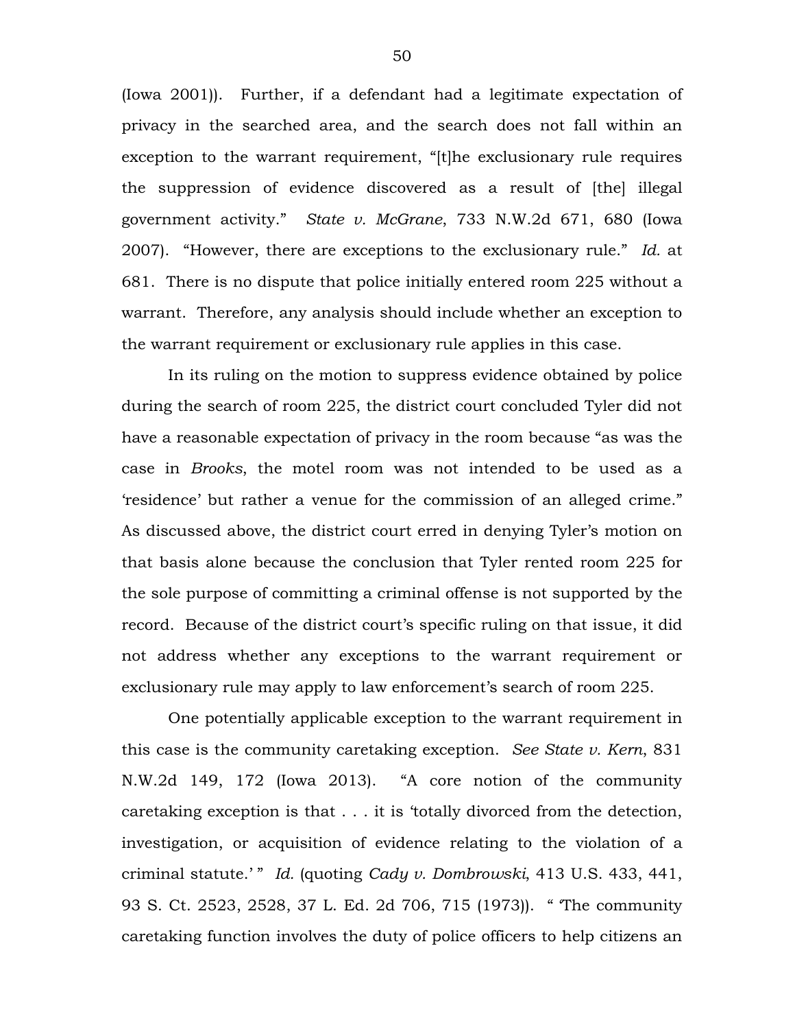(Iowa 2001)). Further, if a defendant had a legitimate expectation of privacy in the searched area, and the search does not fall within an exception to the warrant requirement, "[t]he exclusionary rule requires the suppression of evidence discovered as a result of [the] illegal government activity." *State v. McGrane*, 733 N.W.2d 671, 680 (Iowa 2007). "However, there are exceptions to the exclusionary rule." *Id.* at 681. There is no dispute that police initially entered room 225 without a warrant. Therefore, any analysis should include whether an exception to the warrant requirement or exclusionary rule applies in this case.

In its ruling on the motion to suppress evidence obtained by police during the search of room 225, the district court concluded Tyler did not have a reasonable expectation of privacy in the room because "as was the case in *Brooks*, the motel room was not intended to be used as a 'residence' but rather a venue for the commission of an alleged crime." As discussed above, the district court erred in denying Tyler's motion on that basis alone because the conclusion that Tyler rented room 225 for the sole purpose of committing a criminal offense is not supported by the record. Because of the district court's specific ruling on that issue, it did not address whether any exceptions to the warrant requirement or exclusionary rule may apply to law enforcement's search of room 225.

One potentially applicable exception to the warrant requirement in this case is the community caretaking exception. *See State v. Kern*, 831 N.W.2d 149, 172 (Iowa 2013). "A core notion of the community caretaking exception is that . . . it is 'totally divorced from the detection, investigation, or acquisition of evidence relating to the violation of a criminal statute.' " *Id.* (quoting *Cady v. Dombrowski*, 413 U.S. 433, 441, 93 S. Ct. 2523, 2528, 37 L. Ed. 2d 706, 715 (1973)). " 'The community caretaking function involves the duty of police officers to help citizens an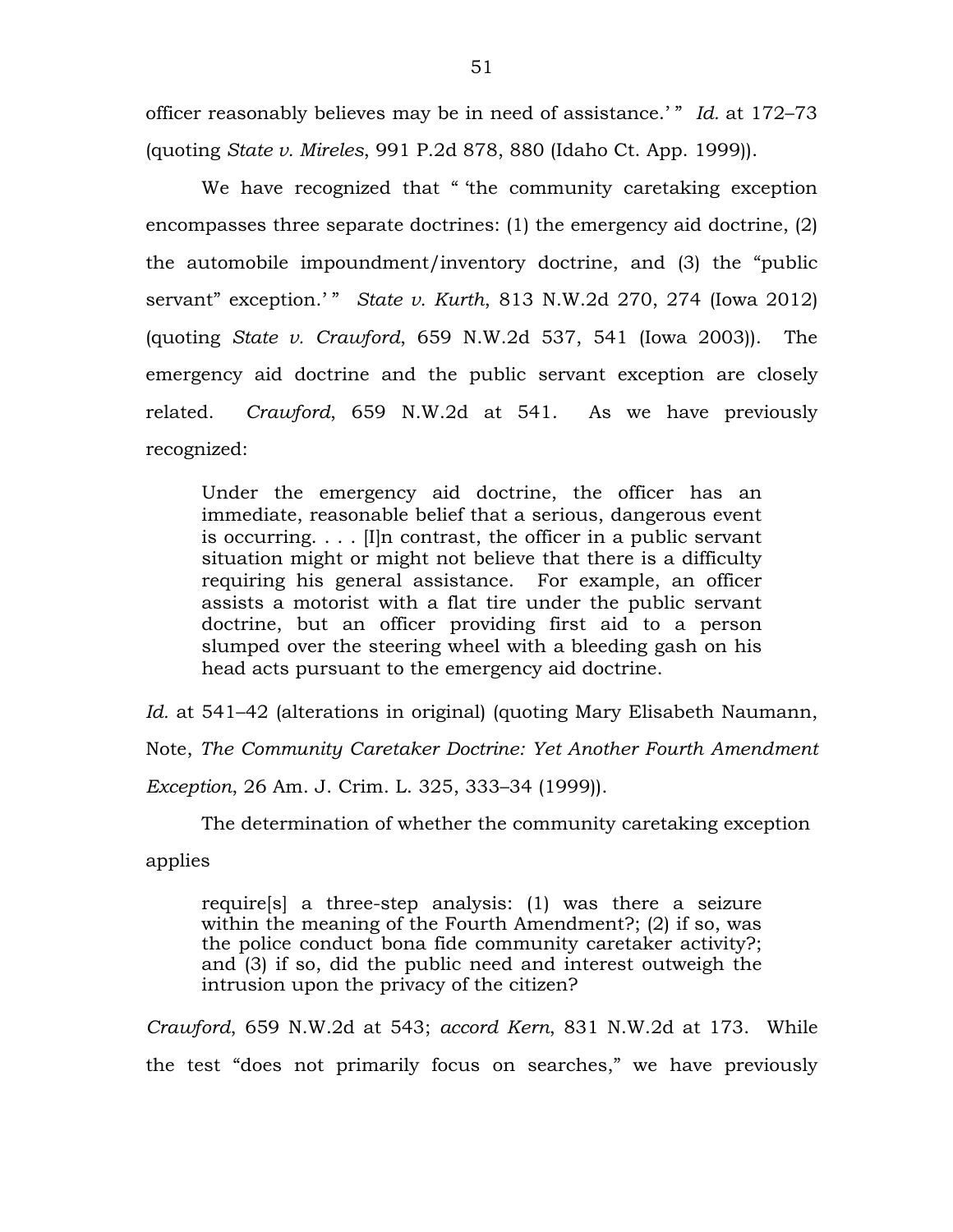officer reasonably believes may be in need of assistance.' " *Id.* at 172–73 (quoting *State v. Mireles*, 991 P.2d 878, 880 (Idaho Ct. App. 1999)).

We have recognized that " 'the community caretaking exception encompasses three separate doctrines: (1) the emergency aid doctrine, (2) the automobile impoundment/inventory doctrine, and (3) the "public servant" exception.' " *State v. Kurth*, 813 N.W.2d 270, 274 (Iowa 2012) (quoting *State v. Crawford*, 659 N.W.2d 537, 541 (Iowa 2003)). The emergency aid doctrine and the public servant exception are closely related. *Crawford*, 659 N.W.2d at 541. As we have previously recognized:

> Under the emergency aid doctrine, the officer has an immediate, reasonable belief that a serious, dangerous event is occurring. . . . [I]n contrast, the officer in a public servant situation might or might not believe that there is a difficulty requiring his general assistance. For example, an officer assists a motorist with a flat tire under the public servant doctrine, but an officer providing first aid to a person slumped over the steering wheel with a bleeding gash on his head acts pursuant to the emergency aid doctrine.

*Id.* at 541–42 (alterations in original) (quoting Mary Elisabeth Naumann, Note, *The Community Caretaker Doctrine: Yet Another Fourth Amendment Exception*, 26 Am. J. Crim. L. 325, 333–34 (1999)).

The determination of whether the community caretaking exception applies

> require[s] a three-step analysis: (1) was there a seizure within the meaning of the Fourth Amendment?; (2) if so, was the police conduct bona fide community caretaker activity?; and (3) if so, did the public need and interest outweigh the intrusion upon the privacy of the citizen?

*Crawford*, 659 N.W.2d at 543; *accord Kern*, 831 N.W.2d at 173. While the test "does not primarily focus on searches," we have previously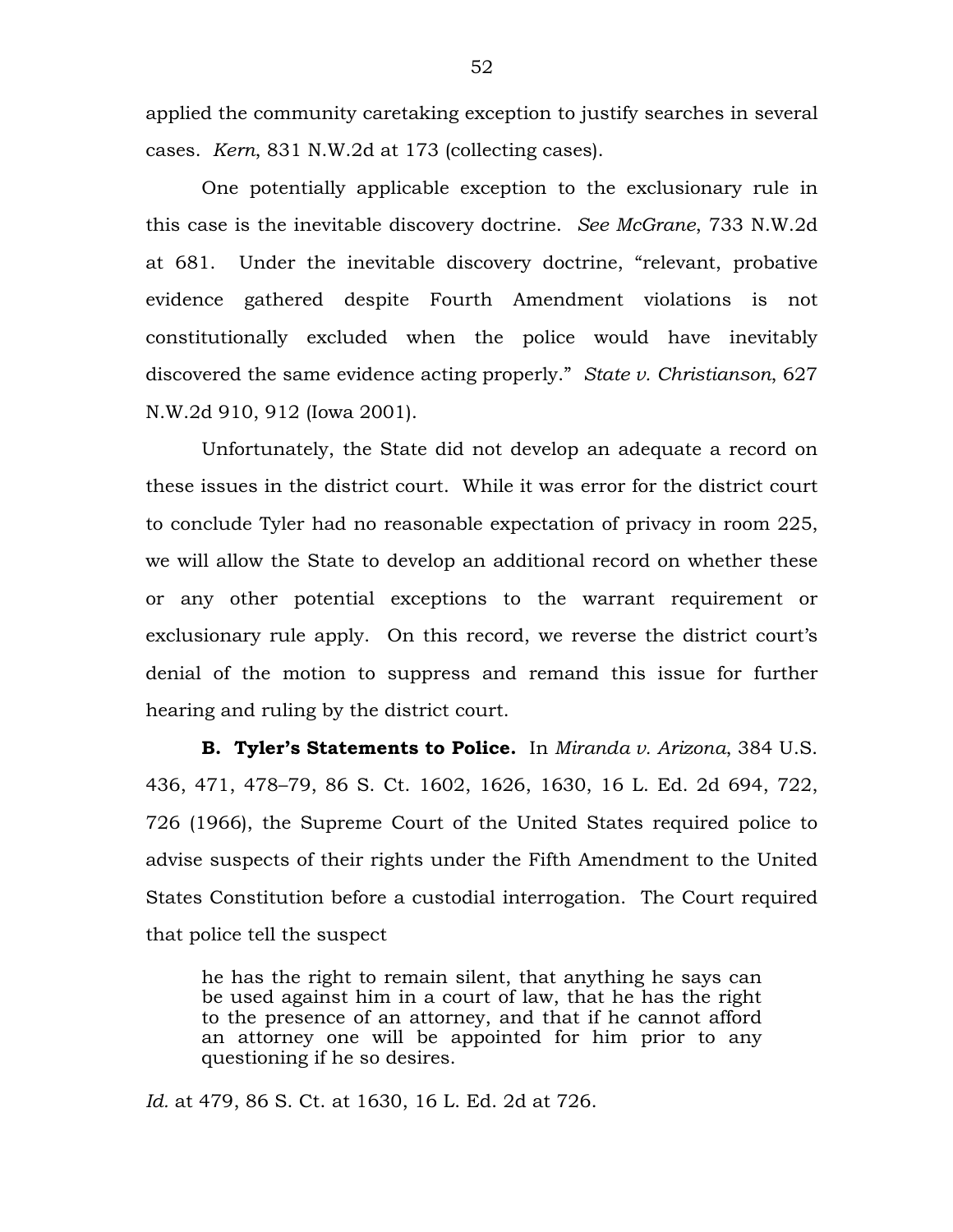applied the community caretaking exception to justify searches in several cases. *Kern*, 831 N.W.2d at 173 (collecting cases).

One potentially applicable exception to the exclusionary rule in this case is the inevitable discovery doctrine. *See McGrane*, 733 N.W.2d at 681. Under the inevitable discovery doctrine, "relevant, probative evidence gathered despite Fourth Amendment violations is not constitutionally excluded when the police would have inevitably discovered the same evidence acting properly." *State v. Christianson*, 627 N.W.2d 910, 912 (Iowa 2001).

Unfortunately, the State did not develop an adequate a record on these issues in the district court. While it was error for the district court to conclude Tyler had no reasonable expectation of privacy in room 225, we will allow the State to develop an additional record on whether these or any other potential exceptions to the warrant requirement or exclusionary rule apply. On this record, we reverse the district court's denial of the motion to suppress and remand this issue for further hearing and ruling by the district court.

**B. Tyler's Statements to Police.** In *Miranda v. Arizona*, 384 U.S. 436, 471, 478–79, 86 S. Ct. 1602, 1626, 1630, 16 L. Ed. 2d 694, 722, 726 (1966), the Supreme Court of the United States required police to advise suspects of their rights under the Fifth Amendment to the United States Constitution before a custodial interrogation. The Court required that police tell the suspect

> he has the right to remain silent, that anything he says can be used against him in a court of law, that he has the right to the presence of an attorney, and that if he cannot afford an attorney one will be appointed for him prior to any questioning if he so desires.

*Id.* at 479, 86 S. Ct. at 1630, 16 L. Ed. 2d at 726.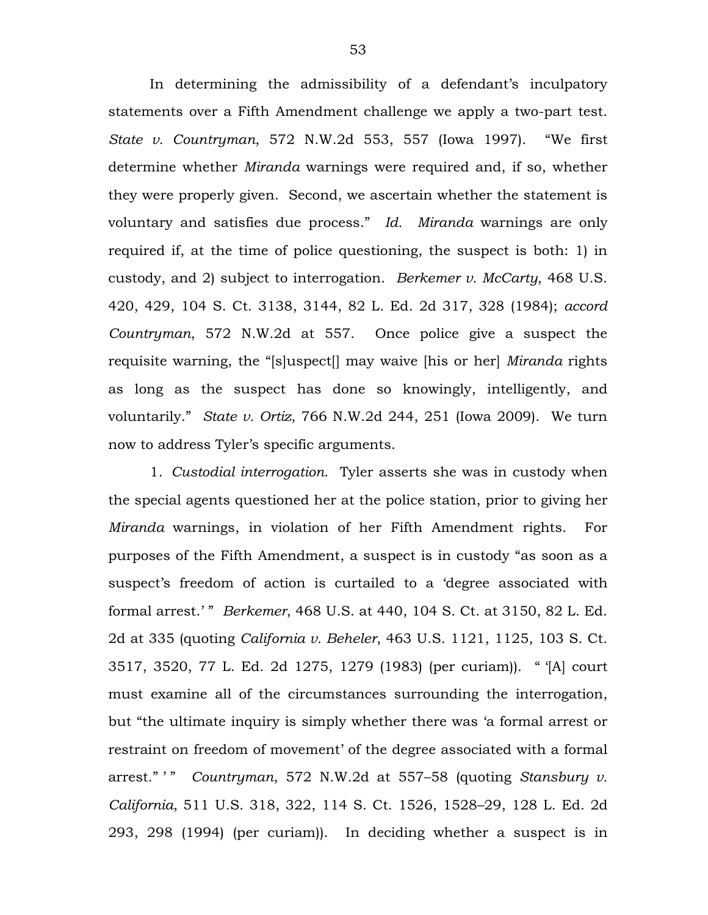In determining the admissibility of a defendant's inculpatory statements over a Fifth Amendment challenge we apply a two-part test. *State v. Countryman*, 572 N.W.2d 553, 557 (Iowa 1997). "We first determine whether *Miranda* warnings were required and, if so, whether they were properly given. Second, we ascertain whether the statement is voluntary and satisfies due process." *Id.* *Miranda* warnings are only required if, at the time of police questioning, the suspect is both: 1) in custody, and 2) subject to interrogation. *Berkemer v. McCarty*, 468 U.S. 420, 429, 104 S. Ct. 3138, 3144, 82 L. Ed. 2d 317, 328 (1984); *accord Countryman*, 572 N.W.2d at 557. Once police give a suspect the requisite warning, the "[s]uspect[] may waive [his or her] *Miranda* rights as long as the suspect has done so knowingly, intelligently, and voluntarily." *State v. Ortiz*, 766 N.W.2d 244, 251 (Iowa 2009). We turn now to address Tyler's specific arguments.

1. *Custodial interrogation*. Tyler asserts she was in custody when the special agents questioned her at the police station, prior to giving her *Miranda* warnings, in violation of her Fifth Amendment rights. For purposes of the Fifth Amendment, a suspect is in custody "as soon as a suspect's freedom of action is curtailed to a 'degree associated with formal arrest.' " *Berkemer*, 468 U.S. at 440, 104 S. Ct. at 3150, 82 L. Ed. 2d at 335 (quoting *California v. Beheler*, 463 U.S. 1121, 1125, 103 S. Ct. 3517, 3520, 77 L. Ed. 2d 1275, 1279 (1983) (per curiam)). " '[A] court must examine all of the circumstances surrounding the interrogation, but "the ultimate inquiry is simply whether there was 'a formal arrest or restraint on freedom of movement' of the degree associated with a formal arrest." ' " *Countryman*, 572 N.W.2d at 557–58 (quoting *Stansbury v. California*, 511 U.S. 318, 322, 114 S. Ct. 1526, 1528–29, 128 L. Ed. 2d 293, 298 (1994) (per curiam)). In deciding whether a suspect is in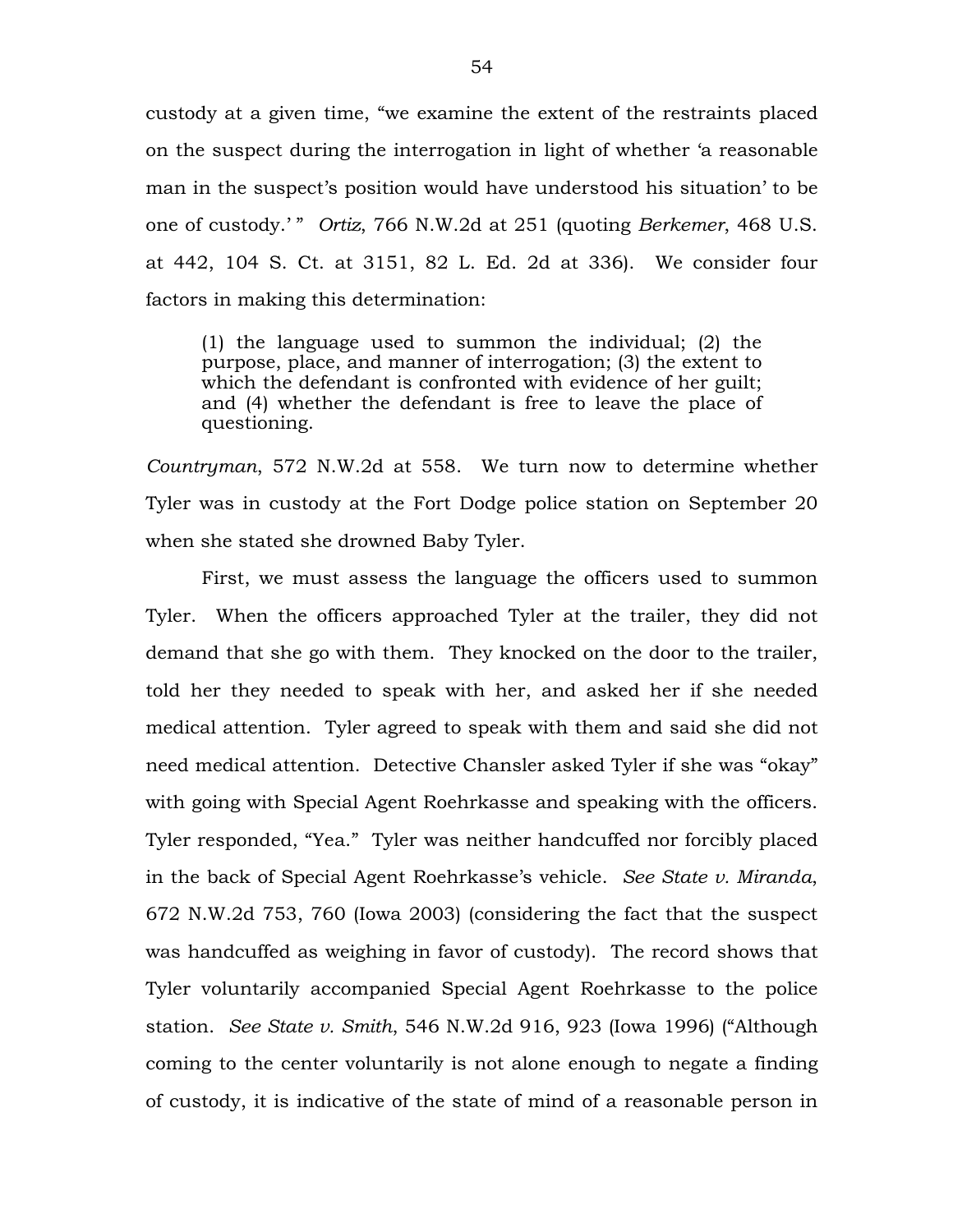custody at a given time, "we examine the extent of the restraints placed on the suspect during the interrogation in light of whether 'a reasonable man in the suspect's position would have understood his situation' to be one of custody.' " *Ortiz*, 766 N.W.2d at 251 (quoting *Berkemer*, 468 U.S. at 442, 104 S. Ct. at 3151, 82 L. Ed. 2d at 336). We consider four factors in making this determination:

> (1) the language used to summon the individual; (2) the purpose, place, and manner of interrogation; (3) the extent to which the defendant is confronted with evidence of her guilt; and (4) whether the defendant is free to leave the place of questioning.

*Countryman*, 572 N.W.2d at 558. We turn now to determine whether Tyler was in custody at the Fort Dodge police station on September 20 when she stated she drowned Baby Tyler.

First, we must assess the language the officers used to summon Tyler. When the officers approached Tyler at the trailer, they did not demand that she go with them. They knocked on the door to the trailer, told her they needed to speak with her, and asked her if she needed medical attention. Tyler agreed to speak with them and said she did not need medical attention. Detective Chansler asked Tyler if she was "okay" with going with Special Agent Roehrkasse and speaking with the officers. Tyler responded, "Yea." Tyler was neither handcuffed nor forcibly placed in the back of Special Agent Roehrkasse's vehicle. *See State v. Miranda*, 672 N.W.2d 753, 760 (Iowa 2003) (considering the fact that the suspect was handcuffed as weighing in favor of custody). The record shows that Tyler voluntarily accompanied Special Agent Roehrkasse to the police station. *See State v. Smith*, 546 N.W.2d 916, 923 (Iowa 1996) ("Although coming to the center voluntarily is not alone enough to negate a finding of custody, it is indicative of the state of mind of a reasonable person in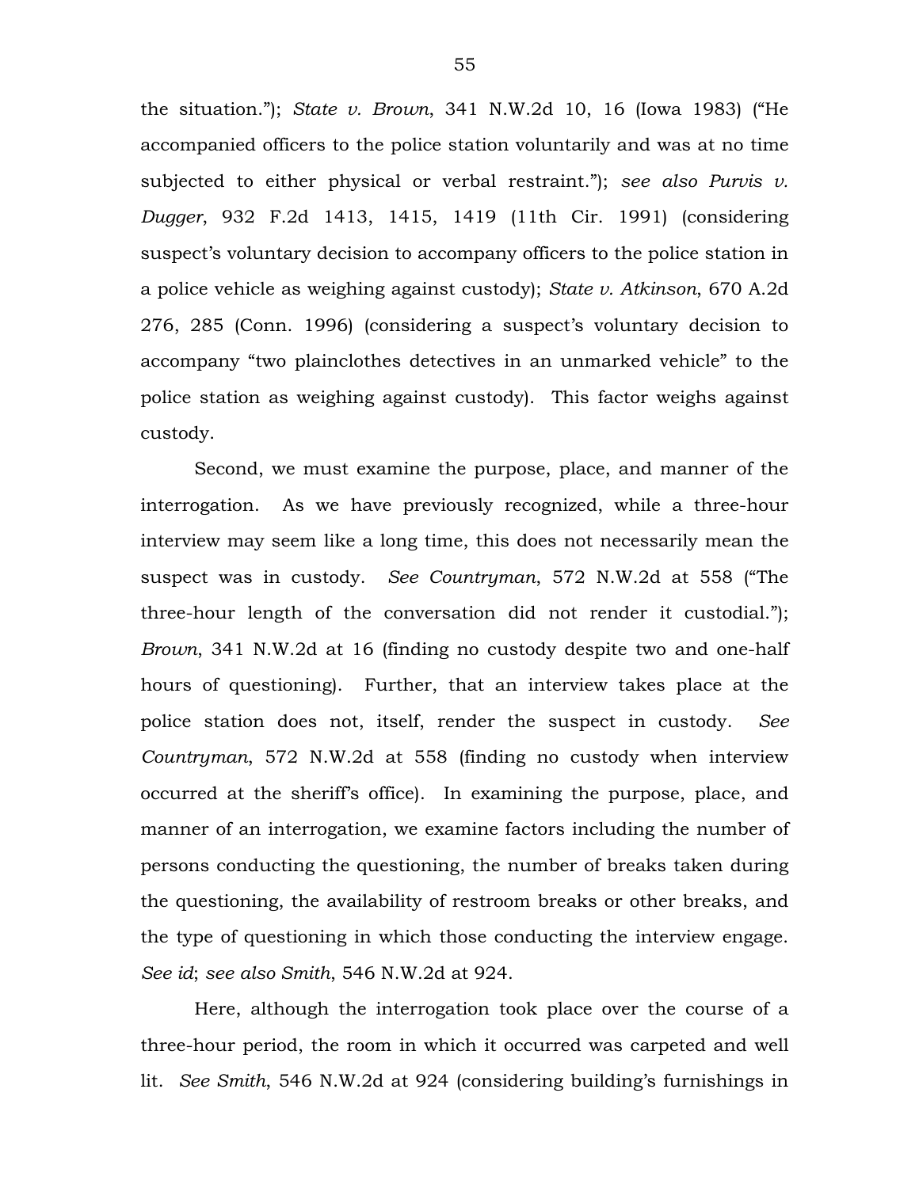the situation."); *State v. Brown*, 341 N.W.2d 10, 16 (Iowa 1983) ("He accompanied officers to the police station voluntarily and was at no time subjected to either physical or verbal restraint."); *see also Purvis v. Dugger*, 932 F.2d 1413, 1415, 1419 (11th Cir. 1991) (considering suspect's voluntary decision to accompany officers to the police station in a police vehicle as weighing against custody); *State v. Atkinson*, 670 A.2d 276, 285 (Conn. 1996) (considering a suspect's voluntary decision to accompany "two plainclothes detectives in an unmarked vehicle" to the police station as weighing against custody). This factor weighs against custody.

Second, we must examine the purpose, place, and manner of the interrogation. As we have previously recognized, while a three-hour interview may seem like a long time, this does not necessarily mean the suspect was in custody. *See Countryman*, 572 N.W.2d at 558 ("The three-hour length of the conversation did not render it custodial."); *Brown*, 341 N.W.2d at 16 (finding no custody despite two and one-half hours of questioning). Further, that an interview takes place at the police station does not, itself, render the suspect in custody. *See Countryman*, 572 N.W.2d at 558 (finding no custody when interview occurred at the sheriff's office). In examining the purpose, place, and manner of an interrogation, we examine factors including the number of persons conducting the questioning, the number of breaks taken during the questioning, the availability of restroom breaks or other breaks, and the type of questioning in which those conducting the interview engage. *See id*; *see also Smith*, 546 N.W.2d at 924.

Here, although the interrogation took place over the course of a three-hour period, the room in which it occurred was carpeted and well lit. *See Smith*, 546 N.W.2d at 924 (considering building's furnishings in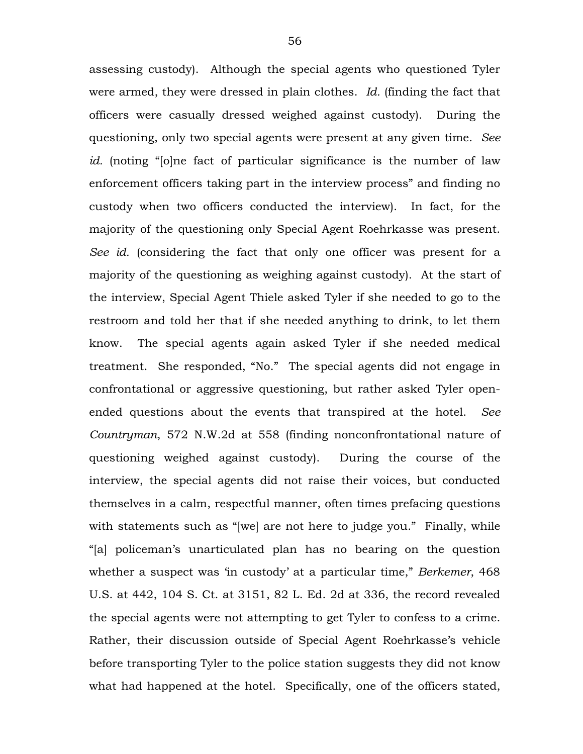assessing custody). Although the special agents who questioned Tyler were armed, they were dressed in plain clothes. *Id.* (finding the fact that officers were casually dressed weighed against custody). During the questioning, only two special agents were present at any given time. *See id.* (noting "[o]ne fact of particular significance is the number of law enforcement officers taking part in the interview process" and finding no custody when two officers conducted the interview). In fact, for the majority of the questioning only Special Agent Roehrkasse was present. *See id.* (considering the fact that only one officer was present for a majority of the questioning as weighing against custody). At the start of the interview, Special Agent Thiele asked Tyler if she needed to go to the restroom and told her that if she needed anything to drink, to let them know. The special agents again asked Tyler if she needed medical treatment. She responded, "No." The special agents did not engage in confrontational or aggressive questioning, but rather asked Tyler open-ended questions about the events that transpired at the hotel. *See Countryman*, 572 N.W.2d at 558 (finding nonconfrontational nature of questioning weighed against custody). During the course of the interview, the special agents did not raise their voices, but conducted themselves in a calm, respectful manner, often times prefacing questions with statements such as "[we] are not here to judge you." Finally, while "[a] policeman's unarticulated plan has no bearing on the question whether a suspect was 'in custody' at a particular time," *Berkemer*, 468 U.S. at 442, 104 S. Ct. at 3151, 82 L. Ed. 2d at 336, the record revealed the special agents were not attempting to get Tyler to confess to a crime. Rather, their discussion outside of Special Agent Roehrkasse's vehicle before transporting Tyler to the police station suggests they did not know what had happened at the hotel. Specifically, one of the officers stated,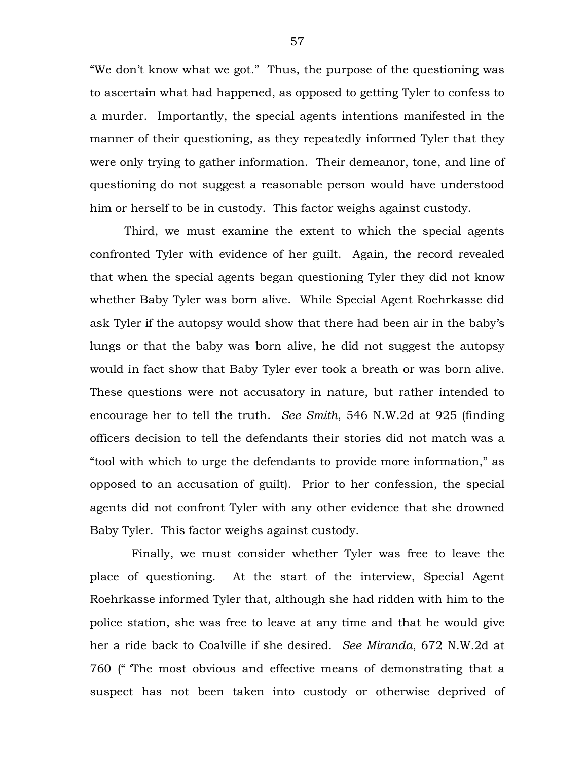"We don't know what we got." Thus, the purpose of the questioning was to ascertain what had happened, as opposed to getting Tyler to confess to a murder. Importantly, the special agents intentions manifested in the manner of their questioning, as they repeatedly informed Tyler that they were only trying to gather information. Their demeanor, tone, and line of questioning do not suggest a reasonable person would have understood him or herself to be in custody. This factor weighs against custody.

Third, we must examine the extent to which the special agents confronted Tyler with evidence of her guilt. Again, the record revealed that when the special agents began questioning Tyler they did not know whether Baby Tyler was born alive. While Special Agent Roehrkasse did ask Tyler if the autopsy would show that there had been air in the baby's lungs or that the baby was born alive, he did not suggest the autopsy would in fact show that Baby Tyler ever took a breath or was born alive. These questions were not accusatory in nature, but rather intended to encourage her to tell the truth. *See Smith*, 546 N.W.2d at 925 (finding officers decision to tell the defendants their stories did not match was a "tool with which to urge the defendants to provide more information," as opposed to an accusation of guilt). Prior to her confession, the special agents did not confront Tyler with any other evidence that she drowned Baby Tyler. This factor weighs against custody.

Finally, we must consider whether Tyler was free to leave the place of questioning. At the start of the interview, Special Agent Roehrkasse informed Tyler that, although she had ridden with him to the police station, she was free to leave at any time and that he would give her a ride back to Coalville if she desired. *See Miranda*, 672 N.W.2d at 760 (" 'The most obvious and effective means of demonstrating that a suspect has not been taken into custody or otherwise deprived of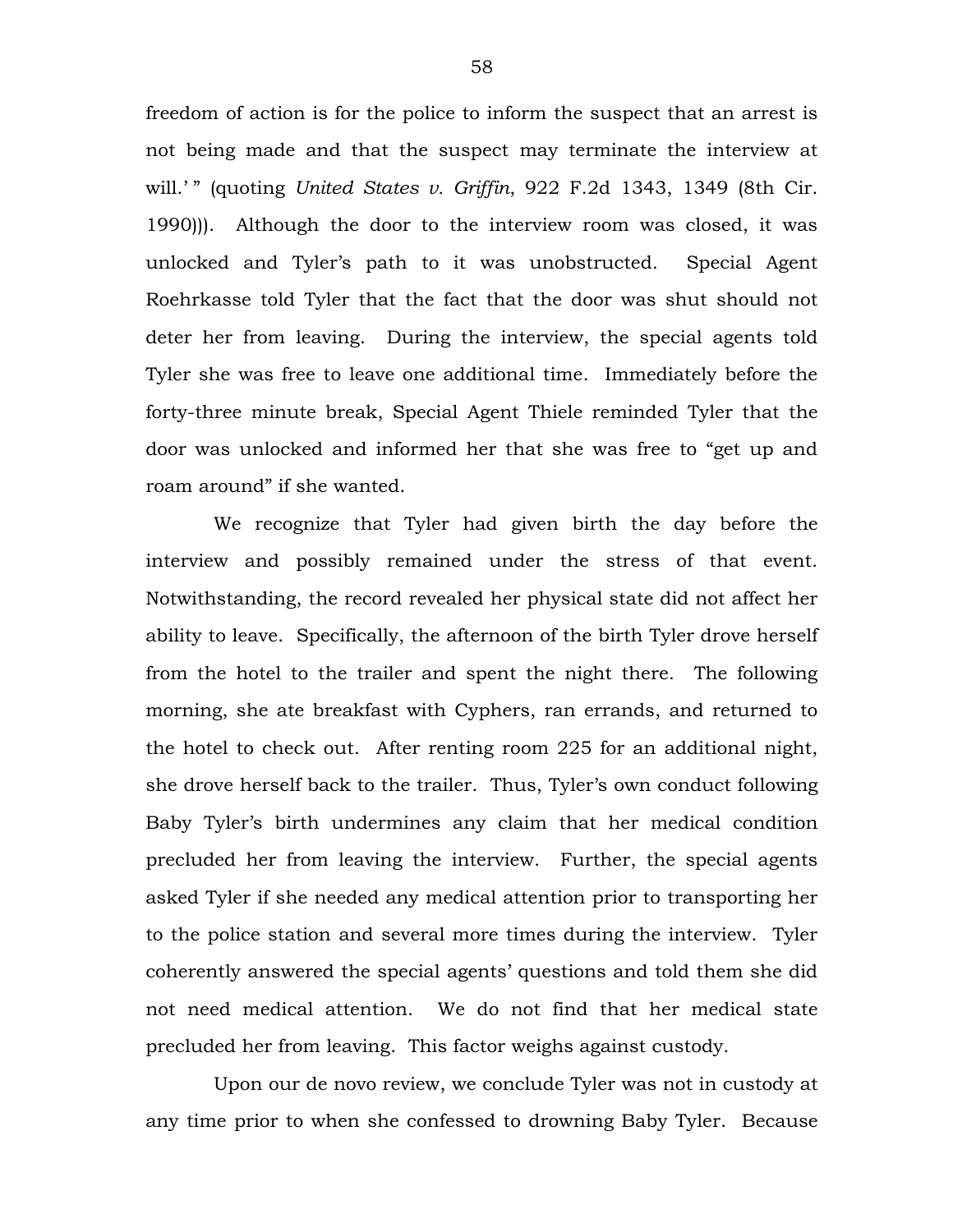freedom of action is for the police to inform the suspect that an arrest is not being made and that the suspect may terminate the interview at will.' " (quoting *United States v. Griffin*, 922 F.2d 1343, 1349 (8th Cir. 1990))). Although the door to the interview room was closed, it was unlocked and Tyler's path to it was unobstructed. Special Agent Roehrkasse told Tyler that the fact that the door was shut should not deter her from leaving. During the interview, the special agents told Tyler she was free to leave one additional time. Immediately before the forty-three minute break, Special Agent Thiele reminded Tyler that the door was unlocked and informed her that she was free to "get up and roam around" if she wanted.

We recognize that Tyler had given birth the day before the interview and possibly remained under the stress of that event. Notwithstanding, the record revealed her physical state did not affect her ability to leave. Specifically, the afternoon of the birth Tyler drove herself from the hotel to the trailer and spent the night there. The following morning, she ate breakfast with Cyphers, ran errands, and returned to the hotel to check out. After renting room 225 for an additional night, she drove herself back to the trailer. Thus, Tyler's own conduct following Baby Tyler's birth undermines any claim that her medical condition precluded her from leaving the interview. Further, the special agents asked Tyler if she needed any medical attention prior to transporting her to the police station and several more times during the interview. Tyler coherently answered the special agents' questions and told them she did not need medical attention. We do not find that her medical state precluded her from leaving. This factor weighs against custody.

Upon our de novo review, we conclude Tyler was not in custody at any time prior to when she confessed to drowning Baby Tyler. Because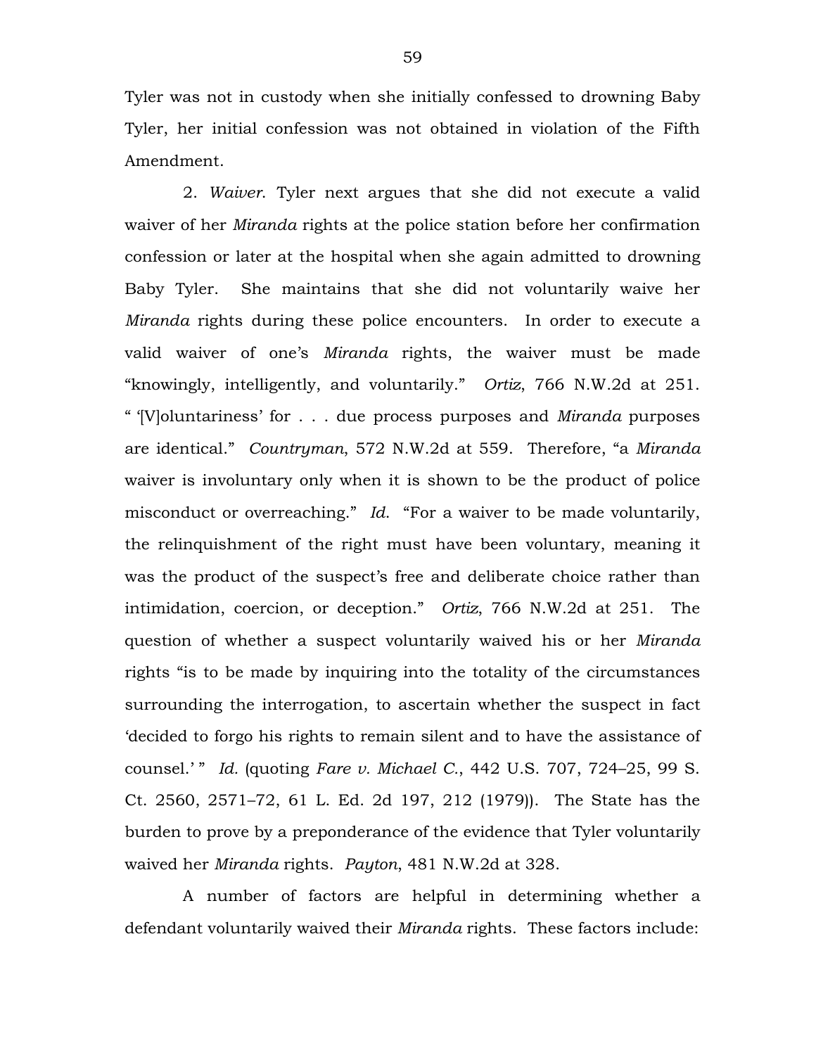Tyler was not in custody when she initially confessed to drowning Baby Tyler, her initial confession was not obtained in violation of the Fifth Amendment.

2. *Waiver*. Tyler next argues that she did not execute a valid waiver of her *Miranda* rights at the police station before her confirmation confession or later at the hospital when she again admitted to drowning Baby Tyler. She maintains that she did not voluntarily waive her *Miranda* rights during these police encounters. In order to execute a valid waiver of one's *Miranda* rights, the waiver must be made "knowingly, intelligently, and voluntarily." *Ortiz*, 766 N.W.2d at 251. " '[V]oluntariness' for . . . due process purposes and *Miranda* purposes are identical." *Countryman*, 572 N.W.2d at 559. Therefore, "a *Miranda* waiver is involuntary only when it is shown to be the product of police misconduct or overreaching." *Id*. "For a waiver to be made voluntarily, the relinquishment of the right must have been voluntary, meaning it was the product of the suspect's free and deliberate choice rather than intimidation, coercion, or deception." *Ortiz*, 766 N.W.2d at 251. The question of whether a suspect voluntarily waived his or her *Miranda* rights "is to be made by inquiring into the totality of the circumstances surrounding the interrogation, to ascertain whether the suspect in fact 'decided to forgo his rights to remain silent and to have the assistance of counsel.' " *Id.* (quoting *Fare v. Michael C.*, 442 U.S. 707, 724–25, 99 S. Ct. 2560, 2571–72, 61 L. Ed. 2d 197, 212 (1979)). The State has the burden to prove by a preponderance of the evidence that Tyler voluntarily waived her *Miranda* rights. *Payton*, 481 N.W.2d at 328.

A number of factors are helpful in determining whether a defendant voluntarily waived their *Miranda* rights. These factors include: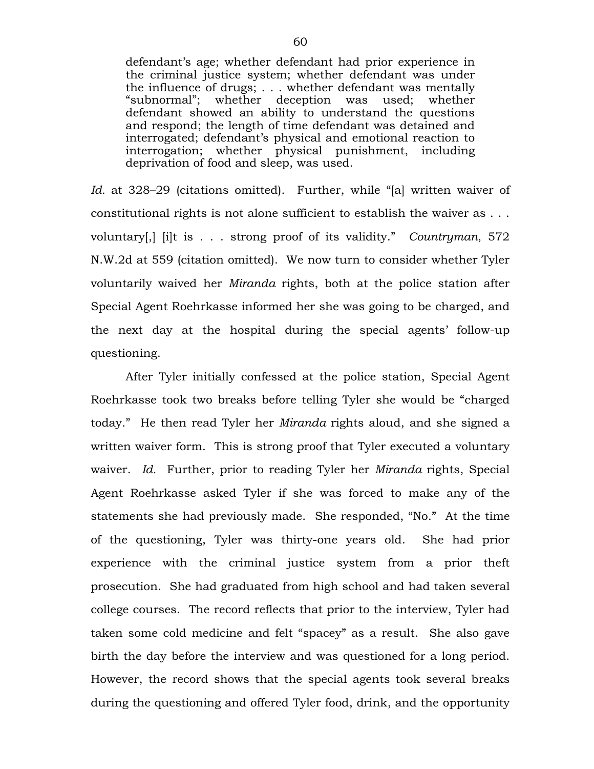> defendant's age; whether defendant had prior experience in the criminal justice system; whether defendant was under the influence of drugs; . . . whether defendant was mentally "subnormal"; whether deception was used; whether defendant showed an ability to understand the questions and respond; the length of time defendant was detained and interrogated; defendant's physical and emotional reaction to interrogation; whether physical punishment, including deprivation of food and sleep, was used.

*Id.* at 328–29 (citations omitted). Further, while "[a] written waiver of constitutional rights is not alone sufficient to establish the waiver as . . . voluntary[,] [i]t is . . . strong proof of its validity." *Countryman*, 572 N.W.2d at 559 (citation omitted). We now turn to consider whether Tyler voluntarily waived her *Miranda* rights, both at the police station after Special Agent Roehrkasse informed her she was going to be charged, and the next day at the hospital during the special agents' follow-up questioning.

After Tyler initially confessed at the police station, Special Agent Roehrkasse took two breaks before telling Tyler she would be "charged today." He then read Tyler her *Miranda* rights aloud, and she signed a written waiver form. This is strong proof that Tyler executed a voluntary waiver. *Id.* Further, prior to reading Tyler her *Miranda* rights, Special Agent Roehrkasse asked Tyler if she was forced to make any of the statements she had previously made. She responded, "No." At the time of the questioning, Tyler was thirty-one years old. She had prior experience with the criminal justice system from a prior theft prosecution. She had graduated from high school and had taken several college courses. The record reflects that prior to the interview, Tyler had taken some cold medicine and felt "spacey" as a result. She also gave birth the day before the interview and was questioned for a long period. However, the record shows that the special agents took several breaks during the questioning and offered Tyler food, drink, and the opportunity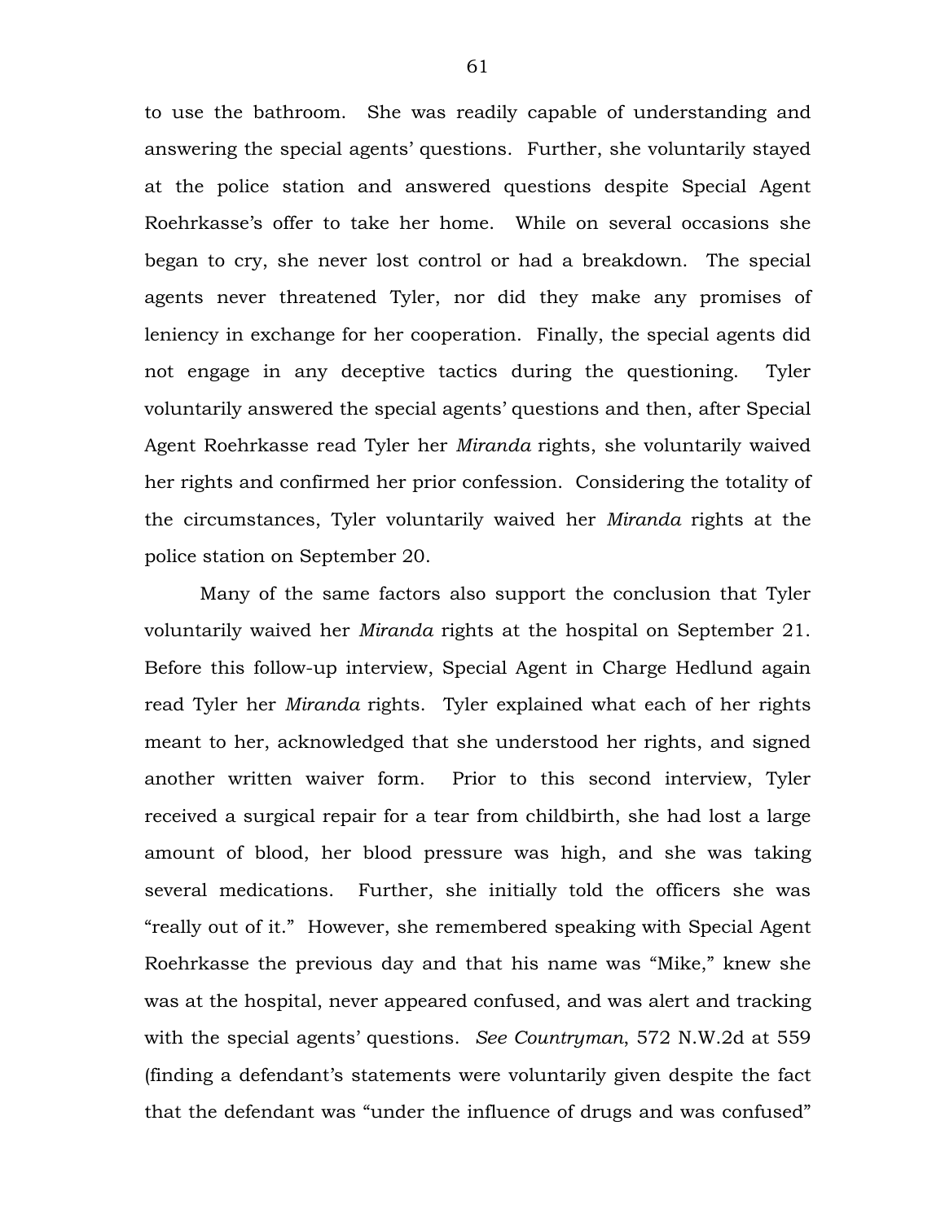to use the bathroom. She was readily capable of understanding and answering the special agents' questions. Further, she voluntarily stayed at the police station and answered questions despite Special Agent Roehrkasse's offer to take her home. While on several occasions she began to cry, she never lost control or had a breakdown. The special agents never threatened Tyler, nor did they make any promises of leniency in exchange for her cooperation. Finally, the special agents did not engage in any deceptive tactics during the questioning. Tyler voluntarily answered the special agents' questions and then, after Special Agent Roehrkasse read Tyler her *Miranda* rights, she voluntarily waived her rights and confirmed her prior confession. Considering the totality of the circumstances, Tyler voluntarily waived her *Miranda* rights at the police station on September 20.

Many of the same factors also support the conclusion that Tyler voluntarily waived her *Miranda* rights at the hospital on September 21. Before this follow-up interview, Special Agent in Charge Hedlund again read Tyler her *Miranda* rights. Tyler explained what each of her rights meant to her, acknowledged that she understood her rights, and signed another written waiver form. Prior to this second interview, Tyler received a surgical repair for a tear from childbirth, she had lost a large amount of blood, her blood pressure was high, and she was taking several medications. Further, she initially told the officers she was "really out of it." However, she remembered speaking with Special Agent Roehrkasse the previous day and that his name was "Mike," knew she was at the hospital, never appeared confused, and was alert and tracking with the special agents' questions. *See Countryman*, 572 N.W.2d at 559 (finding a defendant's statements were voluntarily given despite the fact that the defendant was "under the influence of drugs and was confused"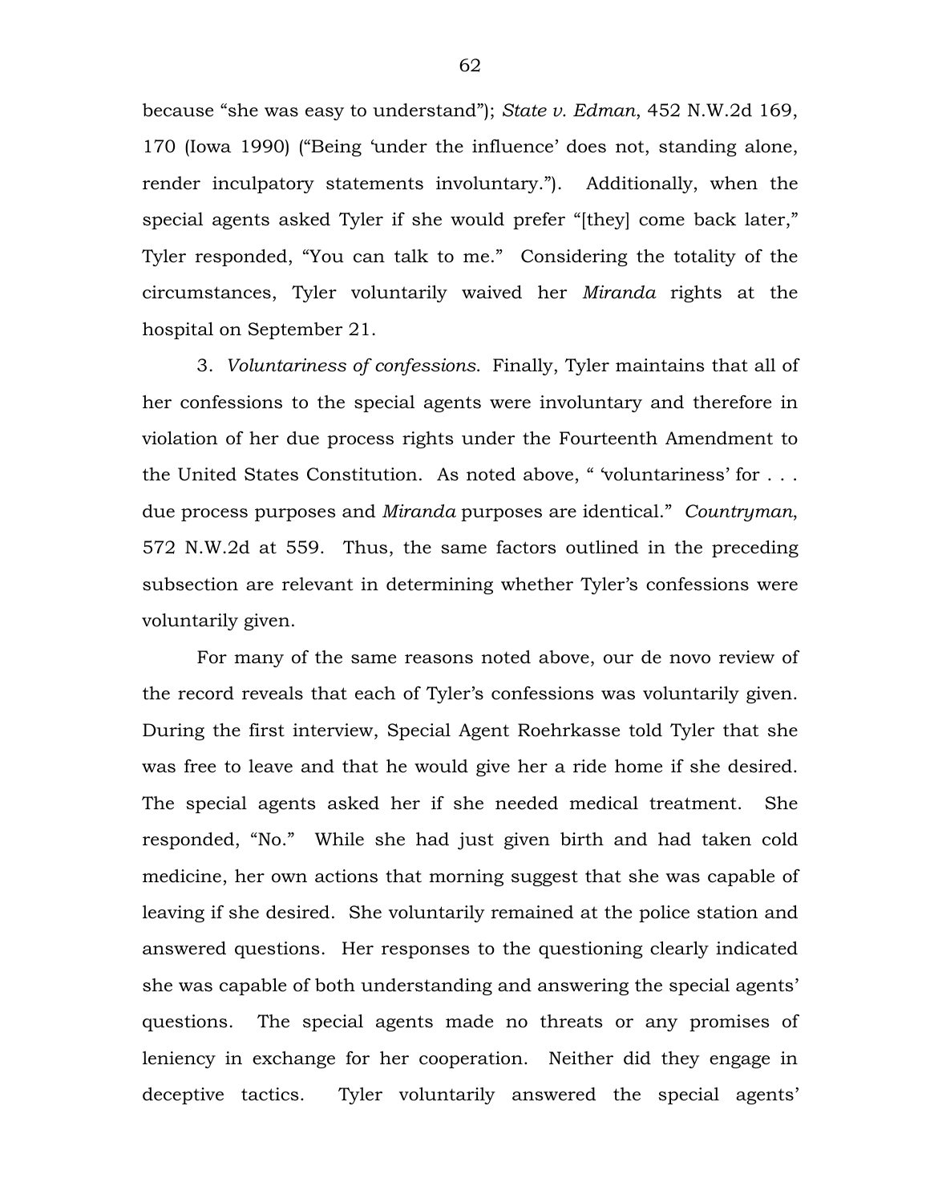because "she was easy to understand"); *State v. Edman*, 452 N.W.2d 169, 170 (Iowa 1990) ("Being 'under the influence' does not, standing alone, render inculpatory statements involuntary."). Additionally, when the special agents asked Tyler if she would prefer "[they] come back later," Tyler responded, "You can talk to me." Considering the totality of the circumstances, Tyler voluntarily waived her *Miranda* rights at the hospital on September 21.

3. *Voluntariness of confessions*. Finally, Tyler maintains that all of her confessions to the special agents were involuntary and therefore in violation of her due process rights under the Fourteenth Amendment to the United States Constitution. As noted above, " 'voluntariness' for . . . due process purposes and *Miranda* purposes are identical." *Countryman*, 572 N.W.2d at 559. Thus, the same factors outlined in the preceding subsection are relevant in determining whether Tyler's confessions were voluntarily given.

For many of the same reasons noted above, our de novo review of the record reveals that each of Tyler's confessions was voluntarily given. During the first interview, Special Agent Roehrkasse told Tyler that she was free to leave and that he would give her a ride home if she desired. The special agents asked her if she needed medical treatment. She responded, "No." While she had just given birth and had taken cold medicine, her own actions that morning suggest that she was capable of leaving if she desired. She voluntarily remained at the police station and answered questions. Her responses to the questioning clearly indicated she was capable of both understanding and answering the special agents' questions. The special agents made no threats or any promises of leniency in exchange for her cooperation. Neither did they engage in deceptive tactics. Tyler voluntarily answered the special agents'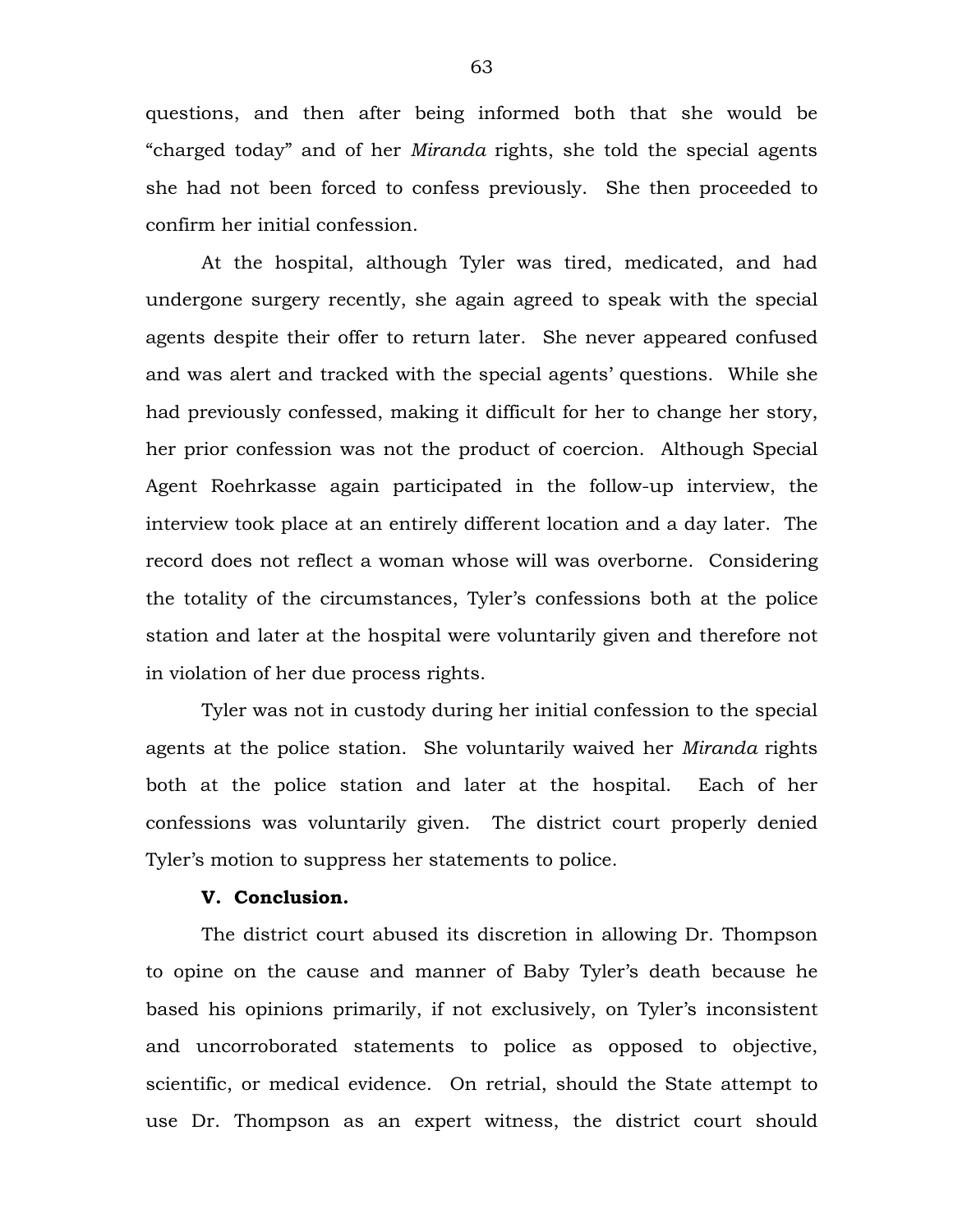questions, and then after being informed both that she would be "charged today" and of her *Miranda* rights, she told the special agents she had not been forced to confess previously. She then proceeded to confirm her initial confession.

At the hospital, although Tyler was tired, medicated, and had undergone surgery recently, she again agreed to speak with the special agents despite their offer to return later. She never appeared confused and was alert and tracked with the special agents' questions. While she had previously confessed, making it difficult for her to change her story, her prior confession was not the product of coercion. Although Special Agent Roehrkasse again participated in the follow-up interview, the interview took place at an entirely different location and a day later. The record does not reflect a woman whose will was overborne. Considering the totality of the circumstances, Tyler's confessions both at the police station and later at the hospital were voluntarily given and therefore not in violation of her due process rights.

Tyler was not in custody during her initial confession to the special agents at the police station. She voluntarily waived her *Miranda* rights both at the police station and later at the hospital. Each of her confessions was voluntarily given. The district court properly denied Tyler's motion to suppress her statements to police.

**V. Conclusion.**

The district court abused its discretion in allowing Dr. Thompson to opine on the cause and manner of Baby Tyler's death because he based his opinions primarily, if not exclusively, on Tyler's inconsistent and uncorroborated statements to police as opposed to objective, scientific, or medical evidence. On retrial, should the State attempt to use Dr. Thompson as an expert witness, the district court should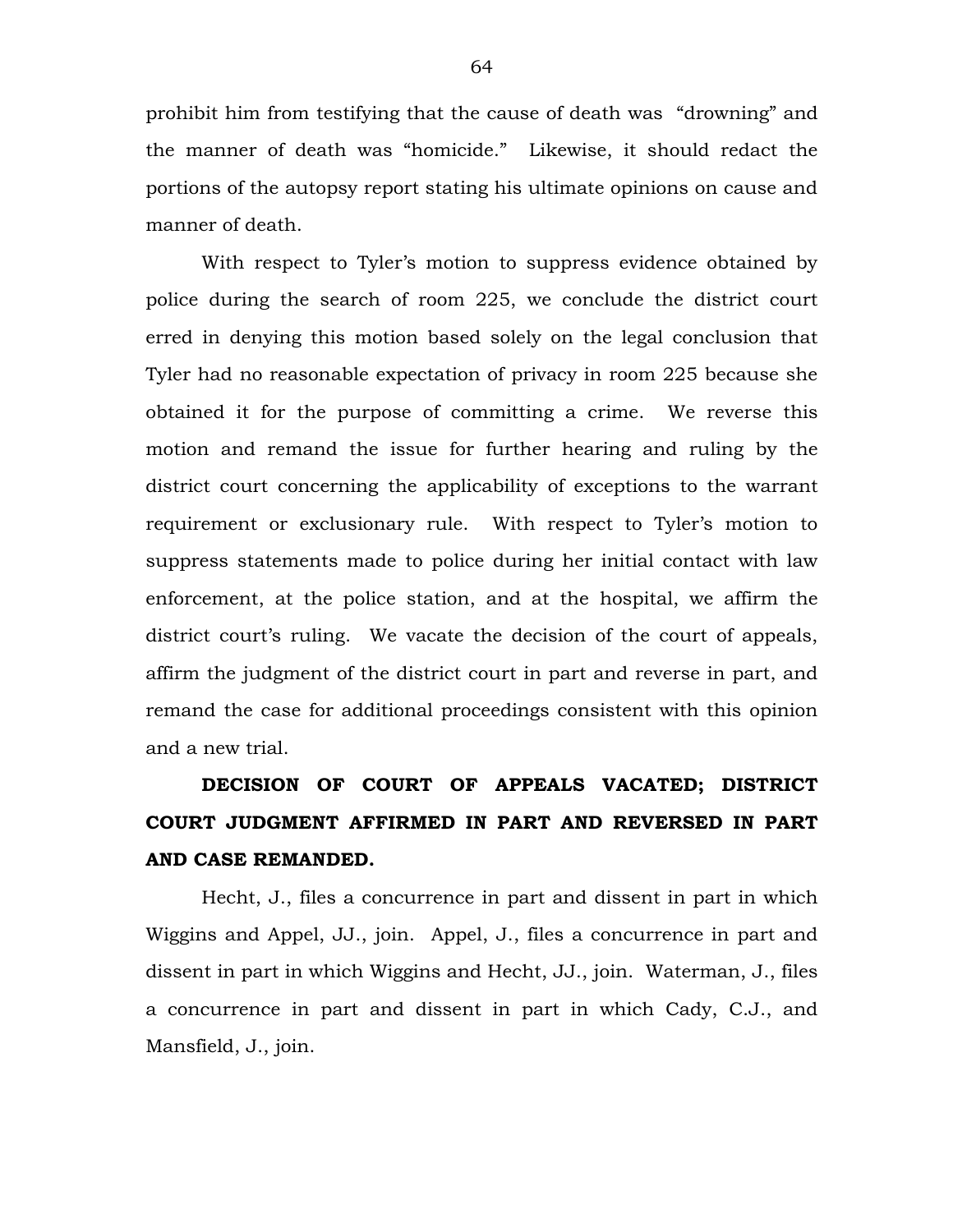prohibit him from testifying that the cause of death was "drowning" and the manner of death was "homicide." Likewise, it should redact the portions of the autopsy report stating his ultimate opinions on cause and manner of death.

With respect to Tyler's motion to suppress evidence obtained by police during the search of room 225, we conclude the district court erred in denying this motion based solely on the legal conclusion that Tyler had no reasonable expectation of privacy in room 225 because she obtained it for the purpose of committing a crime. We reverse this motion and remand the issue for further hearing and ruling by the district court concerning the applicability of exceptions to the warrant requirement or exclusionary rule. With respect to Tyler's motion to suppress statements made to police during her initial contact with law enforcement, at the police station, and at the hospital, we affirm the district court's ruling. We vacate the decision of the court of appeals, affirm the judgment of the district court in part and reverse in part, and remand the case for additional proceedings consistent with this opinion and a new trial.

**DECISION OF COURT OF APPEALS VACATED; DISTRICT COURT JUDGMENT AFFIRMED IN PART AND REVERSED IN PART AND CASE REMANDED.**

Hecht, J., files a concurrence in part and dissent in part in which Wiggins and Appel, JJ., join. Appel, J., files a concurrence in part and dissent in part in which Wiggins and Hecht, JJ., join. Waterman, J., files a concurrence in part and dissent in part in which Cady, C.J., and Mansfield, J., join.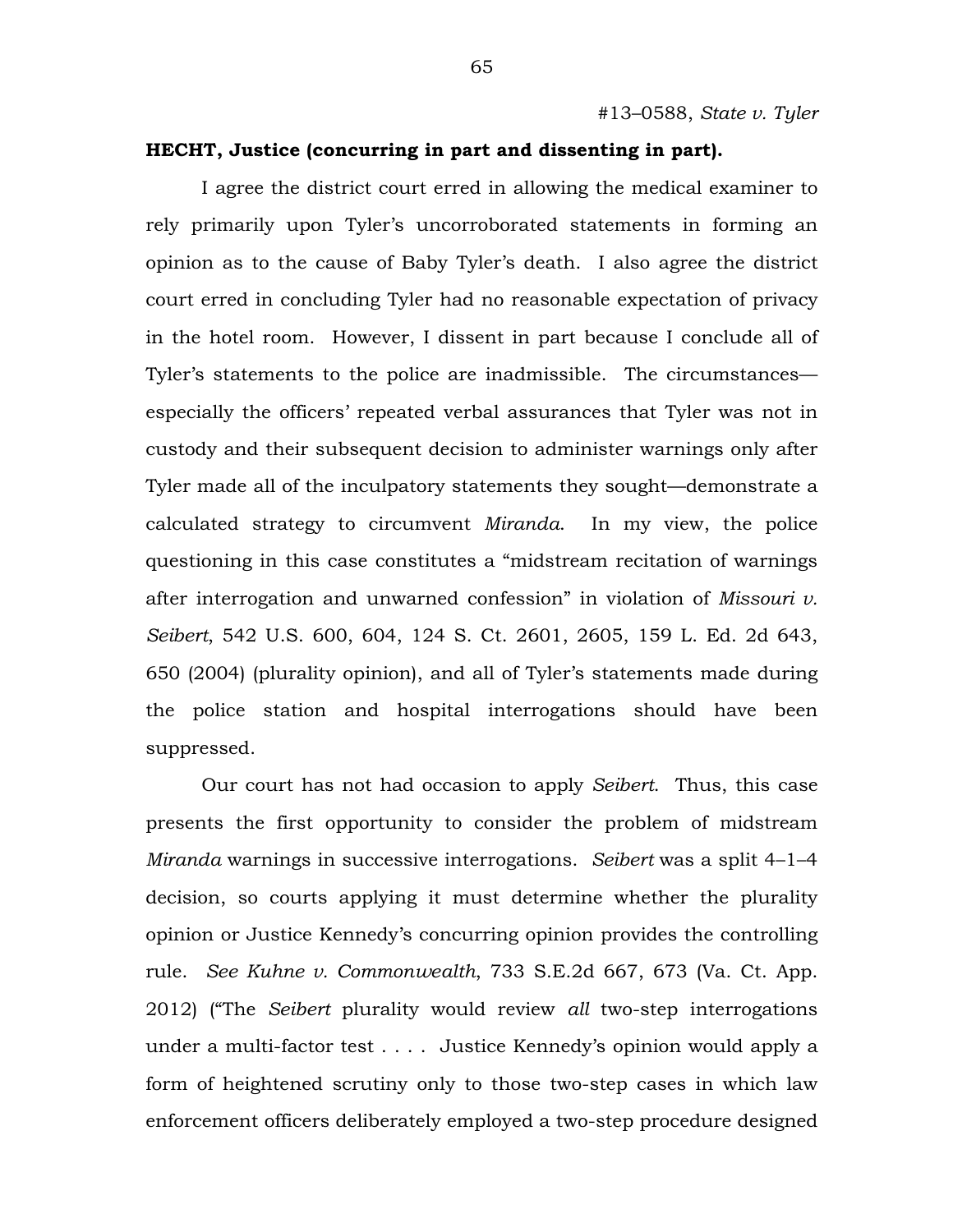**HECHT, Justice (concurring in part and dissenting in part).**

I agree the district court erred in allowing the medical examiner to rely primarily upon Tyler's uncorroborated statements in forming an opinion as to the cause of Baby Tyler's death. I also agree the district court erred in concluding Tyler had no reasonable expectation of privacy in the hotel room. However, I dissent in part because I conclude all of Tyler's statements to the police are inadmissible. The circumstances—especially the officers' repeated verbal assurances that Tyler was not in custody and their subsequent decision to administer warnings only after Tyler made all of the inculpatory statements they sought—demonstrate a calculated strategy to circumvent *Miranda*. In my view, the police questioning in this case constitutes a "midstream recitation of warnings after interrogation and unwarned confession" in violation of *Missouri v. Seibert*, 542 U.S. 600, 604, 124 S. Ct. 2601, 2605, 159 L. Ed. 2d 643, 650 (2004) (plurality opinion), and all of Tyler's statements made during the police station and hospital interrogations should have been suppressed.

Our court has not had occasion to apply *Seibert*. Thus, this case presents the first opportunity to consider the problem of midstream *Miranda* warnings in successive interrogations. *Seibert* was a split 4–1–4 decision, so courts applying it must determine whether the plurality opinion or Justice Kennedy's concurring opinion provides the controlling rule. *See Kuhne v. Commonwealth*, 733 S.E.2d 667, 673 (Va. Ct. App. 2012) ("The *Seibert* plurality would review *all* two-step interrogations under a multi-factor test . . . . Justice Kennedy's opinion would apply a form of heightened scrutiny only to those two-step cases in which law enforcement officers deliberately employed a two-step procedure designed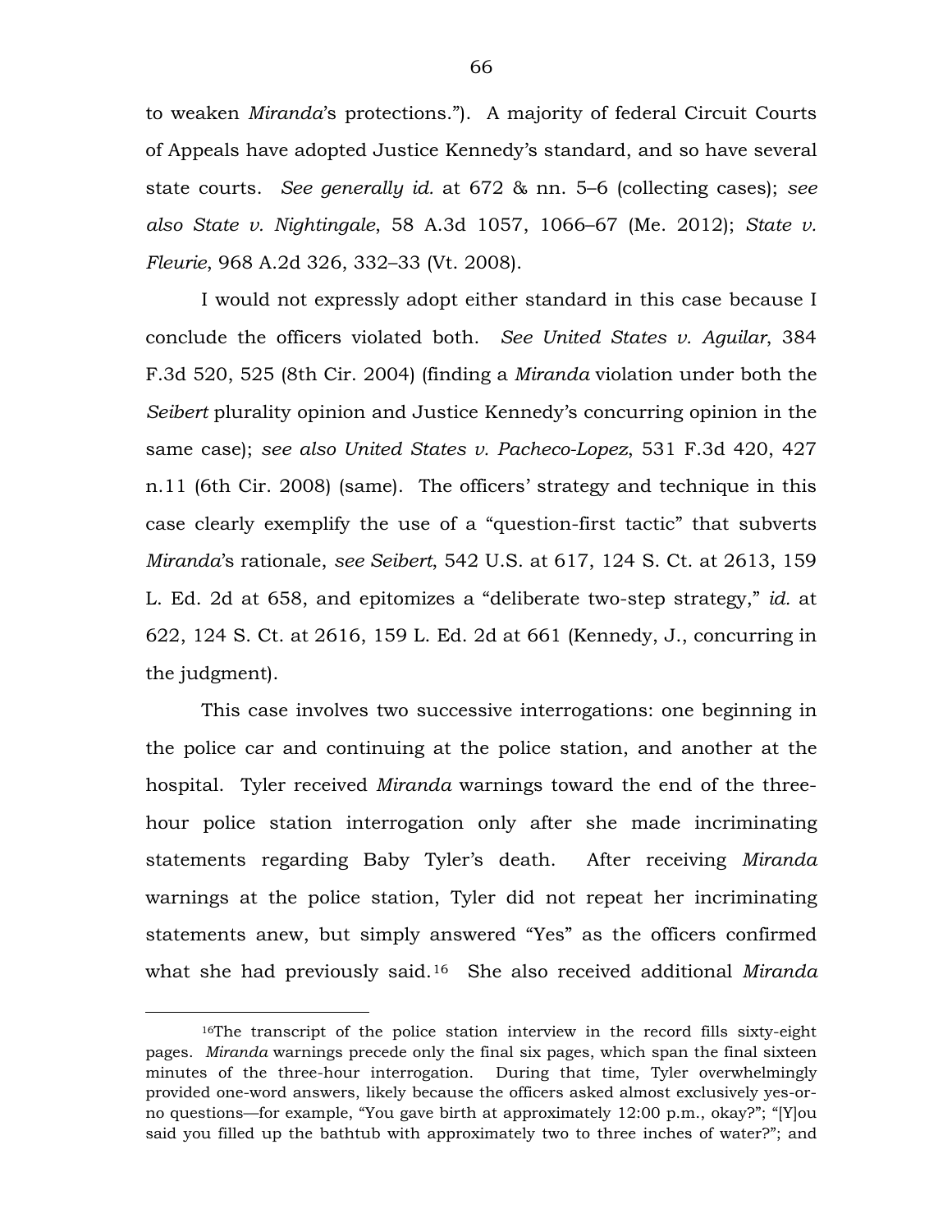to weaken *Miranda*'s protections."). A majority of federal Circuit Courts of Appeals have adopted Justice Kennedy's standard, and so have several state courts. *See generally id.* at 672 & nn. 5–6 (collecting cases); *see also State v. Nightingale*, 58 A.3d 1057, 1066–67 (Me. 2012); *State v. Fleurie*, 968 A.2d 326, 332–33 (Vt. 2008).

I would not expressly adopt either standard in this case because I conclude the officers violated both. *See United States v. Aguilar*, 384 F.3d 520, 525 (8th Cir. 2004) (finding a *Miranda* violation under both the *Seibert* plurality opinion and Justice Kennedy's concurring opinion in the same case); *see also United States v. Pacheco-Lopez*, 531 F.3d 420, 427 n.11 (6th Cir. 2008) (same). The officers' strategy and technique in this case clearly exemplify the use of a "question-first tactic" that subverts *Miranda*'s rationale, *see Seibert*, 542 U.S. at 617, 124 S. Ct. at 2613, 159 L. Ed. 2d at 658, and epitomizes a "deliberate two-step strategy," *id.* at 622, 124 S. Ct. at 2616, 159 L. Ed. 2d at 661 (Kennedy, J., concurring in the judgment).

This case involves two successive interrogations: one beginning in the police car and continuing at the police station, and another at the hospital. Tyler received *Miranda* warnings toward the end of the three-hour police station interrogation only after she made incriminating statements regarding Baby Tyler's death. After receiving *Miranda* warnings at the police station, Tyler did not repeat her incriminating statements anew, but simply answered "Yes" as the officers confirmed what she had previously said.[16] She also received additional *Miranda*

[16]The transcript of the police station interview in the record fills sixty-eight pages. *Miranda* warnings precede only the final six pages, which span the final sixteen minutes of the three-hour interrogation. During that time, Tyler overwhelmingly provided one-word answers, likely because the officers asked almost exclusively yes-or-no questions—for example, "You gave birth at approximately 12:00 p.m., okay?"; "[Y]ou said you filled up the bathtub with approximately two to three inches of water?"; and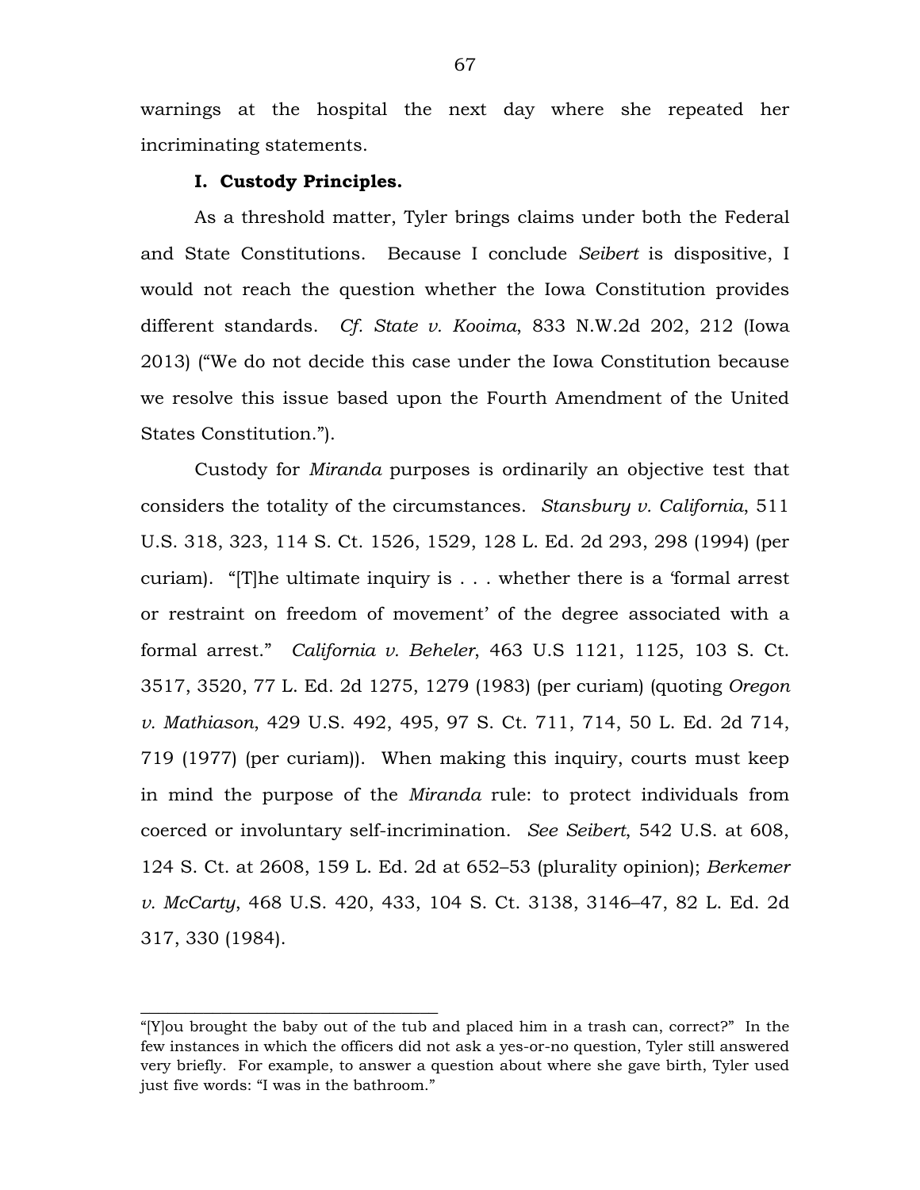warnings at the hospital the next day where she repeated her incriminating statements.

### I. Custody Principles.

As a threshold matter, Tyler brings claims under both the Federal and State Constitutions. Because I conclude *Seibert* is dispositive, I would not reach the question whether the Iowa Constitution provides different standards. *Cf. State v. Kooima*, 833 N.W.2d 202, 212 (Iowa 2013) ("We do not decide this case under the Iowa Constitution because we resolve this issue based upon the Fourth Amendment of the United States Constitution.").

Custody for *Miranda* purposes is ordinarily an objective test that considers the totality of the circumstances. *Stansbury v. California*, 511 U.S. 318, 323, 114 S. Ct. 1526, 1529, 128 L. Ed. 2d 293, 298 (1994) (per curiam). "[T]he ultimate inquiry is . . . whether there is a 'formal arrest or restraint on freedom of movement' of the degree associated with a formal arrest." *California v. Beheler*, 463 U.S 1121, 1125, 103 S. Ct. 3517, 3520, 77 L. Ed. 2d 1275, 1279 (1983) (per curiam) (quoting *Oregon v. Mathiason*, 429 U.S. 492, 495, 97 S. Ct. 711, 714, 50 L. Ed. 2d 714, 719 (1977) (per curiam)). When making this inquiry, courts must keep in mind the purpose of the *Miranda* rule: to protect individuals from coerced or involuntary self-incrimination. *See Seibert*, 542 U.S. at 608, 124 S. Ct. at 2608, 159 L. Ed. 2d at 652–53 (plurality opinion); *Berkemer v. McCarty*, 468 U.S. 420, 433, 104 S. Ct. 3138, 3146–47, 82 L. Ed. 2d 317, 330 (1984).

---

"[Y]ou brought the baby out of the tub and placed him in a trash can, correct?" In the few instances in which the officers did not ask a yes-or-no question, Tyler still answered very briefly. For example, to answer a question about where she gave birth, Tyler used just five words: "I was in the bathroom."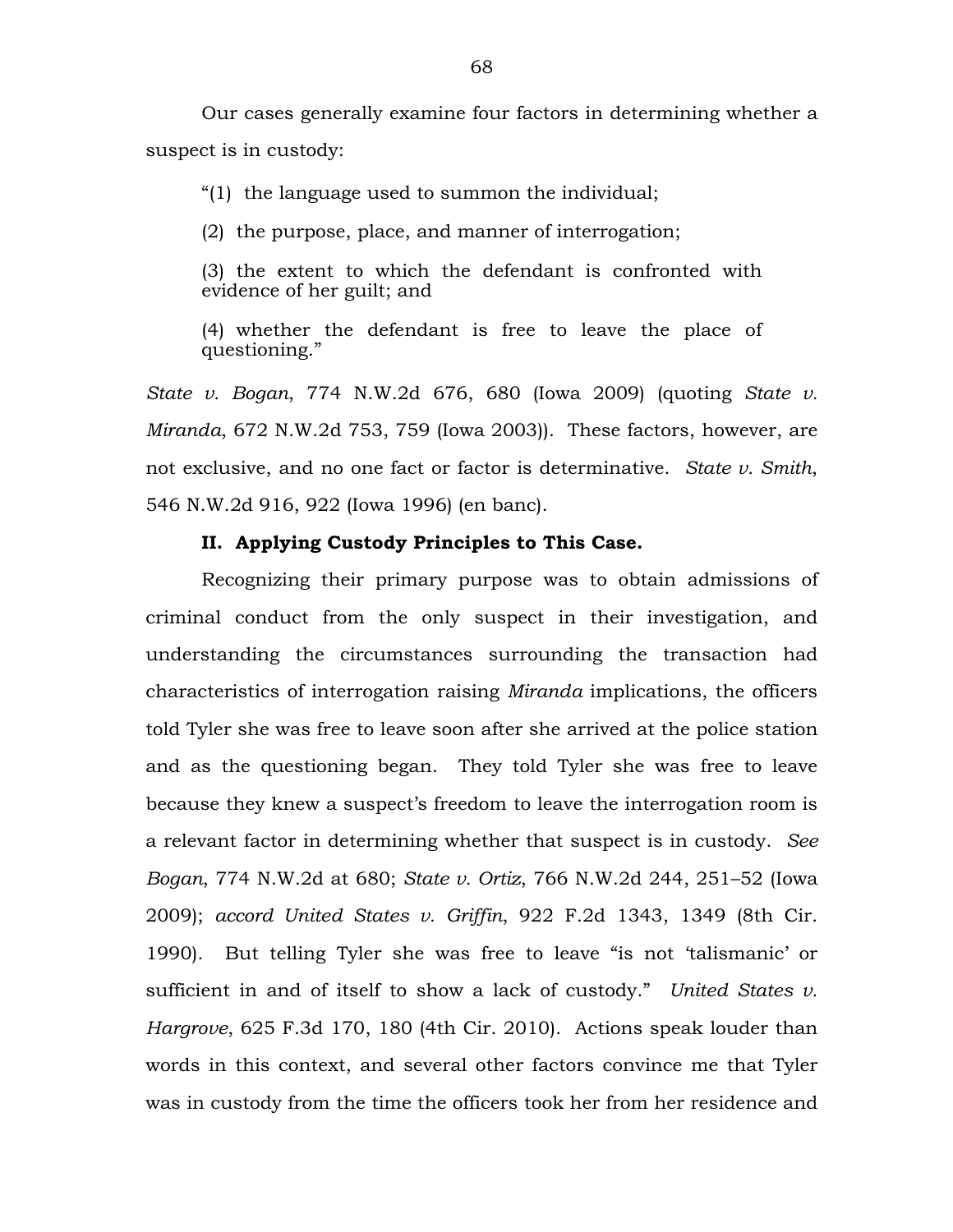Our cases generally examine four factors in determining whether a suspect is in custody:

> "(1) the language used to summon the individual;
>
> (2) the purpose, place, and manner of interrogation;
>
> (3) the extent to which the defendant is confronted with evidence of her guilt; and
>
> (4) whether the defendant is free to leave the place of questioning."

*State v. Bogan*, 774 N.W.2d 676, 680 (Iowa 2009) (quoting *State v. Miranda*, 672 N.W.2d 753, 759 (Iowa 2003)). These factors, however, are not exclusive, and no one fact or factor is determinative. *State v. Smith*, 546 N.W.2d 916, 922 (Iowa 1996) (en banc).

**II. Applying Custody Principles to This Case.**

Recognizing their primary purpose was to obtain admissions of criminal conduct from the only suspect in their investigation, and understanding the circumstances surrounding the transaction had characteristics of interrogation raising *Miranda* implications, the officers told Tyler she was free to leave soon after she arrived at the police station and as the questioning began. They told Tyler she was free to leave because they knew a suspect's freedom to leave the interrogation room is a relevant factor in determining whether that suspect is in custody. *See Bogan*, 774 N.W.2d at 680; *State v. Ortiz*, 766 N.W.2d 244, 251–52 (Iowa 2009); *accord United States v. Griffin*, 922 F.2d 1343, 1349 (8th Cir. 1990). But telling Tyler she was free to leave "is not 'talismanic' or sufficient in and of itself to show a lack of custody." *United States v. Hargrove*, 625 F.3d 170, 180 (4th Cir. 2010). Actions speak louder than words in this context, and several other factors convince me that Tyler was in custody from the time the officers took her from her residence and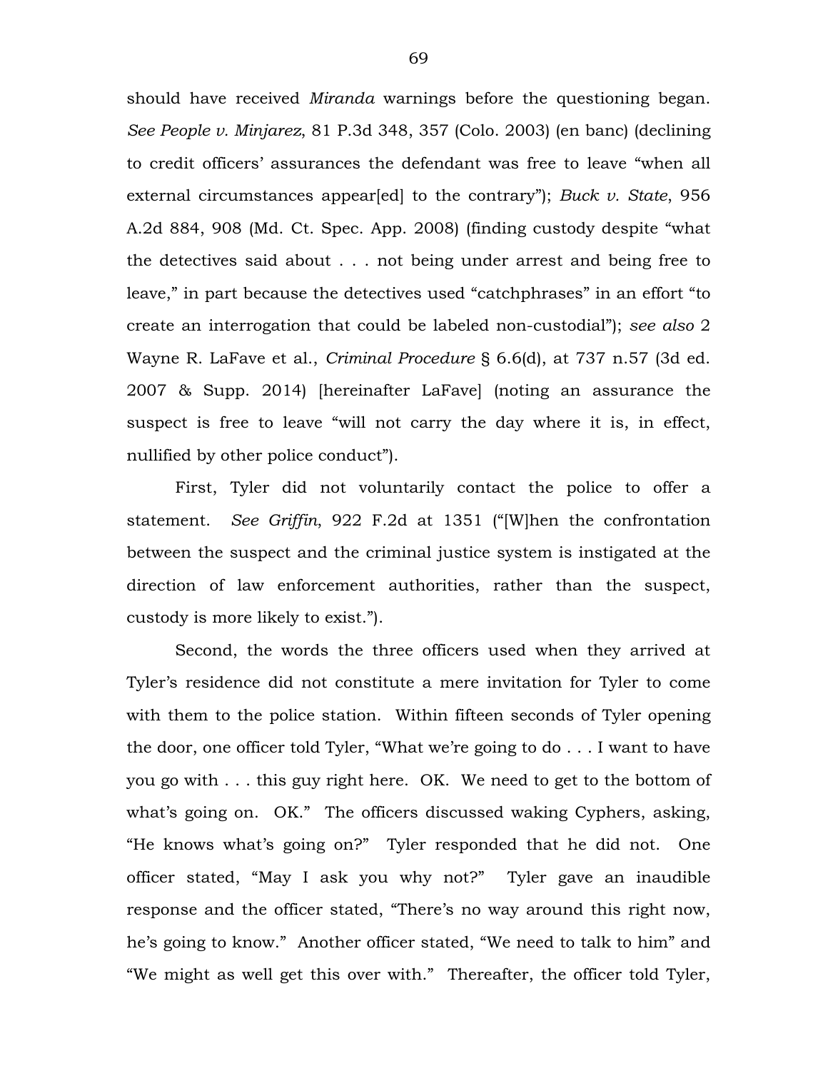should have received *Miranda* warnings before the questioning began. *See People v. Minjarez*, 81 P.3d 348, 357 (Colo. 2003) (en banc) (declining to credit officers' assurances the defendant was free to leave "when all external circumstances appear[ed] to the contrary"); *Buck v. State*, 956 A.2d 884, 908 (Md. Ct. Spec. App. 2008) (finding custody despite "what the detectives said about . . . not being under arrest and being free to leave," in part because the detectives used "catchphrases" in an effort "to create an interrogation that could be labeled non-custodial"); *see also* 2 Wayne R. LaFave et al., *Criminal Procedure* § 6.6(d), at 737 n.57 (3d ed. 2007 & Supp. 2014) [hereinafter LaFave] (noting an assurance the suspect is free to leave "will not carry the day where it is, in effect, nullified by other police conduct").

First, Tyler did not voluntarily contact the police to offer a statement. *See Griffin*, 922 F.2d at 1351 ("[W]hen the confrontation between the suspect and the criminal justice system is instigated at the direction of law enforcement authorities, rather than the suspect, custody is more likely to exist.").

Second, the words the three officers used when they arrived at Tyler's residence did not constitute a mere invitation for Tyler to come with them to the police station. Within fifteen seconds of Tyler opening the door, one officer told Tyler, "What we're going to do . . . I want to have you go with . . . this guy right here. OK. We need to get to the bottom of what's going on. OK." The officers discussed waking Cyphers, asking, "He knows what's going on?" Tyler responded that he did not. One officer stated, "May I ask you why not?" Tyler gave an inaudible response and the officer stated, "There's no way around this right now, he's going to know." Another officer stated, "We need to talk to him" and "We might as well get this over with." Thereafter, the officer told Tyler,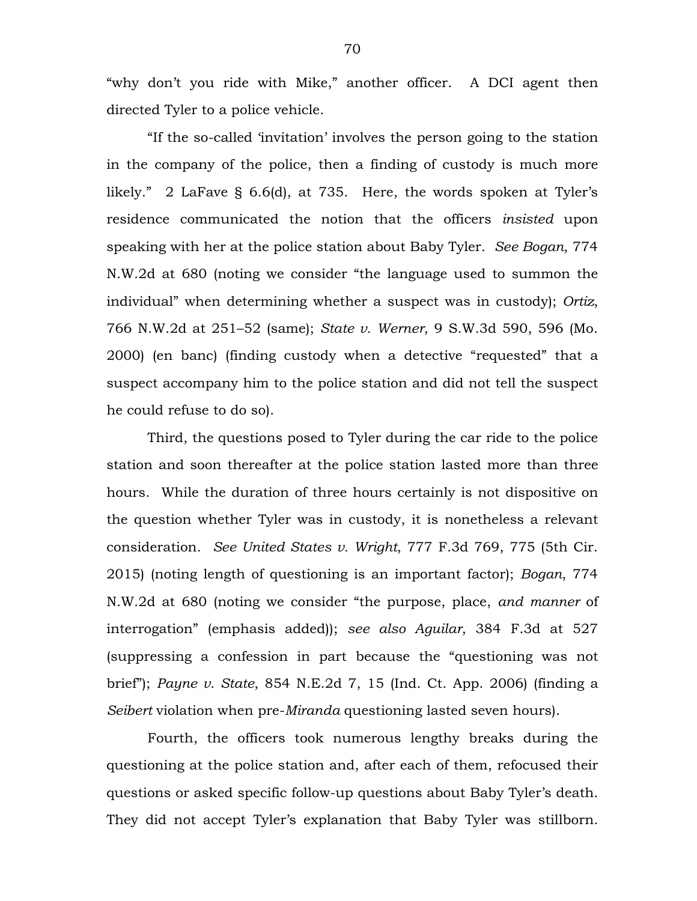"why don't you ride with Mike," another officer. A DCI agent then directed Tyler to a police vehicle.

"If the so-called 'invitation' involves the person going to the station in the company of the police, then a finding of custody is much more likely." 2 LaFave § 6.6(d), at 735. Here, the words spoken at Tyler's residence communicated the notion that the officers *insisted* upon speaking with her at the police station about Baby Tyler. *See Bogan*, 774 N.W.2d at 680 (noting we consider "the language used to summon the individual" when determining whether a suspect was in custody); *Ortiz*, 766 N.W.2d at 251–52 (same); *State v. Werner*, 9 S.W.3d 590, 596 (Mo. 2000) (en banc) (finding custody when a detective "requested" that a suspect accompany him to the police station and did not tell the suspect he could refuse to do so).

Third, the questions posed to Tyler during the car ride to the police station and soon thereafter at the police station lasted more than three hours. While the duration of three hours certainly is not dispositive on the question whether Tyler was in custody, it is nonetheless a relevant consideration. *See United States v. Wright*, 777 F.3d 769, 775 (5th Cir. 2015) (noting length of questioning is an important factor); *Bogan*, 774 N.W.2d at 680 (noting we consider "the purpose, place, *and manner* of interrogation" (emphasis added)); *see also Aguilar*, 384 F.3d at 527 (suppressing a confession in part because the "questioning was not brief"); *Payne v. State*, 854 N.E.2d 7, 15 (Ind. Ct. App. 2006) (finding a *Seibert* violation when pre-*Miranda* questioning lasted seven hours).

Fourth, the officers took numerous lengthy breaks during the questioning at the police station and, after each of them, refocused their questions or asked specific follow-up questions about Baby Tyler's death. They did not accept Tyler's explanation that Baby Tyler was stillborn.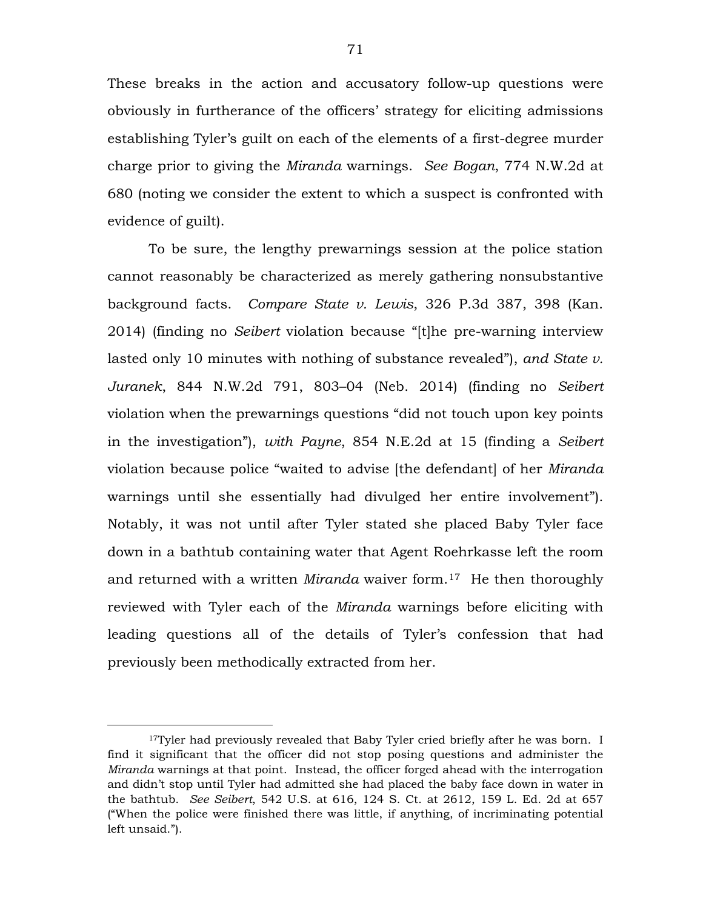These breaks in the action and accusatory follow-up questions were obviously in furtherance of the officers' strategy for eliciting admissions establishing Tyler's guilt on each of the elements of a first-degree murder charge prior to giving the *Miranda* warnings. *See Bogan*, 774 N.W.2d at 680 (noting we consider the extent to which a suspect is confronted with evidence of guilt).

To be sure, the lengthy prewarnings session at the police station cannot reasonably be characterized as merely gathering nonsubstantive background facts. *Compare State v. Lewis*, 326 P.3d 387, 398 (Kan. 2014) (finding no *Seibert* violation because "[t]he pre-warning interview lasted only 10 minutes with nothing of substance revealed"), *and State v. Juranek*, 844 N.W.2d 791, 803–04 (Neb. 2014) (finding no *Seibert* violation when the prewarnings questions "did not touch upon key points in the investigation"), *with Payne*, 854 N.E.2d at 15 (finding a *Seibert* violation because police "waited to advise [the defendant] of her *Miranda* warnings until she essentially had divulged her entire involvement"). Notably, it was not until after Tyler stated she placed Baby Tyler face down in a bathtub containing water that Agent Roehrkasse left the room and returned with a written *Miranda* waiver form.[17] He then thoroughly reviewed with Tyler each of the *Miranda* warnings before eliciting with leading questions all of the details of Tyler's confession that had previously been methodically extracted from her.

---

[17]Tyler had previously revealed that Baby Tyler cried briefly after he was born. I find it significant that the officer did not stop posing questions and administer the *Miranda* warnings at that point. Instead, the officer forged ahead with the interrogation and didn't stop until Tyler had admitted she had placed the baby face down in water in the bathtub. *See Seibert*, 542 U.S. at 616, 124 S. Ct. at 2612, 159 L. Ed. 2d at 657 ("When the police were finished there was little, if anything, of incriminating potential left unsaid.").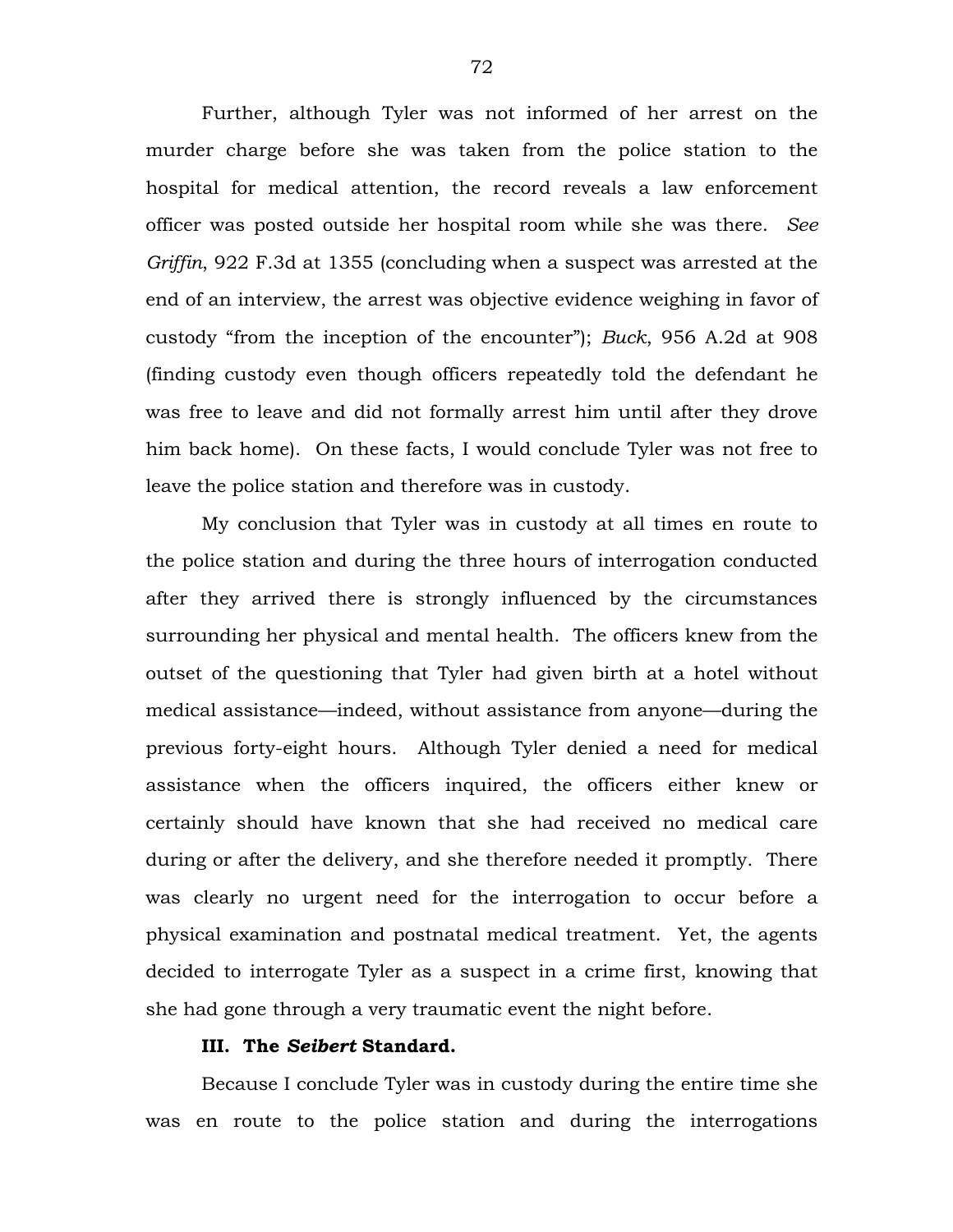Further, although Tyler was not informed of her arrest on the murder charge before she was taken from the police station to the hospital for medical attention, the record reveals a law enforcement officer was posted outside her hospital room while she was there. *See Griffin*, 922 F.3d at 1355 (concluding when a suspect was arrested at the end of an interview, the arrest was objective evidence weighing in favor of custody "from the inception of the encounter"); *Buck*, 956 A.2d at 908 (finding custody even though officers repeatedly told the defendant he was free to leave and did not formally arrest him until after they drove him back home). On these facts, I would conclude Tyler was not free to leave the police station and therefore was in custody.

My conclusion that Tyler was in custody at all times en route to the police station and during the three hours of interrogation conducted after they arrived there is strongly influenced by the circumstances surrounding her physical and mental health. The officers knew from the outset of the questioning that Tyler had given birth at a hotel without medical assistance—indeed, without assistance from anyone—during the previous forty-eight hours. Although Tyler denied a need for medical assistance when the officers inquired, the officers either knew or certainly should have known that she had received no medical care during or after the delivery, and she therefore needed it promptly. There was clearly no urgent need for the interrogation to occur before a physical examination and postnatal medical treatment. Yet, the agents decided to interrogate Tyler as a suspect in a crime first, knowing that she had gone through a very traumatic event the night before.

### III. The *Seibert* Standard.

Because I conclude Tyler was in custody during the entire time she was en route to the police station and during the interrogations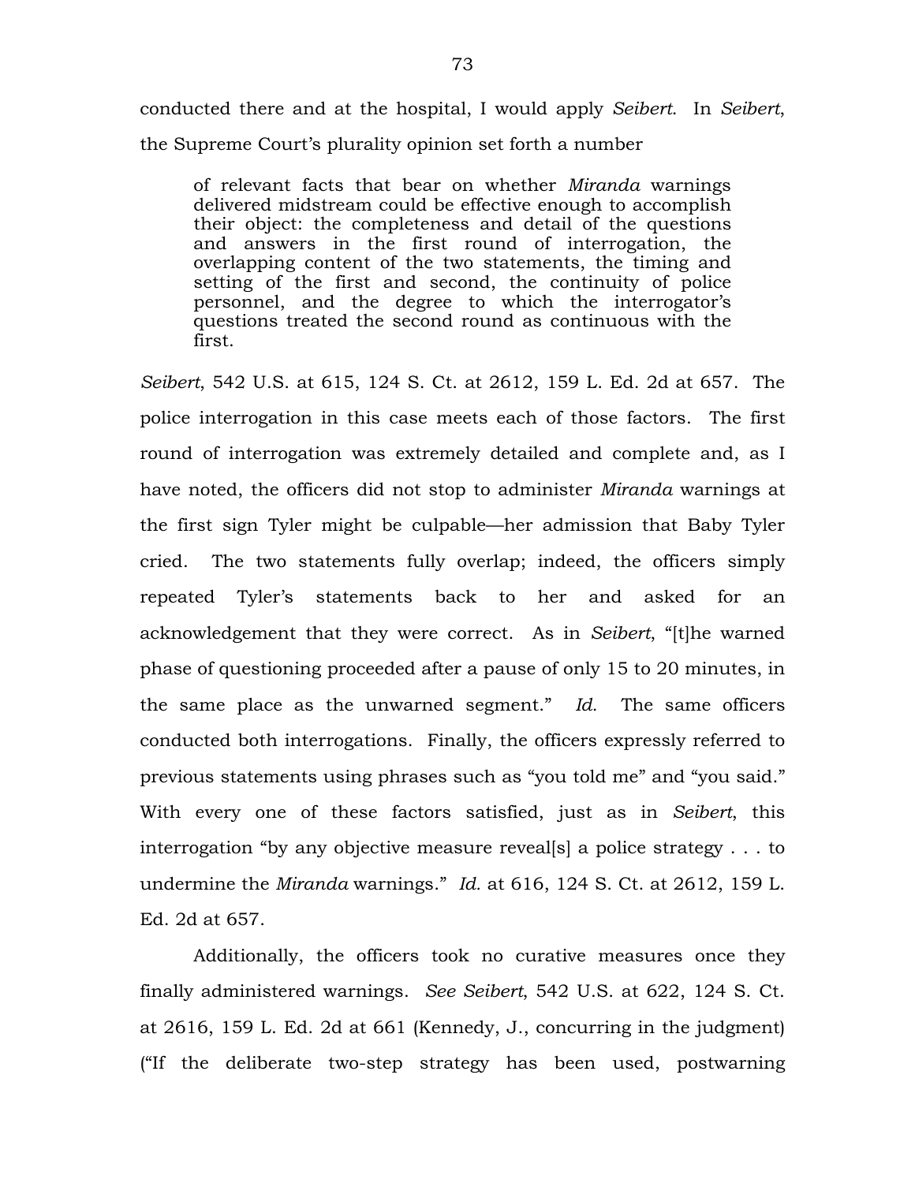conducted there and at the hospital, I would apply *Seibert*. In *Seibert*, the Supreme Court's plurality opinion set forth a number

> of relevant facts that bear on whether *Miranda* warnings delivered midstream could be effective enough to accomplish their object: the completeness and detail of the questions and answers in the first round of interrogation, the overlapping content of the two statements, the timing and setting of the first and second, the continuity of police personnel, and the degree to which the interrogator's questions treated the second round as continuous with the first.

*Seibert*, 542 U.S. at 615, 124 S. Ct. at 2612, 159 L. Ed. 2d at 657. The police interrogation in this case meets each of those factors. The first round of interrogation was extremely detailed and complete and, as I have noted, the officers did not stop to administer *Miranda* warnings at the first sign Tyler might be culpable—her admission that Baby Tyler cried. The two statements fully overlap; indeed, the officers simply repeated Tyler's statements back to her and asked for an acknowledgement that they were correct. As in *Seibert*, "[t]he warned phase of questioning proceeded after a pause of only 15 to 20 minutes, in the same place as the unwarned segment." *Id.* The same officers conducted both interrogations. Finally, the officers expressly referred to previous statements using phrases such as "you told me" and "you said." With every one of these factors satisfied, just as in *Seibert*, this interrogation "by any objective measure reveal[s] a police strategy . . . to undermine the *Miranda* warnings." *Id.* at 616, 124 S. Ct. at 2612, 159 L. Ed. 2d at 657.

Additionally, the officers took no curative measures once they finally administered warnings. *See Seibert*, 542 U.S. at 622, 124 S. Ct. at 2616, 159 L. Ed. 2d at 661 (Kennedy, J., concurring in the judgment) ("If the deliberate two-step strategy has been used, postwarning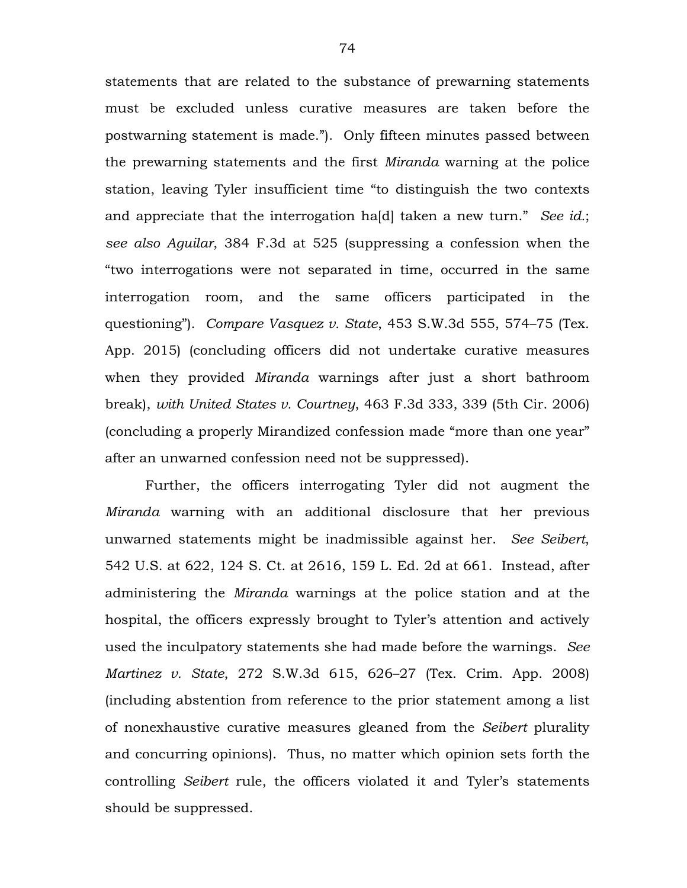statements that are related to the substance of prewarning statements must be excluded unless curative measures are taken before the postwarning statement is made."). Only fifteen minutes passed between the prewarning statements and the first *Miranda* warning at the police station, leaving Tyler insufficient time "to distinguish the two contexts and appreciate that the interrogation ha[d] taken a new turn." *See id.*; *see also Aguilar*, 384 F.3d at 525 (suppressing a confession when the "two interrogations were not separated in time, occurred in the same interrogation room, and the same officers participated in the questioning"). *Compare Vasquez v. State*, 453 S.W.3d 555, 574–75 (Tex. App. 2015) (concluding officers did not undertake curative measures when they provided *Miranda* warnings after just a short bathroom break), *with United States v. Courtney*, 463 F.3d 333, 339 (5th Cir. 2006) (concluding a properly Mirandized confession made "more than one year" after an unwarned confession need not be suppressed).

Further, the officers interrogating Tyler did not augment the *Miranda* warning with an additional disclosure that her previous unwarned statements might be inadmissible against her. *See Seibert*, 542 U.S. at 622, 124 S. Ct. at 2616, 159 L. Ed. 2d at 661. Instead, after administering the *Miranda* warnings at the police station and at the hospital, the officers expressly brought to Tyler's attention and actively used the inculpatory statements she had made before the warnings. *See Martinez v. State*, 272 S.W.3d 615, 626–27 (Tex. Crim. App. 2008) (including abstention from reference to the prior statement among a list of nonexhaustive curative measures gleaned from the *Seibert* plurality and concurring opinions). Thus, no matter which opinion sets forth the controlling *Seibert* rule, the officers violated it and Tyler's statements should be suppressed.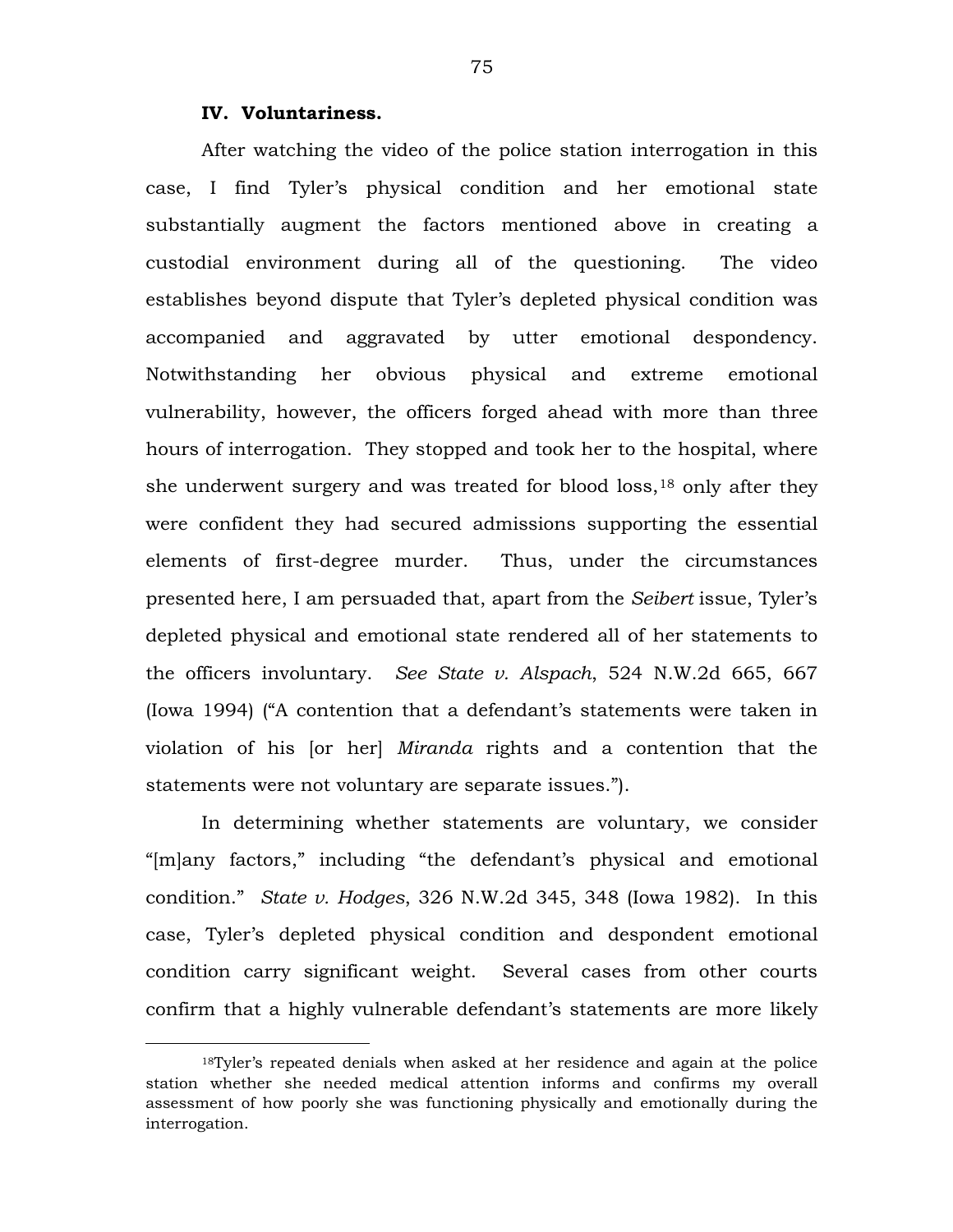**IV. Voluntariness.**

After watching the video of the police station interrogation in this case, I find Tyler's physical condition and her emotional state substantially augment the factors mentioned above in creating a custodial environment during all of the questioning. The video establishes beyond dispute that Tyler's depleted physical condition was accompanied and aggravated by utter emotional despondency. Notwithstanding her obvious physical and extreme emotional vulnerability, however, the officers forged ahead with more than three hours of interrogation. They stopped and took her to the hospital, where she underwent surgery and was treated for blood loss,[18] only after they were confident they had secured admissions supporting the essential elements of first-degree murder. Thus, under the circumstances presented here, I am persuaded that, apart from the *Seibert* issue, Tyler's depleted physical and emotional state rendered all of her statements to the officers involuntary. *See State v. Alspach*, 524 N.W.2d 665, 667 (Iowa 1994) ("A contention that a defendant's statements were taken in violation of his [or her] *Miranda* rights and a contention that the statements were not voluntary are separate issues.").

In determining whether statements are voluntary, we consider "[m]any factors," including "the defendant's physical and emotional condition." *State v. Hodges*, 326 N.W.2d 345, 348 (Iowa 1982). In this case, Tyler's depleted physical condition and despondent emotional condition carry significant weight. Several cases from other courts confirm that a highly vulnerable defendant's statements are more likely

[18]Tyler's repeated denials when asked at her residence and again at the police station whether she needed medical attention informs and confirms my overall assessment of how poorly she was functioning physically and emotionally during the interrogation.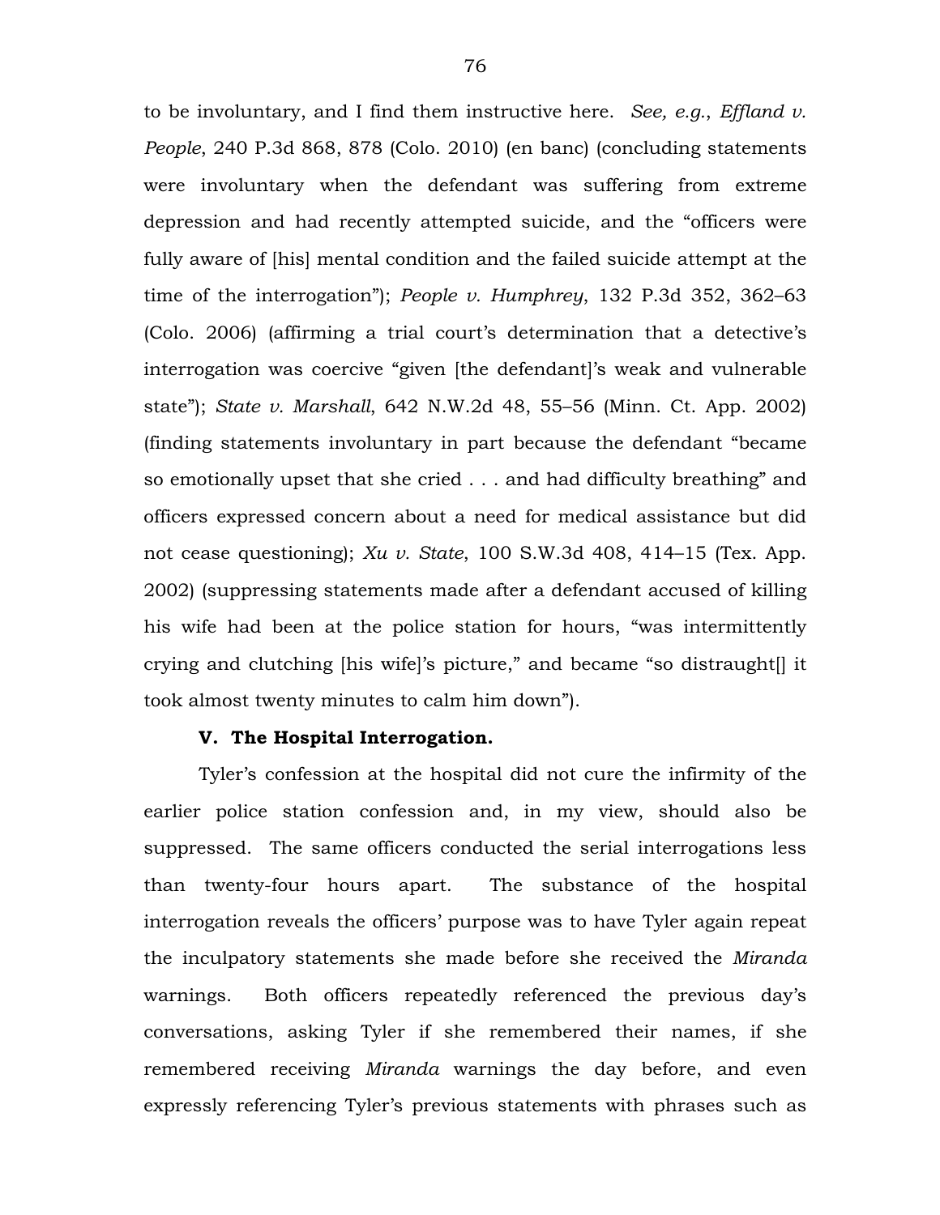to be involuntary, and I find them instructive here. *See, e.g.*, *Effland v. People*, 240 P.3d 868, 878 (Colo. 2010) (en banc) (concluding statements were involuntary when the defendant was suffering from extreme depression and had recently attempted suicide, and the "officers were fully aware of [his] mental condition and the failed suicide attempt at the time of the interrogation"); *People v. Humphrey*, 132 P.3d 352, 362–63 (Colo. 2006) (affirming a trial court's determination that a detective's interrogation was coercive "given [the defendant]'s weak and vulnerable state"); *State v. Marshall*, 642 N.W.2d 48, 55–56 (Minn. Ct. App. 2002) (finding statements involuntary in part because the defendant "became so emotionally upset that she cried . . . and had difficulty breathing" and officers expressed concern about a need for medical assistance but did not cease questioning); *Xu v. State*, 100 S.W.3d 408, 414–15 (Tex. App. 2002) (suppressing statements made after a defendant accused of killing his wife had been at the police station for hours, "was intermittently crying and clutching [his wife]'s picture," and became "so distraught[] it took almost twenty minutes to calm him down").

### V. The Hospital Interrogation.

Tyler's confession at the hospital did not cure the infirmity of the earlier police station confession and, in my view, should also be suppressed. The same officers conducted the serial interrogations less than twenty-four hours apart. The substance of the hospital interrogation reveals the officers' purpose was to have Tyler again repeat the inculpatory statements she made before she received the *Miranda* warnings. Both officers repeatedly referenced the previous day's conversations, asking Tyler if she remembered their names, if she remembered receiving *Miranda* warnings the day before, and even expressly referencing Tyler's previous statements with phrases such as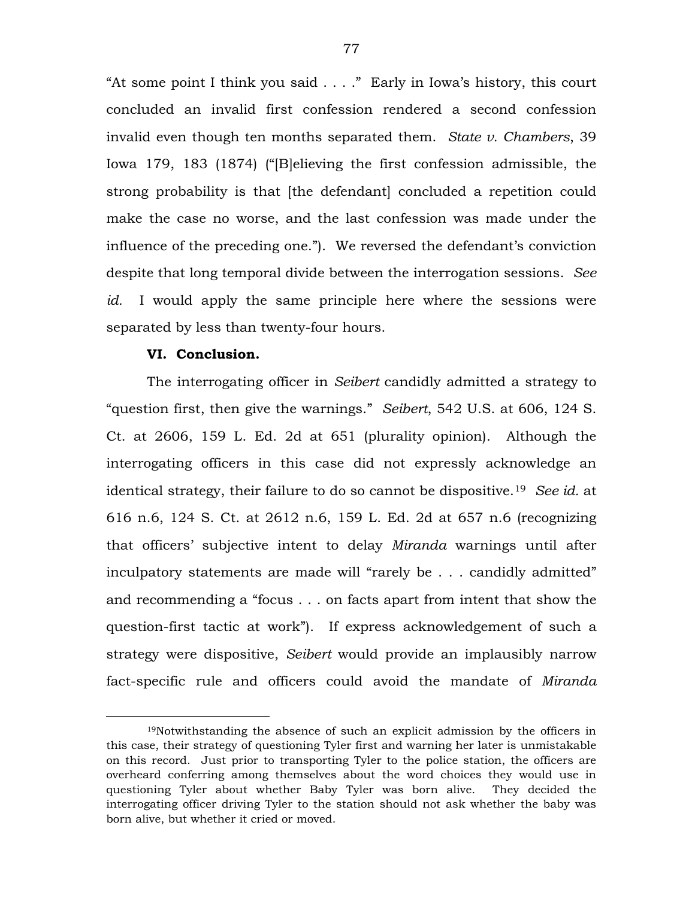"At some point I think you said . . . ." Early in Iowa's history, this court concluded an invalid first confession rendered a second confession invalid even though ten months separated them. *State v. Chambers*, 39 Iowa 179, 183 (1874) ("[B]elieving the first confession admissible, the strong probability is that [the defendant] concluded a repetition could make the case no worse, and the last confession was made under the influence of the preceding one."). We reversed the defendant's conviction despite that long temporal divide between the interrogation sessions. *See id.* I would apply the same principle here where the sessions were separated by less than twenty-four hours.

**VI. Conclusion.**

The interrogating officer in *Seibert* candidly admitted a strategy to "question first, then give the warnings." *Seibert*, 542 U.S. at 606, 124 S. Ct. at 2606, 159 L. Ed. 2d at 651 (plurality opinion). Although the interrogating officers in this case did not expressly acknowledge an identical strategy, their failure to do so cannot be dispositive.[19] *See id.* at 616 n.6, 124 S. Ct. at 2612 n.6, 159 L. Ed. 2d at 657 n.6 (recognizing that officers' subjective intent to delay *Miranda* warnings until after inculpatory statements are made will "rarely be . . . candidly admitted" and recommending a "focus . . . on facts apart from intent that show the question-first tactic at work"). If express acknowledgement of such a strategy were dispositive, *Seibert* would provide an implausibly narrow fact-specific rule and officers could avoid the mandate of *Miranda*

---

[19]Notwithstanding the absence of such an explicit admission by the officers in this case, their strategy of questioning Tyler first and warning her later is unmistakable on this record. Just prior to transporting Tyler to the police station, the officers are overheard conferring among themselves about the word choices they would use in questioning Tyler about whether Baby Tyler was born alive. They decided the interrogating officer driving Tyler to the station should not ask whether the baby was born alive, but whether it cried or moved.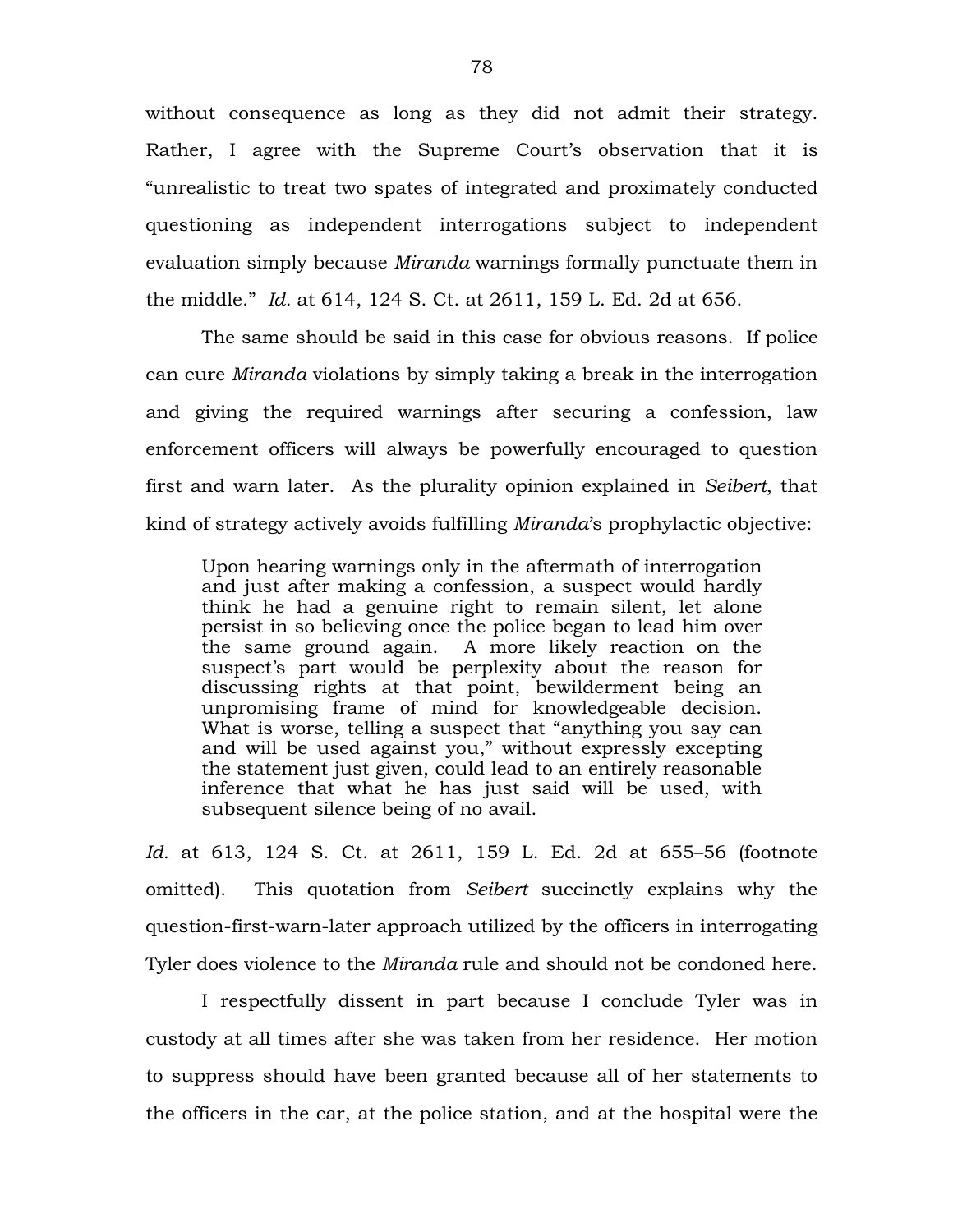without consequence as long as they did not admit their strategy. Rather, I agree with the Supreme Court's observation that it is "unrealistic to treat two spates of integrated and proximately conducted questioning as independent interrogations subject to independent evaluation simply because *Miranda* warnings formally punctuate them in the middle." *Id.* at 614, 124 S. Ct. at 2611, 159 L. Ed. 2d at 656.

The same should be said in this case for obvious reasons. If police can cure *Miranda* violations by simply taking a break in the interrogation and giving the required warnings after securing a confession, law enforcement officers will always be powerfully encouraged to question first and warn later. As the plurality opinion explained in *Seibert*, that kind of strategy actively avoids fulfilling *Miranda*'s prophylactic objective:

> Upon hearing warnings only in the aftermath of interrogation and just after making a confession, a suspect would hardly think he had a genuine right to remain silent, let alone persist in so believing once the police began to lead him over the same ground again. A more likely reaction on the suspect's part would be perplexity about the reason for discussing rights at that point, bewilderment being an unpromising frame of mind for knowledgeable decision. What is worse, telling a suspect that "anything you say can and will be used against you," without expressly excepting the statement just given, could lead to an entirely reasonable inference that what he has just said will be used, with subsequent silence being of no avail.

*Id.* at 613, 124 S. Ct. at 2611, 159 L. Ed. 2d at 655–56 (footnote omitted). This quotation from *Seibert* succinctly explains why the question-first-warn-later approach utilized by the officers in interrogating Tyler does violence to the *Miranda* rule and should not be condoned here.

I respectfully dissent in part because I conclude Tyler was in custody at all times after she was taken from her residence. Her motion to suppress should have been granted because all of her statements to the officers in the car, at the police station, and at the hospital were the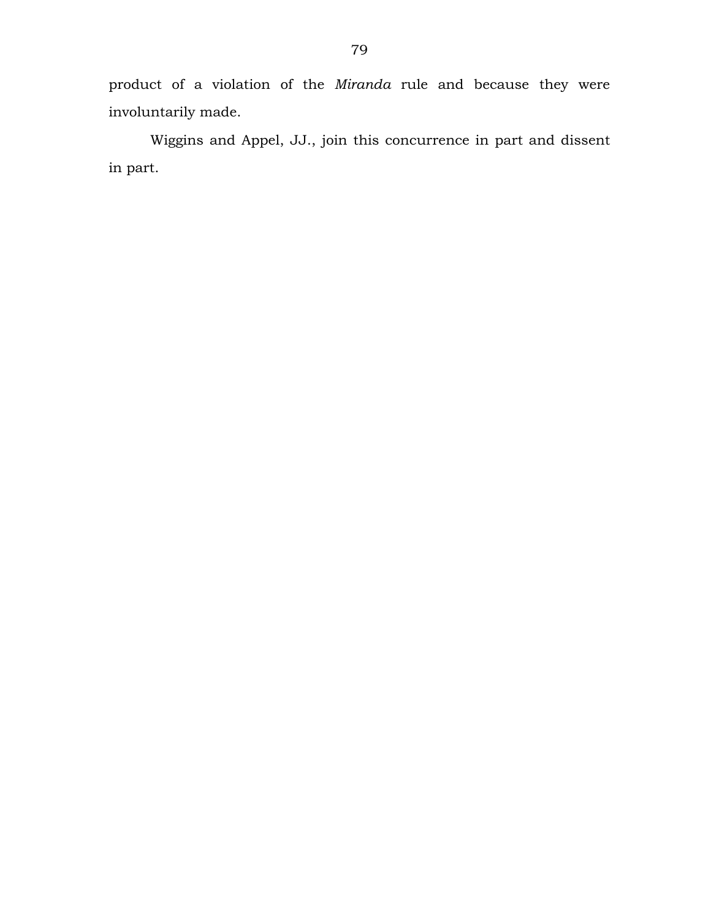product of a violation of the *Miranda* rule and because they were involuntarily made.

Wiggins and Appel, JJ., join this concurrence in part and dissent in part.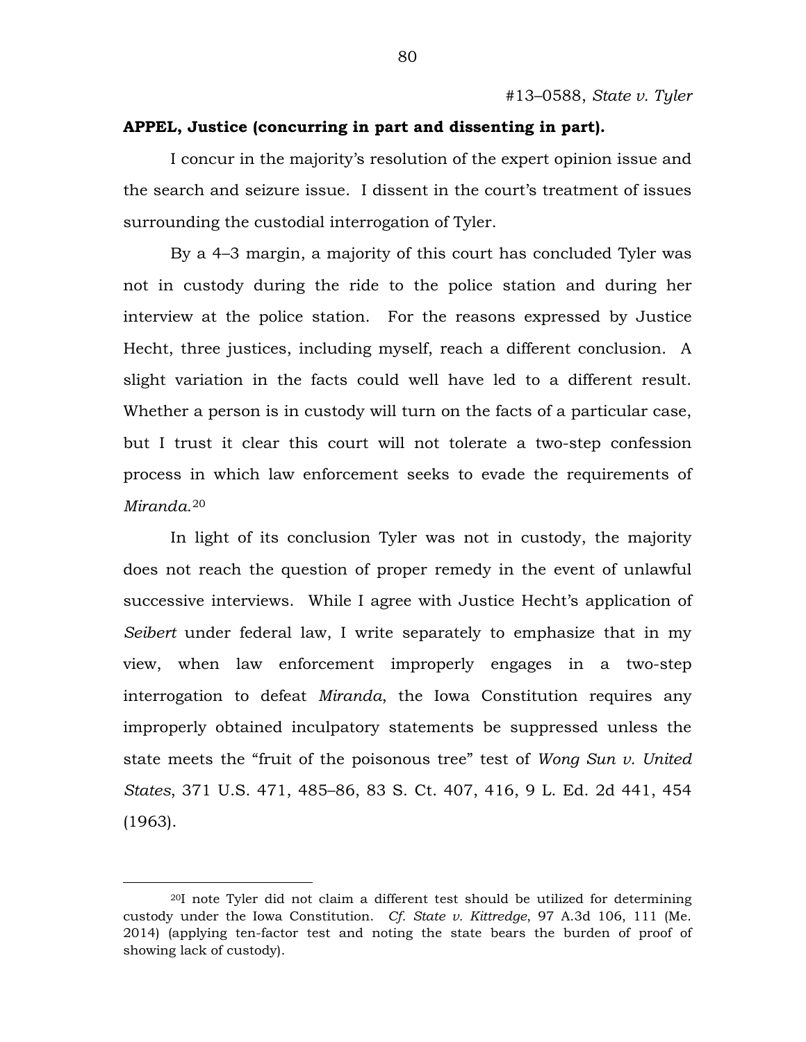**APPEL, Justice (concurring in part and dissenting in part).**

I concur in the majority's resolution of the expert opinion issue and the search and seizure issue. I dissent in the court's treatment of issues surrounding the custodial interrogation of Tyler.

By a 4–3 margin, a majority of this court has concluded Tyler was not in custody during the ride to the police station and during her interview at the police station. For the reasons expressed by Justice Hecht, three justices, including myself, reach a different conclusion. A slight variation in the facts could well have led to a different result. Whether a person is in custody will turn on the facts of a particular case, but I trust it clear this court will not tolerate a two-step confession process in which law enforcement seeks to evade the requirements of *Miranda.*[20]

In light of its conclusion Tyler was not in custody, the majority does not reach the question of proper remedy in the event of unlawful successive interviews. While I agree with Justice Hecht's application of *Seibert* under federal law, I write separately to emphasize that in my view, when law enforcement improperly engages in a two-step interrogation to defeat *Miranda*, the Iowa Constitution requires any improperly obtained inculpatory statements be suppressed unless the state meets the "fruit of the poisonous tree" test of *Wong Sun v. United States*, 371 U.S. 471, 485–86, 83 S. Ct. 407, 416, 9 L. Ed. 2d 441, 454 (1963).

---

[20]I note Tyler did not claim a different test should be utilized for determining custody under the Iowa Constitution. *Cf. State v. Kittredge*, 97 A.3d 106, 111 (Me. 2014) (applying ten-factor test and noting the state bears the burden of proof of showing lack of custody).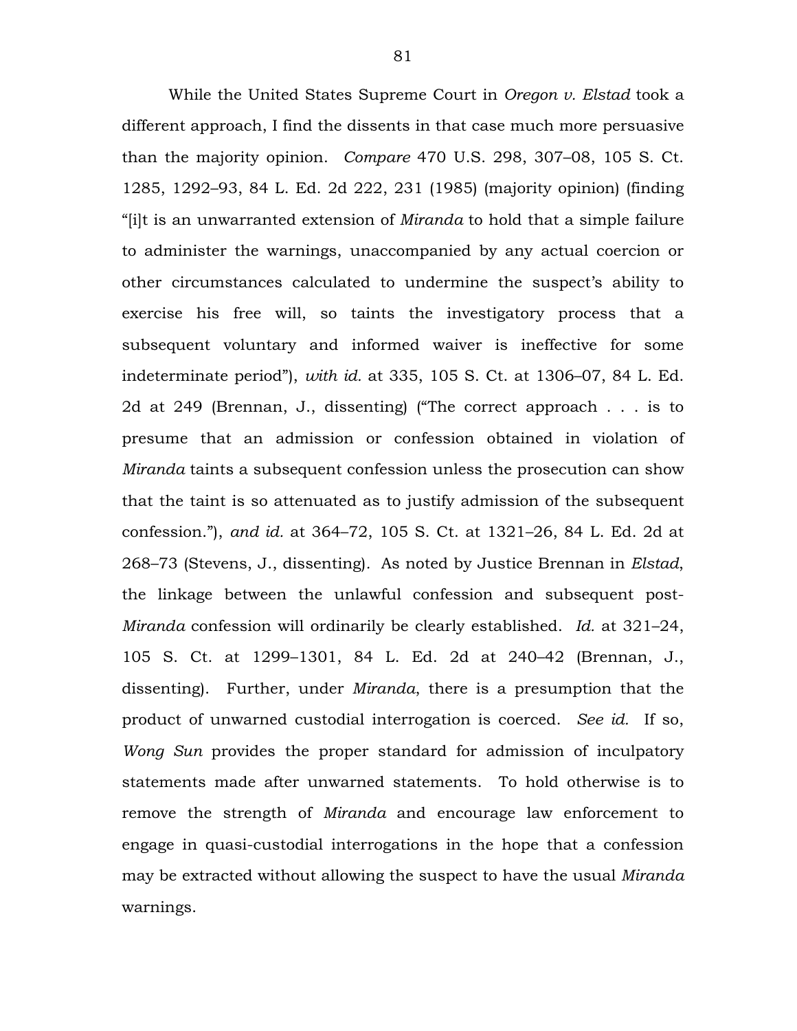While the United States Supreme Court in *Oregon v. Elstad* took a different approach, I find the dissents in that case much more persuasive than the majority opinion. *Compare* 470 U.S. 298, 307–08, 105 S. Ct. 1285, 1292–93, 84 L. Ed. 2d 222, 231 (1985) (majority opinion) (finding "[i]t is an unwarranted extension of *Miranda* to hold that a simple failure to administer the warnings, unaccompanied by any actual coercion or other circumstances calculated to undermine the suspect's ability to exercise his free will, so taints the investigatory process that a subsequent voluntary and informed waiver is ineffective for some indeterminate period"), *with id.* at 335, 105 S. Ct. at 1306–07, 84 L. Ed. 2d at 249 (Brennan, J., dissenting) ("The correct approach . . . is to presume that an admission or confession obtained in violation of *Miranda* taints a subsequent confession unless the prosecution can show that the taint is so attenuated as to justify admission of the subsequent confession."), *and id.* at 364–72, 105 S. Ct. at 1321–26, 84 L. Ed. 2d at 268–73 (Stevens, J., dissenting). As noted by Justice Brennan in *Elstad*, the linkage between the unlawful confession and subsequent post-*Miranda* confession will ordinarily be clearly established. *Id.* at 321–24, 105 S. Ct. at 1299–1301, 84 L. Ed. 2d at 240–42 (Brennan, J., dissenting). Further, under *Miranda*, there is a presumption that the product of unwarned custodial interrogation is coerced. *See id.* If so, *Wong Sun* provides the proper standard for admission of inculpatory statements made after unwarned statements. To hold otherwise is to remove the strength of *Miranda* and encourage law enforcement to engage in quasi-custodial interrogations in the hope that a confession may be extracted without allowing the suspect to have the usual *Miranda* warnings.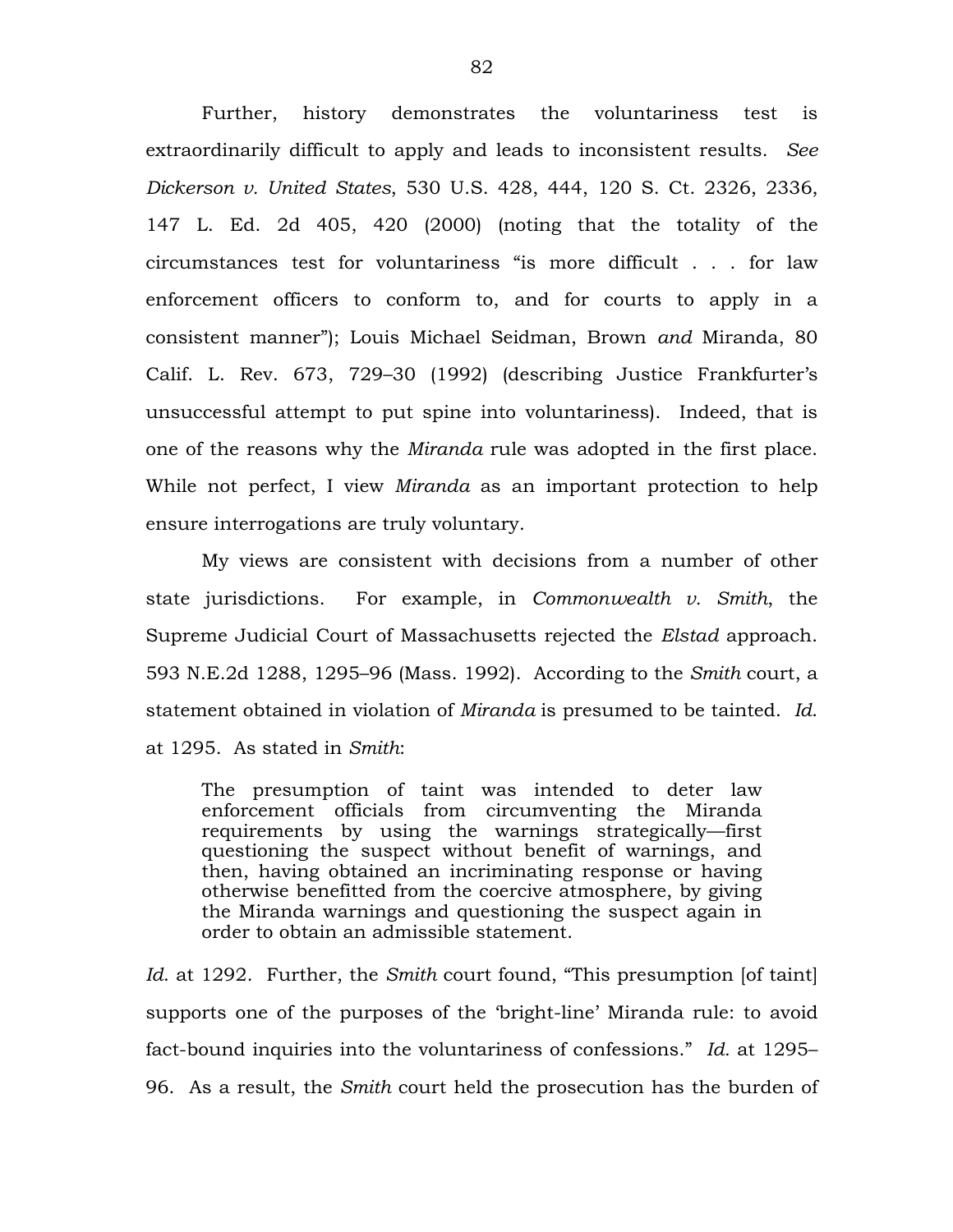Further, history demonstrates the voluntariness test is extraordinarily difficult to apply and leads to inconsistent results. *See Dickerson v. United States*, 530 U.S. 428, 444, 120 S. Ct. 2326, 2336, 147 L. Ed. 2d 405, 420 (2000) (noting that the totality of the circumstances test for voluntariness "is more difficult . . . for law enforcement officers to conform to, and for courts to apply in a consistent manner"); Louis Michael Seidman, Brown *and* Miranda, 80 Calif. L. Rev. 673, 729–30 (1992) (describing Justice Frankfurter's unsuccessful attempt to put spine into voluntariness). Indeed, that is one of the reasons why the *Miranda* rule was adopted in the first place. While not perfect, I view *Miranda* as an important protection to help ensure interrogations are truly voluntary.

My views are consistent with decisions from a number of other state jurisdictions. For example, in *Commonwealth v. Smith*, the Supreme Judicial Court of Massachusetts rejected the *Elstad* approach. 593 N.E.2d 1288, 1295–96 (Mass. 1992). According to the *Smith* court, a statement obtained in violation of *Miranda* is presumed to be tainted. *Id.* at 1295. As stated in *Smith*:

> The presumption of taint was intended to deter law enforcement officials from circumventing the Miranda requirements by using the warnings strategically—first questioning the suspect without benefit of warnings, and then, having obtained an incriminating response or having otherwise benefitted from the coercive atmosphere, by giving the Miranda warnings and questioning the suspect again in order to obtain an admissible statement.

*Id.* at 1292. Further, the *Smith* court found, "This presumption [of taint] supports one of the purposes of the 'bright-line' Miranda rule: to avoid fact-bound inquiries into the voluntariness of confessions." *Id.* at 1295–96. As a result, the *Smith* court held the prosecution has the burden of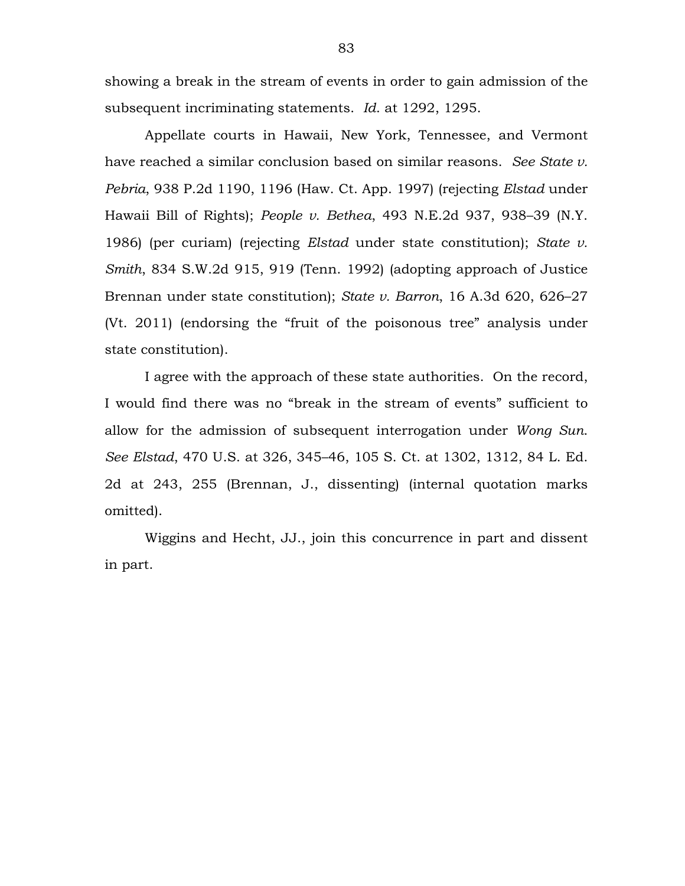showing a break in the stream of events in order to gain admission of the subsequent incriminating statements. *Id.* at 1292, 1295.

Appellate courts in Hawaii, New York, Tennessee, and Vermont have reached a similar conclusion based on similar reasons. *See State v. Pebria*, 938 P.2d 1190, 1196 (Haw. Ct. App. 1997) (rejecting *Elstad* under Hawaii Bill of Rights); *People v. Bethea*, 493 N.E.2d 937, 938–39 (N.Y. 1986) (per curiam) (rejecting *Elstad* under state constitution); *State v. Smith*, 834 S.W.2d 915, 919 (Tenn. 1992) (adopting approach of Justice Brennan under state constitution); *State v. Barron*, 16 A.3d 620, 626–27 (Vt. 2011) (endorsing the "fruit of the poisonous tree" analysis under state constitution).

I agree with the approach of these state authorities. On the record, I would find there was no "break in the stream of events" sufficient to allow for the admission of subsequent interrogation under *Wong Sun*. *See Elstad*, 470 U.S. at 326, 345–46, 105 S. Ct. at 1302, 1312, 84 L. Ed. 2d at 243, 255 (Brennan, J., dissenting) (internal quotation marks omitted).

Wiggins and Hecht, JJ., join this concurrence in part and dissent in part.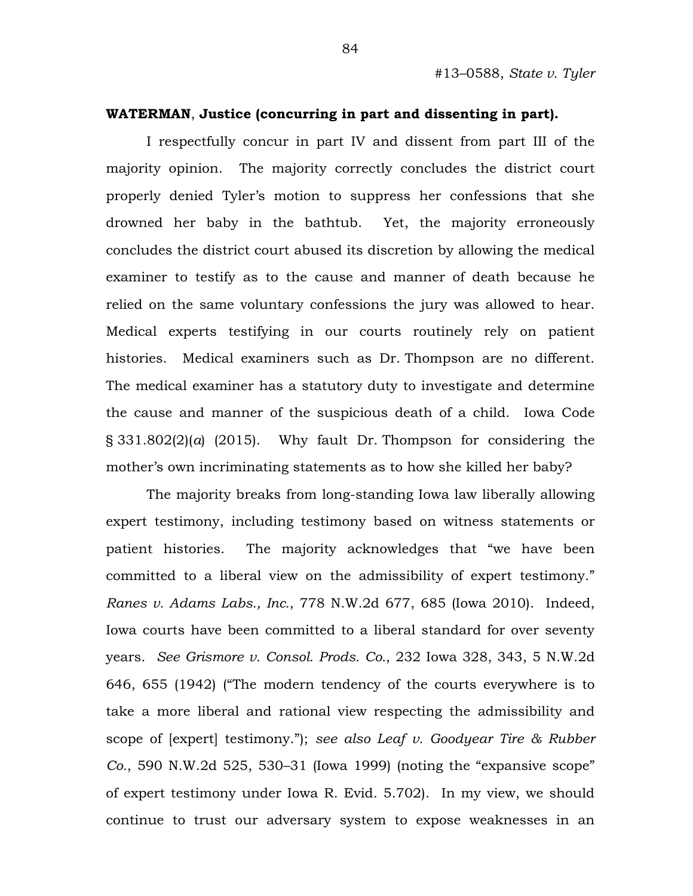**WATERMAN, Justice (concurring in part and dissenting in part).**

I respectfully concur in part IV and dissent from part III of the majority opinion. The majority correctly concludes the district court properly denied Tyler's motion to suppress her confessions that she drowned her baby in the bathtub. Yet, the majority erroneously concludes the district court abused its discretion by allowing the medical examiner to testify as to the cause and manner of death because he relied on the same voluntary confessions the jury was allowed to hear. Medical experts testifying in our courts routinely rely on patient histories. Medical examiners such as Dr. Thompson are no different. The medical examiner has a statutory duty to investigate and determine the cause and manner of the suspicious death of a child. Iowa Code § 331.802(2)(*a*) (2015). Why fault Dr. Thompson for considering the mother's own incriminating statements as to how she killed her baby?

The majority breaks from long-standing Iowa law liberally allowing expert testimony, including testimony based on witness statements or patient histories. The majority acknowledges that "we have been committed to a liberal view on the admissibility of expert testimony." *Ranes v. Adams Labs., Inc.*, 778 N.W.2d 677, 685 (Iowa 2010). Indeed, Iowa courts have been committed to a liberal standard for over seventy years. *See Grismore v. Consol. Prods. Co.*, 232 Iowa 328, 343, 5 N.W.2d 646, 655 (1942) ("The modern tendency of the courts everywhere is to take a more liberal and rational view respecting the admissibility and scope of [expert] testimony."); *see also Leaf v. Goodyear Tire & Rubber Co.*, 590 N.W.2d 525, 530–31 (Iowa 1999) (noting the "expansive scope" of expert testimony under Iowa R. Evid. 5.702). In my view, we should continue to trust our adversary system to expose weaknesses in an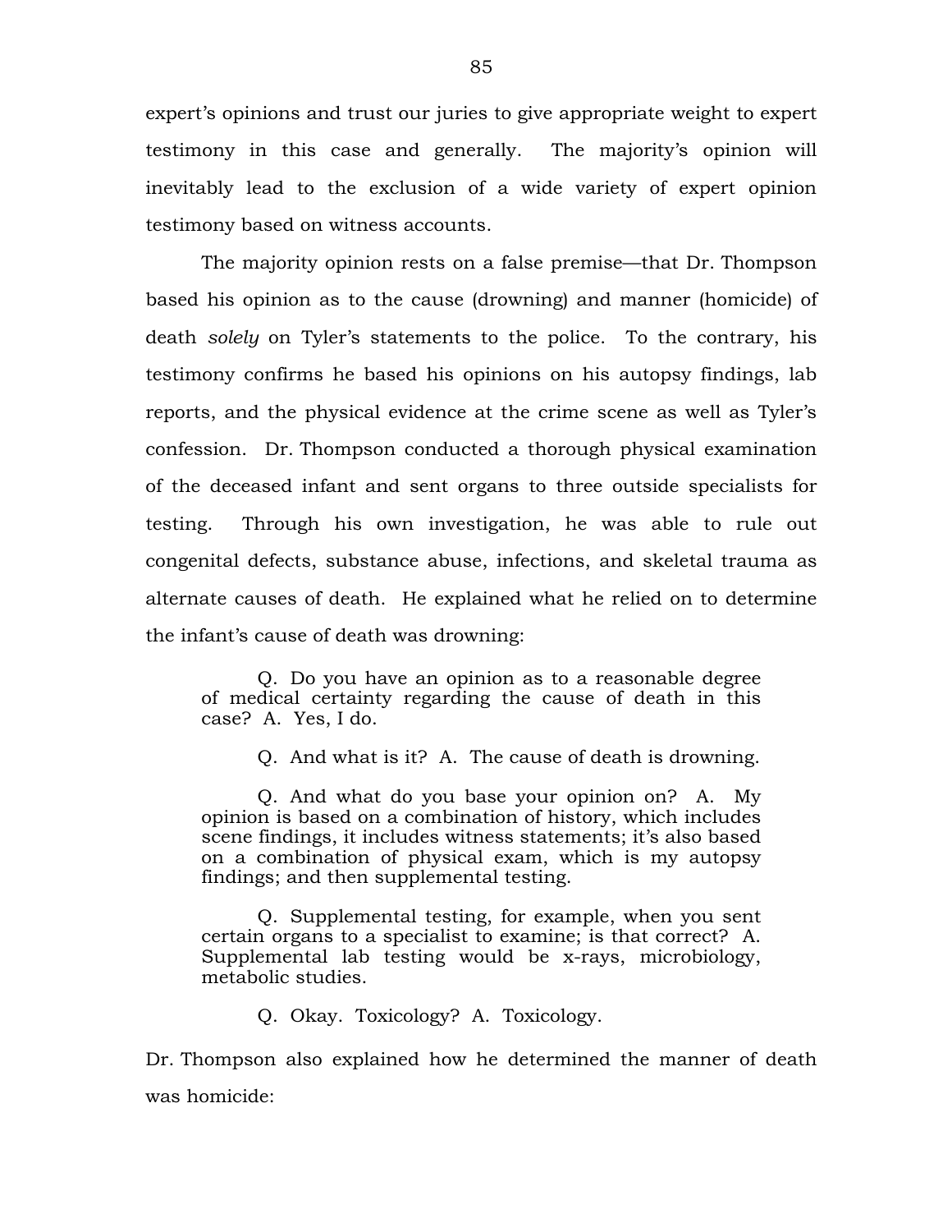expert's opinions and trust our juries to give appropriate weight to expert testimony in this case and generally. The majority's opinion will inevitably lead to the exclusion of a wide variety of expert opinion testimony based on witness accounts.

The majority opinion rests on a false premise—that Dr. Thompson based his opinion as to the cause (drowning) and manner (homicide) of death *solely* on Tyler's statements to the police. To the contrary, his testimony confirms he based his opinions on his autopsy findings, lab reports, and the physical evidence at the crime scene as well as Tyler's confession. Dr. Thompson conducted a thorough physical examination of the deceased infant and sent organs to three outside specialists for testing. Through his own investigation, he was able to rule out congenital defects, substance abuse, infections, and skeletal trauma as alternate causes of death. He explained what he relied on to determine the infant's cause of death was drowning:

> Q. Do you have an opinion as to a reasonable degree of medical certainty regarding the cause of death in this case? A. Yes, I do.
>
> Q. And what is it? A. The cause of death is drowning.
>
> Q. And what do you base your opinion on? A. My opinion is based on a combination of history, which includes scene findings, it includes witness statements; it's also based on a combination of physical exam, which is my autopsy findings; and then supplemental testing.
>
> Q. Supplemental testing, for example, when you sent certain organs to a specialist to examine; is that correct? A. Supplemental lab testing would be x-rays, microbiology, metabolic studies.
>
> Q. Okay. Toxicology? A. Toxicology.

Dr. Thompson also explained how he determined the manner of death was homicide: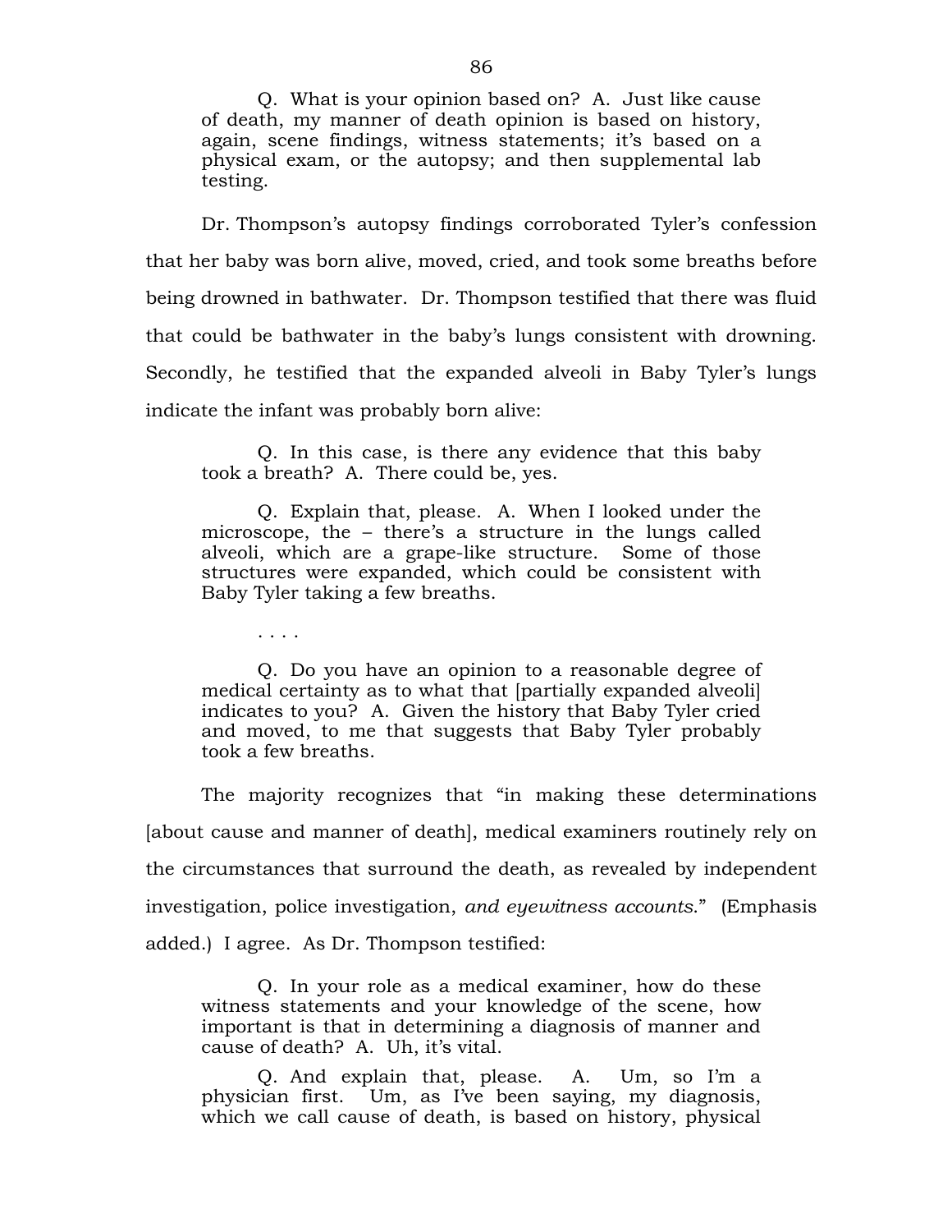> Q. What is your opinion based on? A. Just like cause of death, my manner of death opinion is based on history, again, scene findings, witness statements; it's based on a physical exam, or the autopsy; and then supplemental lab testing.

Dr. Thompson's autopsy findings corroborated Tyler's confession that her baby was born alive, moved, cried, and took some breaths before being drowned in bathwater. Dr. Thompson testified that there was fluid that could be bathwater in the baby's lungs consistent with drowning. Secondly, he testified that the expanded alveoli in Baby Tyler's lungs indicate the infant was probably born alive:

> Q. In this case, is there any evidence that this baby took a breath? A. There could be, yes.
>
> Q. Explain that, please. A. When I looked under the microscope, the – there's a structure in the lungs called alveoli, which are a grape-like structure. Some of those structures were expanded, which could be consistent with Baby Tyler taking a few breaths.
>
> . . . .
>
> Q. Do you have an opinion to a reasonable degree of medical certainty as to what that [partially expanded alveoli] indicates to you? A. Given the history that Baby Tyler cried and moved, to me that suggests that Baby Tyler probably took a few breaths.

The majority recognizes that "in making these determinations [about cause and manner of death], medical examiners routinely rely on the circumstances that surround the death, as revealed by independent investigation, police investigation, *and eyewitness accounts*." (Emphasis added.) I agree. As Dr. Thompson testified:

> Q. In your role as a medical examiner, how do these witness statements and your knowledge of the scene, how important is that in determining a diagnosis of manner and cause of death? A. Uh, it's vital.
>
> Q. And explain that, please. A. Um, so I'm a physician first. Um, as I've been saying, my diagnosis, which we call cause of death, is based on history, physical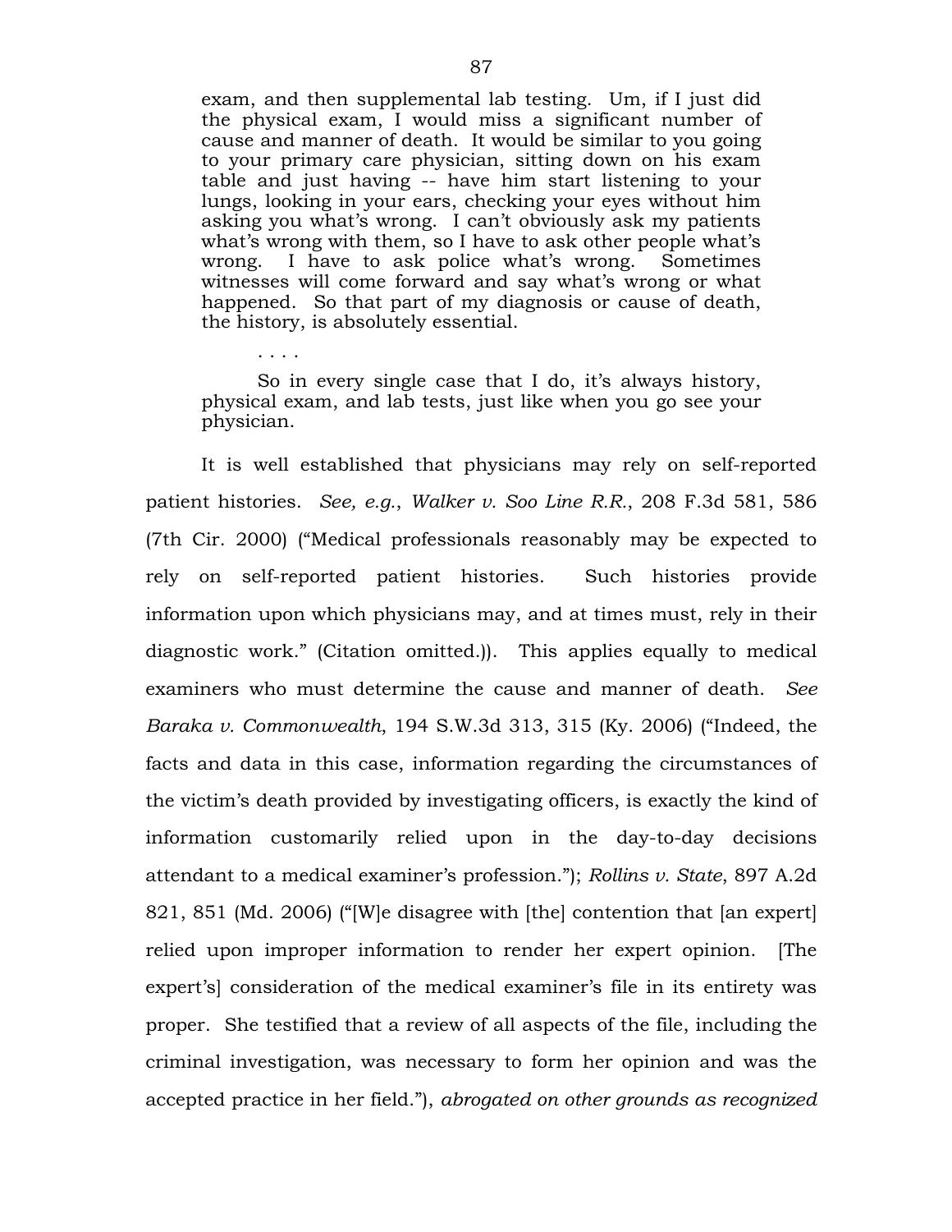> exam, and then supplemental lab testing. Um, if I just did the physical exam, I would miss a significant number of cause and manner of death. It would be similar to you going to your primary care physician, sitting down on his exam table and just having -- have him start listening to your lungs, looking in your ears, checking your eyes without him asking you what's wrong. I can't obviously ask my patients what's wrong with them, so I have to ask other people what's wrong. I have to ask police what's wrong. Sometimes witnesses will come forward and say what's wrong or what happened. So that part of my diagnosis or cause of death, the history, is absolutely essential.
>
> . . . .
>
> So in every single case that I do, it's always history, physical exam, and lab tests, just like when you go see your physician.

It is well established that physicians may rely on self-reported patient histories. *See, e.g.*, *Walker v. Soo Line R.R.*, 208 F.3d 581, 586 (7th Cir. 2000) ("Medical professionals reasonably may be expected to rely on self-reported patient histories. Such histories provide information upon which physicians may, and at times must, rely in their diagnostic work." (Citation omitted.)). This applies equally to medical examiners who must determine the cause and manner of death. *See Baraka v. Commonwealth*, 194 S.W.3d 313, 315 (Ky. 2006) ("Indeed, the facts and data in this case, information regarding the circumstances of the victim's death provided by investigating officers, is exactly the kind of information customarily relied upon in the day-to-day decisions attendant to a medical examiner's profession."); *Rollins v. State*, 897 A.2d 821, 851 (Md. 2006) ("[W]e disagree with [the] contention that [an expert] relied upon improper information to render her expert opinion. [The expert's] consideration of the medical examiner's file in its entirety was proper. She testified that a review of all aspects of the file, including the criminal investigation, was necessary to form her opinion and was the accepted practice in her field."), *abrogated on other grounds as recognized*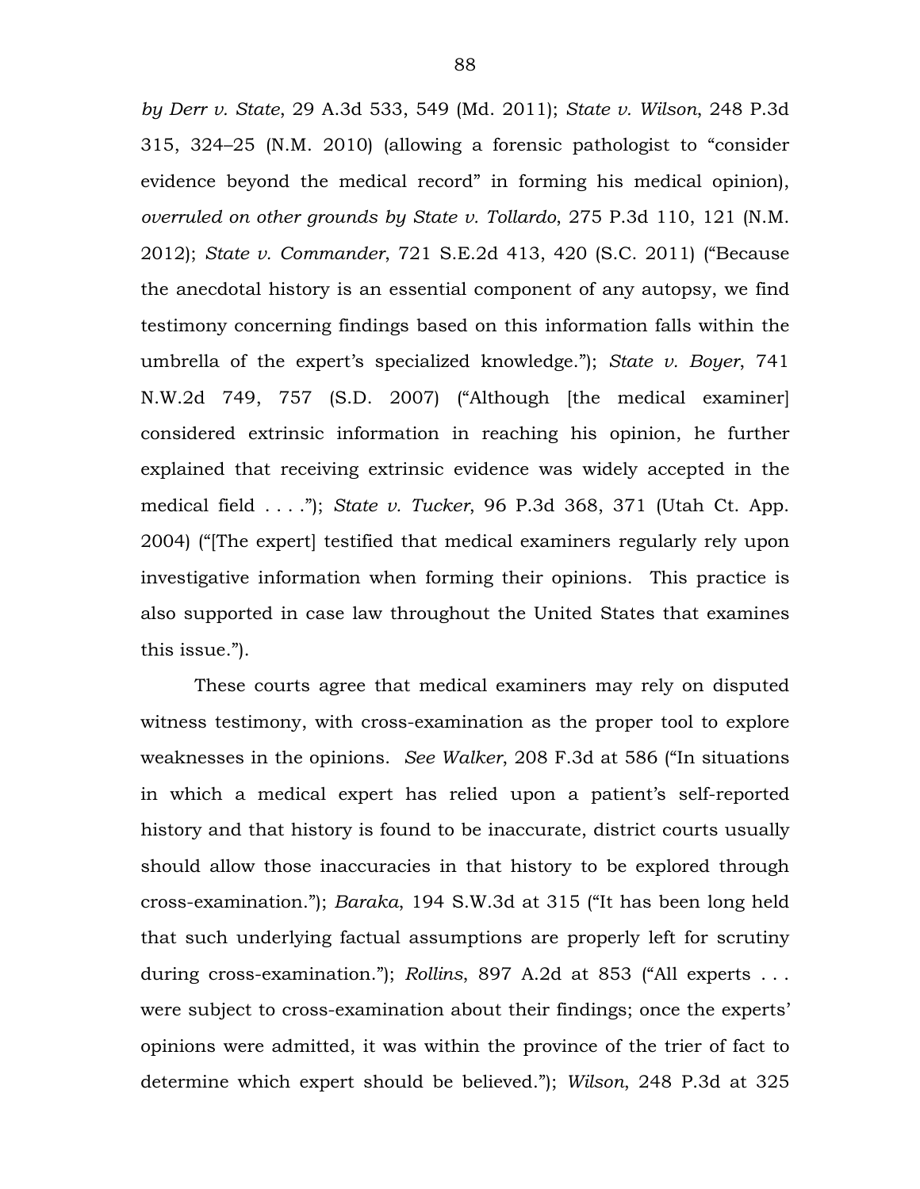*by Derr v. State*, 29 A.3d 533, 549 (Md. 2011); *State v. Wilson*, 248 P.3d 315, 324–25 (N.M. 2010) (allowing a forensic pathologist to "consider evidence beyond the medical record" in forming his medical opinion), *overruled on other grounds by State v. Tollardo*, 275 P.3d 110, 121 (N.M. 2012); *State v. Commander*, 721 S.E.2d 413, 420 (S.C. 2011) ("Because the anecdotal history is an essential component of any autopsy, we find testimony concerning findings based on this information falls within the umbrella of the expert's specialized knowledge."); *State v. Boyer*, 741 N.W.2d 749, 757 (S.D. 2007) ("Although [the medical examiner] considered extrinsic information in reaching his opinion, he further explained that receiving extrinsic evidence was widely accepted in the medical field . . . ."); *State v. Tucker*, 96 P.3d 368, 371 (Utah Ct. App. 2004) ("[The expert] testified that medical examiners regularly rely upon investigative information when forming their opinions. This practice is also supported in case law throughout the United States that examines this issue.").

These courts agree that medical examiners may rely on disputed witness testimony, with cross-examination as the proper tool to explore weaknesses in the opinions. *See Walker*, 208 F.3d at 586 ("In situations in which a medical expert has relied upon a patient's self-reported history and that history is found to be inaccurate, district courts usually should allow those inaccuracies in that history to be explored through cross-examination."); *Baraka*, 194 S.W.3d at 315 ("It has been long held that such underlying factual assumptions are properly left for scrutiny during cross-examination."); *Rollins*, 897 A.2d at 853 ("All experts . . . were subject to cross-examination about their findings; once the experts' opinions were admitted, it was within the province of the trier of fact to determine which expert should be believed."); *Wilson*, 248 P.3d at 325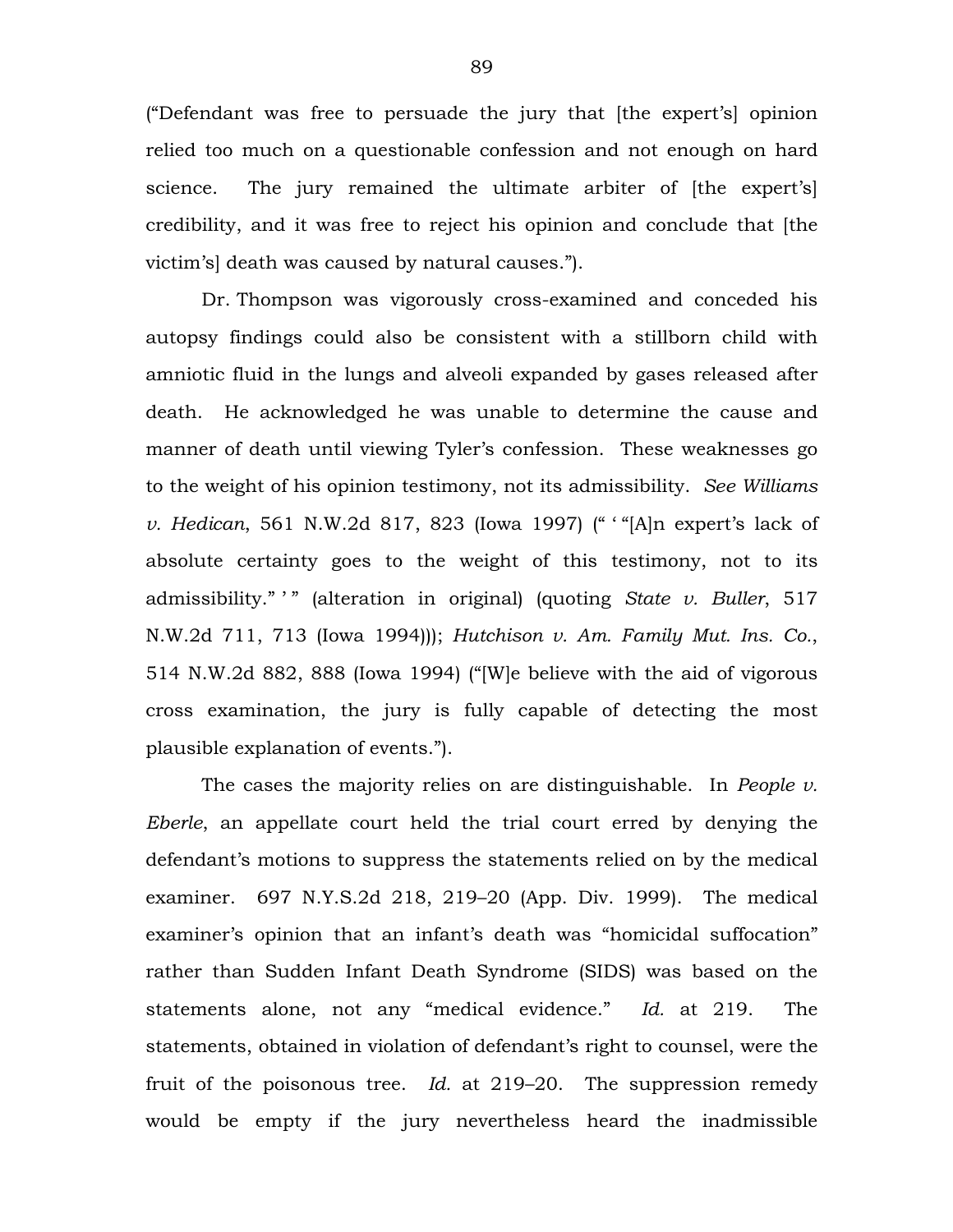("Defendant was free to persuade the jury that [the expert's] opinion relied too much on a questionable confession and not enough on hard science. The jury remained the ultimate arbiter of [the expert's] credibility, and it was free to reject his opinion and conclude that [the victim's] death was caused by natural causes.").

Dr. Thompson was vigorously cross-examined and conceded his autopsy findings could also be consistent with a stillborn child with amniotic fluid in the lungs and alveoli expanded by gases released after death. He acknowledged he was unable to determine the cause and manner of death until viewing Tyler's confession. These weaknesses go to the weight of his opinion testimony, not its admissibility. *See Williams v. Hedican*, 561 N.W.2d 817, 823 (Iowa 1997) (" ' "[A]n expert's lack of absolute certainty goes to the weight of this testimony, not to its admissibility." ' " (alteration in original) (quoting *State v. Buller*, 517 N.W.2d 711, 713 (Iowa 1994))); *Hutchison v. Am. Family Mut. Ins. Co.*, 514 N.W.2d 882, 888 (Iowa 1994) ("[W]e believe with the aid of vigorous cross examination, the jury is fully capable of detecting the most plausible explanation of events.").

The cases the majority relies on are distinguishable. In *People v. Eberle*, an appellate court held the trial court erred by denying the defendant's motions to suppress the statements relied on by the medical examiner. 697 N.Y.S.2d 218, 219–20 (App. Div. 1999). The medical examiner's opinion that an infant's death was "homicidal suffocation" rather than Sudden Infant Death Syndrome (SIDS) was based on the statements alone, not any "medical evidence." *Id.* at 219. The statements, obtained in violation of defendant's right to counsel, were the fruit of the poisonous tree. *Id.* at 219–20. The suppression remedy would be empty if the jury nevertheless heard the inadmissible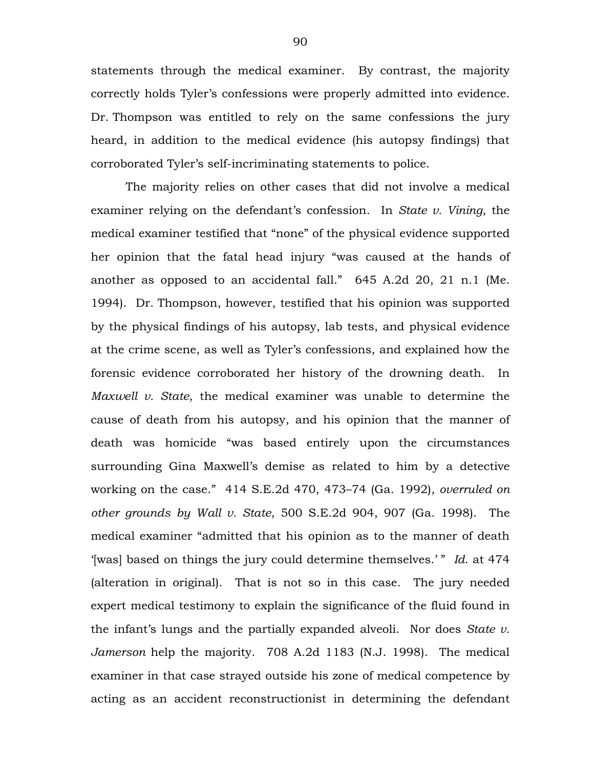statements through the medical examiner. By contrast, the majority correctly holds Tyler's confessions were properly admitted into evidence. Dr. Thompson was entitled to rely on the same confessions the jury heard, in addition to the medical evidence (his autopsy findings) that corroborated Tyler's self-incriminating statements to police.

The majority relies on other cases that did not involve a medical examiner relying on the defendant's confession. In *State v. Vining*, the medical examiner testified that "none" of the physical evidence supported her opinion that the fatal head injury "was caused at the hands of another as opposed to an accidental fall." 645 A.2d 20, 21 n.1 (Me. 1994). Dr. Thompson, however, testified that his opinion was supported by the physical findings of his autopsy, lab tests, and physical evidence at the crime scene, as well as Tyler's confessions, and explained how the forensic evidence corroborated her history of the drowning death. In *Maxwell v. State*, the medical examiner was unable to determine the cause of death from his autopsy, and his opinion that the manner of death was homicide "was based entirely upon the circumstances surrounding Gina Maxwell's demise as related to him by a detective working on the case." 414 S.E.2d 470, 473–74 (Ga. 1992), *overruled on other grounds by Wall v. State*, 500 S.E.2d 904, 907 (Ga. 1998). The medical examiner "admitted that his opinion as to the manner of death '[was] based on things the jury could determine themselves.' " *Id.* at 474 (alteration in original). That is not so in this case. The jury needed expert medical testimony to explain the significance of the fluid found in the infant's lungs and the partially expanded alveoli. Nor does *State v. Jamerson* help the majority. 708 A.2d 1183 (N.J. 1998). The medical examiner in that case strayed outside his zone of medical competence by acting as an accident reconstructionist in determining the defendant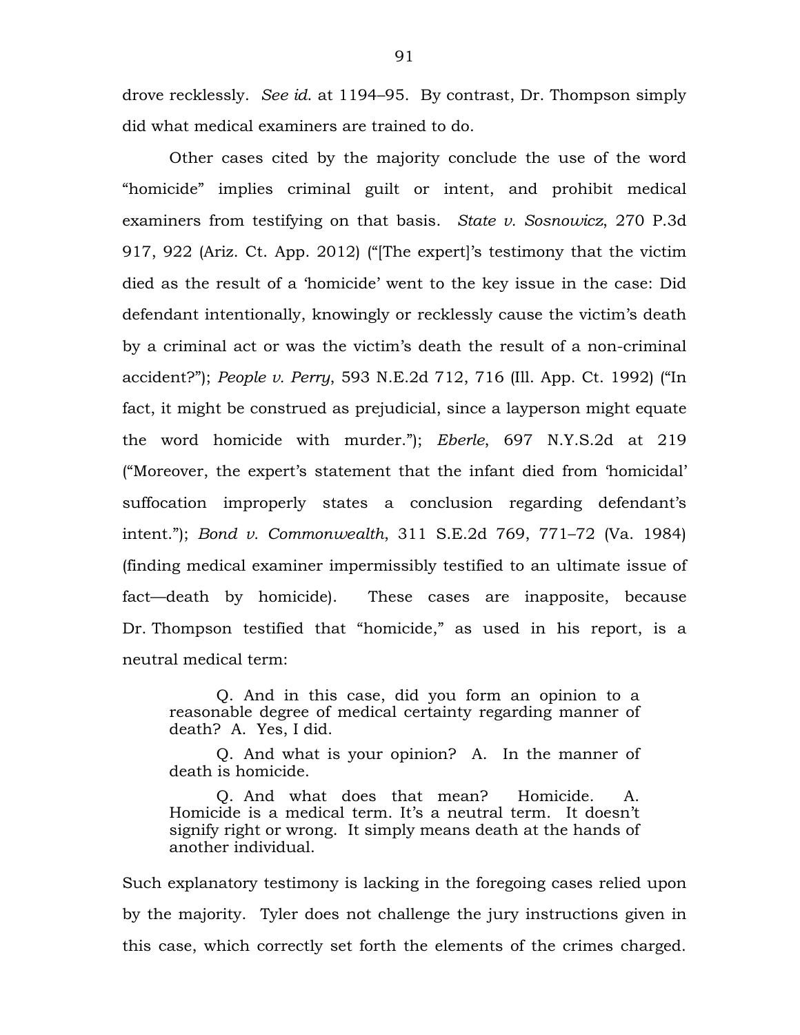drove recklessly. *See id.* at 1194–95. By contrast, Dr. Thompson simply did what medical examiners are trained to do.

Other cases cited by the majority conclude the use of the word "homicide" implies criminal guilt or intent, and prohibit medical examiners from testifying on that basis. *State v. Sosnowicz*, 270 P.3d 917, 922 (Ariz. Ct. App. 2012) ("[The expert]'s testimony that the victim died as the result of a 'homicide' went to the key issue in the case: Did defendant intentionally, knowingly or recklessly cause the victim's death by a criminal act or was the victim's death the result of a non-criminal accident?"); *People v. Perry*, 593 N.E.2d 712, 716 (Ill. App. Ct. 1992) ("In fact, it might be construed as prejudicial, since a layperson might equate the word homicide with murder."); *Eberle*, 697 N.Y.S.2d at 219 ("Moreover, the expert's statement that the infant died from 'homicidal' suffocation improperly states a conclusion regarding defendant's intent."); *Bond v. Commonwealth*, 311 S.E.2d 769, 771–72 (Va. 1984) (finding medical examiner impermissibly testified to an ultimate issue of fact—death by homicide). These cases are inapposite, because Dr. Thompson testified that "homicide," as used in his report, is a neutral medical term:

> Q. And in this case, did you form an opinion to a reasonable degree of medical certainty regarding manner of death? A. Yes, I did.
>
> Q. And what is your opinion? A. In the manner of death is homicide.
>
> Q. And what does that mean? Homicide. A. Homicide is a medical term. It's a neutral term. It doesn't signify right or wrong. It simply means death at the hands of another individual.

Such explanatory testimony is lacking in the foregoing cases relied upon by the majority. Tyler does not challenge the jury instructions given in this case, which correctly set forth the elements of the crimes charged.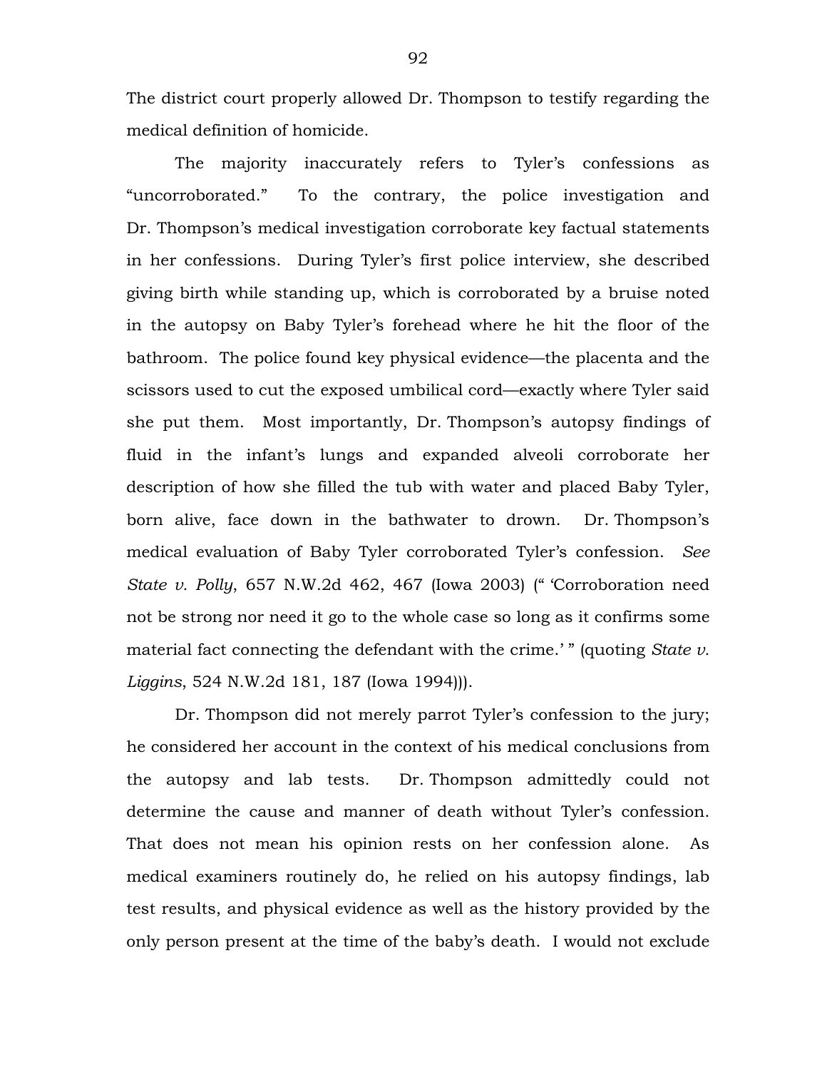The district court properly allowed Dr. Thompson to testify regarding the medical definition of homicide.

The majority inaccurately refers to Tyler's confessions as "uncorroborated." To the contrary, the police investigation and Dr. Thompson's medical investigation corroborate key factual statements in her confessions. During Tyler's first police interview, she described giving birth while standing up, which is corroborated by a bruise noted in the autopsy on Baby Tyler's forehead where he hit the floor of the bathroom. The police found key physical evidence—the placenta and the scissors used to cut the exposed umbilical cord—exactly where Tyler said she put them. Most importantly, Dr. Thompson's autopsy findings of fluid in the infant's lungs and expanded alveoli corroborate her description of how she filled the tub with water and placed Baby Tyler, born alive, face down in the bathwater to drown. Dr. Thompson's medical evaluation of Baby Tyler corroborated Tyler's confession. *See State v. Polly*, 657 N.W.2d 462, 467 (Iowa 2003) (" 'Corroboration need not be strong nor need it go to the whole case so long as it confirms some material fact connecting the defendant with the crime.' " (quoting *State v. Liggins*, 524 N.W.2d 181, 187 (Iowa 1994))).

Dr. Thompson did not merely parrot Tyler's confession to the jury; he considered her account in the context of his medical conclusions from the autopsy and lab tests. Dr. Thompson admittedly could not determine the cause and manner of death without Tyler's confession. That does not mean his opinion rests on her confession alone. As medical examiners routinely do, he relied on his autopsy findings, lab test results, and physical evidence as well as the history provided by the only person present at the time of the baby's death. I would not exclude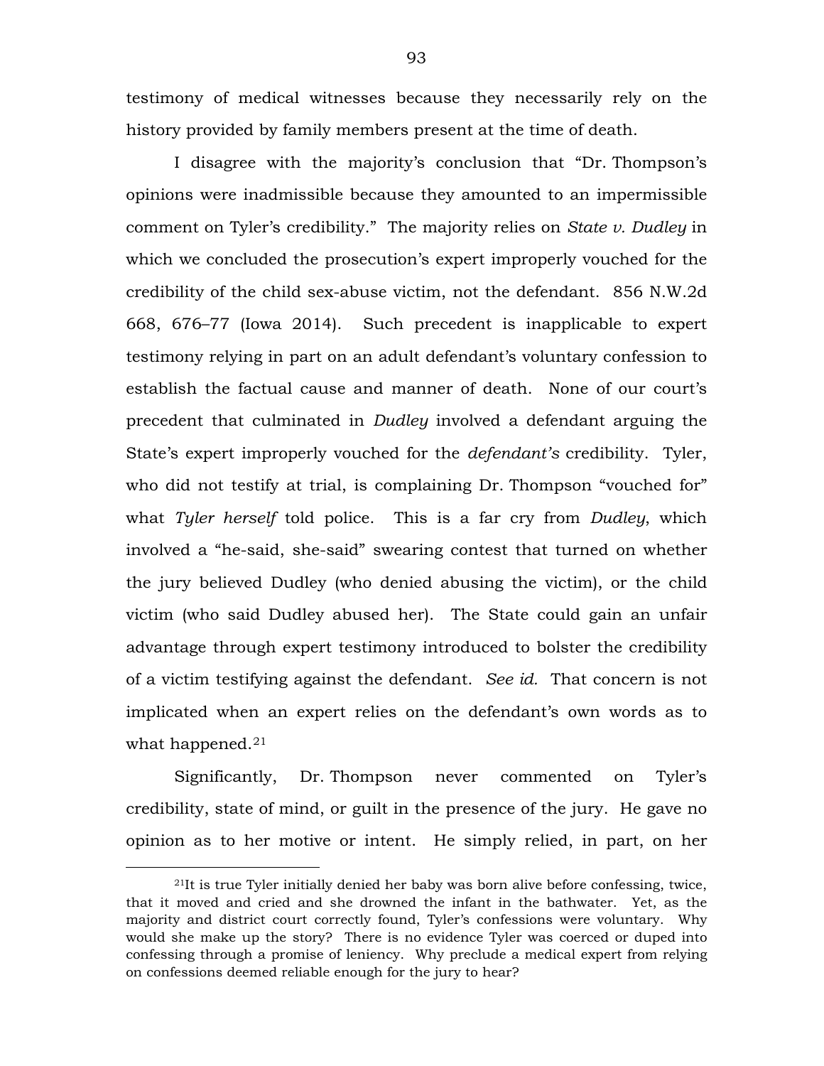testimony of medical witnesses because they necessarily rely on the history provided by family members present at the time of death.

I disagree with the majority's conclusion that "Dr. Thompson's opinions were inadmissible because they amounted to an impermissible comment on Tyler's credibility." The majority relies on *State v. Dudley* in which we concluded the prosecution's expert improperly vouched for the credibility of the child sex-abuse victim, not the defendant. 856 N.W.2d 668, 676–77 (Iowa 2014). Such precedent is inapplicable to expert testimony relying in part on an adult defendant's voluntary confession to establish the factual cause and manner of death. None of our court's precedent that culminated in *Dudley* involved a defendant arguing the State's expert improperly vouched for the *defendant's* credibility. Tyler, who did not testify at trial, is complaining Dr. Thompson "vouched for" what *Tyler herself* told police. This is a far cry from *Dudley*, which involved a "he-said, she-said" swearing contest that turned on whether the jury believed Dudley (who denied abusing the victim), or the child victim (who said Dudley abused her). The State could gain an unfair advantage through expert testimony introduced to bolster the credibility of a victim testifying against the defendant. *See id.* That concern is not implicated when an expert relies on the defendant's own words as to what happened.[21]

Significantly, Dr. Thompson never commented on Tyler's credibility, state of mind, or guilt in the presence of the jury. He gave no opinion as to her motive or intent. He simply relied, in part, on her

---

[21]It is true Tyler initially denied her baby was born alive before confessing, twice, that it moved and cried and she drowned the infant in the bathwater. Yet, as the majority and district court correctly found, Tyler's confessions were voluntary. Why would she make up the story? There is no evidence Tyler was coerced or duped into confessing through a promise of leniency. Why preclude a medical expert from relying on confessions deemed reliable enough for the jury to hear?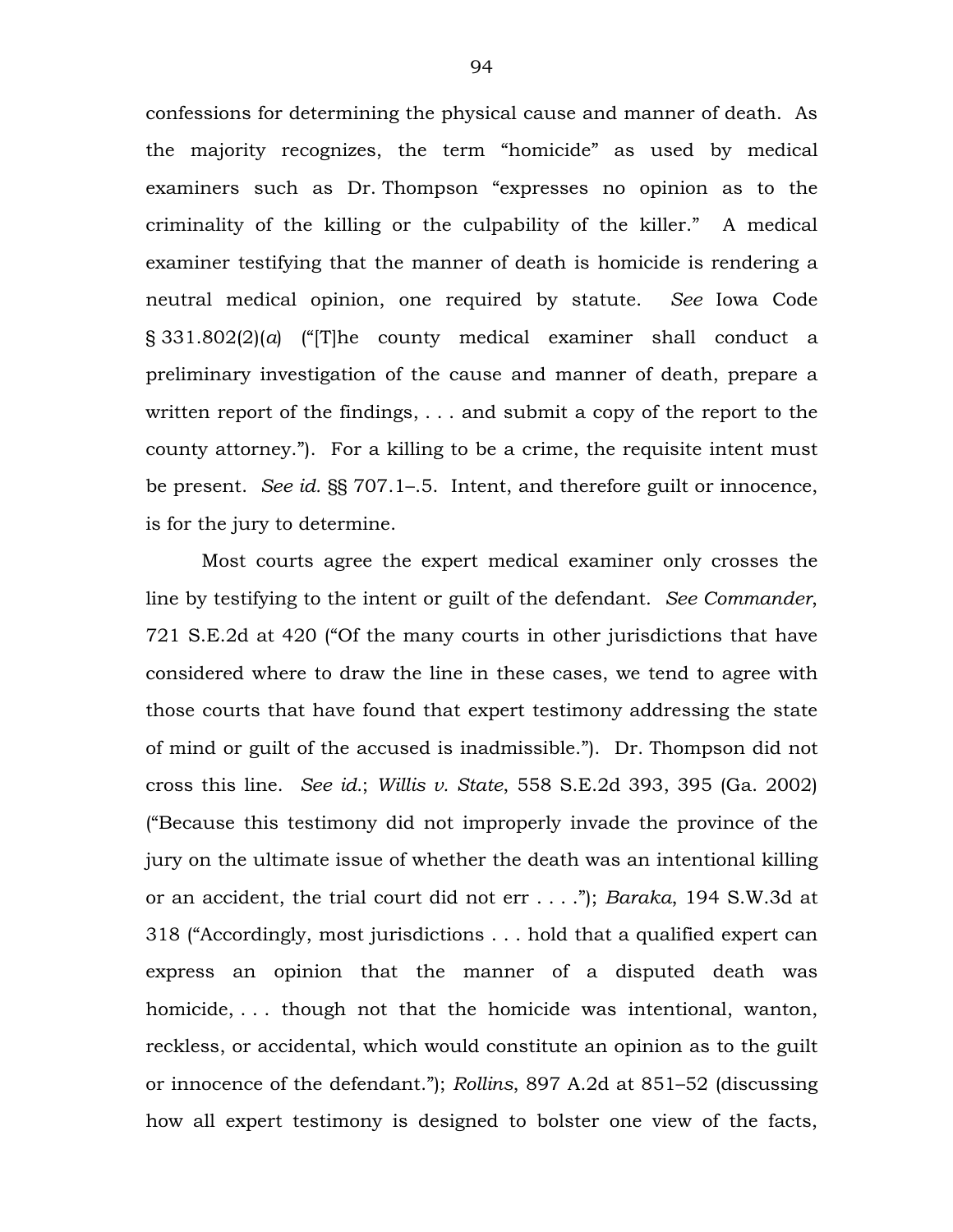confessions for determining the physical cause and manner of death. As the majority recognizes, the term "homicide" as used by medical examiners such as Dr. Thompson "expresses no opinion as to the criminality of the killing or the culpability of the killer." A medical examiner testifying that the manner of death is homicide is rendering a neutral medical opinion, one required by statute. *See* Iowa Code § 331.802(2)(*a*) ("[T]he county medical examiner shall conduct a preliminary investigation of the cause and manner of death, prepare a written report of the findings, . . . and submit a copy of the report to the county attorney."). For a killing to be a crime, the requisite intent must be present. *See id.* §§ 707.1–.5. Intent, and therefore guilt or innocence, is for the jury to determine.

Most courts agree the expert medical examiner only crosses the line by testifying to the intent or guilt of the defendant. *See Commander*, 721 S.E.2d at 420 ("Of the many courts in other jurisdictions that have considered where to draw the line in these cases, we tend to agree with those courts that have found that expert testimony addressing the state of mind or guilt of the accused is inadmissible."). Dr. Thompson did not cross this line. *See id.*; *Willis v. State*, 558 S.E.2d 393, 395 (Ga. 2002) ("Because this testimony did not improperly invade the province of the jury on the ultimate issue of whether the death was an intentional killing or an accident, the trial court did not err . . . ."); *Baraka*, 194 S.W.3d at 318 ("Accordingly, most jurisdictions . . . hold that a qualified expert can express an opinion that the manner of a disputed death was homicide, . . . though not that the homicide was intentional, wanton, reckless, or accidental, which would constitute an opinion as to the guilt or innocence of the defendant."); *Rollins*, 897 A.2d at 851–52 (discussing how all expert testimony is designed to bolster one view of the facts,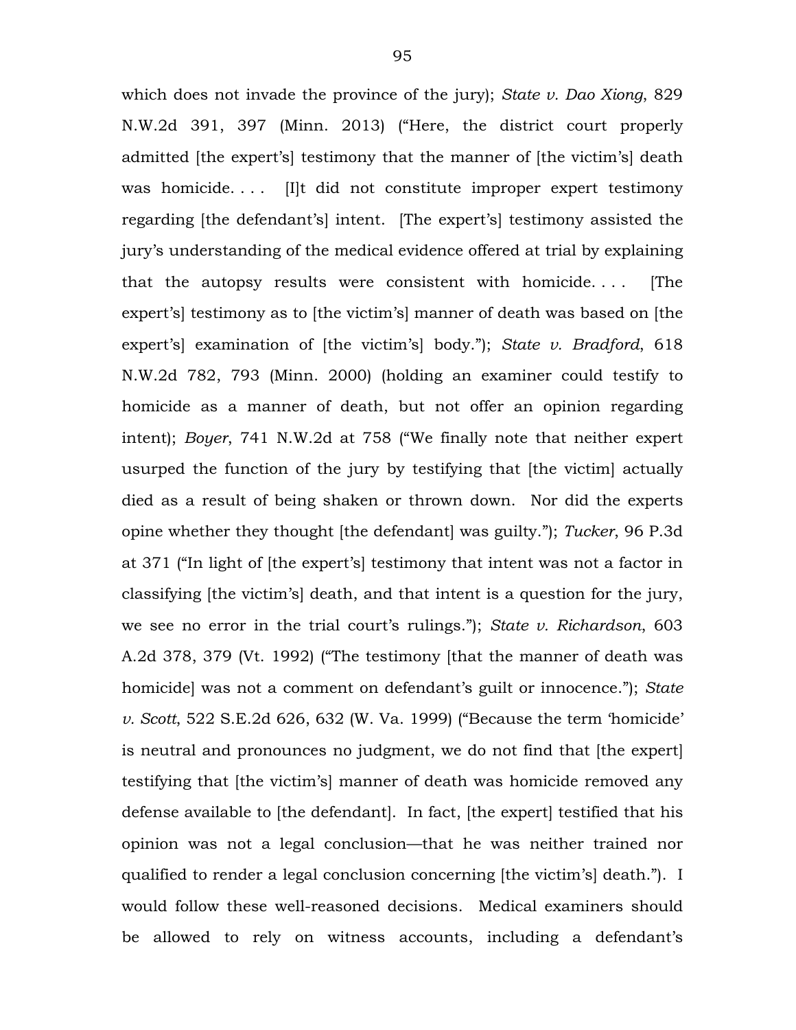which does not invade the province of the jury); *State v. Dao Xiong*, 829 N.W.2d 391, 397 (Minn. 2013) ("Here, the district court properly admitted [the expert's] testimony that the manner of [the victim's] death was homicide. . . . [I]t did not constitute improper expert testimony regarding [the defendant's] intent. [The expert's] testimony assisted the jury's understanding of the medical evidence offered at trial by explaining that the autopsy results were consistent with homicide. . . . [The expert's] testimony as to [the victim's] manner of death was based on [the expert's] examination of [the victim's] body."); *State v. Bradford*, 618 N.W.2d 782, 793 (Minn. 2000) (holding an examiner could testify to homicide as a manner of death, but not offer an opinion regarding intent); *Boyer*, 741 N.W.2d at 758 ("We finally note that neither expert usurped the function of the jury by testifying that [the victim] actually died as a result of being shaken or thrown down. Nor did the experts opine whether they thought [the defendant] was guilty."); *Tucker*, 96 P.3d at 371 ("In light of [the expert's] testimony that intent was not a factor in classifying [the victim's] death, and that intent is a question for the jury, we see no error in the trial court's rulings."); *State v. Richardson*, 603 A.2d 378, 379 (Vt. 1992) ("The testimony [that the manner of death was homicide] was not a comment on defendant's guilt or innocence."); *State v. Scott*, 522 S.E.2d 626, 632 (W. Va. 1999) ("Because the term 'homicide' is neutral and pronounces no judgment, we do not find that [the expert] testifying that [the victim's] manner of death was homicide removed any defense available to [the defendant]. In fact, [the expert] testified that his opinion was not a legal conclusion—that he was neither trained nor qualified to render a legal conclusion concerning [the victim's] death."). I would follow these well-reasoned decisions. Medical examiners should be allowed to rely on witness accounts, including a defendant's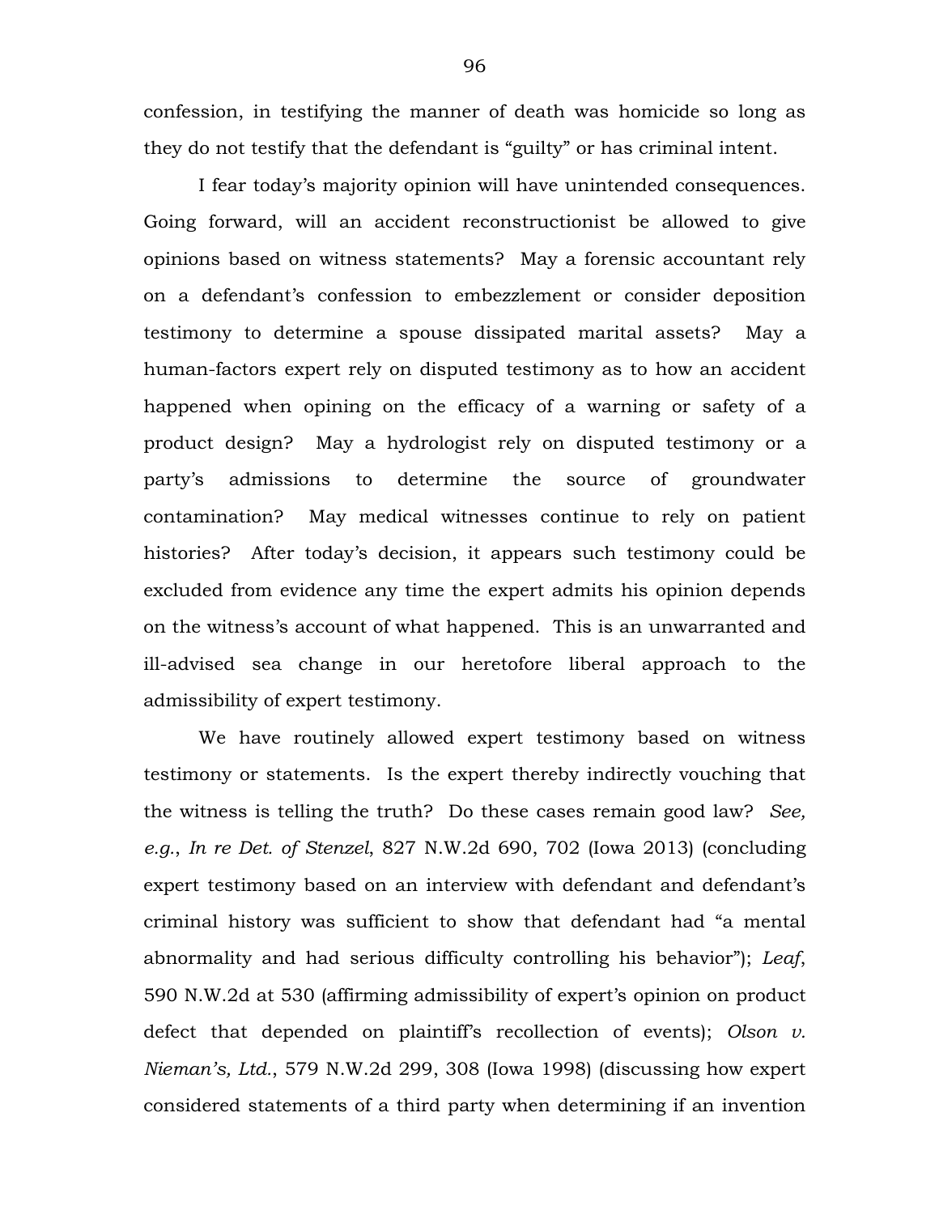confession, in testifying the manner of death was homicide so long as they do not testify that the defendant is "guilty" or has criminal intent.

I fear today's majority opinion will have unintended consequences. Going forward, will an accident reconstructionist be allowed to give opinions based on witness statements? May a forensic accountant rely on a defendant's confession to embezzlement or consider deposition testimony to determine a spouse dissipated marital assets? May a human-factors expert rely on disputed testimony as to how an accident happened when opining on the efficacy of a warning or safety of a product design? May a hydrologist rely on disputed testimony or a party's admissions to determine the source of groundwater contamination? May medical witnesses continue to rely on patient histories? After today's decision, it appears such testimony could be excluded from evidence any time the expert admits his opinion depends on the witness's account of what happened. This is an unwarranted and ill-advised sea change in our heretofore liberal approach to the admissibility of expert testimony.

We have routinely allowed expert testimony based on witness testimony or statements. Is the expert thereby indirectly vouching that the witness is telling the truth? Do these cases remain good law? *See, e.g.*, *In re Det. of Stenzel*, 827 N.W.2d 690, 702 (Iowa 2013) (concluding expert testimony based on an interview with defendant and defendant's criminal history was sufficient to show that defendant had "a mental abnormality and had serious difficulty controlling his behavior"); *Leaf*, 590 N.W.2d at 530 (affirming admissibility of expert's opinion on product defect that depended on plaintiff's recollection of events); *Olson v. Nieman's, Ltd.*, 579 N.W.2d 299, 308 (Iowa 1998) (discussing how expert considered statements of a third party when determining if an invention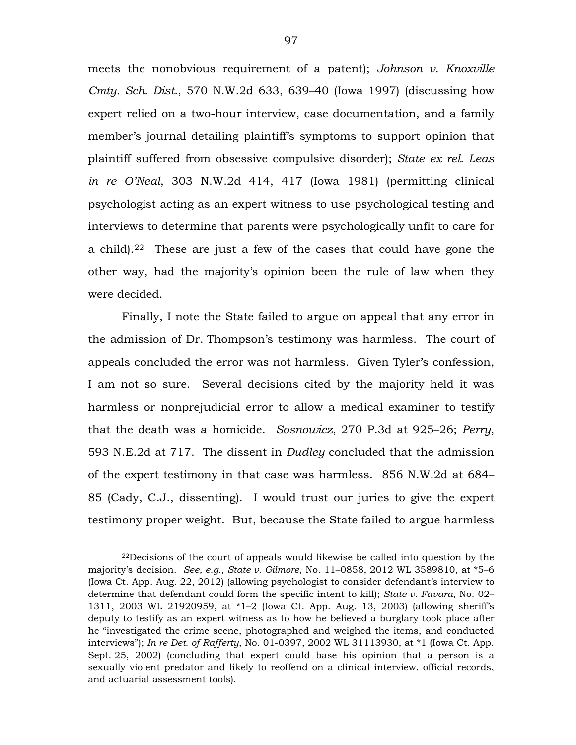meets the nonobvious requirement of a patent); *Johnson v. Knoxville Cmty. Sch. Dist.*, 570 N.W.2d 633, 639–40 (Iowa 1997) (discussing how expert relied on a two-hour interview, case documentation, and a family member's journal detailing plaintiff's symptoms to support opinion that plaintiff suffered from obsessive compulsive disorder); *State ex rel. Leas in re O'Neal*, 303 N.W.2d 414, 417 (Iowa 1981) (permitting clinical psychologist acting as an expert witness to use psychological testing and interviews to determine that parents were psychologically unfit to care for a child).[22] These are just a few of the cases that could have gone the other way, had the majority's opinion been the rule of law when they were decided.

Finally, I note the State failed to argue on appeal that any error in the admission of Dr. Thompson's testimony was harmless. The court of appeals concluded the error was not harmless. Given Tyler's confession, I am not so sure. Several decisions cited by the majority held it was harmless or nonprejudicial error to allow a medical examiner to testify that the death was a homicide. *Sosnowicz*, 270 P.3d at 925–26; *Perry*, 593 N.E.2d at 717. The dissent in *Dudley* concluded that the admission of the expert testimony in that case was harmless. 856 N.W.2d at 684–85 (Cady, C.J., dissenting). I would trust our juries to give the expert testimony proper weight. But, because the State failed to argue harmless

---

[22]Decisions of the court of appeals would likewise be called into question by the majority's decision. *See, e.g.*, *State v. Gilmore*, No. 11–0858, 2012 WL 3589810, at *5–6 (Iowa Ct. App. Aug. 22, 2012) (allowing psychologist to consider defendant's interview to determine that defendant could form the specific intent to kill); *State v. Favara*, No. 02–1311, 2003 WL 21920959, at *1–2 (Iowa Ct. App. Aug. 13, 2003) (allowing sheriff's deputy to testify as an expert witness as to how he believed a burglary took place after he "investigated the crime scene, photographed and weighed the items, and conducted interviews"); *In re Det. of Rafferty*, No. 01-0397, 2002 WL 31113930, at *1 (Iowa Ct. App. Sept. 25, 2002) (concluding that expert could base his opinion that a person is a sexually violent predator and likely to reoffend on a clinical interview, official records, and actuarial assessment tools).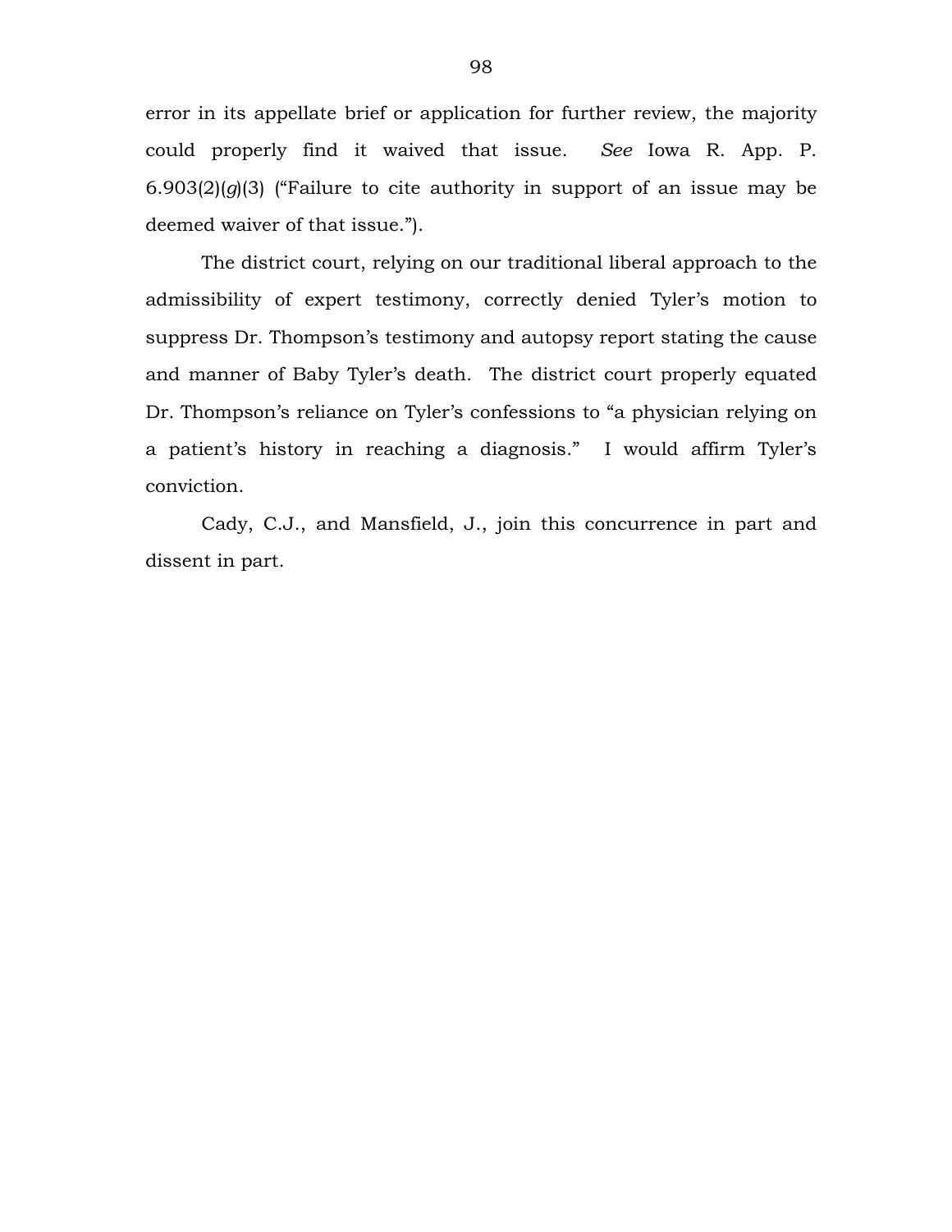error in its appellate brief or application for further review, the majority could properly find it waived that issue. *See* Iowa R. App. P. 6.903(2)(*g*)(3) ("Failure to cite authority in support of an issue may be deemed waiver of that issue.").

The district court, relying on our traditional liberal approach to the admissibility of expert testimony, correctly denied Tyler's motion to suppress Dr. Thompson's testimony and autopsy report stating the cause and manner of Baby Tyler's death. The district court properly equated Dr. Thompson's reliance on Tyler's confessions to "a physician relying on a patient's history in reaching a diagnosis." I would affirm Tyler's conviction.

Cady, C.J., and Mansfield, J., join this concurrence in part and dissent in part.